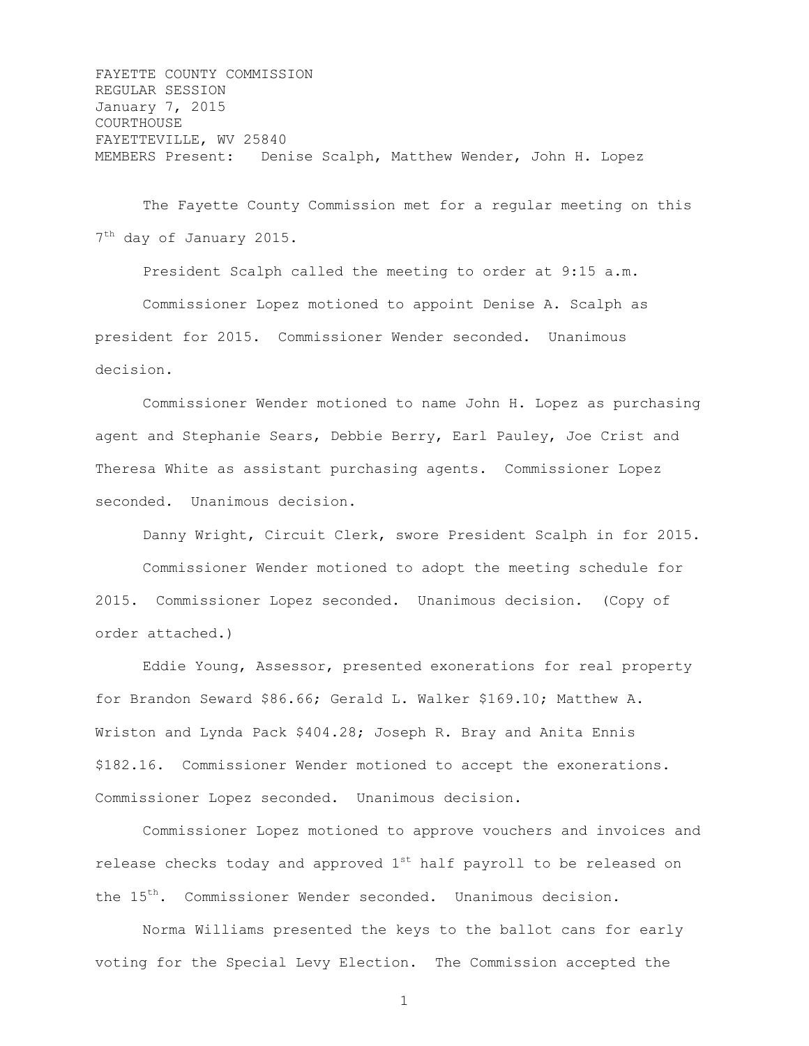FAYETTE COUNTY COMMISSION
REGULAR SESSION
January 7, 2015
COURTHOUSE
FAYETTEVILLE, WV 25840
MEMBERS Present: Denise Scalph, Matthew Wender, John H. Lopez

The Fayette County Commission met for a regular meeting on this 7th day of January 2015.

President Scalph called the meeting to order at 9:15 a.m.

Commissioner Lopez motioned to appoint Denise A. Scalph as president for 2015. Commissioner Wender seconded. Unanimous decision.

Commissioner Wender motioned to name John H. Lopez as purchasing agent and Stephanie Sears, Debbie Berry, Earl Pauley, Joe Crist and Theresa White as assistant purchasing agents. Commissioner Lopez seconded. Unanimous decision.

Danny Wright, Circuit Clerk, swore President Scalph in for 2015.

Commissioner Wender motioned to adopt the meeting schedule for 2015. Commissioner Lopez seconded. Unanimous decision. (Copy of order attached.)

Eddie Young, Assessor, presented exonerations for real property for Brandon Seward $86.66; Gerald L. Walker $169.10; Matthew A. Wriston and Lynda Pack $404.28; Joseph R. Bray and Anita Ennis $182.16. Commissioner Wender motioned to accept the exonerations. Commissioner Lopez seconded. Unanimous decision.

Commissioner Lopez motioned to approve vouchers and invoices and release checks today and approved 1st half payroll to be released on the 15th. Commissioner Wender seconded. Unanimous decision.

Norma Williams presented the keys to the ballot cans for early voting for the Special Levy Election. The Commission accepted the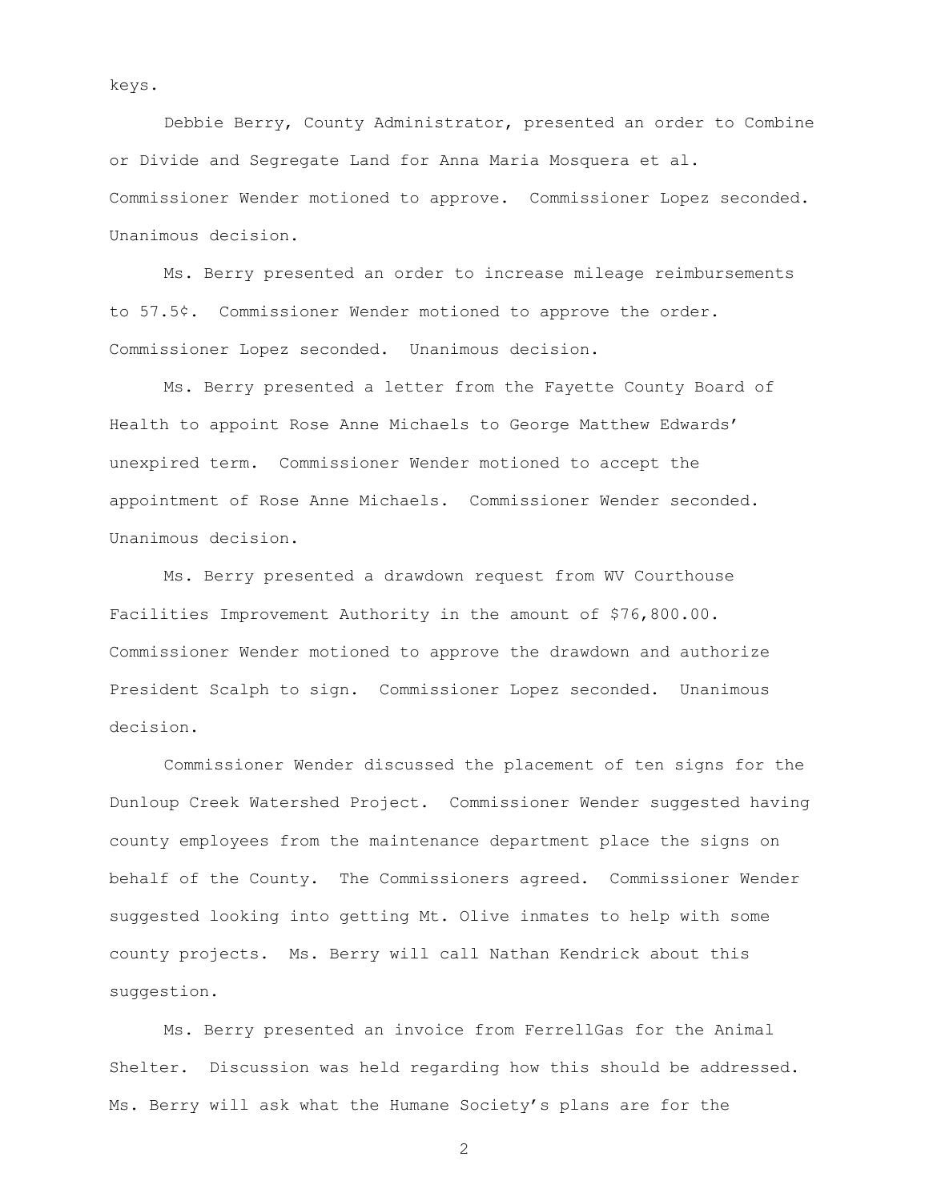keys.

Debbie Berry, County Administrator, presented an order to Combine or Divide and Segregate Land for Anna Maria Mosquera et al. Commissioner Wender motioned to approve. Commissioner Lopez seconded. Unanimous decision.

Ms. Berry presented an order to increase mileage reimbursements to 57.5¢. Commissioner Wender motioned to approve the order. Commissioner Lopez seconded. Unanimous decision.

Ms. Berry presented a letter from the Fayette County Board of Health to appoint Rose Anne Michaels to George Matthew Edwards' unexpired term. Commissioner Wender motioned to accept the appointment of Rose Anne Michaels. Commissioner Wender seconded. Unanimous decision.

Ms. Berry presented a drawdown request from WV Courthouse Facilities Improvement Authority in the amount of $76,800.00. Commissioner Wender motioned to approve the drawdown and authorize President Scalph to sign. Commissioner Lopez seconded. Unanimous decision.

Commissioner Wender discussed the placement of ten signs for the Dunloup Creek Watershed Project. Commissioner Wender suggested having county employees from the maintenance department place the signs on behalf of the County. The Commissioners agreed. Commissioner Wender suggested looking into getting Mt. Olive inmates to help with some county projects. Ms. Berry will call Nathan Kendrick about this suggestion.

Ms. Berry presented an invoice from FerrellGas for the Animal Shelter. Discussion was held regarding how this should be addressed. Ms. Berry will ask what the Humane Society's plans are for the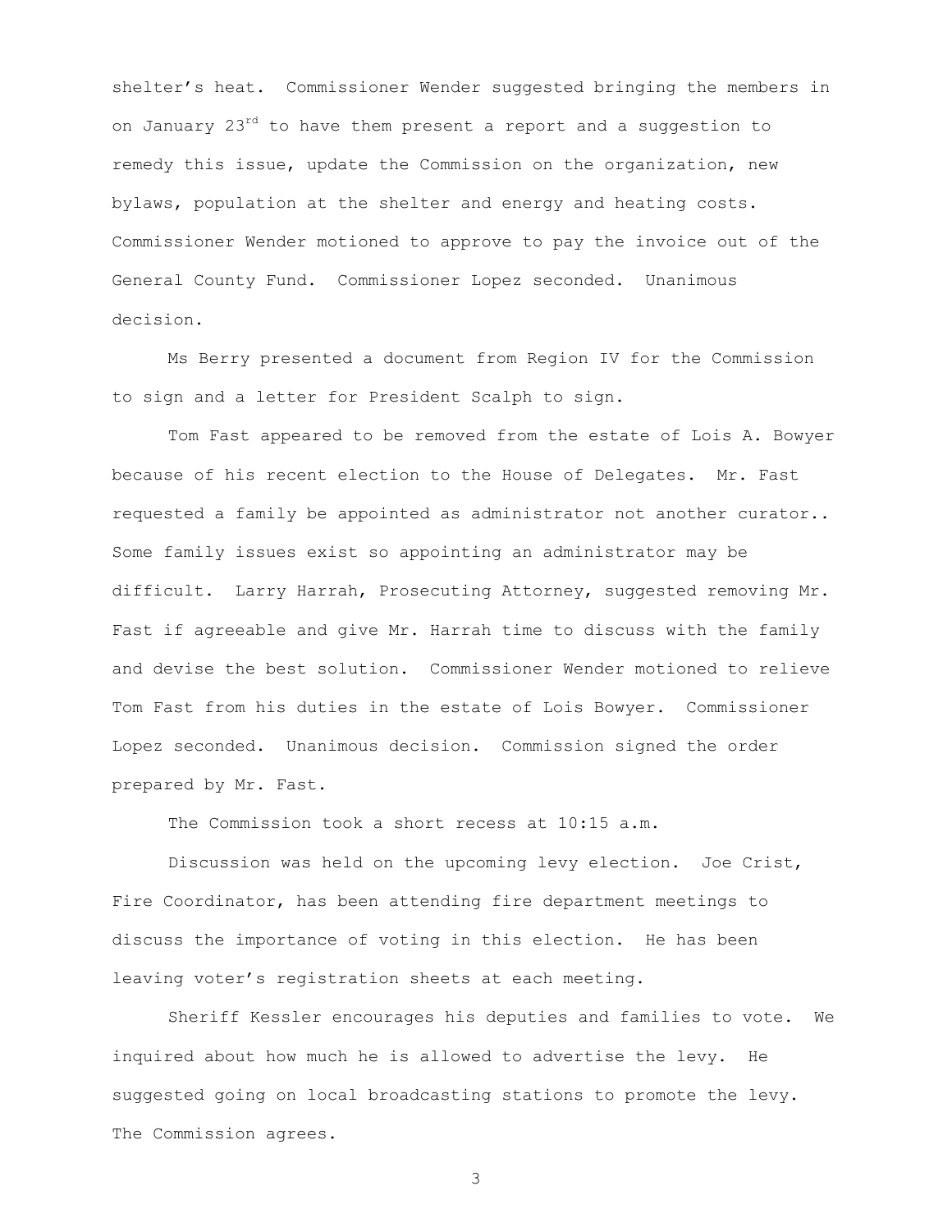shelter's heat. Commissioner Wender suggested bringing the members in on January 23rd to have them present a report and a suggestion to remedy this issue, update the Commission on the organization, new bylaws, population at the shelter and energy and heating costs. Commissioner Wender motioned to approve to pay the invoice out of the General County Fund. Commissioner Lopez seconded. Unanimous decision.

Ms Berry presented a document from Region IV for the Commission to sign and a letter for President Scalph to sign.

Tom Fast appeared to be removed from the estate of Lois A. Bowyer because of his recent election to the House of Delegates. Mr. Fast requested a family be appointed as administrator not another curator.. Some family issues exist so appointing an administrator may be difficult. Larry Harrah, Prosecuting Attorney, suggested removing Mr. Fast if agreeable and give Mr. Harrah time to discuss with the family and devise the best solution. Commissioner Wender motioned to relieve Tom Fast from his duties in the estate of Lois Bowyer. Commissioner Lopez seconded. Unanimous decision. Commission signed the order prepared by Mr. Fast.

The Commission took a short recess at 10:15 a.m.

Discussion was held on the upcoming levy election. Joe Crist, Fire Coordinator, has been attending fire department meetings to discuss the importance of voting in this election. He has been leaving voter's registration sheets at each meeting.

Sheriff Kessler encourages his deputies and families to vote. We inquired about how much he is allowed to advertise the levy. He suggested going on local broadcasting stations to promote the levy. The Commission agrees.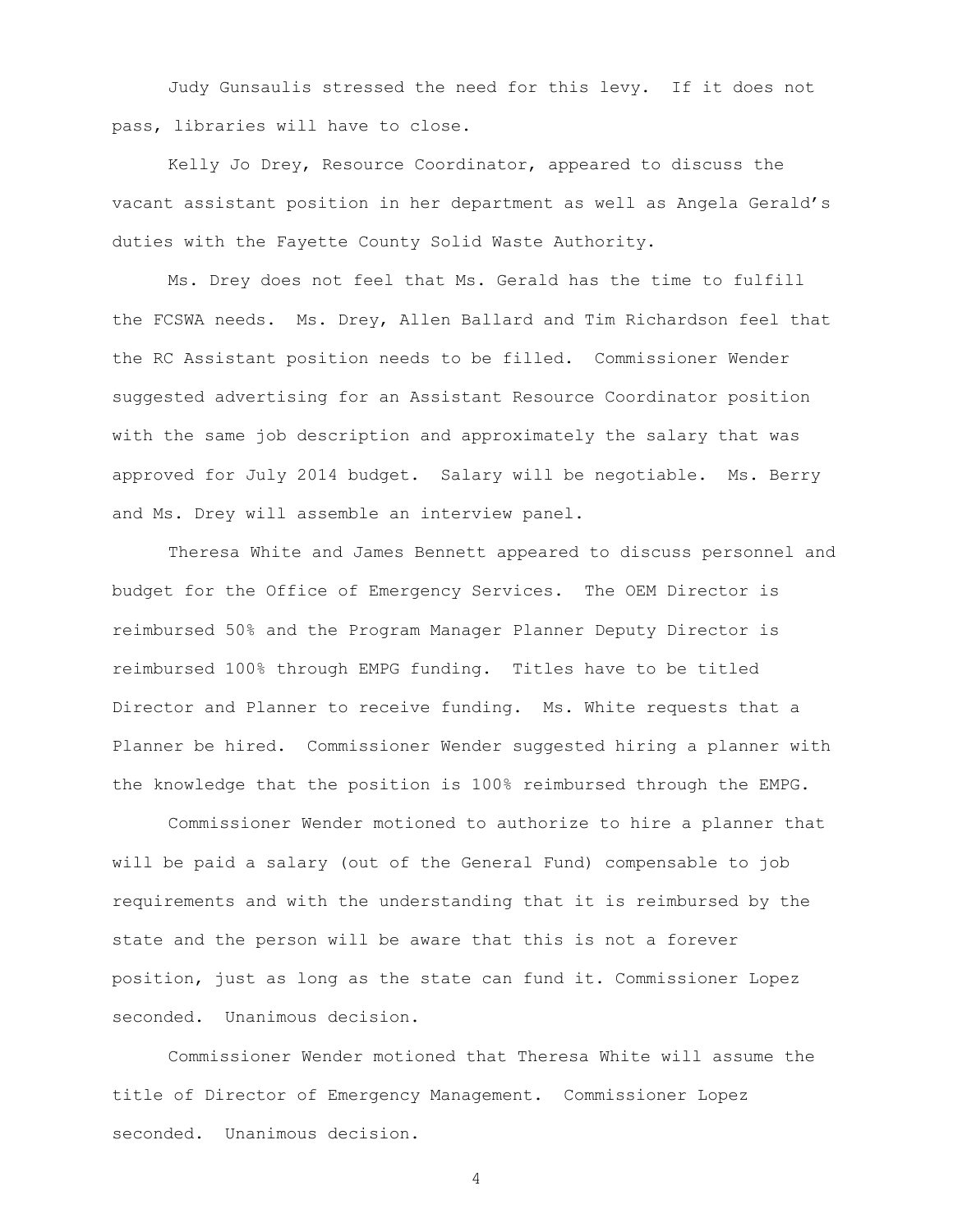Judy Gunsaulis stressed the need for this levy. If it does not pass, libraries will have to close.

Kelly Jo Drey, Resource Coordinator, appeared to discuss the vacant assistant position in her department as well as Angela Gerald's duties with the Fayette County Solid Waste Authority.

Ms. Drey does not feel that Ms. Gerald has the time to fulfill the FCSWA needs. Ms. Drey, Allen Ballard and Tim Richardson feel that the RC Assistant position needs to be filled. Commissioner Wender suggested advertising for an Assistant Resource Coordinator position with the same job description and approximately the salary that was approved for July 2014 budget. Salary will be negotiable. Ms. Berry and Ms. Drey will assemble an interview panel.

Theresa White and James Bennett appeared to discuss personnel and budget for the Office of Emergency Services. The OEM Director is reimbursed 50% and the Program Manager Planner Deputy Director is reimbursed 100% through EMPG funding. Titles have to be titled Director and Planner to receive funding. Ms. White requests that a Planner be hired. Commissioner Wender suggested hiring a planner with the knowledge that the position is 100% reimbursed through the EMPG.

Commissioner Wender motioned to authorize to hire a planner that will be paid a salary (out of the General Fund) compensable to job requirements and with the understanding that it is reimbursed by the state and the person will be aware that this is not a forever position, just as long as the state can fund it. Commissioner Lopez seconded. Unanimous decision.

Commissioner Wender motioned that Theresa White will assume the title of Director of Emergency Management. Commissioner Lopez seconded. Unanimous decision.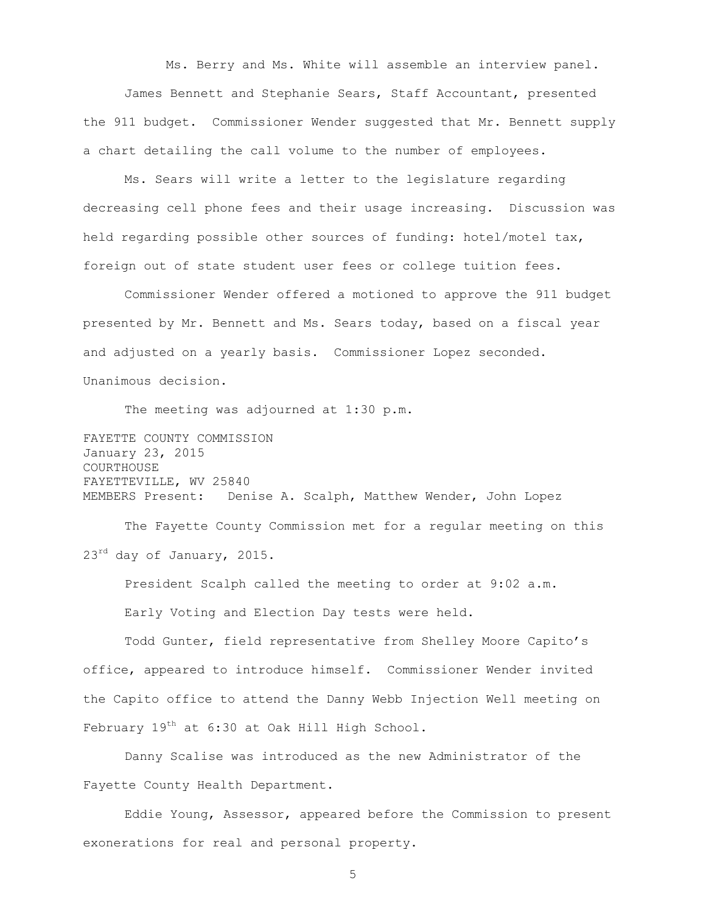Ms. Berry and Ms. White will assemble an interview panel.

James Bennett and Stephanie Sears, Staff Accountant, presented the 911 budget. Commissioner Wender suggested that Mr. Bennett supply a chart detailing the call volume to the number of employees.

Ms. Sears will write a letter to the legislature regarding decreasing cell phone fees and their usage increasing. Discussion was held regarding possible other sources of funding: hotel/motel tax, foreign out of state student user fees or college tuition fees.

Commissioner Wender offered a motioned to approve the 911 budget presented by Mr. Bennett and Ms. Sears today, based on a fiscal year and adjusted on a yearly basis. Commissioner Lopez seconded. Unanimous decision.

The meeting was adjourned at 1:30 p.m.

FAYETTE COUNTY COMMISSION
January 23, 2015
COURTHOUSE
FAYETTEVILLE, WV 25840
MEMBERS Present: Denise A. Scalph, Matthew Wender, John Lopez

The Fayette County Commission met for a regular meeting on this 23rd day of January, 2015.

President Scalph called the meeting to order at 9:02 a.m.

Early Voting and Election Day tests were held.

Todd Gunter, field representative from Shelley Moore Capito's office, appeared to introduce himself. Commissioner Wender invited the Capito office to attend the Danny Webb Injection Well meeting on February 19th at 6:30 at Oak Hill High School.

Danny Scalise was introduced as the new Administrator of the Fayette County Health Department.

Eddie Young, Assessor, appeared before the Commission to present exonerations for real and personal property.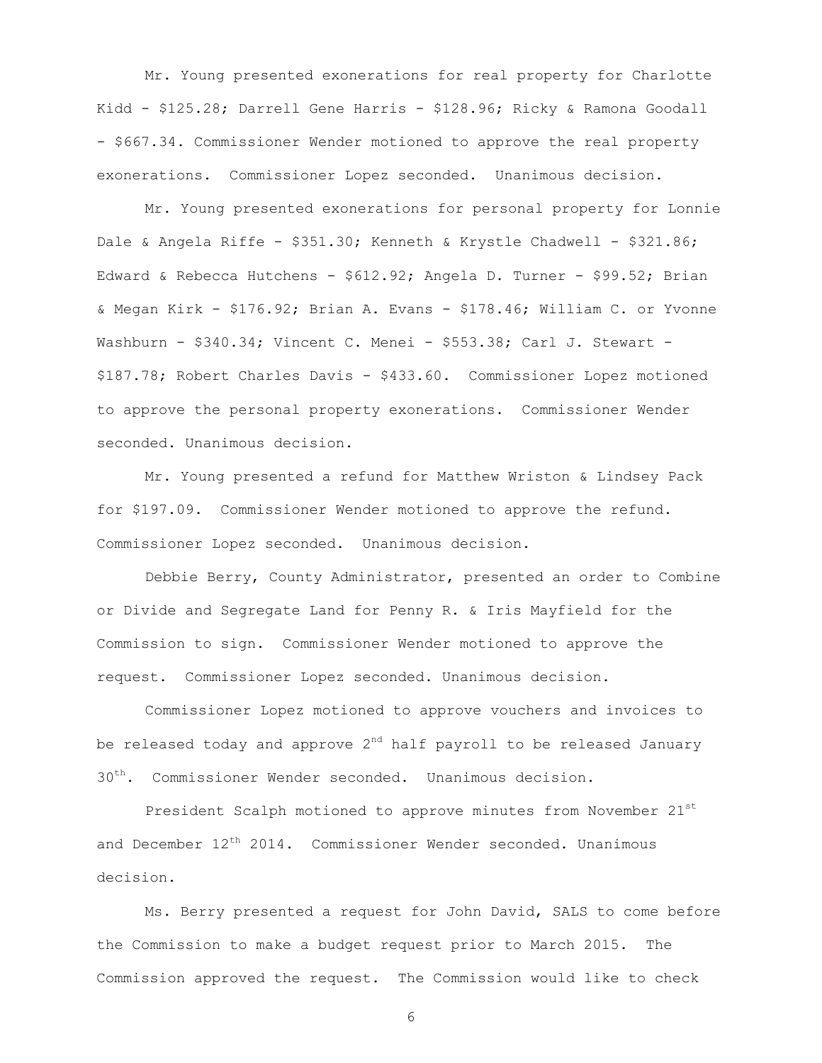Mr. Young presented exonerations for real property for Charlotte Kidd - $125.28; Darrell Gene Harris - $128.96; Ricky & Ramona Goodall - $667.34. Commissioner Wender motioned to approve the real property exonerations. Commissioner Lopez seconded. Unanimous decision.

Mr. Young presented exonerations for personal property for Lonnie Dale & Angela Riffe - $351.30; Kenneth & Krystle Chadwell - $321.86; Edward & Rebecca Hutchens - $612.92; Angela D. Turner - $99.52; Brian & Megan Kirk - $176.92; Brian A. Evans - $178.46; William C. or Yvonne Washburn - $340.34; Vincent C. Menei - $553.38; Carl J. Stewart - $187.78; Robert Charles Davis - $433.60. Commissioner Lopez motioned to approve the personal property exonerations. Commissioner Wender seconded. Unanimous decision.

Mr. Young presented a refund for Matthew Wriston & Lindsey Pack for $197.09. Commissioner Wender motioned to approve the refund. Commissioner Lopez seconded. Unanimous decision.

Debbie Berry, County Administrator, presented an order to Combine or Divide and Segregate Land for Penny R. & Iris Mayfield for the Commission to sign. Commissioner Wender motioned to approve the request. Commissioner Lopez seconded. Unanimous decision.

Commissioner Lopez motioned to approve vouchers and invoices to be released today and approve 2nd half payroll to be released January 30th. Commissioner Wender seconded. Unanimous decision.

President Scalph motioned to approve minutes from November 21st and December 12th 2014. Commissioner Wender seconded. Unanimous decision.

Ms. Berry presented a request for John David, SALS to come before the Commission to make a budget request prior to March 2015. The Commission approved the request. The Commission would like to check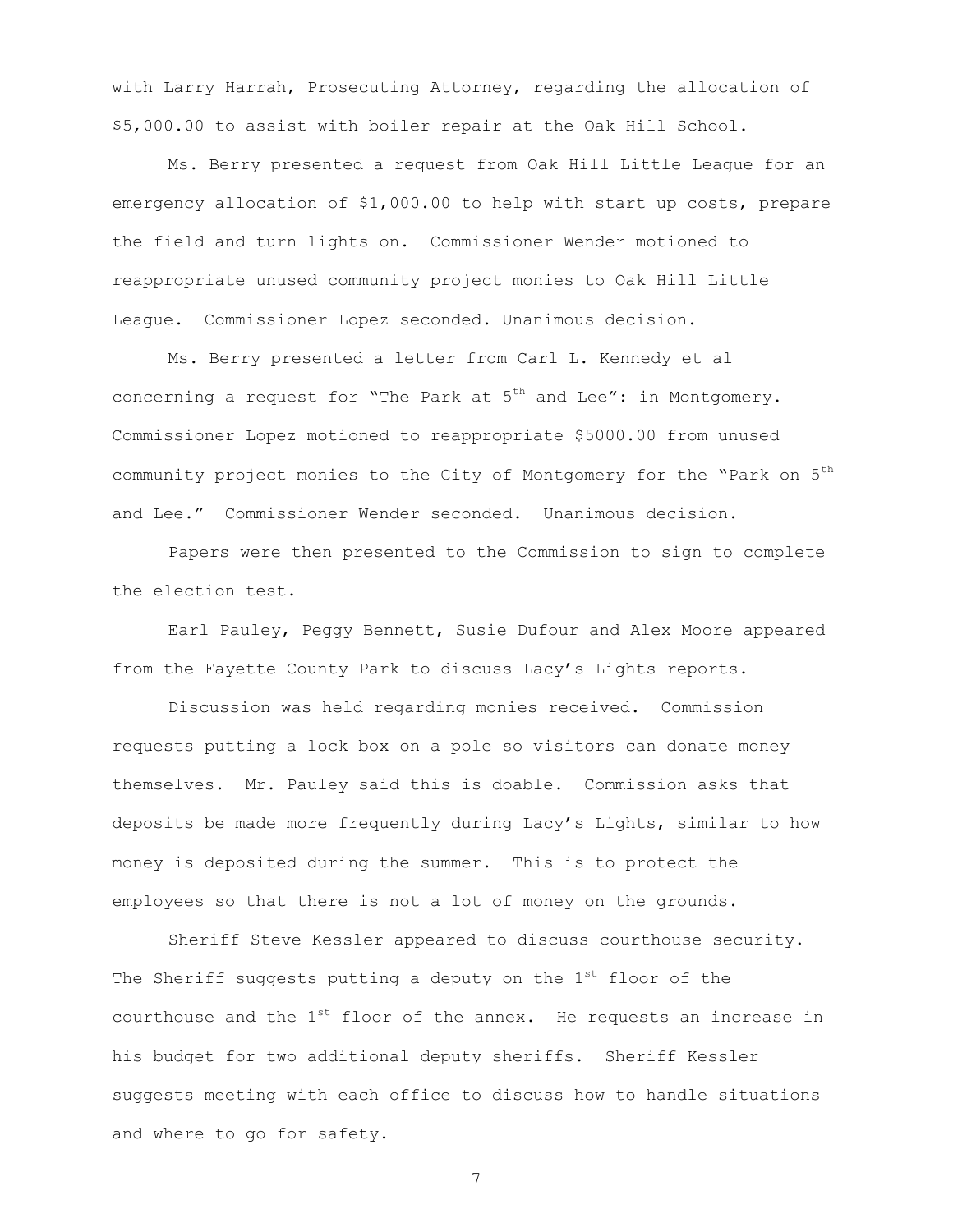with Larry Harrah, Prosecuting Attorney, regarding the allocation of $5,000.00 to assist with boiler repair at the Oak Hill School.

Ms. Berry presented a request from Oak Hill Little League for an emergency allocation of $1,000.00 to help with start up costs, prepare the field and turn lights on. Commissioner Wender motioned to reappropriate unused community project monies to Oak Hill Little League. Commissioner Lopez seconded. Unanimous decision.

Ms. Berry presented a letter from Carl L. Kennedy et al concerning a request for "The Park at 5th and Lee": in Montgomery. Commissioner Lopez motioned to reappropriate $5000.00 from unused community project monies to the City of Montgomery for the "Park on 5th and Lee." Commissioner Wender seconded. Unanimous decision.

Papers were then presented to the Commission to sign to complete the election test.

Earl Pauley, Peggy Bennett, Susie Dufour and Alex Moore appeared from the Fayette County Park to discuss Lacy's Lights reports.

Discussion was held regarding monies received. Commission requests putting a lock box on a pole so visitors can donate money themselves. Mr. Pauley said this is doable. Commission asks that deposits be made more frequently during Lacy's Lights, similar to how money is deposited during the summer. This is to protect the employees so that there is not a lot of money on the grounds.

Sheriff Steve Kessler appeared to discuss courthouse security. The Sheriff suggests putting a deputy on the 1st floor of the courthouse and the 1st floor of the annex. He requests an increase in his budget for two additional deputy sheriffs. Sheriff Kessler suggests meeting with each office to discuss how to handle situations and where to go for safety.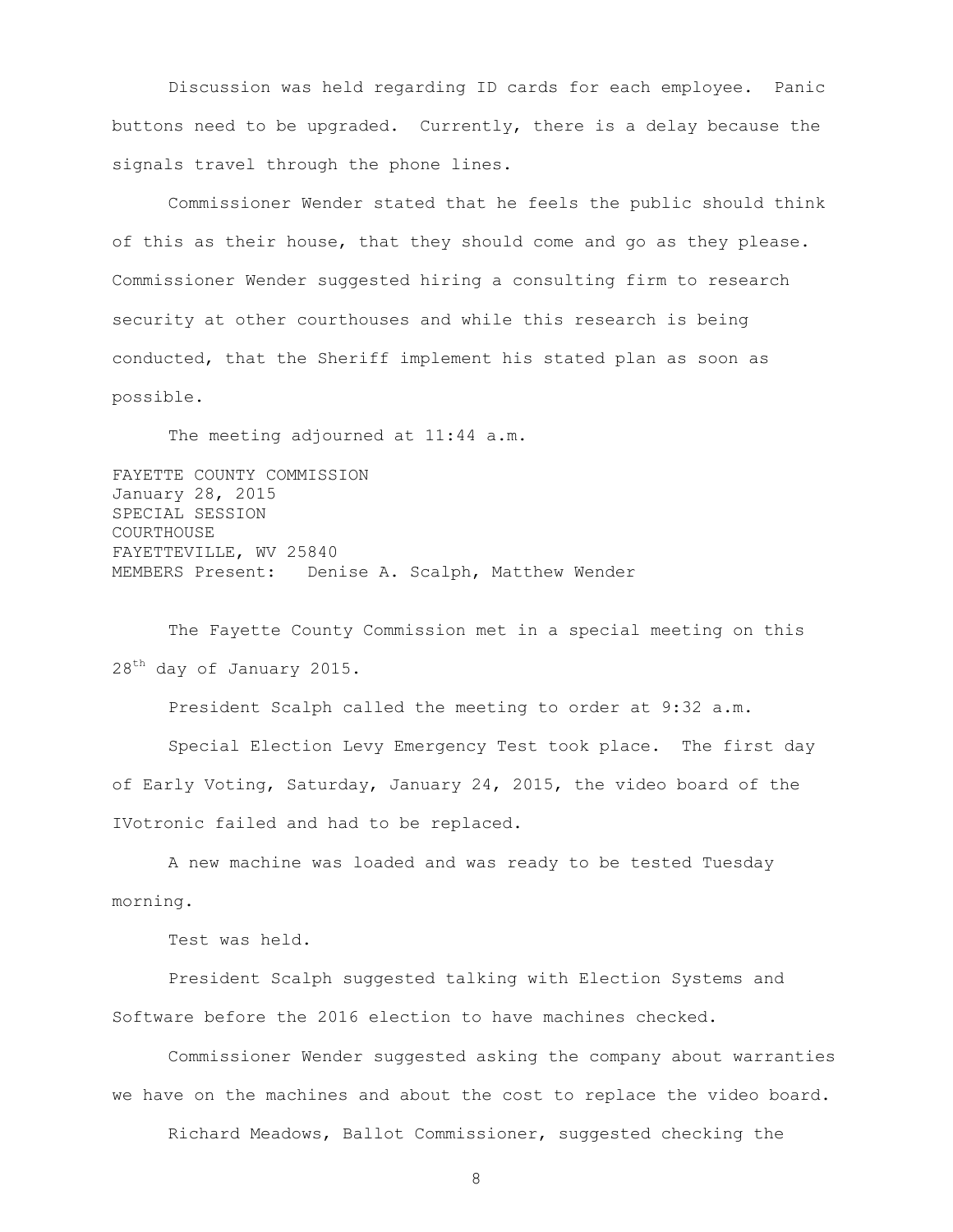Discussion was held regarding ID cards for each employee. Panic buttons need to be upgraded. Currently, there is a delay because the signals travel through the phone lines.

Commissioner Wender stated that he feels the public should think of this as their house, that they should come and go as they please. Commissioner Wender suggested hiring a consulting firm to research security at other courthouses and while this research is being conducted, that the Sheriff implement his stated plan as soon as possible.

The meeting adjourned at 11:44 a.m.

FAYETTE COUNTY COMMISSION
January 28, 2015
SPECIAL SESSION
COURTHOUSE
FAYETTEVILLE, WV 25840
MEMBERS Present: Denise A. Scalph, Matthew Wender

The Fayette County Commission met in a special meeting on this 28th day of January 2015.

President Scalph called the meeting to order at 9:32 a.m.

Special Election Levy Emergency Test took place. The first day of Early Voting, Saturday, January 24, 2015, the video board of the IVotronic failed and had to be replaced.

A new machine was loaded and was ready to be tested Tuesday morning.

Test was held.

President Scalph suggested talking with Election Systems and Software before the 2016 election to have machines checked.

Commissioner Wender suggested asking the company about warranties we have on the machines and about the cost to replace the video board.

Richard Meadows, Ballot Commissioner, suggested checking the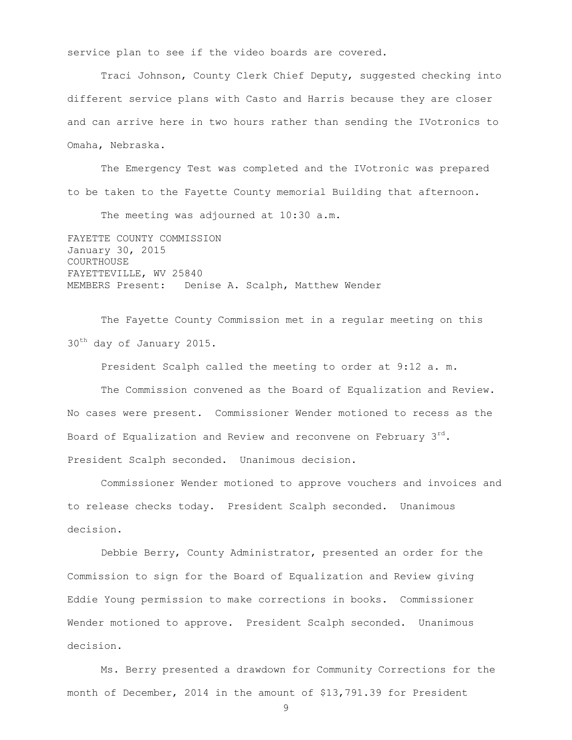service plan to see if the video boards are covered.

Traci Johnson, County Clerk Chief Deputy, suggested checking into different service plans with Casto and Harris because they are closer and can arrive here in two hours rather than sending the IVotronics to Omaha, Nebraska.

The Emergency Test was completed and the IVotronic was prepared to be taken to the Fayette County memorial Building that afternoon.

The meeting was adjourned at 10:30 a.m.

FAYETTE COUNTY COMMISSION
January 30, 2015
COURTHOUSE
FAYETTEVILLE, WV 25840
MEMBERS Present: Denise A. Scalph, Matthew Wender

The Fayette County Commission met in a regular meeting on this 30th day of January 2015.

President Scalph called the meeting to order at 9:12 a. m.

The Commission convened as the Board of Equalization and Review. No cases were present. Commissioner Wender motioned to recess as the Board of Equalization and Review and reconvene on February 3rd. President Scalph seconded. Unanimous decision.

Commissioner Wender motioned to approve vouchers and invoices and to release checks today. President Scalph seconded. Unanimous decision.

Debbie Berry, County Administrator, presented an order for the Commission to sign for the Board of Equalization and Review giving Eddie Young permission to make corrections in books. Commissioner Wender motioned to approve. President Scalph seconded. Unanimous decision.

Ms. Berry presented a drawdown for Community Corrections for the month of December, 2014 in the amount of $13,791.39 for President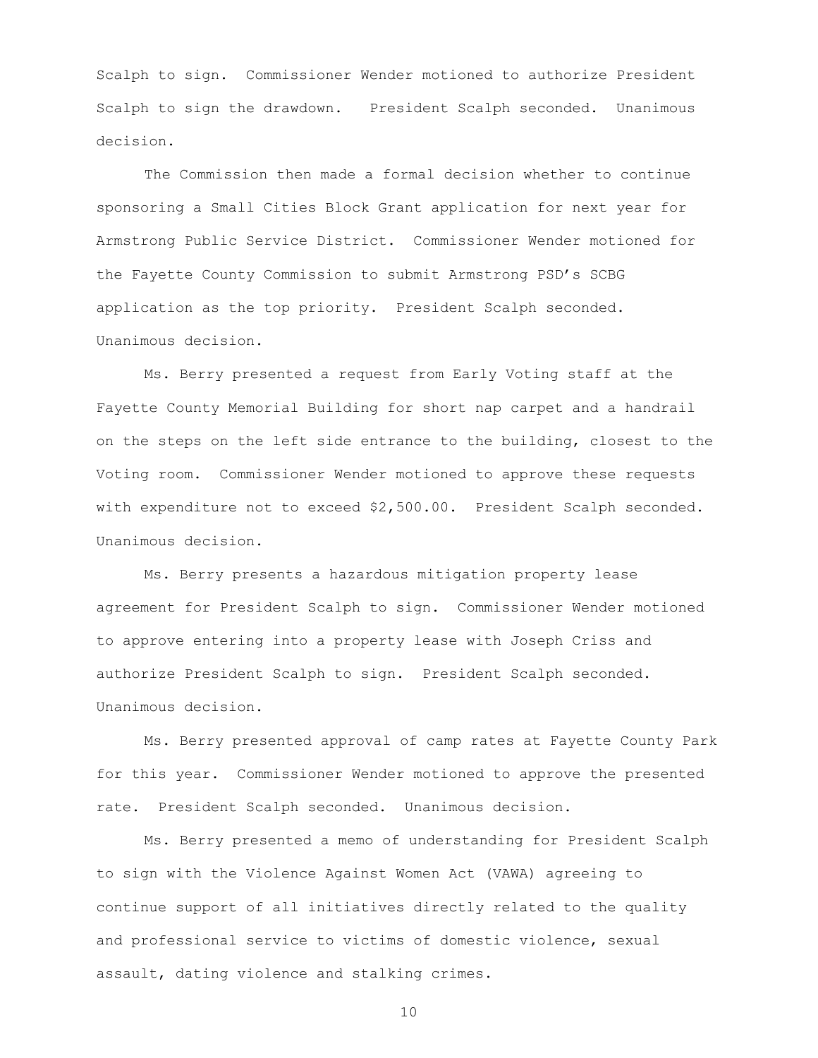Scalph to sign. Commissioner Wender motioned to authorize President Scalph to sign the drawdown. President Scalph seconded. Unanimous decision.

The Commission then made a formal decision whether to continue sponsoring a Small Cities Block Grant application for next year for Armstrong Public Service District. Commissioner Wender motioned for the Fayette County Commission to submit Armstrong PSD's SCBG application as the top priority. President Scalph seconded. Unanimous decision.

Ms. Berry presented a request from Early Voting staff at the Fayette County Memorial Building for short nap carpet and a handrail on the steps on the left side entrance to the building, closest to the Voting room. Commissioner Wender motioned to approve these requests with expenditure not to exceed $2,500.00. President Scalph seconded. Unanimous decision.

Ms. Berry presents a hazardous mitigation property lease agreement for President Scalph to sign. Commissioner Wender motioned to approve entering into a property lease with Joseph Criss and authorize President Scalph to sign. President Scalph seconded. Unanimous decision.

Ms. Berry presented approval of camp rates at Fayette County Park for this year. Commissioner Wender motioned to approve the presented rate. President Scalph seconded. Unanimous decision.

Ms. Berry presented a memo of understanding for President Scalph to sign with the Violence Against Women Act (VAWA) agreeing to continue support of all initiatives directly related to the quality and professional service to victims of domestic violence, sexual assault, dating violence and stalking crimes.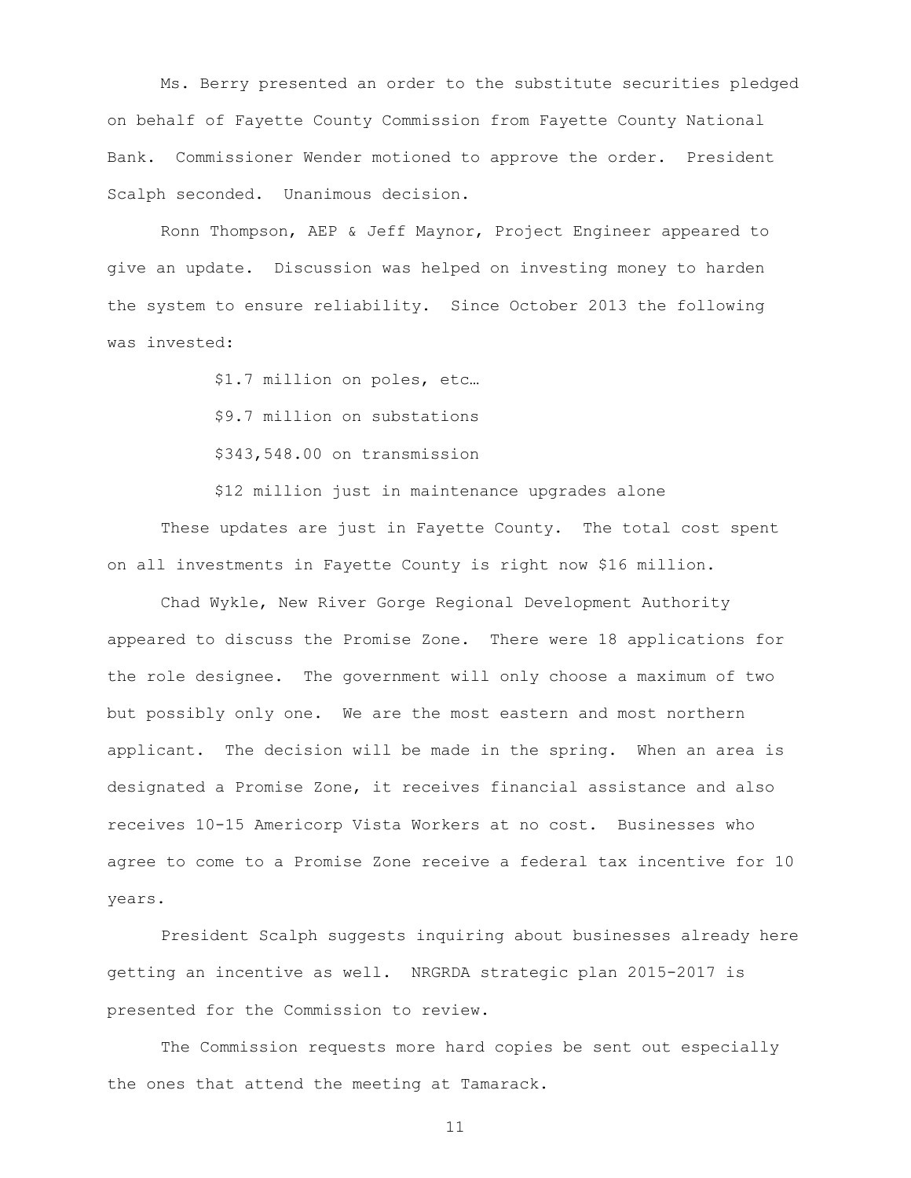Ms. Berry presented an order to the substitute securities pledged on behalf of Fayette County Commission from Fayette County National Bank. Commissioner Wender motioned to approve the order. President Scalph seconded. Unanimous decision.

Ronn Thompson, AEP & Jeff Maynor, Project Engineer appeared to give an update. Discussion was helped on investing money to harden the system to ensure reliability. Since October 2013 the following was invested:

$1.7 million on poles, etc…

$9.7 million on substations

$343,548.00 on transmission

$12 million just in maintenance upgrades alone

These updates are just in Fayette County. The total cost spent on all investments in Fayette County is right now $16 million.

Chad Wykle, New River Gorge Regional Development Authority appeared to discuss the Promise Zone. There were 18 applications for the role designee. The government will only choose a maximum of two but possibly only one. We are the most eastern and most northern applicant. The decision will be made in the spring. When an area is designated a Promise Zone, it receives financial assistance and also receives 10-15 Americorp Vista Workers at no cost. Businesses who agree to come to a Promise Zone receive a federal tax incentive for 10 years.

President Scalph suggests inquiring about businesses already here getting an incentive as well. NRGRDA strategic plan 2015-2017 is presented for the Commission to review.

The Commission requests more hard copies be sent out especially the ones that attend the meeting at Tamarack.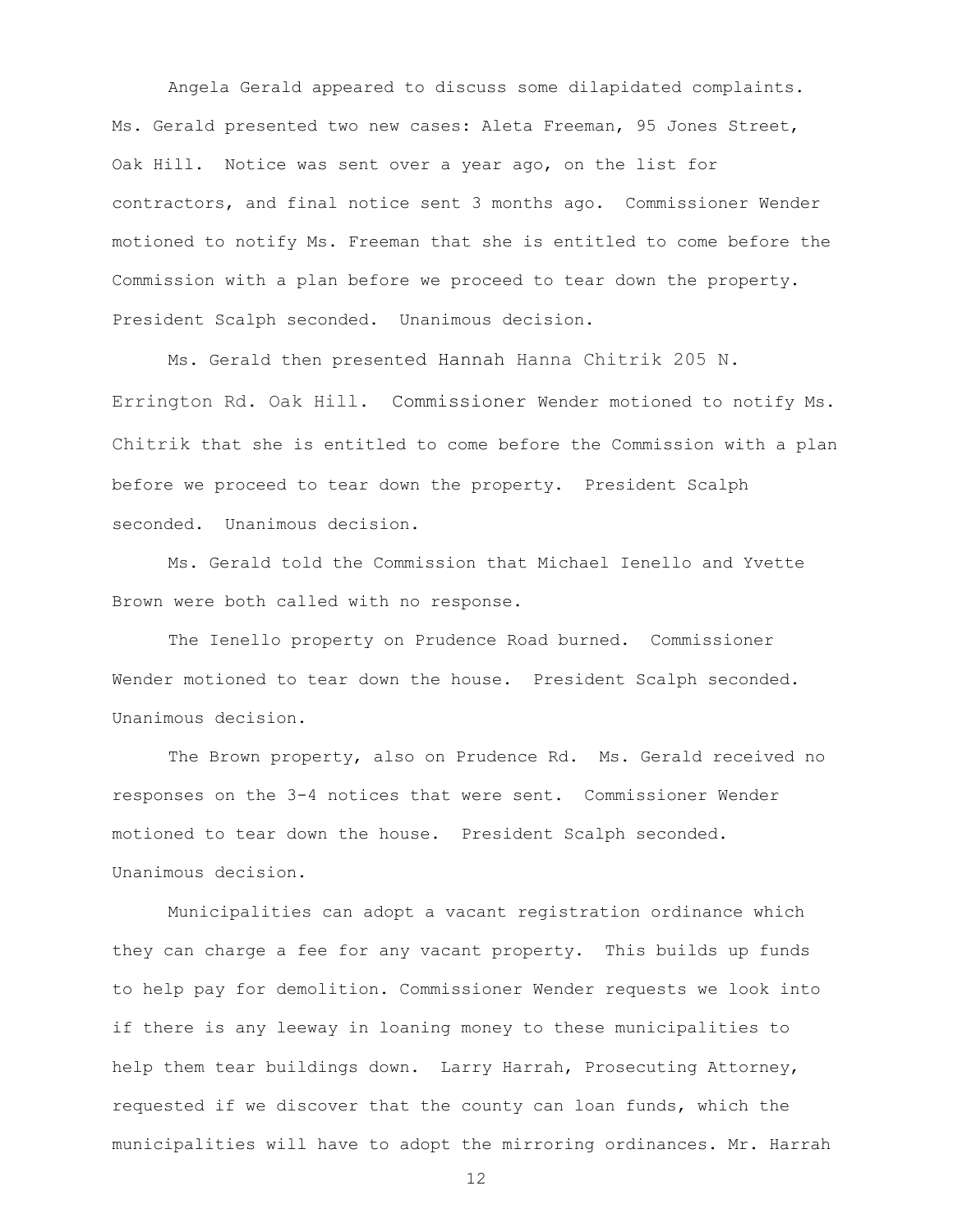Angela Gerald appeared to discuss some dilapidated complaints. Ms. Gerald presented two new cases: Aleta Freeman, 95 Jones Street, Oak Hill. Notice was sent over a year ago, on the list for contractors, and final notice sent 3 months ago. Commissioner Wender motioned to notify Ms. Freeman that she is entitled to come before the Commission with a plan before we proceed to tear down the property. President Scalph seconded. Unanimous decision.

Ms. Gerald then presented Hannah Hanna Chitrik 205 N. Errington Rd. Oak Hill. Commissioner Wender motioned to notify Ms. Chitrik that she is entitled to come before the Commission with a plan before we proceed to tear down the property. President Scalph seconded. Unanimous decision.

Ms. Gerald told the Commission that Michael Ienello and Yvette Brown were both called with no response.

The Ienello property on Prudence Road burned. Commissioner Wender motioned to tear down the house. President Scalph seconded. Unanimous decision.

The Brown property, also on Prudence Rd. Ms. Gerald received no responses on the 3-4 notices that were sent. Commissioner Wender motioned to tear down the house. President Scalph seconded. Unanimous decision.

Municipalities can adopt a vacant registration ordinance which they can charge a fee for any vacant property. This builds up funds to help pay for demolition. Commissioner Wender requests we look into if there is any leeway in loaning money to these municipalities to help them tear buildings down. Larry Harrah, Prosecuting Attorney, requested if we discover that the county can loan funds, which the municipalities will have to adopt the mirroring ordinances. Mr. Harrah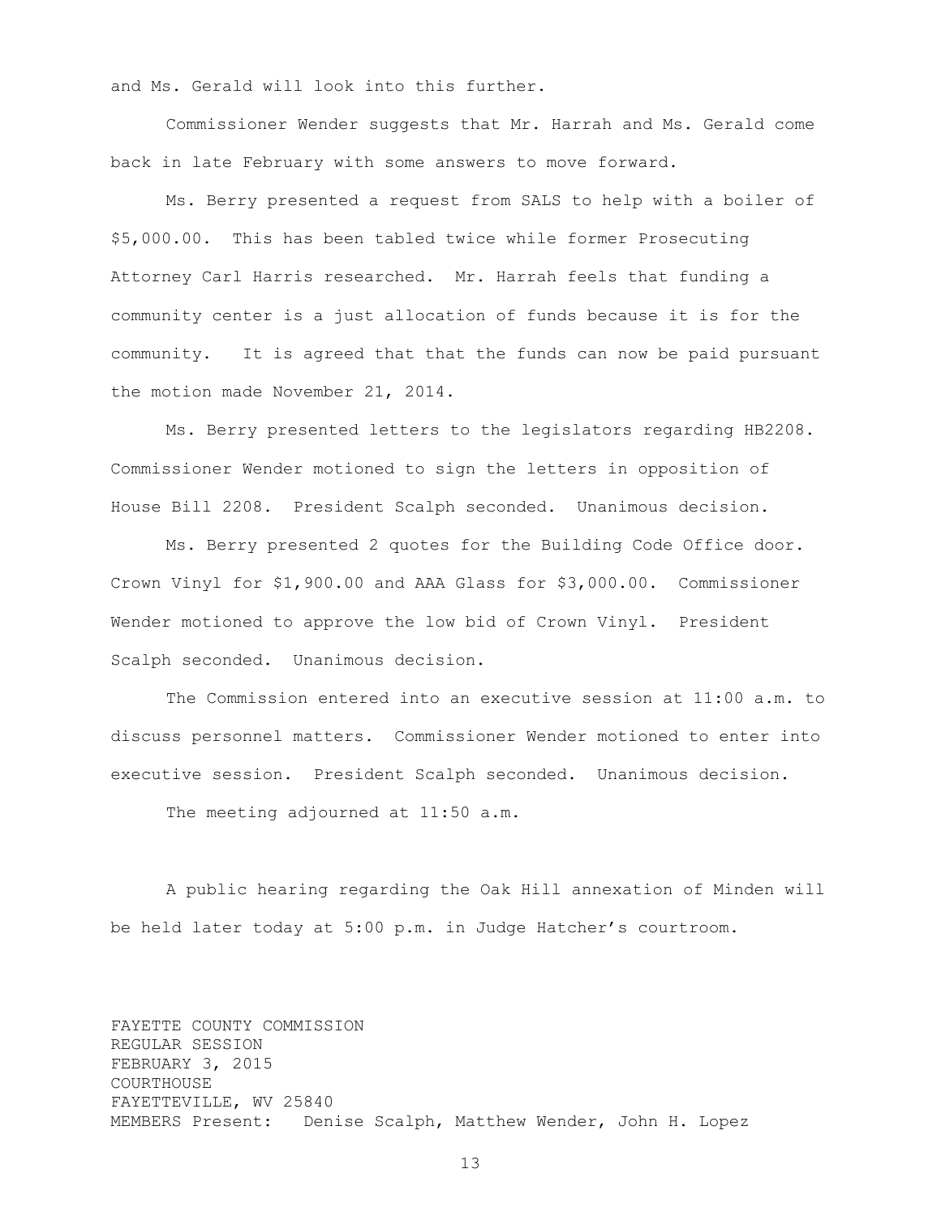and Ms. Gerald will look into this further.

Commissioner Wender suggests that Mr. Harrah and Ms. Gerald come back in late February with some answers to move forward.

Ms. Berry presented a request from SALS to help with a boiler of $5,000.00. This has been tabled twice while former Prosecuting Attorney Carl Harris researched. Mr. Harrah feels that funding a community center is a just allocation of funds because it is for the community. It is agreed that that the funds can now be paid pursuant the motion made November 21, 2014.

Ms. Berry presented letters to the legislators regarding HB2208. Commissioner Wender motioned to sign the letters in opposition of House Bill 2208. President Scalph seconded. Unanimous decision.

Ms. Berry presented 2 quotes for the Building Code Office door. Crown Vinyl for $1,900.00 and AAA Glass for $3,000.00. Commissioner Wender motioned to approve the low bid of Crown Vinyl. President Scalph seconded. Unanimous decision.

The Commission entered into an executive session at 11:00 a.m. to discuss personnel matters. Commissioner Wender motioned to enter into executive session. President Scalph seconded. Unanimous decision.

The meeting adjourned at 11:50 a.m.

A public hearing regarding the Oak Hill annexation of Minden will be held later today at 5:00 p.m. in Judge Hatcher's courtroom.

FAYETTE COUNTY COMMISSION
REGULAR SESSION
FEBRUARY 3, 2015
COURTHOUSE
FAYETTEVILLE, WV 25840
MEMBERS Present: Denise Scalph, Matthew Wender, John H. Lopez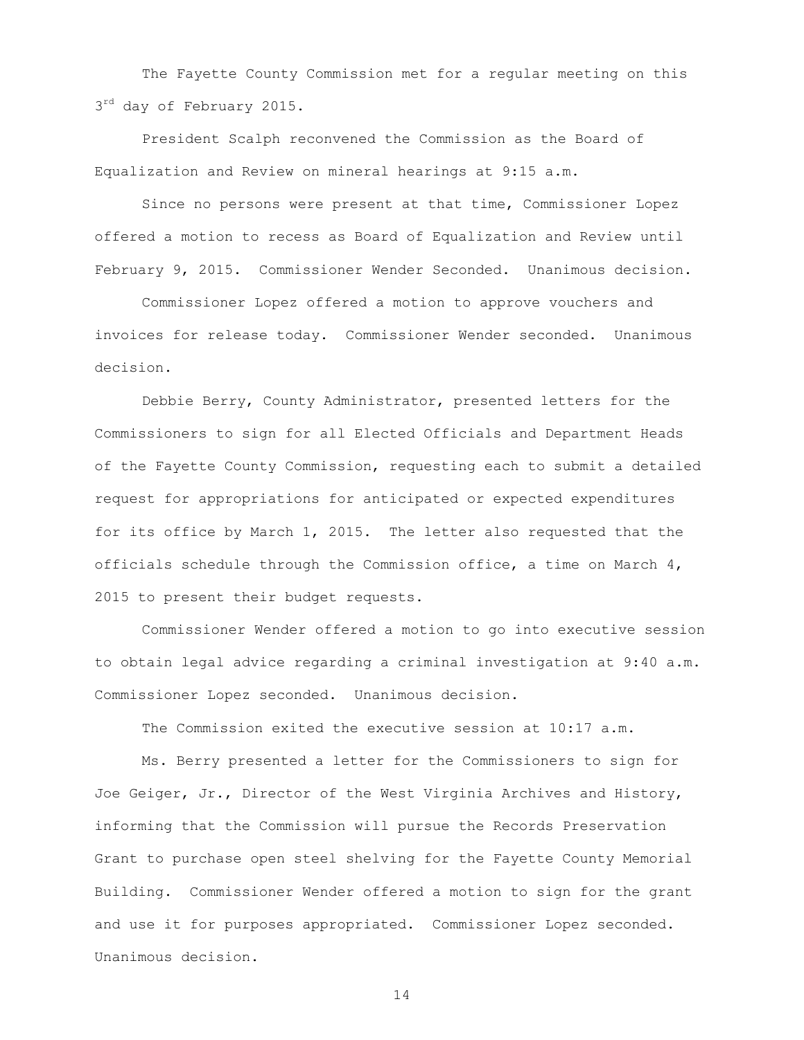The Fayette County Commission met for a regular meeting on this 3rd day of February 2015.

President Scalph reconvened the Commission as the Board of Equalization and Review on mineral hearings at 9:15 a.m.

Since no persons were present at that time, Commissioner Lopez offered a motion to recess as Board of Equalization and Review until February 9, 2015. Commissioner Wender Seconded. Unanimous decision.

Commissioner Lopez offered a motion to approve vouchers and invoices for release today. Commissioner Wender seconded. Unanimous decision.

Debbie Berry, County Administrator, presented letters for the Commissioners to sign for all Elected Officials and Department Heads of the Fayette County Commission, requesting each to submit a detailed request for appropriations for anticipated or expected expenditures for its office by March 1, 2015. The letter also requested that the officials schedule through the Commission office, a time on March 4, 2015 to present their budget requests.

Commissioner Wender offered a motion to go into executive session to obtain legal advice regarding a criminal investigation at 9:40 a.m. Commissioner Lopez seconded. Unanimous decision.

The Commission exited the executive session at 10:17 a.m.

Ms. Berry presented a letter for the Commissioners to sign for Joe Geiger, Jr., Director of the West Virginia Archives and History, informing that the Commission will pursue the Records Preservation Grant to purchase open steel shelving for the Fayette County Memorial Building. Commissioner Wender offered a motion to sign for the grant and use it for purposes appropriated. Commissioner Lopez seconded. Unanimous decision.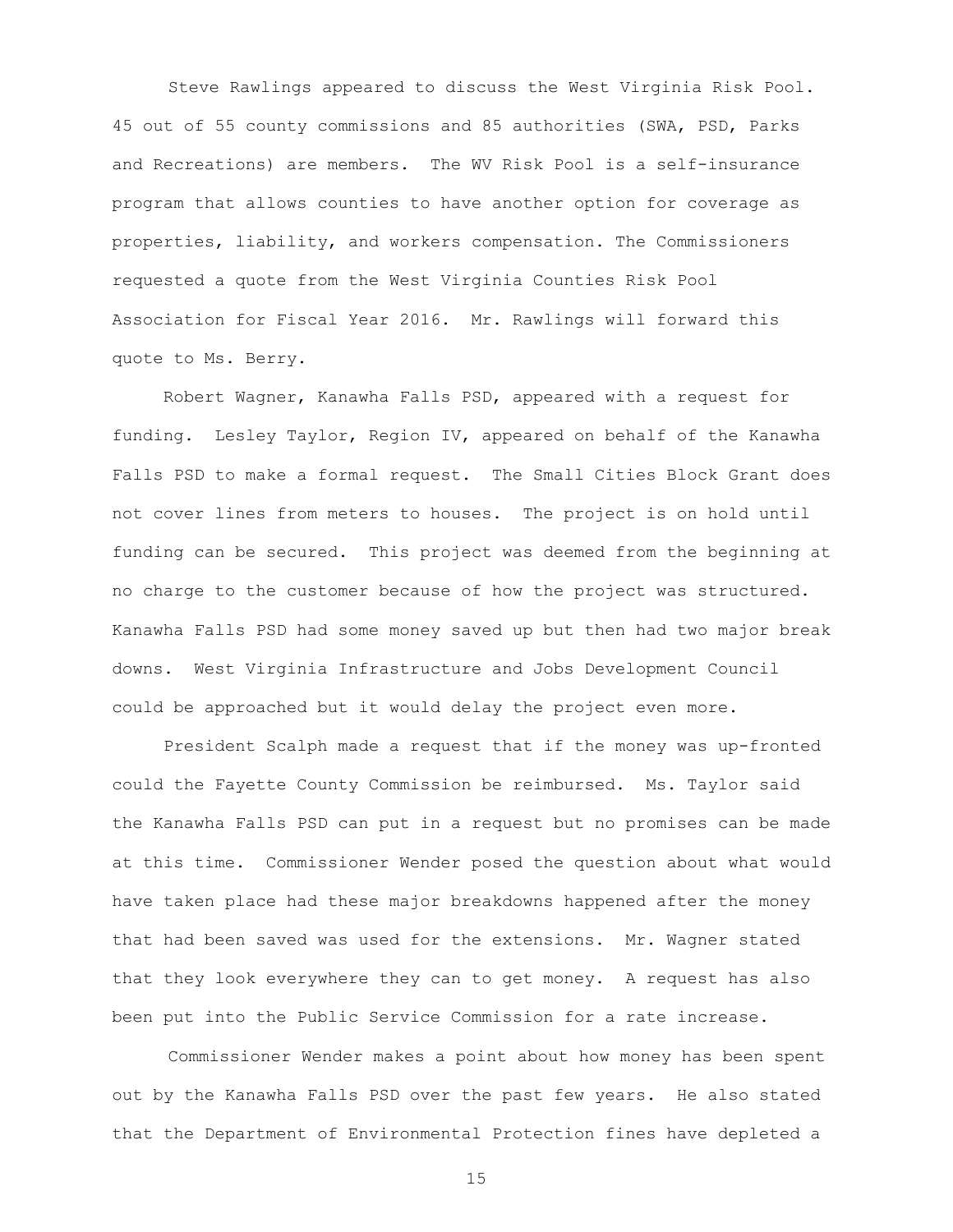Steve Rawlings appeared to discuss the West Virginia Risk Pool. 45 out of 55 county commissions and 85 authorities (SWA, PSD, Parks and Recreations) are members. The WV Risk Pool is a self-insurance program that allows counties to have another option for coverage as properties, liability, and workers compensation. The Commissioners requested a quote from the West Virginia Counties Risk Pool Association for Fiscal Year 2016. Mr. Rawlings will forward this quote to Ms. Berry.

Robert Wagner, Kanawha Falls PSD, appeared with a request for funding. Lesley Taylor, Region IV, appeared on behalf of the Kanawha Falls PSD to make a formal request. The Small Cities Block Grant does not cover lines from meters to houses. The project is on hold until funding can be secured. This project was deemed from the beginning at no charge to the customer because of how the project was structured. Kanawha Falls PSD had some money saved up but then had two major break downs. West Virginia Infrastructure and Jobs Development Council could be approached but it would delay the project even more.

President Scalph made a request that if the money was up-fronted could the Fayette County Commission be reimbursed. Ms. Taylor said the Kanawha Falls PSD can put in a request but no promises can be made at this time. Commissioner Wender posed the question about what would have taken place had these major breakdowns happened after the money that had been saved was used for the extensions. Mr. Wagner stated that they look everywhere they can to get money. A request has also been put into the Public Service Commission for a rate increase.

Commissioner Wender makes a point about how money has been spent out by the Kanawha Falls PSD over the past few years. He also stated that the Department of Environmental Protection fines have depleted a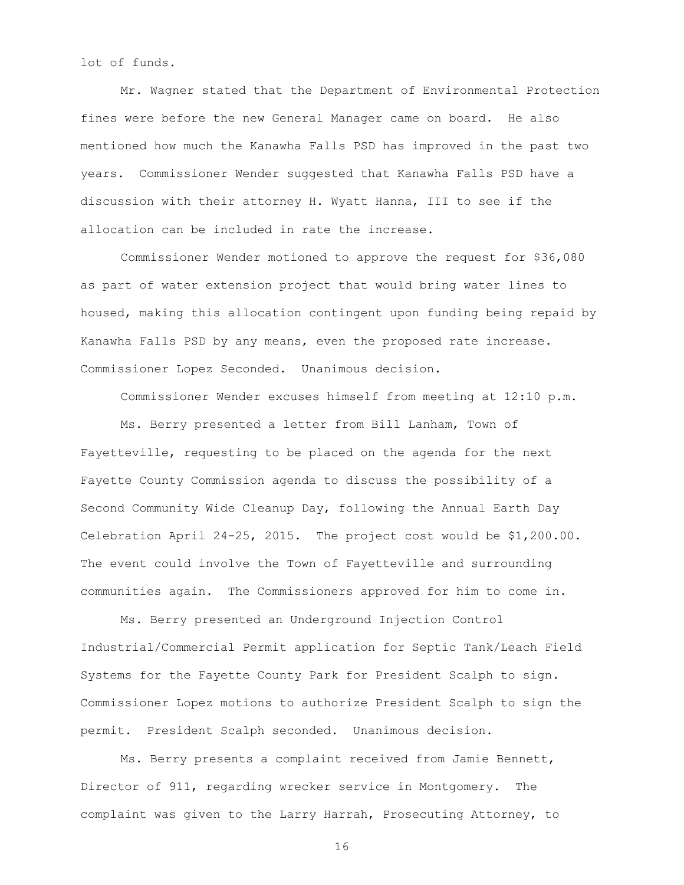lot of funds.

Mr. Wagner stated that the Department of Environmental Protection fines were before the new General Manager came on board. He also mentioned how much the Kanawha Falls PSD has improved in the past two years. Commissioner Wender suggested that Kanawha Falls PSD have a discussion with their attorney H. Wyatt Hanna, III to see if the allocation can be included in rate the increase.

Commissioner Wender motioned to approve the request for $36,080 as part of water extension project that would bring water lines to housed, making this allocation contingent upon funding being repaid by Kanawha Falls PSD by any means, even the proposed rate increase. Commissioner Lopez Seconded. Unanimous decision.

Commissioner Wender excuses himself from meeting at 12:10 p.m.

Ms. Berry presented a letter from Bill Lanham, Town of Fayetteville, requesting to be placed on the agenda for the next Fayette County Commission agenda to discuss the possibility of a Second Community Wide Cleanup Day, following the Annual Earth Day Celebration April 24-25, 2015. The project cost would be $1,200.00. The event could involve the Town of Fayetteville and surrounding communities again. The Commissioners approved for him to come in.

Ms. Berry presented an Underground Injection Control Industrial/Commercial Permit application for Septic Tank/Leach Field Systems for the Fayette County Park for President Scalph to sign. Commissioner Lopez motions to authorize President Scalph to sign the permit. President Scalph seconded. Unanimous decision.

Ms. Berry presents a complaint received from Jamie Bennett, Director of 911, regarding wrecker service in Montgomery. The complaint was given to the Larry Harrah, Prosecuting Attorney, to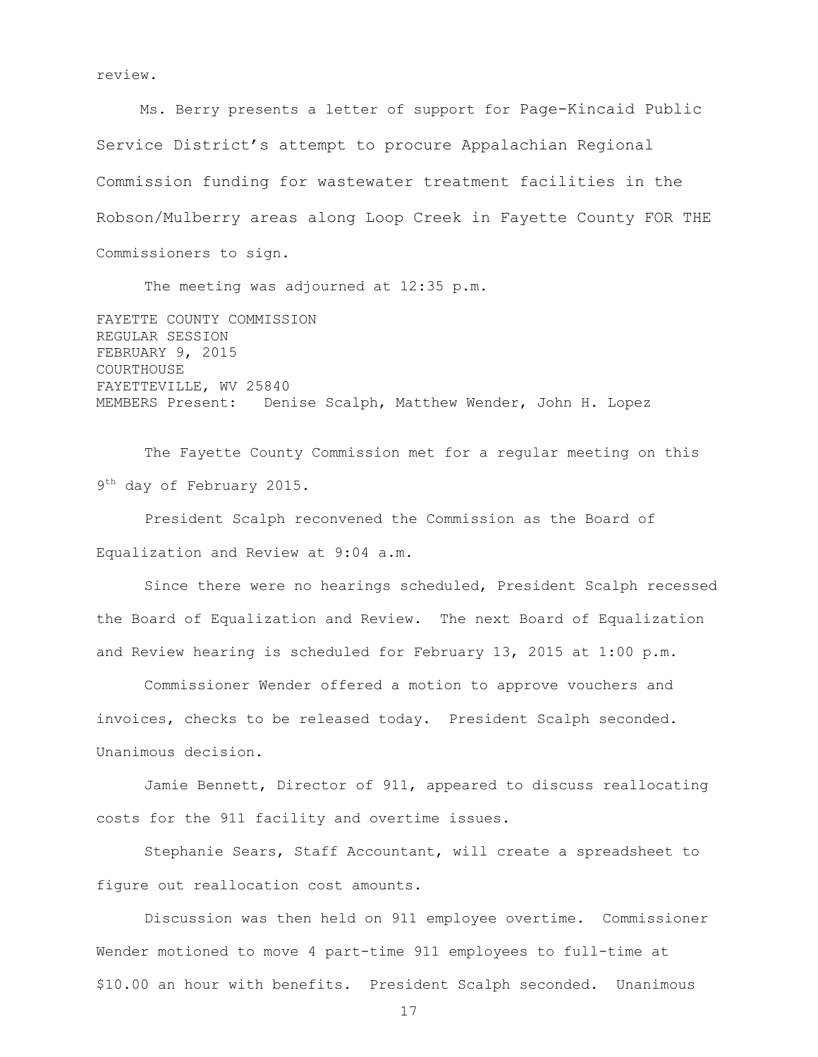review.

Ms. Berry presents a letter of support for Page-Kincaid Public Service District's attempt to procure Appalachian Regional Commission funding for wastewater treatment facilities in the Robson/Mulberry areas along Loop Creek in Fayette County FOR THE Commissioners to sign.

The meeting was adjourned at 12:35 p.m.

FAYETTE COUNTY COMMISSION
REGULAR SESSION
FEBRUARY 9, 2015
COURTHOUSE
FAYETTEVILLE, WV 25840
MEMBERS Present: Denise Scalph, Matthew Wender, John H. Lopez

The Fayette County Commission met for a regular meeting on this 9th day of February 2015.

President Scalph reconvened the Commission as the Board of Equalization and Review at 9:04 a.m.

Since there were no hearings scheduled, President Scalph recessed the Board of Equalization and Review. The next Board of Equalization and Review hearing is scheduled for February 13, 2015 at 1:00 p.m.

Commissioner Wender offered a motion to approve vouchers and invoices, checks to be released today. President Scalph seconded. Unanimous decision.

Jamie Bennett, Director of 911, appeared to discuss reallocating costs for the 911 facility and overtime issues.

Stephanie Sears, Staff Accountant, will create a spreadsheet to figure out reallocation cost amounts.

Discussion was then held on 911 employee overtime. Commissioner Wender motioned to move 4 part-time 911 employees to full-time at $10.00 an hour with benefits. President Scalph seconded. Unanimous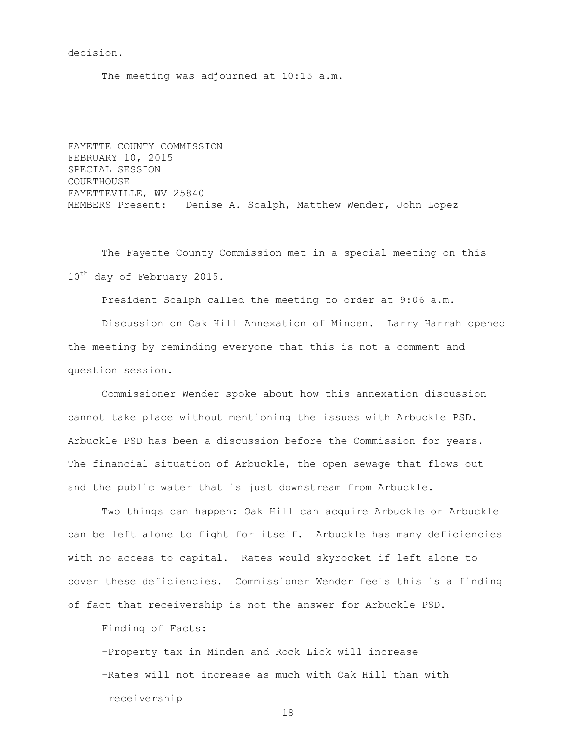decision.

The meeting was adjourned at 10:15 a.m.

FAYETTE COUNTY COMMISSION
FEBRUARY 10, 2015
SPECIAL SESSION
COURTHOUSE
FAYETTEVILLE, WV 25840
MEMBERS Present: Denise A. Scalph, Matthew Wender, John Lopez

The Fayette County Commission met in a special meeting on this 10th day of February 2015.

President Scalph called the meeting to order at 9:06 a.m.

Discussion on Oak Hill Annexation of Minden. Larry Harrah opened the meeting by reminding everyone that this is not a comment and question session.

Commissioner Wender spoke about how this annexation discussion cannot take place without mentioning the issues with Arbuckle PSD. Arbuckle PSD has been a discussion before the Commission for years. The financial situation of Arbuckle, the open sewage that flows out and the public water that is just downstream from Arbuckle.

Two things can happen: Oak Hill can acquire Arbuckle or Arbuckle can be left alone to fight for itself. Arbuckle has many deficiencies with no access to capital. Rates would skyrocket if left alone to cover these deficiencies. Commissioner Wender feels this is a finding of fact that receivership is not the answer for Arbuckle PSD.

Finding of Facts:

- Property tax in Minden and Rock Lick will increase
- Rates will not increase as much with Oak Hill than with receivership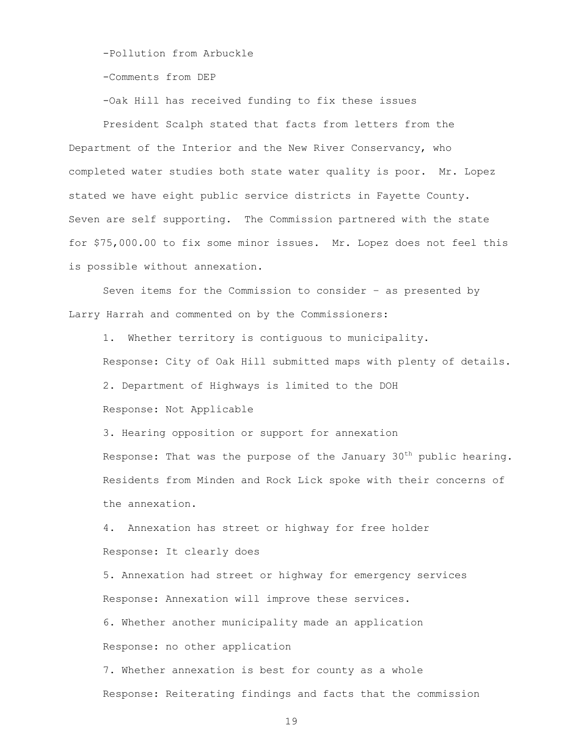-Pollution from Arbuckle

-Comments from DEP

-Oak Hill has received funding to fix these issues

President Scalph stated that facts from letters from the Department of the Interior and the New River Conservancy, who completed water studies both state water quality is poor. Mr. Lopez stated we have eight public service districts in Fayette County. Seven are self supporting. The Commission partnered with the state for $75,000.00 to fix some minor issues. Mr. Lopez does not feel this is possible without annexation.

Seven items for the Commission to consider – as presented by Larry Harrah and commented on by the Commissioners:

1. Whether territory is contiguous to municipality.

Response: City of Oak Hill submitted maps with plenty of details.

2. Department of Highways is limited to the DOH

Response: Not Applicable

3. Hearing opposition or support for annexation

Response: That was the purpose of the January 30th public hearing. Residents from Minden and Rock Lick spoke with their concerns of the annexation.

4. Annexation has street or highway for free holder

Response: It clearly does

5. Annexation had street or highway for emergency services

Response: Annexation will improve these services.

6. Whether another municipality made an application

Response: no other application

7. Whether annexation is best for county as a whole

Response: Reiterating findings and facts that the commission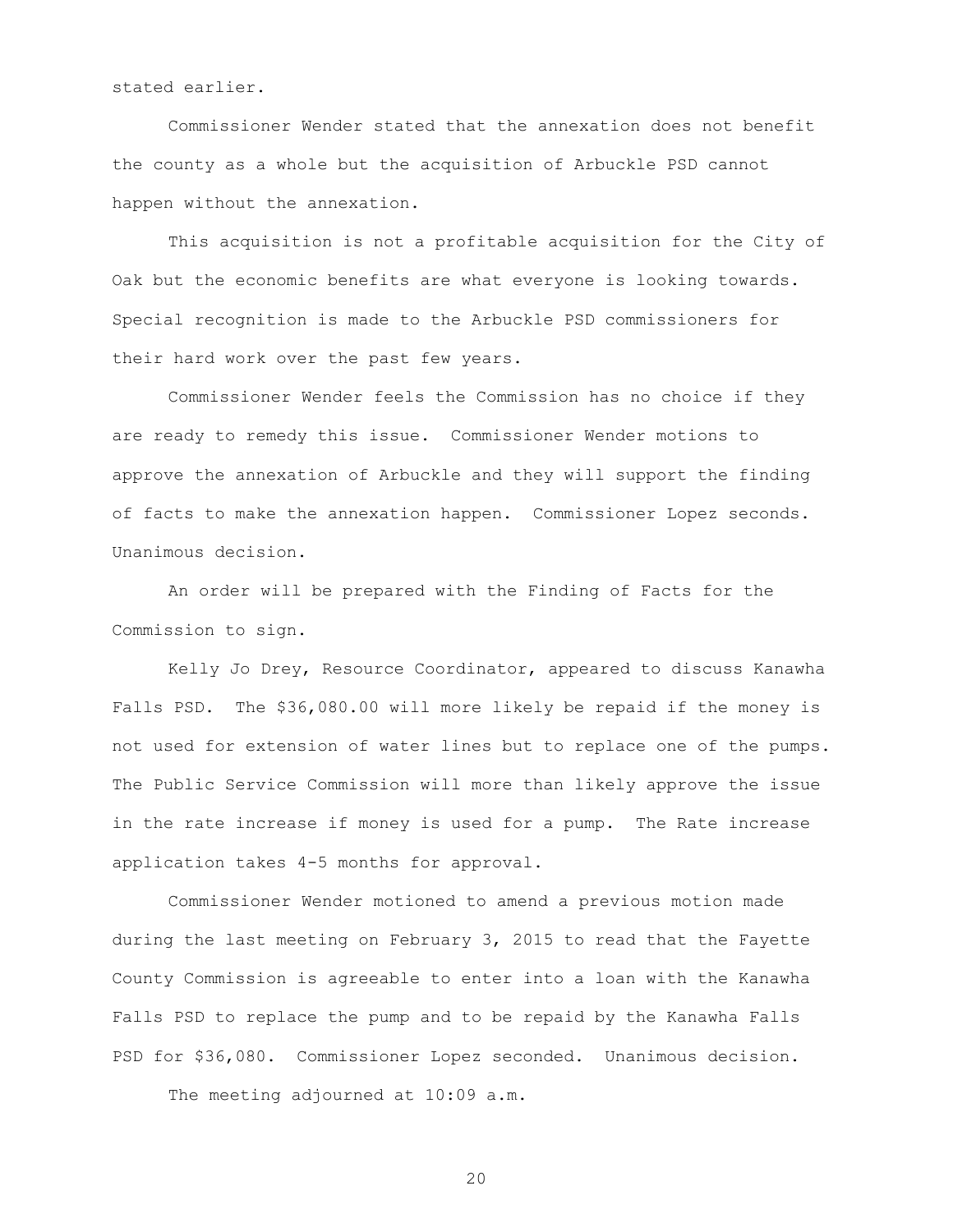stated earlier.

Commissioner Wender stated that the annexation does not benefit the county as a whole but the acquisition of Arbuckle PSD cannot happen without the annexation.

This acquisition is not a profitable acquisition for the City of Oak but the economic benefits are what everyone is looking towards. Special recognition is made to the Arbuckle PSD commissioners for their hard work over the past few years.

Commissioner Wender feels the Commission has no choice if they are ready to remedy this issue. Commissioner Wender motions to approve the annexation of Arbuckle and they will support the finding of facts to make the annexation happen. Commissioner Lopez seconds. Unanimous decision.

An order will be prepared with the Finding of Facts for the Commission to sign.

Kelly Jo Drey, Resource Coordinator, appeared to discuss Kanawha Falls PSD. The $36,080.00 will more likely be repaid if the money is not used for extension of water lines but to replace one of the pumps. The Public Service Commission will more than likely approve the issue in the rate increase if money is used for a pump. The Rate increase application takes 4-5 months for approval.

Commissioner Wender motioned to amend a previous motion made during the last meeting on February 3, 2015 to read that the Fayette County Commission is agreeable to enter into a loan with the Kanawha Falls PSD to replace the pump and to be repaid by the Kanawha Falls PSD for $36,080. Commissioner Lopez seconded. Unanimous decision.

The meeting adjourned at 10:09 a.m.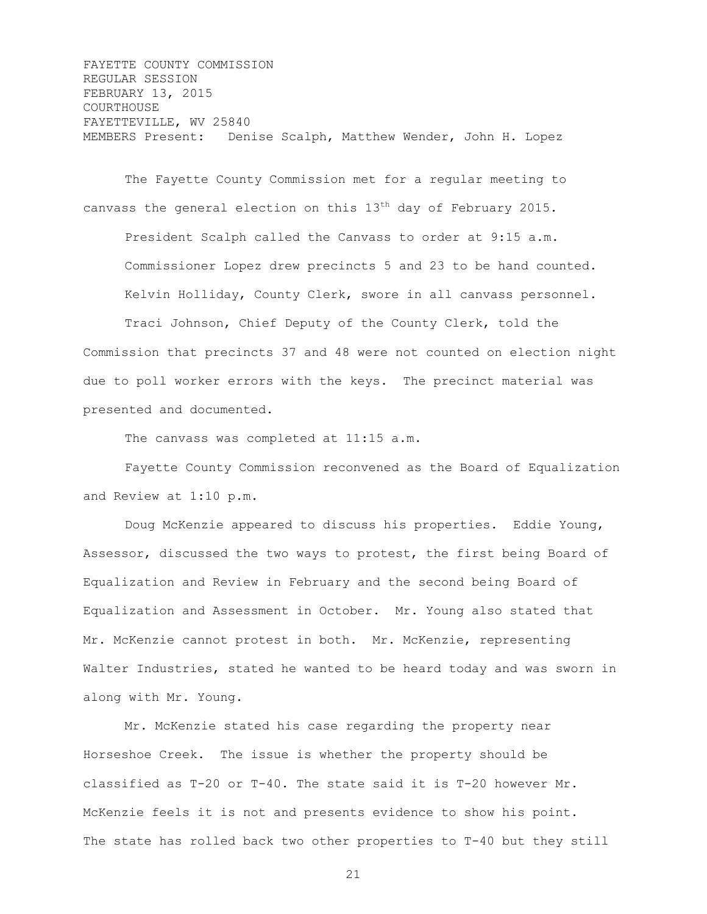FAYETTE COUNTY COMMISSION
REGULAR SESSION
FEBRUARY 13, 2015
COURTHOUSE
FAYETTEVILLE, WV 25840
MEMBERS Present: Denise Scalph, Matthew Wender, John H. Lopez

The Fayette County Commission met for a regular meeting to canvass the general election on this 13th day of February 2015.

President Scalph called the Canvass to order at 9:15 a.m.

Commissioner Lopez drew precincts 5 and 23 to be hand counted.

Kelvin Holliday, County Clerk, swore in all canvass personnel.

Traci Johnson, Chief Deputy of the County Clerk, told the Commission that precincts 37 and 48 were not counted on election night due to poll worker errors with the keys. The precinct material was presented and documented.

The canvass was completed at 11:15 a.m.

Fayette County Commission reconvened as the Board of Equalization and Review at 1:10 p.m.

Doug McKenzie appeared to discuss his properties. Eddie Young, Assessor, discussed the two ways to protest, the first being Board of Equalization and Review in February and the second being Board of Equalization and Assessment in October. Mr. Young also stated that Mr. McKenzie cannot protest in both. Mr. McKenzie, representing Walter Industries, stated he wanted to be heard today and was sworn in along with Mr. Young.

Mr. McKenzie stated his case regarding the property near Horseshoe Creek. The issue is whether the property should be classified as T-20 or T-40. The state said it is T-20 however Mr. McKenzie feels it is not and presents evidence to show his point. The state has rolled back two other properties to T-40 but they still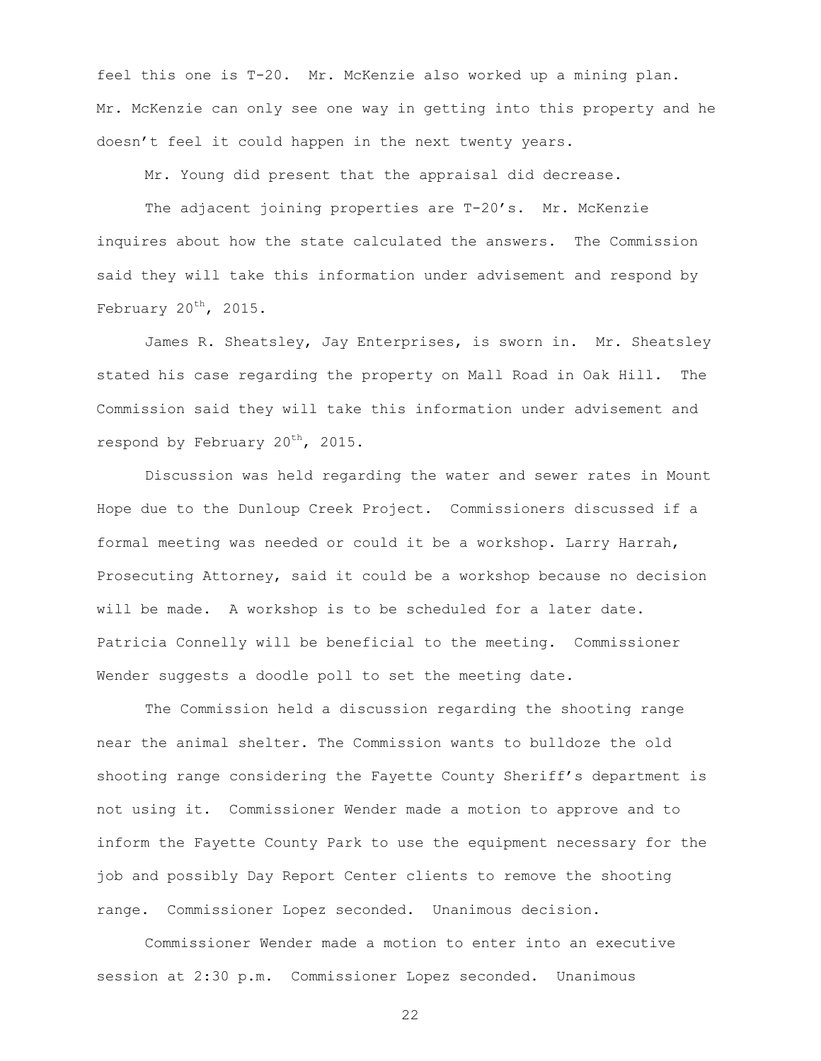feel this one is T-20. Mr. McKenzie also worked up a mining plan. Mr. McKenzie can only see one way in getting into this property and he doesn't feel it could happen in the next twenty years.

Mr. Young did present that the appraisal did decrease.

The adjacent joining properties are T-20's. Mr. McKenzie inquires about how the state calculated the answers. The Commission said they will take this information under advisement and respond by February 20th, 2015.

James R. Sheatsley, Jay Enterprises, is sworn in. Mr. Sheatsley stated his case regarding the property on Mall Road in Oak Hill. The Commission said they will take this information under advisement and respond by February 20th, 2015.

Discussion was held regarding the water and sewer rates in Mount Hope due to the Dunloup Creek Project. Commissioners discussed if a formal meeting was needed or could it be a workshop. Larry Harrah, Prosecuting Attorney, said it could be a workshop because no decision will be made. A workshop is to be scheduled for a later date. Patricia Connelly will be beneficial to the meeting. Commissioner Wender suggests a doodle poll to set the meeting date.

The Commission held a discussion regarding the shooting range near the animal shelter. The Commission wants to bulldoze the old shooting range considering the Fayette County Sheriff's department is not using it. Commissioner Wender made a motion to approve and to inform the Fayette County Park to use the equipment necessary for the job and possibly Day Report Center clients to remove the shooting range. Commissioner Lopez seconded. Unanimous decision.

Commissioner Wender made a motion to enter into an executive session at 2:30 p.m. Commissioner Lopez seconded. Unanimous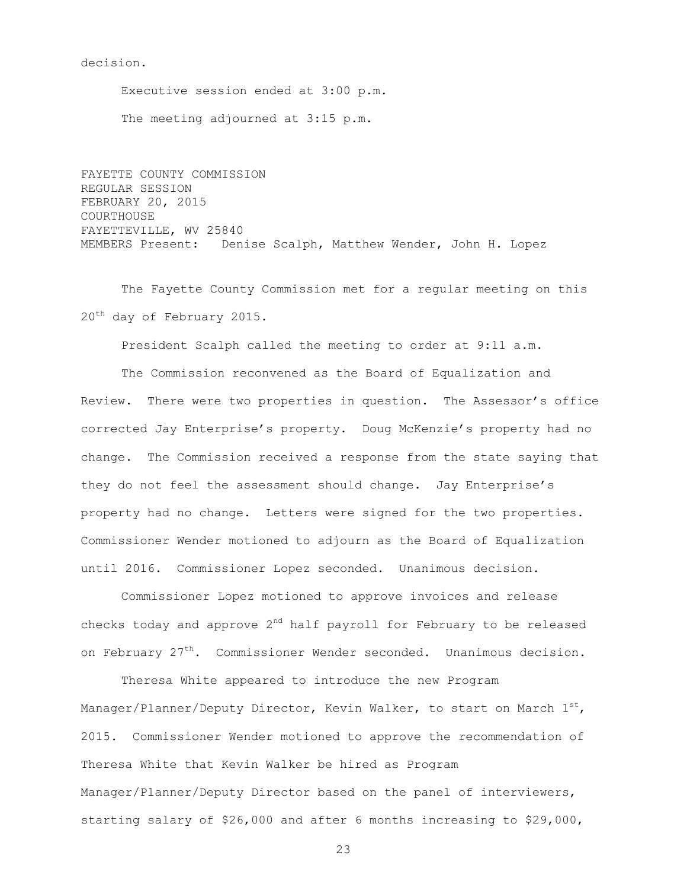decision.

Executive session ended at 3:00 p.m.

The meeting adjourned at 3:15 p.m.

FAYETTE COUNTY COMMISSION
REGULAR SESSION
FEBRUARY 20, 2015
COURTHOUSE
FAYETTEVILLE, WV 25840
MEMBERS Present: Denise Scalph, Matthew Wender, John H. Lopez

The Fayette County Commission met for a regular meeting on this 20th day of February 2015.

President Scalph called the meeting to order at 9:11 a.m.

The Commission reconvened as the Board of Equalization and Review. There were two properties in question. The Assessor's office corrected Jay Enterprise's property. Doug McKenzie's property had no change. The Commission received a response from the state saying that they do not feel the assessment should change. Jay Enterprise's property had no change. Letters were signed for the two properties. Commissioner Wender motioned to adjourn as the Board of Equalization until 2016. Commissioner Lopez seconded. Unanimous decision.

Commissioner Lopez motioned to approve invoices and release checks today and approve 2nd half payroll for February to be released on February 27th. Commissioner Wender seconded. Unanimous decision.

Theresa White appeared to introduce the new Program Manager/Planner/Deputy Director, Kevin Walker, to start on March 1st, 2015. Commissioner Wender motioned to approve the recommendation of Theresa White that Kevin Walker be hired as Program Manager/Planner/Deputy Director based on the panel of interviewers, starting salary of $26,000 and after 6 months increasing to $29,000,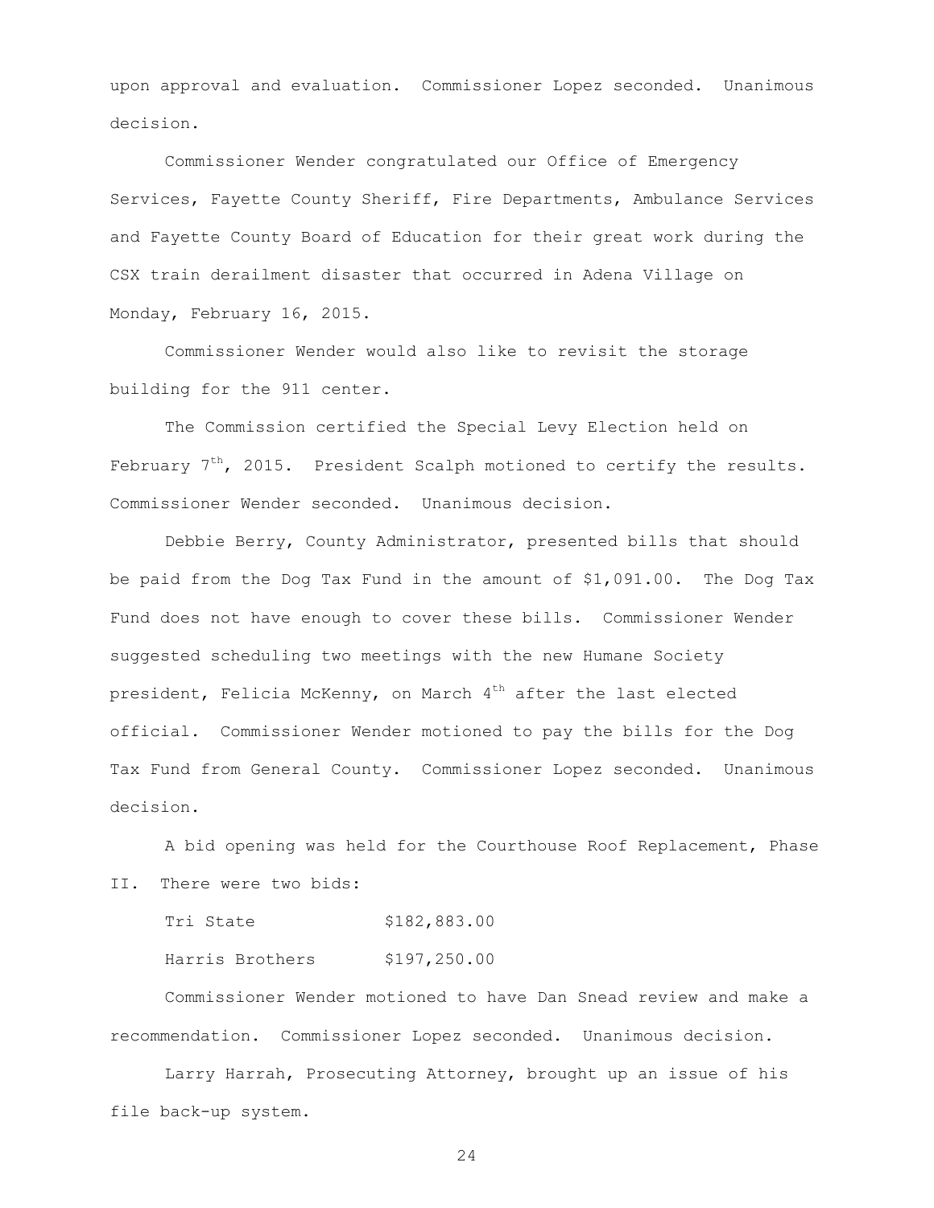upon approval and evaluation. Commissioner Lopez seconded. Unanimous decision.

Commissioner Wender congratulated our Office of Emergency Services, Fayette County Sheriff, Fire Departments, Ambulance Services and Fayette County Board of Education for their great work during the CSX train derailment disaster that occurred in Adena Village on Monday, February 16, 2015.

Commissioner Wender would also like to revisit the storage building for the 911 center.

The Commission certified the Special Levy Election held on February 7th, 2015. President Scalph motioned to certify the results. Commissioner Wender seconded. Unanimous decision.

Debbie Berry, County Administrator, presented bills that should be paid from the Dog Tax Fund in the amount of $1,091.00. The Dog Tax Fund does not have enough to cover these bills. Commissioner Wender suggested scheduling two meetings with the new Humane Society president, Felicia McKenny, on March 4th after the last elected official. Commissioner Wender motioned to pay the bills for the Dog Tax Fund from General County. Commissioner Lopez seconded. Unanimous decision.

A bid opening was held for the Courthouse Roof Replacement, Phase II. There were two bids:

| | |
|---|---|
| Tri State | $182,883.00 |
| Harris Brothers | $197,250.00 |

Commissioner Wender motioned to have Dan Snead review and make a recommendation. Commissioner Lopez seconded. Unanimous decision.

Larry Harrah, Prosecuting Attorney, brought up an issue of his file back-up system.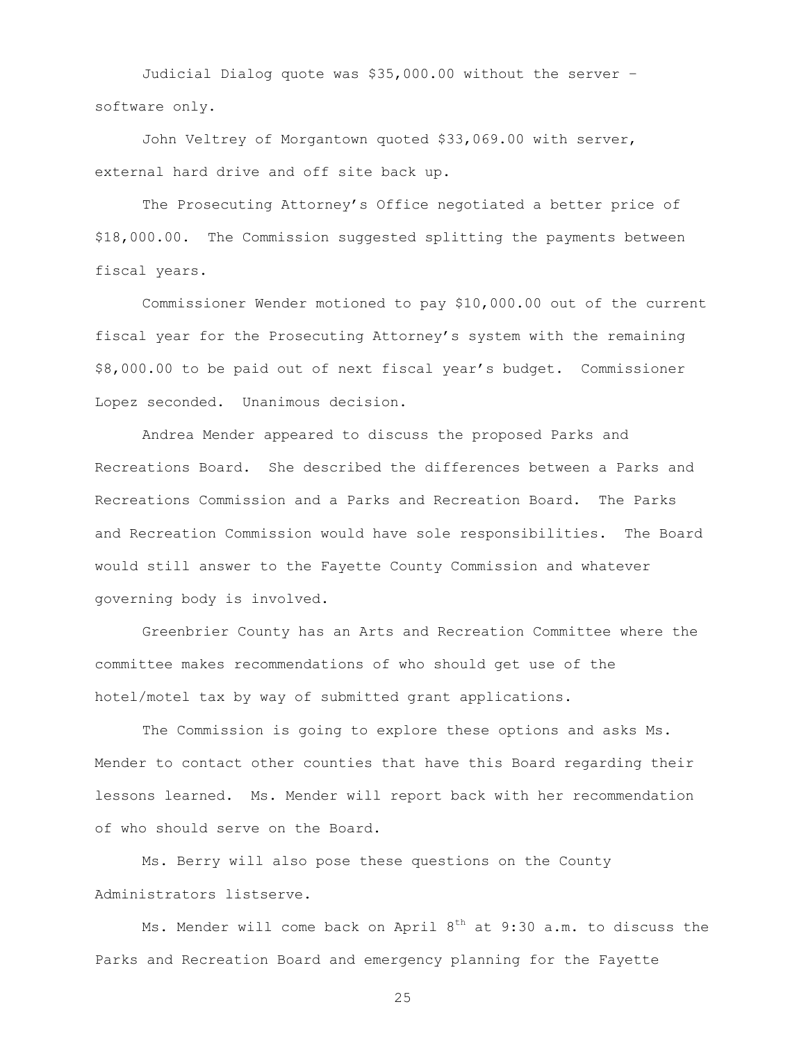Judicial Dialog quote was $35,000.00 without the server – software only.

John Veltrey of Morgantown quoted $33,069.00 with server, external hard drive and off site back up.

The Prosecuting Attorney's Office negotiated a better price of $18,000.00. The Commission suggested splitting the payments between fiscal years.

Commissioner Wender motioned to pay $10,000.00 out of the current fiscal year for the Prosecuting Attorney's system with the remaining $8,000.00 to be paid out of next fiscal year's budget. Commissioner Lopez seconded. Unanimous decision.

Andrea Mender appeared to discuss the proposed Parks and Recreations Board. She described the differences between a Parks and Recreations Commission and a Parks and Recreation Board. The Parks and Recreation Commission would have sole responsibilities. The Board would still answer to the Fayette County Commission and whatever governing body is involved.

Greenbrier County has an Arts and Recreation Committee where the committee makes recommendations of who should get use of the hotel/motel tax by way of submitted grant applications.

The Commission is going to explore these options and asks Ms. Mender to contact other counties that have this Board regarding their lessons learned. Ms. Mender will report back with her recommendation of who should serve on the Board.

Ms. Berry will also pose these questions on the County Administrators listserve.

Ms. Mender will come back on April 8th at 9:30 a.m. to discuss the Parks and Recreation Board and emergency planning for the Fayette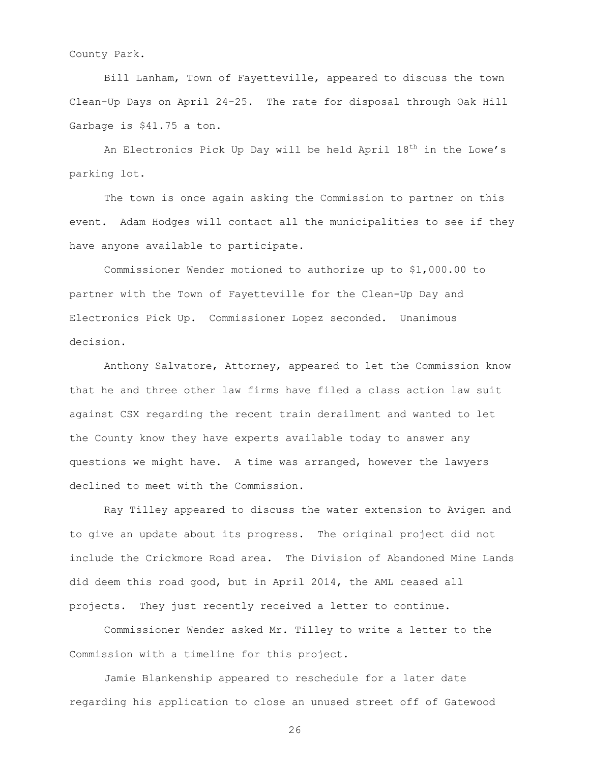County Park.

Bill Lanham, Town of Fayetteville, appeared to discuss the town Clean-Up Days on April 24-25. The rate for disposal through Oak Hill Garbage is $41.75 a ton.

An Electronics Pick Up Day will be held April 18th in the Lowe's parking lot.

The town is once again asking the Commission to partner on this event. Adam Hodges will contact all the municipalities to see if they have anyone available to participate.

Commissioner Wender motioned to authorize up to $1,000.00 to partner with the Town of Fayetteville for the Clean-Up Day and Electronics Pick Up. Commissioner Lopez seconded. Unanimous decision.

Anthony Salvatore, Attorney, appeared to let the Commission know that he and three other law firms have filed a class action law suit against CSX regarding the recent train derailment and wanted to let the County know they have experts available today to answer any questions we might have. A time was arranged, however the lawyers declined to meet with the Commission.

Ray Tilley appeared to discuss the water extension to Avigen and to give an update about its progress. The original project did not include the Crickmore Road area. The Division of Abandoned Mine Lands did deem this road good, but in April 2014, the AML ceased all projects. They just recently received a letter to continue.

Commissioner Wender asked Mr. Tilley to write a letter to the Commission with a timeline for this project.

Jamie Blankenship appeared to reschedule for a later date regarding his application to close an unused street off of Gatewood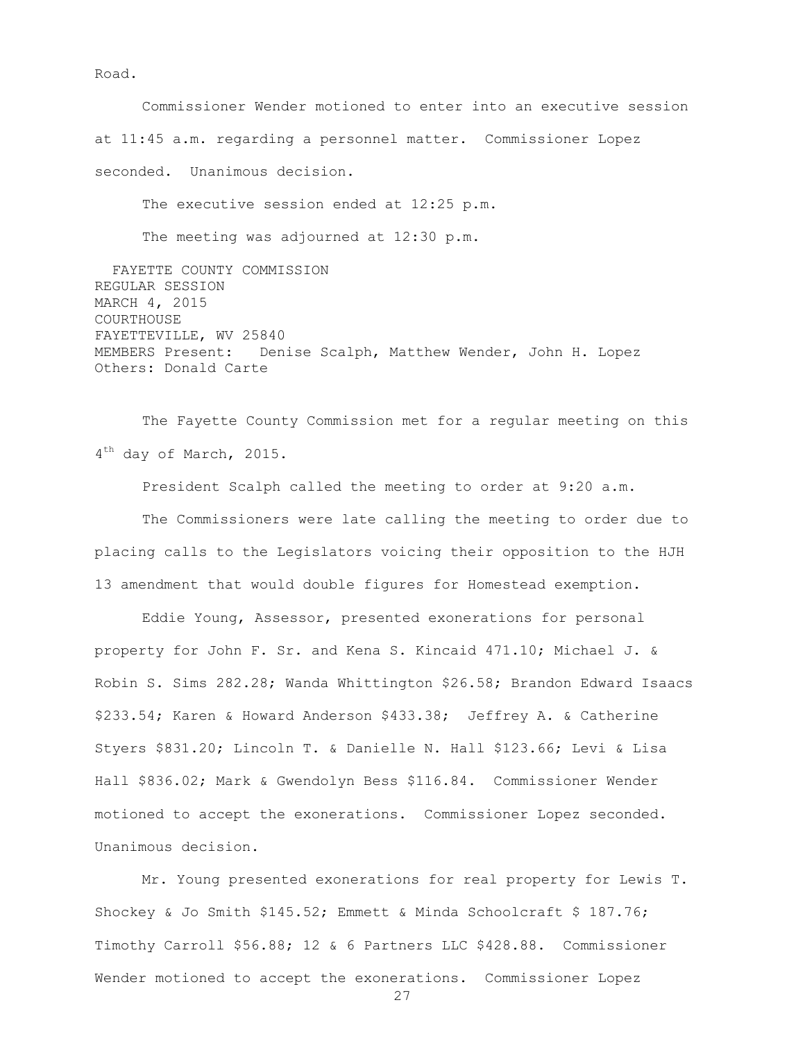Road.

Commissioner Wender motioned to enter into an executive session at 11:45 a.m. regarding a personnel matter. Commissioner Lopez seconded. Unanimous decision.

The executive session ended at 12:25 p.m.

The meeting was adjourned at 12:30 p.m.

FAYETTE COUNTY COMMISSION
REGULAR SESSION
MARCH 4, 2015
COURTHOUSE
FAYETTEVILLE, WV 25840
MEMBERS Present: Denise Scalph, Matthew Wender, John H. Lopez
Others: Donald Carte

The Fayette County Commission met for a regular meeting on this 4th day of March, 2015.

President Scalph called the meeting to order at 9:20 a.m.

The Commissioners were late calling the meeting to order due to placing calls to the Legislators voicing their opposition to the HJH 13 amendment that would double figures for Homestead exemption.

Eddie Young, Assessor, presented exonerations for personal property for John F. Sr. and Kena S. Kincaid 471.10; Michael J. & Robin S. Sims 282.28; Wanda Whittington $26.58; Brandon Edward Isaacs $233.54; Karen & Howard Anderson $433.38; Jeffrey A. & Catherine Styers $831.20; Lincoln T. & Danielle N. Hall $123.66; Levi & Lisa Hall $836.02; Mark & Gwendolyn Bess $116.84. Commissioner Wender motioned to accept the exonerations. Commissioner Lopez seconded. Unanimous decision.

Mr. Young presented exonerations for real property for Lewis T. Shockey & Jo Smith $145.52; Emmett & Minda Schoolcraft $ 187.76; Timothy Carroll $56.88; 12 & 6 Partners LLC $428.88. Commissioner Wender motioned to accept the exonerations. Commissioner Lopez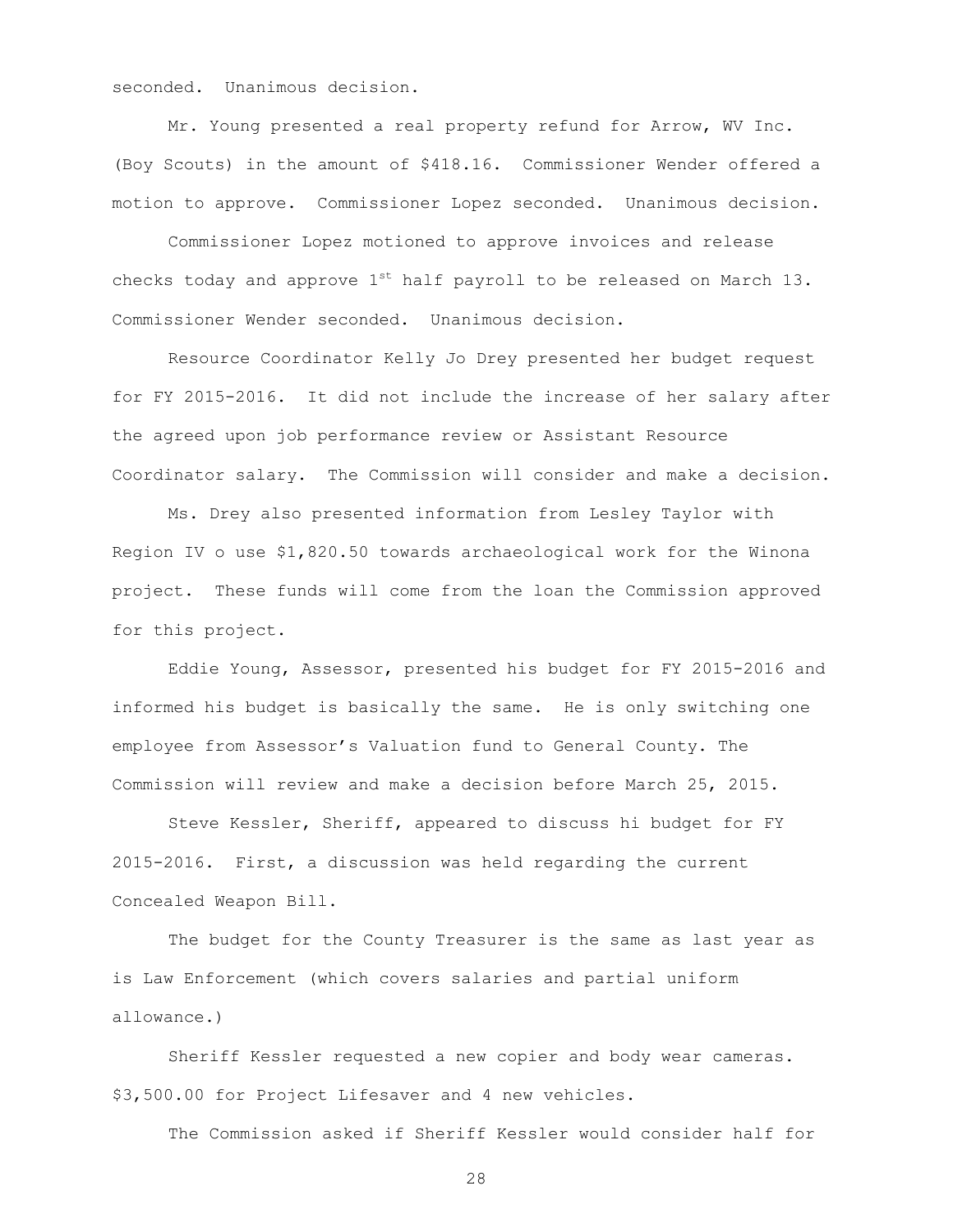seconded. Unanimous decision.

Mr. Young presented a real property refund for Arrow, WV Inc. (Boy Scouts) in the amount of $418.16. Commissioner Wender offered a motion to approve. Commissioner Lopez seconded. Unanimous decision.

Commissioner Lopez motioned to approve invoices and release checks today and approve 1st half payroll to be released on March 13. Commissioner Wender seconded. Unanimous decision.

Resource Coordinator Kelly Jo Drey presented her budget request for FY 2015-2016. It did not include the increase of her salary after the agreed upon job performance review or Assistant Resource Coordinator salary. The Commission will consider and make a decision.

Ms. Drey also presented information from Lesley Taylor with Region IV o use $1,820.50 towards archaeological work for the Winona project. These funds will come from the loan the Commission approved for this project.

Eddie Young, Assessor, presented his budget for FY 2015-2016 and informed his budget is basically the same. He is only switching one employee from Assessor's Valuation fund to General County. The Commission will review and make a decision before March 25, 2015.

Steve Kessler, Sheriff, appeared to discuss hi budget for FY 2015-2016. First, a discussion was held regarding the current Concealed Weapon Bill.

The budget for the County Treasurer is the same as last year as is Law Enforcement (which covers salaries and partial uniform allowance.)

Sheriff Kessler requested a new copier and body wear cameras. $3,500.00 for Project Lifesaver and 4 new vehicles.

The Commission asked if Sheriff Kessler would consider half for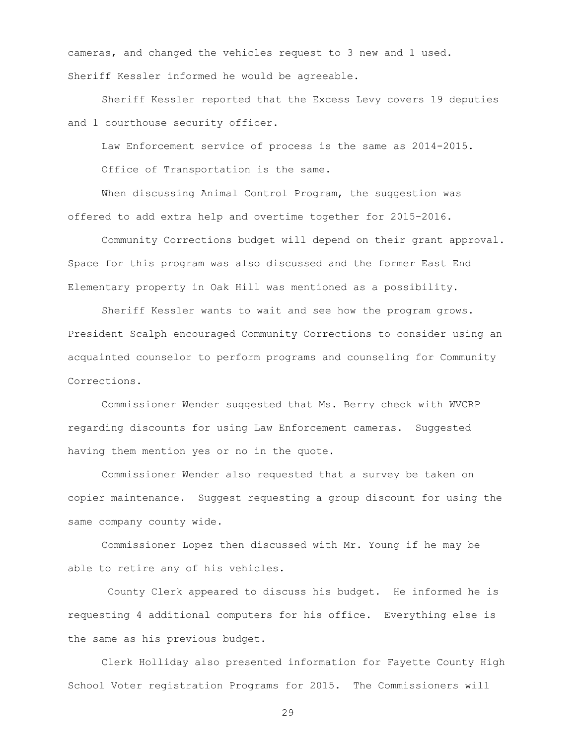cameras, and changed the vehicles request to 3 new and 1 used. Sheriff Kessler informed he would be agreeable.

Sheriff Kessler reported that the Excess Levy covers 19 deputies and 1 courthouse security officer.

Law Enforcement service of process is the same as 2014-2015.

Office of Transportation is the same.

When discussing Animal Control Program, the suggestion was offered to add extra help and overtime together for 2015-2016.

Community Corrections budget will depend on their grant approval. Space for this program was also discussed and the former East End Elementary property in Oak Hill was mentioned as a possibility.

Sheriff Kessler wants to wait and see how the program grows. President Scalph encouraged Community Corrections to consider using an acquainted counselor to perform programs and counseling for Community Corrections.

Commissioner Wender suggested that Ms. Berry check with WVCRP regarding discounts for using Law Enforcement cameras. Suggested having them mention yes or no in the quote.

Commissioner Wender also requested that a survey be taken on copier maintenance. Suggest requesting a group discount for using the same company county wide.

Commissioner Lopez then discussed with Mr. Young if he may be able to retire any of his vehicles.

County Clerk appeared to discuss his budget. He informed he is requesting 4 additional computers for his office. Everything else is the same as his previous budget.

Clerk Holliday also presented information for Fayette County High School Voter registration Programs for 2015. The Commissioners will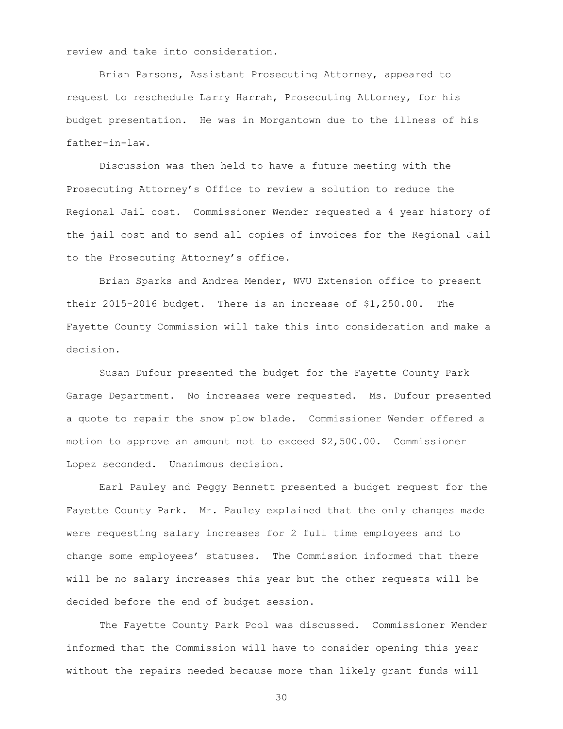review and take into consideration.

Brian Parsons, Assistant Prosecuting Attorney, appeared to request to reschedule Larry Harrah, Prosecuting Attorney, for his budget presentation. He was in Morgantown due to the illness of his father-in-law.

Discussion was then held to have a future meeting with the Prosecuting Attorney's Office to review a solution to reduce the Regional Jail cost. Commissioner Wender requested a 4 year history of the jail cost and to send all copies of invoices for the Regional Jail to the Prosecuting Attorney's office.

Brian Sparks and Andrea Mender, WVU Extension office to present their 2015-2016 budget. There is an increase of $1,250.00. The Fayette County Commission will take this into consideration and make a decision.

Susan Dufour presented the budget for the Fayette County Park Garage Department. No increases were requested. Ms. Dufour presented a quote to repair the snow plow blade. Commissioner Wender offered a motion to approve an amount not to exceed $2,500.00. Commissioner Lopez seconded. Unanimous decision.

Earl Pauley and Peggy Bennett presented a budget request for the Fayette County Park. Mr. Pauley explained that the only changes made were requesting salary increases for 2 full time employees and to change some employees' statuses. The Commission informed that there will be no salary increases this year but the other requests will be decided before the end of budget session.

The Fayette County Park Pool was discussed. Commissioner Wender informed that the Commission will have to consider opening this year without the repairs needed because more than likely grant funds will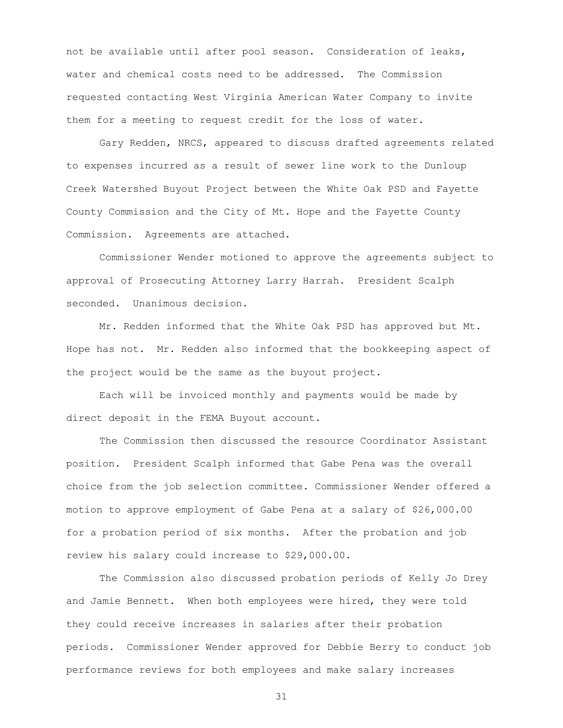not be available until after pool season. Consideration of leaks, water and chemical costs need to be addressed. The Commission requested contacting West Virginia American Water Company to invite them for a meeting to request credit for the loss of water.

Gary Redden, NRCS, appeared to discuss drafted agreements related to expenses incurred as a result of sewer line work to the Dunloup Creek Watershed Buyout Project between the White Oak PSD and Fayette County Commission and the City of Mt. Hope and the Fayette County Commission. Agreements are attached.

Commissioner Wender motioned to approve the agreements subject to approval of Prosecuting Attorney Larry Harrah. President Scalph seconded. Unanimous decision.

Mr. Redden informed that the White Oak PSD has approved but Mt. Hope has not. Mr. Redden also informed that the bookkeeping aspect of the project would be the same as the buyout project.

Each will be invoiced monthly and payments would be made by direct deposit in the FEMA Buyout account.

The Commission then discussed the resource Coordinator Assistant position. President Scalph informed that Gabe Pena was the overall choice from the job selection committee. Commissioner Wender offered a motion to approve employment of Gabe Pena at a salary of $26,000.00 for a probation period of six months. After the probation and job review his salary could increase to $29,000.00.

The Commission also discussed probation periods of Kelly Jo Drey and Jamie Bennett. When both employees were hired, they were told they could receive increases in salaries after their probation periods. Commissioner Wender approved for Debbie Berry to conduct job performance reviews for both employees and make salary increases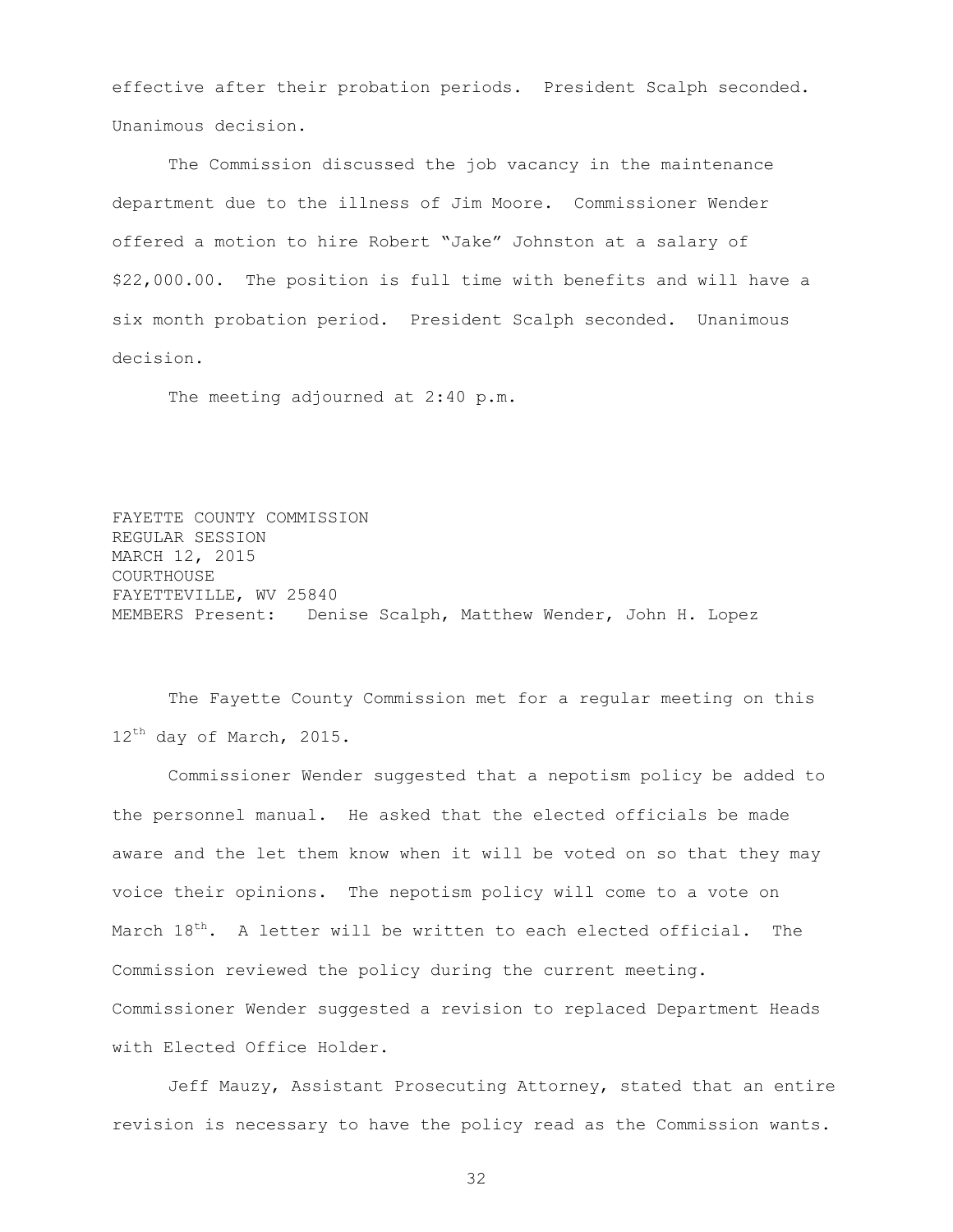effective after their probation periods. President Scalph seconded. Unanimous decision.

The Commission discussed the job vacancy in the maintenance department due to the illness of Jim Moore. Commissioner Wender offered a motion to hire Robert "Jake" Johnston at a salary of $22,000.00. The position is full time with benefits and will have a six month probation period. President Scalph seconded. Unanimous decision.

The meeting adjourned at 2:40 p.m.

FAYETTE COUNTY COMMISSION
REGULAR SESSION
MARCH 12, 2015
COURTHOUSE
FAYETTEVILLE, WV 25840
MEMBERS Present: Denise Scalph, Matthew Wender, John H. Lopez

The Fayette County Commission met for a regular meeting on this 12th day of March, 2015.

Commissioner Wender suggested that a nepotism policy be added to the personnel manual. He asked that the elected officials be made aware and the let them know when it will be voted on so that they may voice their opinions. The nepotism policy will come to a vote on March 18th. A letter will be written to each elected official. The Commission reviewed the policy during the current meeting. Commissioner Wender suggested a revision to replaced Department Heads with Elected Office Holder.

Jeff Mauzy, Assistant Prosecuting Attorney, stated that an entire revision is necessary to have the policy read as the Commission wants.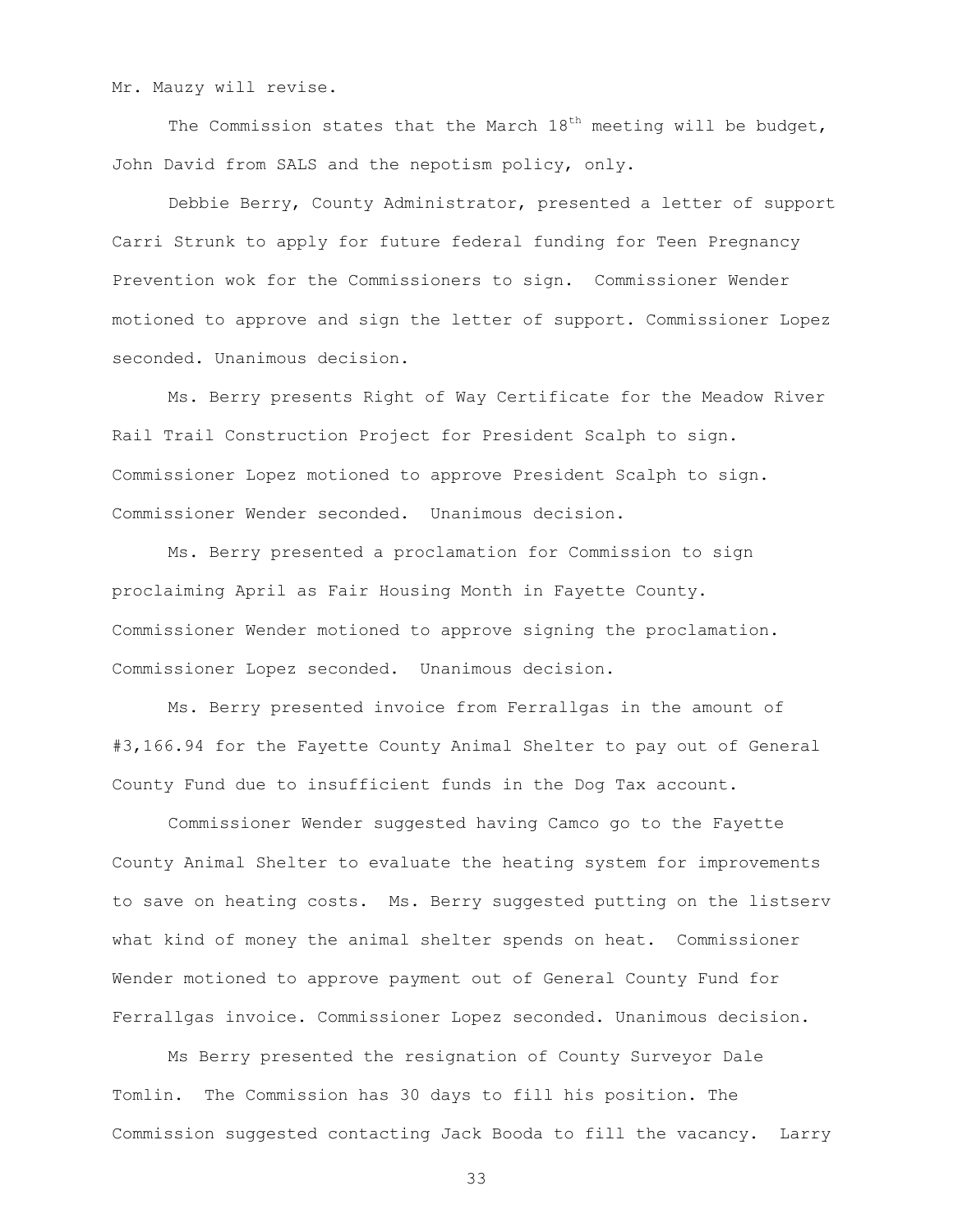Mr. Mauzy will revise.

The Commission states that the March 18th meeting will be budget, John David from SALS and the nepotism policy, only.

Debbie Berry, County Administrator, presented a letter of support Carri Strunk to apply for future federal funding for Teen Pregnancy Prevention wok for the Commissioners to sign. Commissioner Wender motioned to approve and sign the letter of support. Commissioner Lopez seconded. Unanimous decision.

Ms. Berry presents Right of Way Certificate for the Meadow River Rail Trail Construction Project for President Scalph to sign. Commissioner Lopez motioned to approve President Scalph to sign. Commissioner Wender seconded. Unanimous decision.

Ms. Berry presented a proclamation for Commission to sign proclaiming April as Fair Housing Month in Fayette County. Commissioner Wender motioned to approve signing the proclamation. Commissioner Lopez seconded. Unanimous decision.

Ms. Berry presented invoice from Ferrallgas in the amount of #3,166.94 for the Fayette County Animal Shelter to pay out of General County Fund due to insufficient funds in the Dog Tax account.

Commissioner Wender suggested having Camco go to the Fayette County Animal Shelter to evaluate the heating system for improvements to save on heating costs. Ms. Berry suggested putting on the listserv what kind of money the animal shelter spends on heat. Commissioner Wender motioned to approve payment out of General County Fund for Ferrallgas invoice. Commissioner Lopez seconded. Unanimous decision.

Ms Berry presented the resignation of County Surveyor Dale Tomlin. The Commission has 30 days to fill his position. The Commission suggested contacting Jack Booda to fill the vacancy. Larry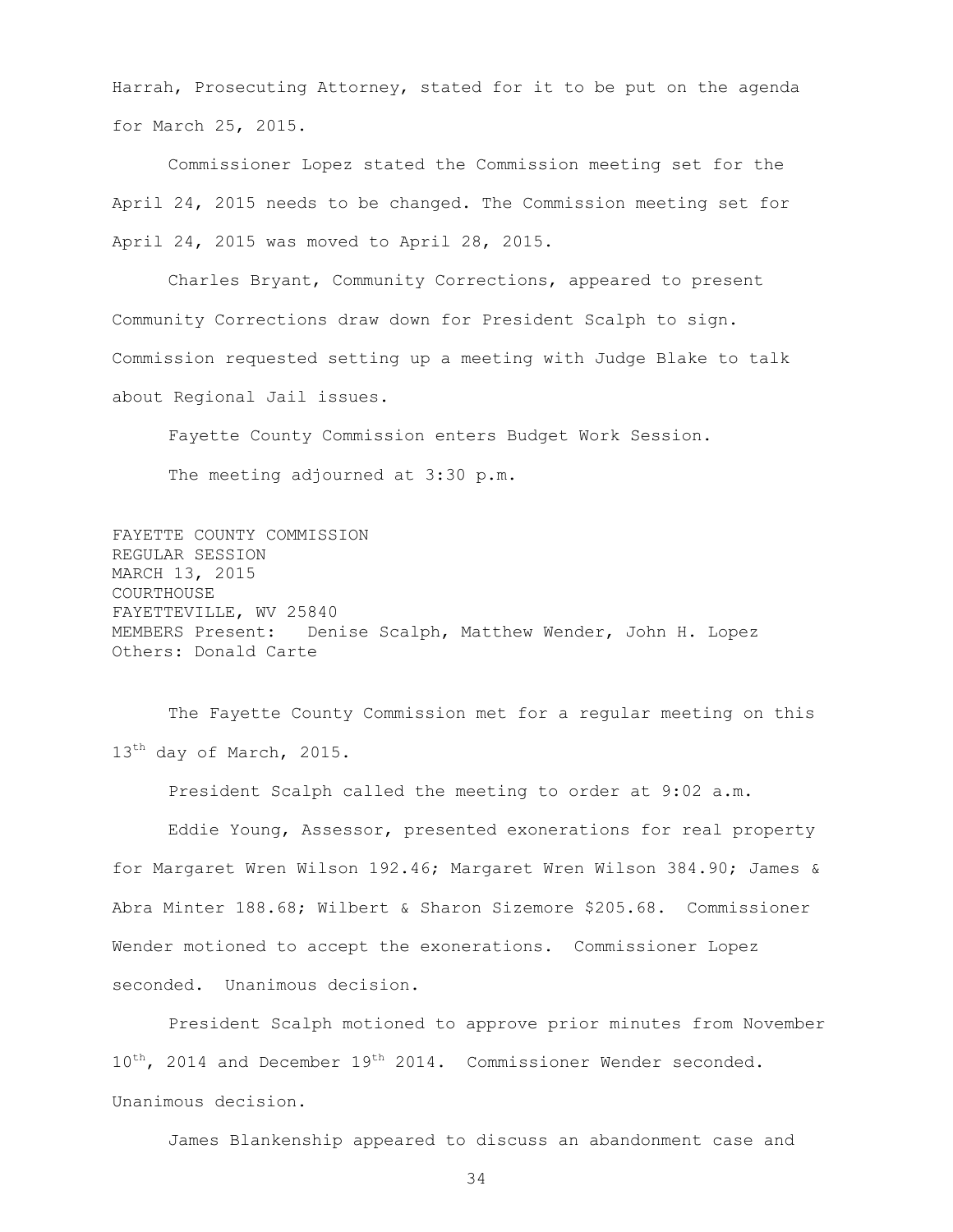Harrah, Prosecuting Attorney, stated for it to be put on the agenda for March 25, 2015.

Commissioner Lopez stated the Commission meeting set for the April 24, 2015 needs to be changed. The Commission meeting set for April 24, 2015 was moved to April 28, 2015.

Charles Bryant, Community Corrections, appeared to present Community Corrections draw down for President Scalph to sign. Commission requested setting up a meeting with Judge Blake to talk about Regional Jail issues.

Fayette County Commission enters Budget Work Session.

The meeting adjourned at 3:30 p.m.

FAYETTE COUNTY COMMISSION
REGULAR SESSION
MARCH 13, 2015
COURTHOUSE
FAYETTEVILLE, WV 25840
MEMBERS Present: Denise Scalph, Matthew Wender, John H. Lopez
Others: Donald Carte

The Fayette County Commission met for a regular meeting on this 13th day of March, 2015.

President Scalph called the meeting to order at 9:02 a.m.

Eddie Young, Assessor, presented exonerations for real property for Margaret Wren Wilson 192.46; Margaret Wren Wilson 384.90; James & Abra Minter 188.68; Wilbert & Sharon Sizemore $205.68. Commissioner Wender motioned to accept the exonerations. Commissioner Lopez seconded. Unanimous decision.

President Scalph motioned to approve prior minutes from November 10th, 2014 and December 19th 2014. Commissioner Wender seconded. Unanimous decision.

James Blankenship appeared to discuss an abandonment case and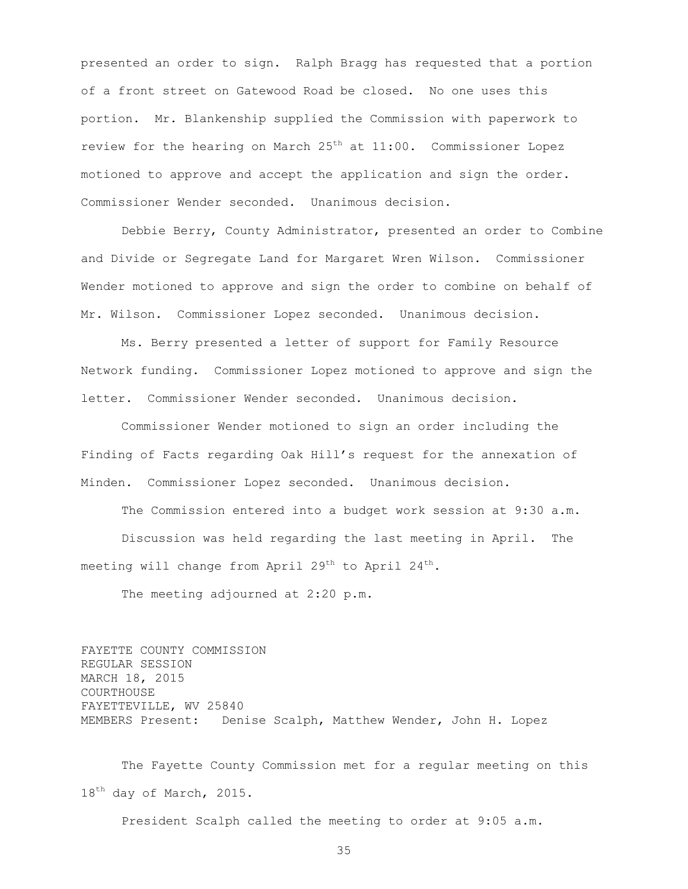presented an order to sign. Ralph Bragg has requested that a portion of a front street on Gatewood Road be closed. No one uses this portion. Mr. Blankenship supplied the Commission with paperwork to review for the hearing on March 25th at 11:00. Commissioner Lopez motioned to approve and accept the application and sign the order. Commissioner Wender seconded. Unanimous decision.

Debbie Berry, County Administrator, presented an order to Combine and Divide or Segregate Land for Margaret Wren Wilson. Commissioner Wender motioned to approve and sign the order to combine on behalf of Mr. Wilson. Commissioner Lopez seconded. Unanimous decision.

Ms. Berry presented a letter of support for Family Resource Network funding. Commissioner Lopez motioned to approve and sign the letter. Commissioner Wender seconded. Unanimous decision.

Commissioner Wender motioned to sign an order including the Finding of Facts regarding Oak Hill's request for the annexation of Minden. Commissioner Lopez seconded. Unanimous decision.

The Commission entered into a budget work session at 9:30 a.m.

Discussion was held regarding the last meeting in April. The meeting will change from April 29th to April 24th.

The meeting adjourned at 2:20 p.m.

FAYETTE COUNTY COMMISSION
REGULAR SESSION
MARCH 18, 2015
COURTHOUSE
FAYETTEVILLE, WV 25840
MEMBERS Present: Denise Scalph, Matthew Wender, John H. Lopez

The Fayette County Commission met for a regular meeting on this 18th day of March, 2015.

President Scalph called the meeting to order at 9:05 a.m.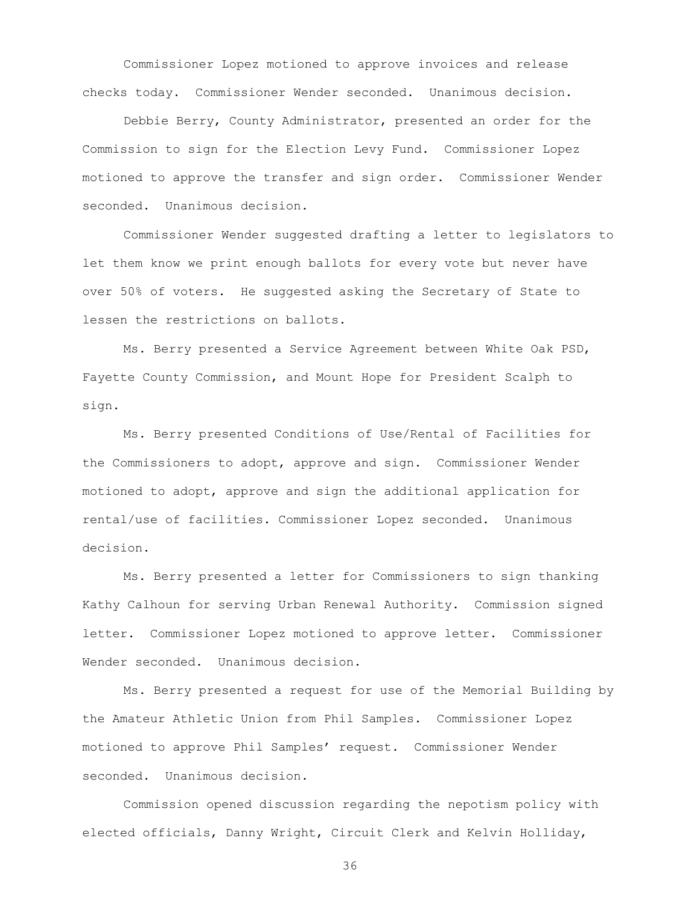Commissioner Lopez motioned to approve invoices and release checks today. Commissioner Wender seconded. Unanimous decision.

Debbie Berry, County Administrator, presented an order for the Commission to sign for the Election Levy Fund. Commissioner Lopez motioned to approve the transfer and sign order. Commissioner Wender seconded. Unanimous decision.

Commissioner Wender suggested drafting a letter to legislators to let them know we print enough ballots for every vote but never have over 50% of voters. He suggested asking the Secretary of State to lessen the restrictions on ballots.

Ms. Berry presented a Service Agreement between White Oak PSD, Fayette County Commission, and Mount Hope for President Scalph to sign.

Ms. Berry presented Conditions of Use/Rental of Facilities for the Commissioners to adopt, approve and sign. Commissioner Wender motioned to adopt, approve and sign the additional application for rental/use of facilities. Commissioner Lopez seconded. Unanimous decision.

Ms. Berry presented a letter for Commissioners to sign thanking Kathy Calhoun for serving Urban Renewal Authority. Commission signed letter. Commissioner Lopez motioned to approve letter. Commissioner Wender seconded. Unanimous decision.

Ms. Berry presented a request for use of the Memorial Building by the Amateur Athletic Union from Phil Samples. Commissioner Lopez motioned to approve Phil Samples' request. Commissioner Wender seconded. Unanimous decision.

Commission opened discussion regarding the nepotism policy with elected officials, Danny Wright, Circuit Clerk and Kelvin Holliday,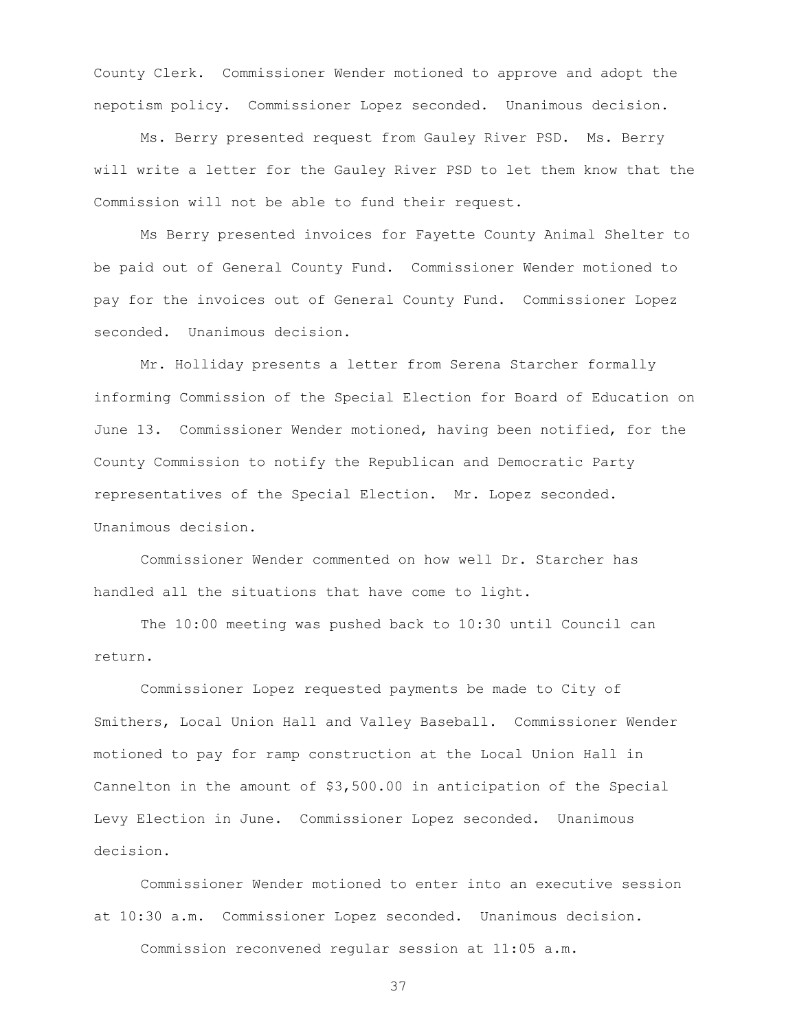County Clerk. Commissioner Wender motioned to approve and adopt the nepotism policy. Commissioner Lopez seconded. Unanimous decision.

Ms. Berry presented request from Gauley River PSD. Ms. Berry will write a letter for the Gauley River PSD to let them know that the Commission will not be able to fund their request.

Ms Berry presented invoices for Fayette County Animal Shelter to be paid out of General County Fund. Commissioner Wender motioned to pay for the invoices out of General County Fund. Commissioner Lopez seconded. Unanimous decision.

Mr. Holliday presents a letter from Serena Starcher formally informing Commission of the Special Election for Board of Education on June 13. Commissioner Wender motioned, having been notified, for the County Commission to notify the Republican and Democratic Party representatives of the Special Election. Mr. Lopez seconded. Unanimous decision.

Commissioner Wender commented on how well Dr. Starcher has handled all the situations that have come to light.

The 10:00 meeting was pushed back to 10:30 until Council can return.

Commissioner Lopez requested payments be made to City of Smithers, Local Union Hall and Valley Baseball. Commissioner Wender motioned to pay for ramp construction at the Local Union Hall in Cannelton in the amount of $3,500.00 in anticipation of the Special Levy Election in June. Commissioner Lopez seconded. Unanimous decision.

Commissioner Wender motioned to enter into an executive session at 10:30 a.m. Commissioner Lopez seconded. Unanimous decision.

Commission reconvened regular session at 11:05 a.m.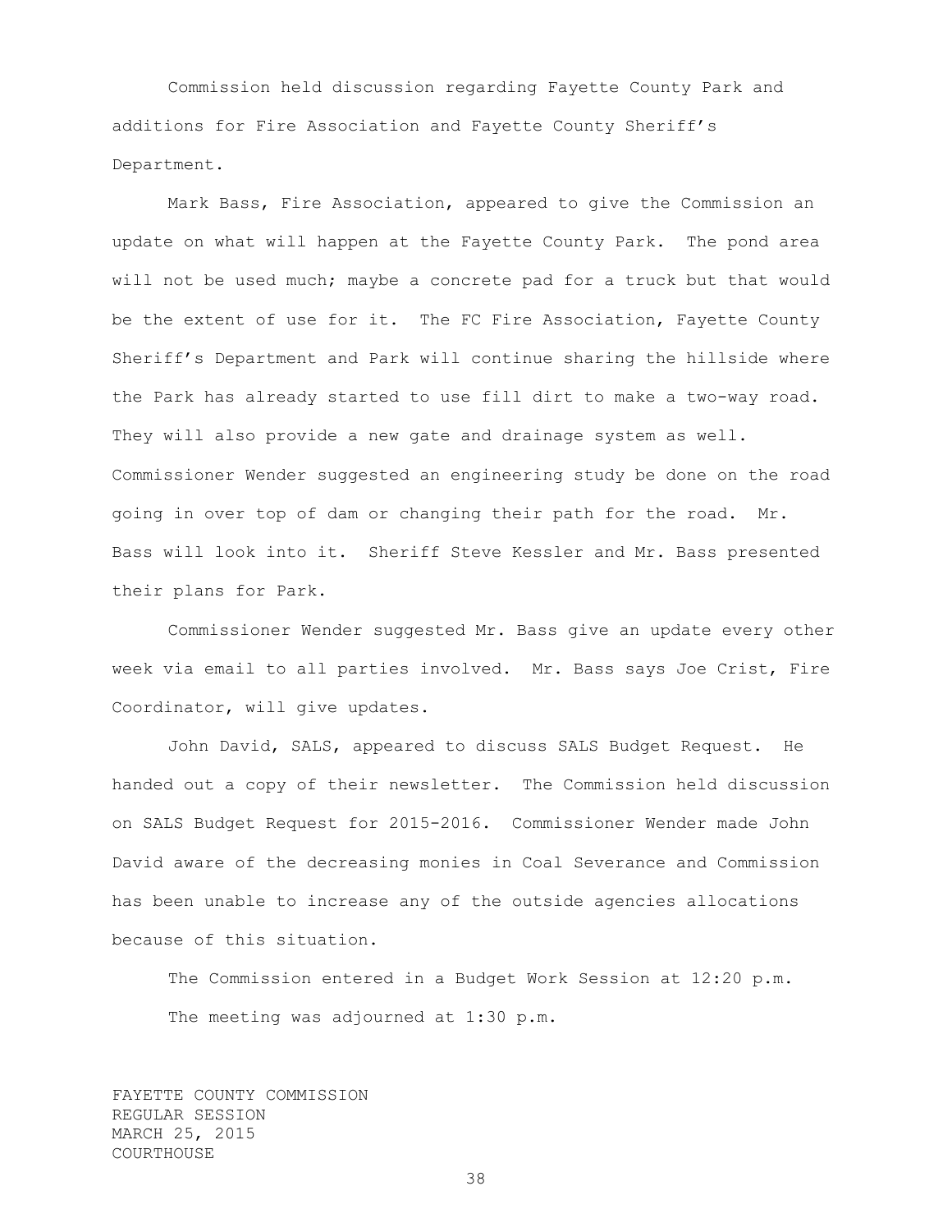Commission held discussion regarding Fayette County Park and additions for Fire Association and Fayette County Sheriff's Department.

Mark Bass, Fire Association, appeared to give the Commission an update on what will happen at the Fayette County Park. The pond area will not be used much; maybe a concrete pad for a truck but that would be the extent of use for it. The FC Fire Association, Fayette County Sheriff's Department and Park will continue sharing the hillside where the Park has already started to use fill dirt to make a two-way road. They will also provide a new gate and drainage system as well. Commissioner Wender suggested an engineering study be done on the road going in over top of dam or changing their path for the road. Mr. Bass will look into it. Sheriff Steve Kessler and Mr. Bass presented their plans for Park.

Commissioner Wender suggested Mr. Bass give an update every other week via email to all parties involved. Mr. Bass says Joe Crist, Fire Coordinator, will give updates.

John David, SALS, appeared to discuss SALS Budget Request. He handed out a copy of their newsletter. The Commission held discussion on SALS Budget Request for 2015-2016. Commissioner Wender made John David aware of the decreasing monies in Coal Severance and Commission has been unable to increase any of the outside agencies allocations because of this situation.

The Commission entered in a Budget Work Session at 12:20 p.m.

The meeting was adjourned at 1:30 p.m.

FAYETTE COUNTY COMMISSION
REGULAR SESSION
MARCH 25, 2015
COURTHOUSE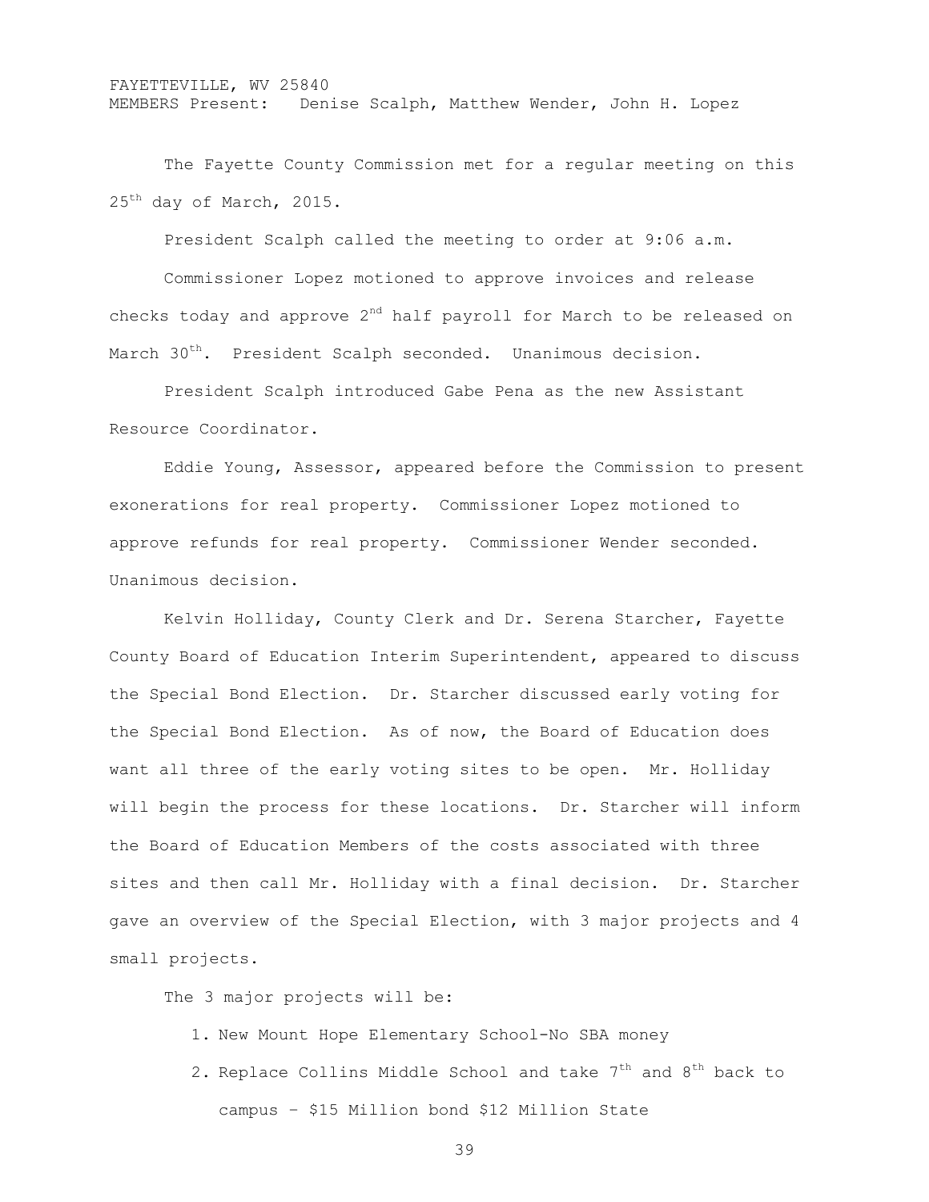FAYETTEVILLE, WV 25840
MEMBERS Present: Denise Scalph, Matthew Wender, John H. Lopez

The Fayette County Commission met for a regular meeting on this 25th day of March, 2015.

President Scalph called the meeting to order at 9:06 a.m.

Commissioner Lopez motioned to approve invoices and release checks today and approve 2nd half payroll for March to be released on March 30th. President Scalph seconded. Unanimous decision.

President Scalph introduced Gabe Pena as the new Assistant Resource Coordinator.

Eddie Young, Assessor, appeared before the Commission to present exonerations for real property. Commissioner Lopez motioned to approve refunds for real property. Commissioner Wender seconded. Unanimous decision.

Kelvin Holliday, County Clerk and Dr. Serena Starcher, Fayette County Board of Education Interim Superintendent, appeared to discuss the Special Bond Election. Dr. Starcher discussed early voting for the Special Bond Election. As of now, the Board of Education does want all three of the early voting sites to be open. Mr. Holliday will begin the process for these locations. Dr. Starcher will inform the Board of Education Members of the costs associated with three sites and then call Mr. Holliday with a final decision. Dr. Starcher gave an overview of the Special Election, with 3 major projects and 4 small projects.

The 3 major projects will be:

1. New Mount Hope Elementary School-No SBA money
2. Replace Collins Middle School and take 7th and 8th back to campus – $15 Million bond $12 Million State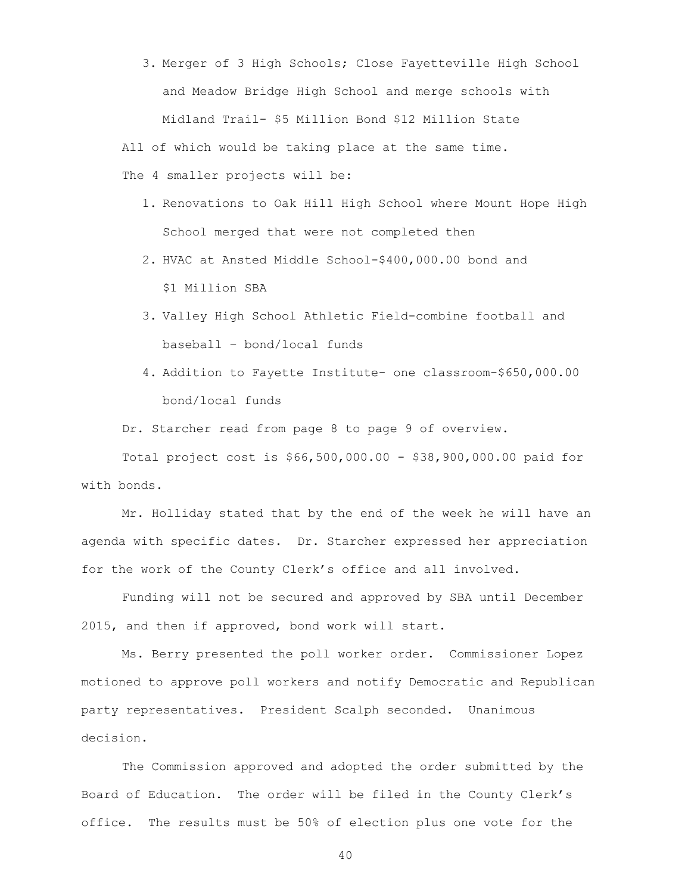3. Merger of 3 High Schools; Close Fayetteville High School and Meadow Bridge High School and merge schools with Midland Trail- $5 Million Bond $12 Million State

All of which would be taking place at the same time.

The 4 smaller projects will be:

1. Renovations to Oak Hill High School where Mount Hope High School merged that were not completed then
2. HVAC at Ansted Middle School-$400,000.00 bond and $1 Million SBA
3. Valley High School Athletic Field-combine football and baseball – bond/local funds
4. Addition to Fayette Institute- one classroom-$650,000.00 bond/local funds

Dr. Starcher read from page 8 to page 9 of overview.

Total project cost is $66,500,000.00 - $38,900,000.00 paid for with bonds.

Mr. Holliday stated that by the end of the week he will have an agenda with specific dates. Dr. Starcher expressed her appreciation for the work of the County Clerk's office and all involved.

Funding will not be secured and approved by SBA until December 2015, and then if approved, bond work will start.

Ms. Berry presented the poll worker order. Commissioner Lopez motioned to approve poll workers and notify Democratic and Republican party representatives. President Scalph seconded. Unanimous decision.

The Commission approved and adopted the order submitted by the Board of Education. The order will be filed in the County Clerk's office. The results must be 50% of election plus one vote for the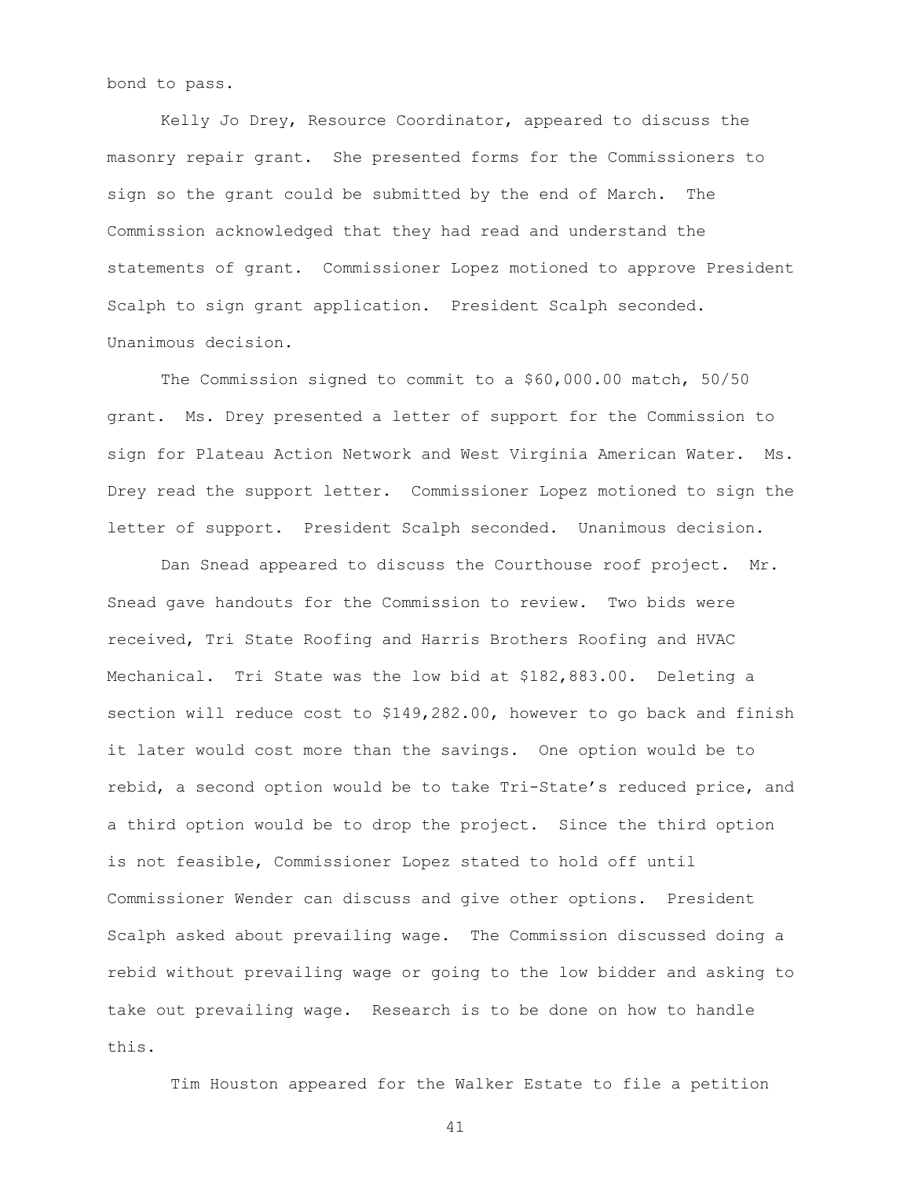bond to pass.

Kelly Jo Drey, Resource Coordinator, appeared to discuss the masonry repair grant. She presented forms for the Commissioners to sign so the grant could be submitted by the end of March. The Commission acknowledged that they had read and understand the statements of grant. Commissioner Lopez motioned to approve President Scalph to sign grant application. President Scalph seconded. Unanimous decision.

The Commission signed to commit to a $60,000.00 match, 50/50 grant. Ms. Drey presented a letter of support for the Commission to sign for Plateau Action Network and West Virginia American Water. Ms. Drey read the support letter. Commissioner Lopez motioned to sign the letter of support. President Scalph seconded. Unanimous decision.

Dan Snead appeared to discuss the Courthouse roof project. Mr. Snead gave handouts for the Commission to review. Two bids were received, Tri State Roofing and Harris Brothers Roofing and HVAC Mechanical. Tri State was the low bid at $182,883.00. Deleting a section will reduce cost to $149,282.00, however to go back and finish it later would cost more than the savings. One option would be to rebid, a second option would be to take Tri-State's reduced price, and a third option would be to drop the project. Since the third option is not feasible, Commissioner Lopez stated to hold off until Commissioner Wender can discuss and give other options. President Scalph asked about prevailing wage. The Commission discussed doing a rebid without prevailing wage or going to the low bidder and asking to take out prevailing wage. Research is to be done on how to handle this.

Tim Houston appeared for the Walker Estate to file a petition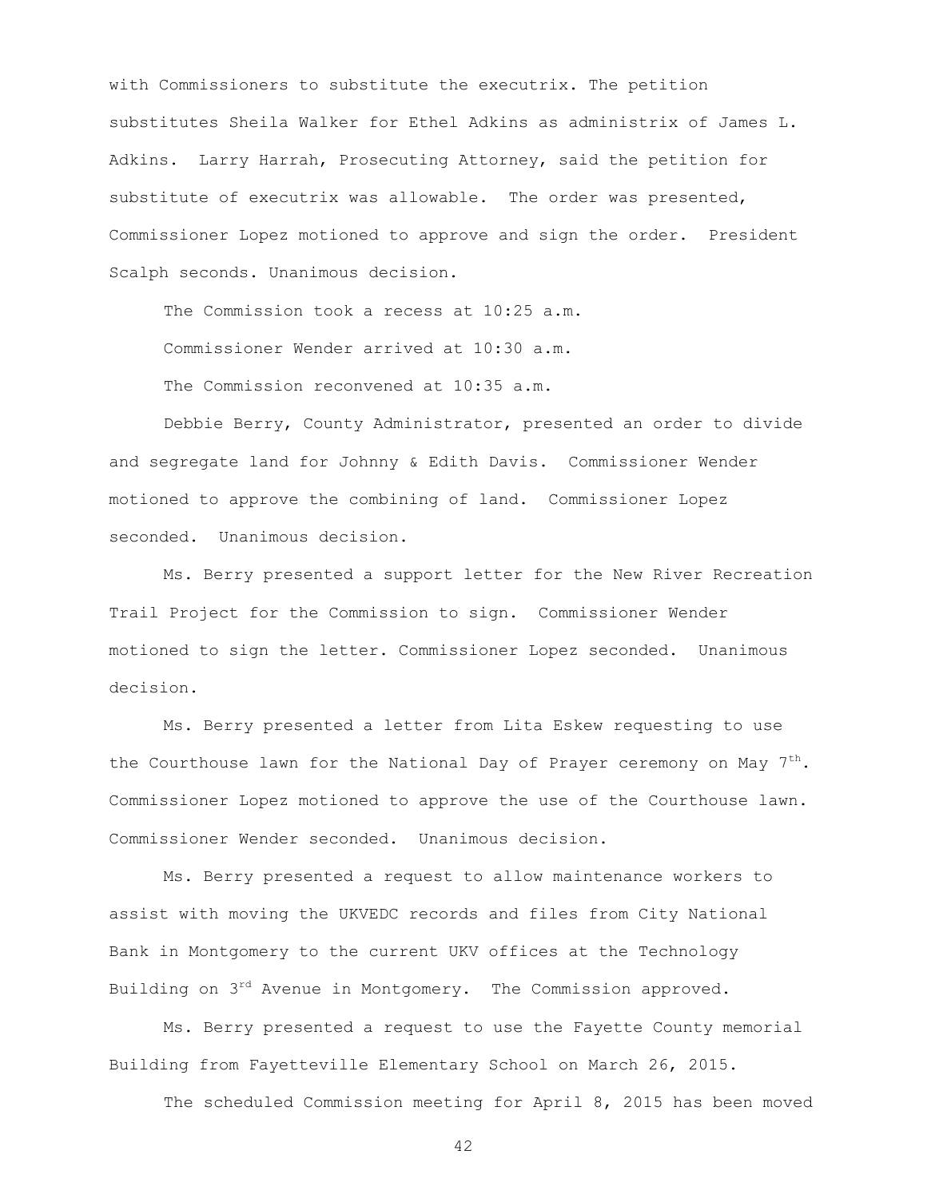with Commissioners to substitute the executrix. The petition substitutes Sheila Walker for Ethel Adkins as administrix of James L. Adkins. Larry Harrah, Prosecuting Attorney, said the petition for substitute of executrix was allowable. The order was presented, Commissioner Lopez motioned to approve and sign the order. President Scalph seconds. Unanimous decision.

The Commission took a recess at 10:25 a.m.

Commissioner Wender arrived at 10:30 a.m.

The Commission reconvened at 10:35 a.m.

Debbie Berry, County Administrator, presented an order to divide and segregate land for Johnny & Edith Davis. Commissioner Wender motioned to approve the combining of land. Commissioner Lopez seconded. Unanimous decision.

Ms. Berry presented a support letter for the New River Recreation Trail Project for the Commission to sign. Commissioner Wender motioned to sign the letter. Commissioner Lopez seconded. Unanimous decision.

Ms. Berry presented a letter from Lita Eskew requesting to use the Courthouse lawn for the National Day of Prayer ceremony on May 7th. Commissioner Lopez motioned to approve the use of the Courthouse lawn. Commissioner Wender seconded. Unanimous decision.

Ms. Berry presented a request to allow maintenance workers to assist with moving the UKVEDC records and files from City National Bank in Montgomery to the current UKV offices at the Technology Building on 3rd Avenue in Montgomery. The Commission approved.

Ms. Berry presented a request to use the Fayette County memorial Building from Fayetteville Elementary School on March 26, 2015.

The scheduled Commission meeting for April 8, 2015 has been moved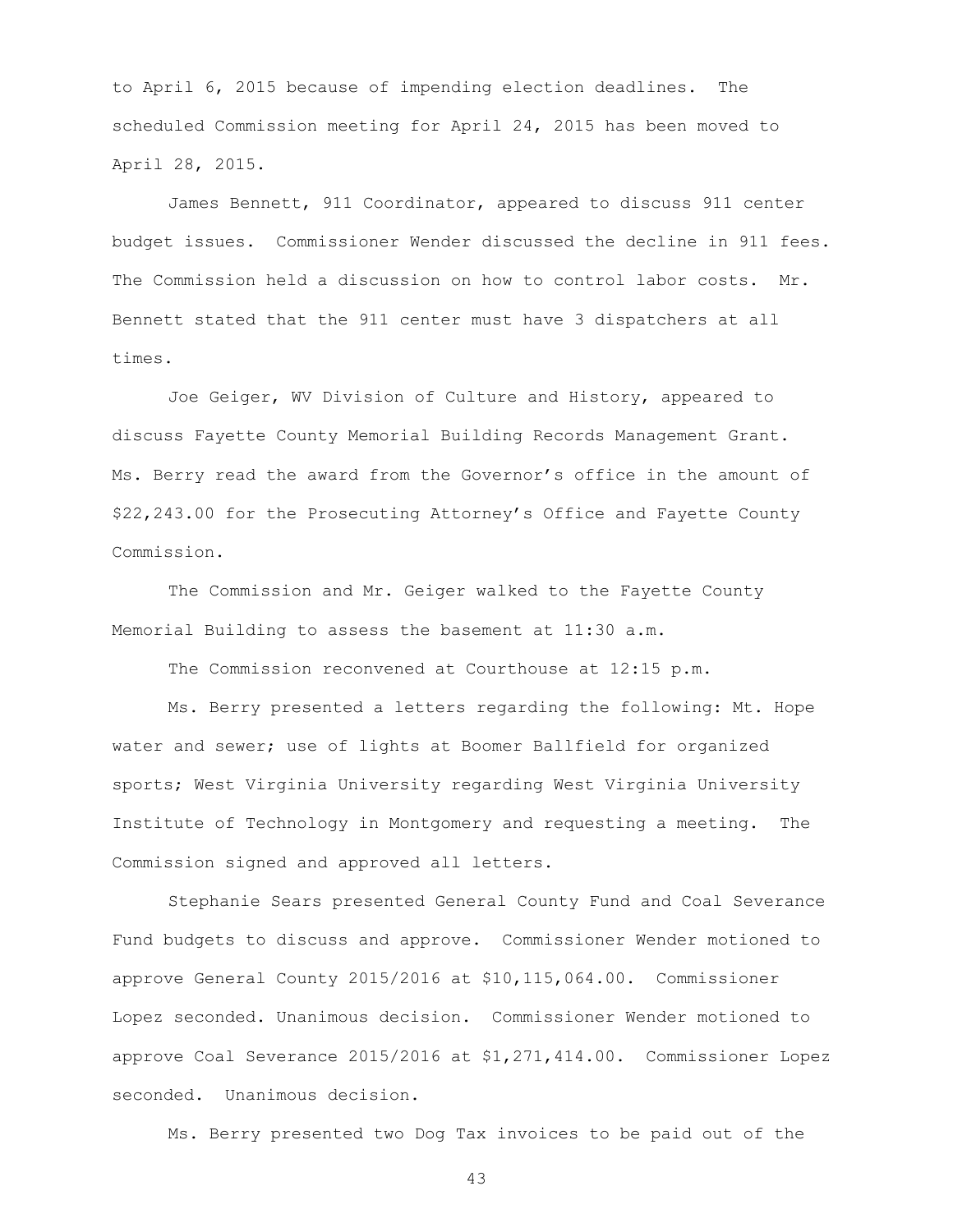to April 6, 2015 because of impending election deadlines. The scheduled Commission meeting for April 24, 2015 has been moved to April 28, 2015.

James Bennett, 911 Coordinator, appeared to discuss 911 center budget issues. Commissioner Wender discussed the decline in 911 fees. The Commission held a discussion on how to control labor costs. Mr. Bennett stated that the 911 center must have 3 dispatchers at all times.

Joe Geiger, WV Division of Culture and History, appeared to discuss Fayette County Memorial Building Records Management Grant. Ms. Berry read the award from the Governor's office in the amount of $22,243.00 for the Prosecuting Attorney's Office and Fayette County Commission.

The Commission and Mr. Geiger walked to the Fayette County Memorial Building to assess the basement at 11:30 a.m.

The Commission reconvened at Courthouse at 12:15 p.m.

Ms. Berry presented a letters regarding the following: Mt. Hope water and sewer; use of lights at Boomer Ballfield for organized sports; West Virginia University regarding West Virginia University Institute of Technology in Montgomery and requesting a meeting. The Commission signed and approved all letters.

Stephanie Sears presented General County Fund and Coal Severance Fund budgets to discuss and approve. Commissioner Wender motioned to approve General County 2015/2016 at $10,115,064.00. Commissioner Lopez seconded. Unanimous decision. Commissioner Wender motioned to approve Coal Severance 2015/2016 at $1,271,414.00. Commissioner Lopez seconded. Unanimous decision.

Ms. Berry presented two Dog Tax invoices to be paid out of the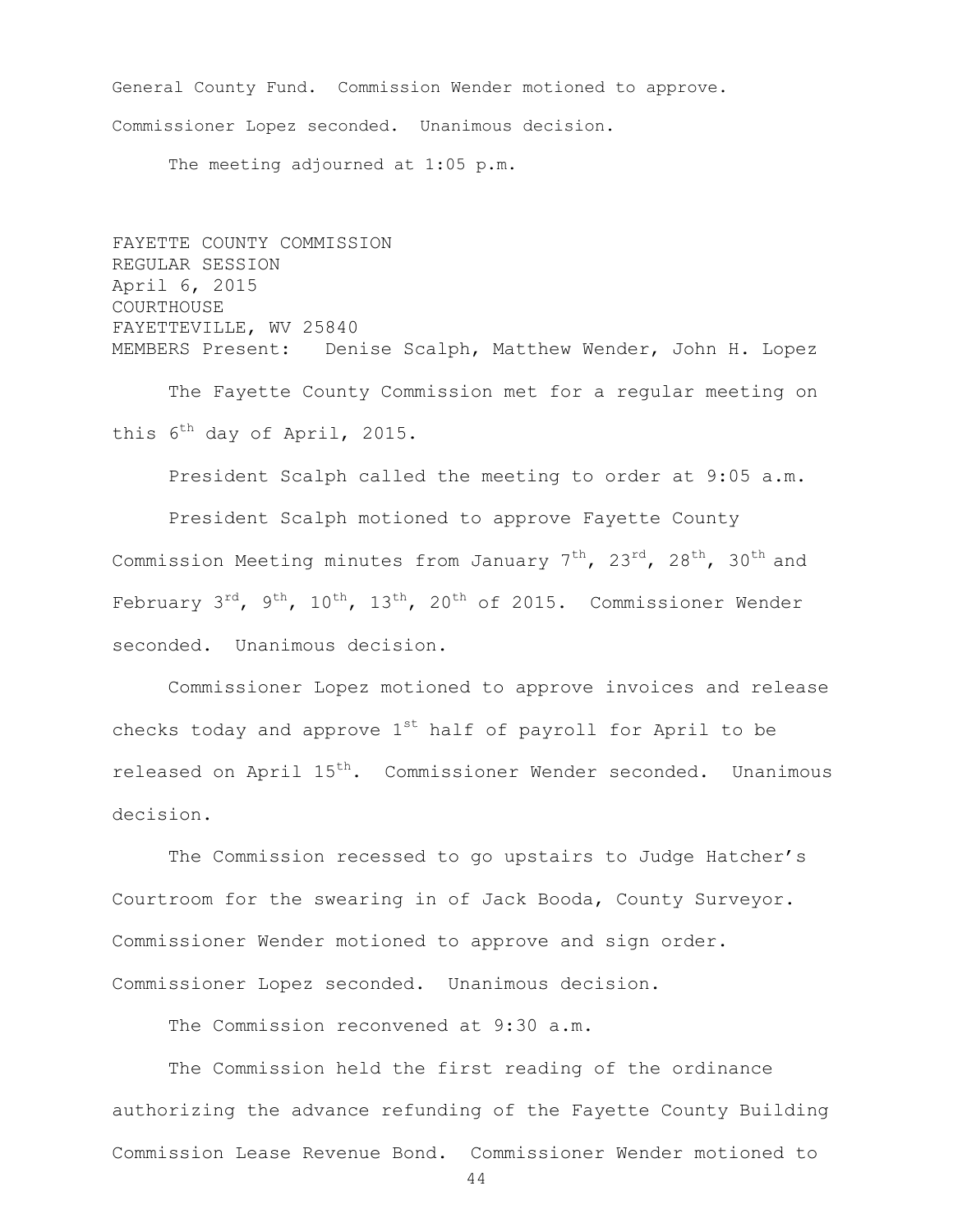General County Fund. Commission Wender motioned to approve. Commissioner Lopez seconded. Unanimous decision.

The meeting adjourned at 1:05 p.m.

FAYETTE COUNTY COMMISSION
REGULAR SESSION
April 6, 2015
COURTHOUSE
FAYETTEVILLE, WV 25840
MEMBERS Present: Denise Scalph, Matthew Wender, John H. Lopez

The Fayette County Commission met for a regular meeting on this 6th day of April, 2015.

President Scalph called the meeting to order at 9:05 a.m.

President Scalph motioned to approve Fayette County Commission Meeting minutes from January 7th, 23rd, 28th, 30th and February 3rd, 9th, 10th, 13th, 20th of 2015. Commissioner Wender seconded. Unanimous decision.

Commissioner Lopez motioned to approve invoices and release checks today and approve 1st half of payroll for April to be released on April 15th. Commissioner Wender seconded. Unanimous decision.

The Commission recessed to go upstairs to Judge Hatcher's Courtroom for the swearing in of Jack Booda, County Surveyor. Commissioner Wender motioned to approve and sign order. Commissioner Lopez seconded. Unanimous decision.

The Commission reconvened at 9:30 a.m.

The Commission held the first reading of the ordinance authorizing the advance refunding of the Fayette County Building Commission Lease Revenue Bond. Commissioner Wender motioned to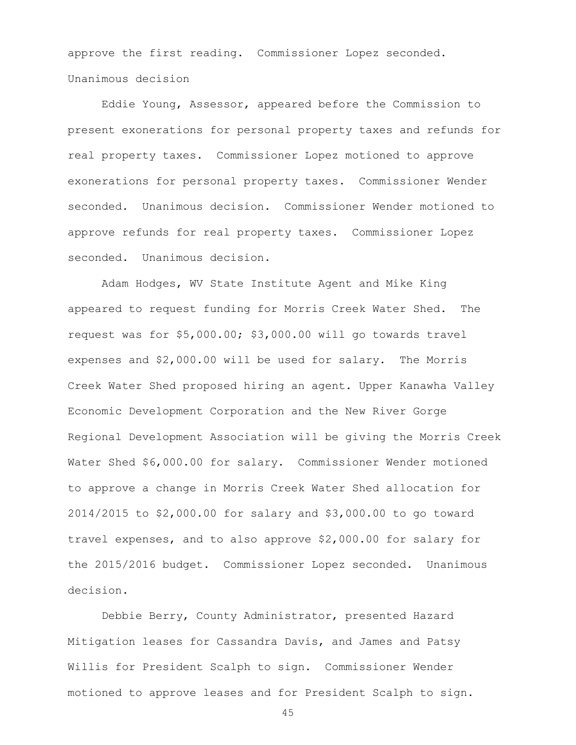approve the first reading. Commissioner Lopez seconded. Unanimous decision

Eddie Young, Assessor, appeared before the Commission to present exonerations for personal property taxes and refunds for real property taxes. Commissioner Lopez motioned to approve exonerations for personal property taxes. Commissioner Wender seconded. Unanimous decision. Commissioner Wender motioned to approve refunds for real property taxes. Commissioner Lopez seconded. Unanimous decision.

Adam Hodges, WV State Institute Agent and Mike King appeared to request funding for Morris Creek Water Shed. The request was for $5,000.00; $3,000.00 will go towards travel expenses and $2,000.00 will be used for salary. The Morris Creek Water Shed proposed hiring an agent. Upper Kanawha Valley Economic Development Corporation and the New River Gorge Regional Development Association will be giving the Morris Creek Water Shed $6,000.00 for salary. Commissioner Wender motioned to approve a change in Morris Creek Water Shed allocation for 2014/2015 to $2,000.00 for salary and $3,000.00 to go toward travel expenses, and to also approve $2,000.00 for salary for the 2015/2016 budget. Commissioner Lopez seconded. Unanimous decision.

Debbie Berry, County Administrator, presented Hazard Mitigation leases for Cassandra Davis, and James and Patsy Willis for President Scalph to sign. Commissioner Wender motioned to approve leases and for President Scalph to sign.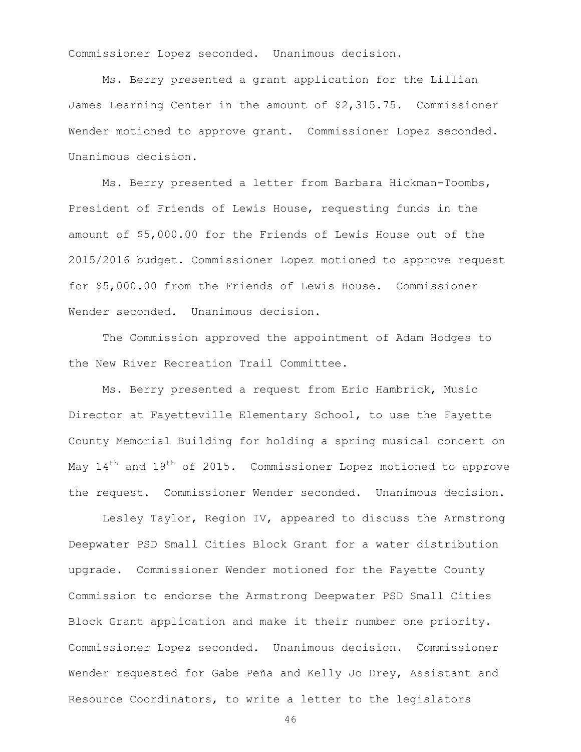Commissioner Lopez seconded. Unanimous decision.

Ms. Berry presented a grant application for the Lillian James Learning Center in the amount of $2,315.75. Commissioner Wender motioned to approve grant. Commissioner Lopez seconded. Unanimous decision.

Ms. Berry presented a letter from Barbara Hickman-Toombs, President of Friends of Lewis House, requesting funds in the amount of $5,000.00 for the Friends of Lewis House out of the 2015/2016 budget. Commissioner Lopez motioned to approve request for $5,000.00 from the Friends of Lewis House. Commissioner Wender seconded. Unanimous decision.

The Commission approved the appointment of Adam Hodges to the New River Recreation Trail Committee.

Ms. Berry presented a request from Eric Hambrick, Music Director at Fayetteville Elementary School, to use the Fayette County Memorial Building for holding a spring musical concert on May 14th and 19th of 2015. Commissioner Lopez motioned to approve the request. Commissioner Wender seconded. Unanimous decision.

Lesley Taylor, Region IV, appeared to discuss the Armstrong Deepwater PSD Small Cities Block Grant for a water distribution upgrade. Commissioner Wender motioned for the Fayette County Commission to endorse the Armstrong Deepwater PSD Small Cities Block Grant application and make it their number one priority. Commissioner Lopez seconded. Unanimous decision. Commissioner Wender requested for Gabe Peña and Kelly Jo Drey, Assistant and Resource Coordinators, to write a letter to the legislators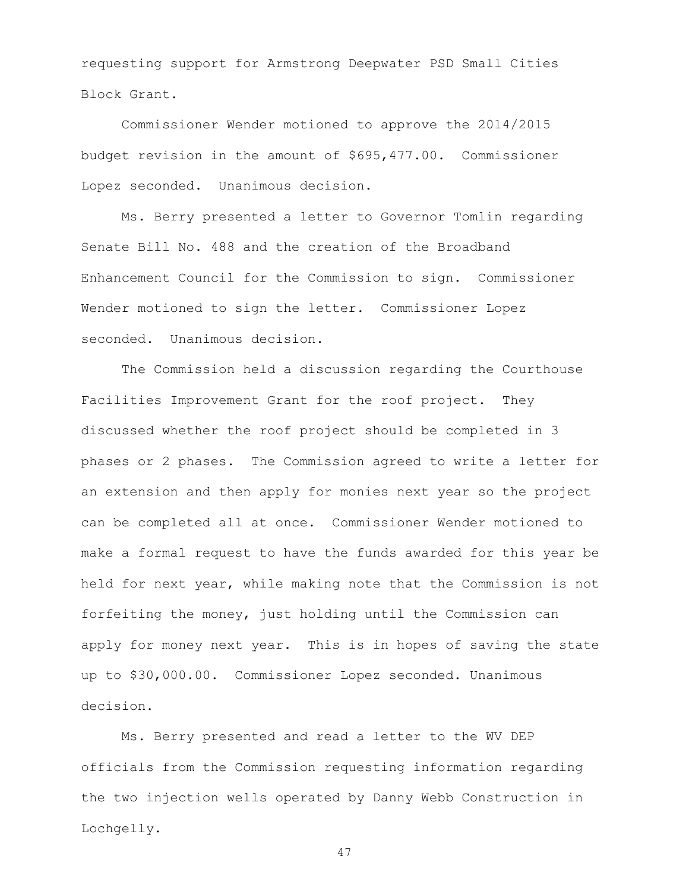requesting support for Armstrong Deepwater PSD Small Cities Block Grant.

Commissioner Wender motioned to approve the 2014/2015 budget revision in the amount of $695,477.00. Commissioner Lopez seconded. Unanimous decision.

Ms. Berry presented a letter to Governor Tomlin regarding Senate Bill No. 488 and the creation of the Broadband Enhancement Council for the Commission to sign. Commissioner Wender motioned to sign the letter. Commissioner Lopez seconded. Unanimous decision.

The Commission held a discussion regarding the Courthouse Facilities Improvement Grant for the roof project. They discussed whether the roof project should be completed in 3 phases or 2 phases. The Commission agreed to write a letter for an extension and then apply for monies next year so the project can be completed all at once. Commissioner Wender motioned to make a formal request to have the funds awarded for this year be held for next year, while making note that the Commission is not forfeiting the money, just holding until the Commission can apply for money next year. This is in hopes of saving the state up to $30,000.00. Commissioner Lopez seconded. Unanimous decision.

Ms. Berry presented and read a letter to the WV DEP officials from the Commission requesting information regarding the two injection wells operated by Danny Webb Construction in Lochgelly.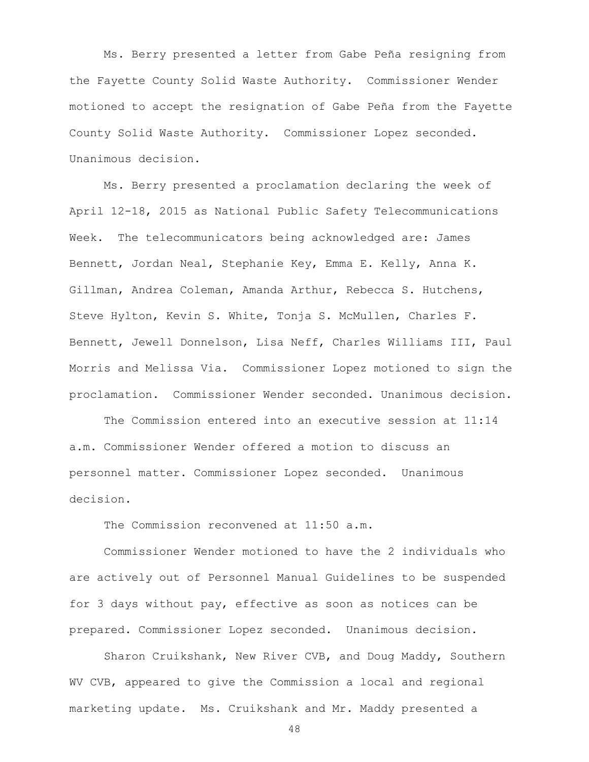Ms. Berry presented a letter from Gabe Peña resigning from the Fayette County Solid Waste Authority. Commissioner Wender motioned to accept the resignation of Gabe Peña from the Fayette County Solid Waste Authority. Commissioner Lopez seconded. Unanimous decision.

Ms. Berry presented a proclamation declaring the week of April 12-18, 2015 as National Public Safety Telecommunications Week. The telecommunicators being acknowledged are: James Bennett, Jordan Neal, Stephanie Key, Emma E. Kelly, Anna K. Gillman, Andrea Coleman, Amanda Arthur, Rebecca S. Hutchens, Steve Hylton, Kevin S. White, Tonja S. McMullen, Charles F. Bennett, Jewell Donnelson, Lisa Neff, Charles Williams III, Paul Morris and Melissa Via. Commissioner Lopez motioned to sign the proclamation. Commissioner Wender seconded. Unanimous decision.

The Commission entered into an executive session at 11:14 a.m. Commissioner Wender offered a motion to discuss an personnel matter. Commissioner Lopez seconded. Unanimous decision.

The Commission reconvened at 11:50 a.m.

Commissioner Wender motioned to have the 2 individuals who are actively out of Personnel Manual Guidelines to be suspended for 3 days without pay, effective as soon as notices can be prepared. Commissioner Lopez seconded. Unanimous decision.

Sharon Cruikshank, New River CVB, and Doug Maddy, Southern WV CVB, appeared to give the Commission a local and regional marketing update. Ms. Cruikshank and Mr. Maddy presented a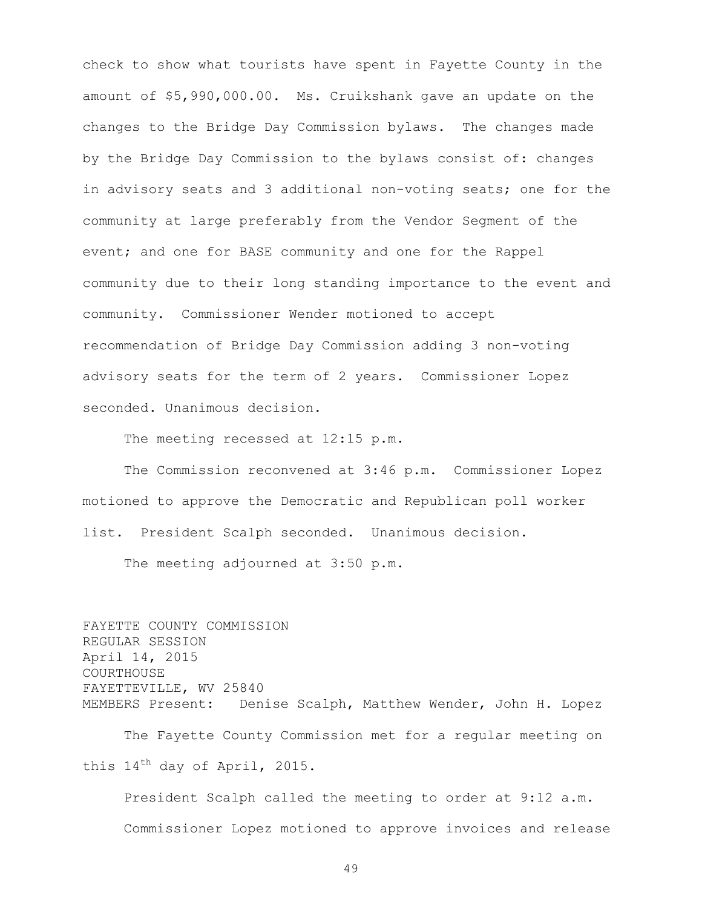check to show what tourists have spent in Fayette County in the amount of $5,990,000.00. Ms. Cruikshank gave an update on the changes to the Bridge Day Commission bylaws. The changes made by the Bridge Day Commission to the bylaws consist of: changes in advisory seats and 3 additional non-voting seats; one for the community at large preferably from the Vendor Segment of the event; and one for BASE community and one for the Rappel community due to their long standing importance to the event and community. Commissioner Wender motioned to accept recommendation of Bridge Day Commission adding 3 non-voting advisory seats for the term of 2 years. Commissioner Lopez seconded. Unanimous decision.

The meeting recessed at 12:15 p.m.

The Commission reconvened at 3:46 p.m. Commissioner Lopez motioned to approve the Democratic and Republican poll worker list. President Scalph seconded. Unanimous decision.

The meeting adjourned at 3:50 p.m.

FAYETTE COUNTY COMMISSION
REGULAR SESSION
April 14, 2015
COURTHOUSE
FAYETTEVILLE, WV 25840
MEMBERS Present: Denise Scalph, Matthew Wender, John H. Lopez

The Fayette County Commission met for a regular meeting on this 14th day of April, 2015.

President Scalph called the meeting to order at 9:12 a.m.

Commissioner Lopez motioned to approve invoices and release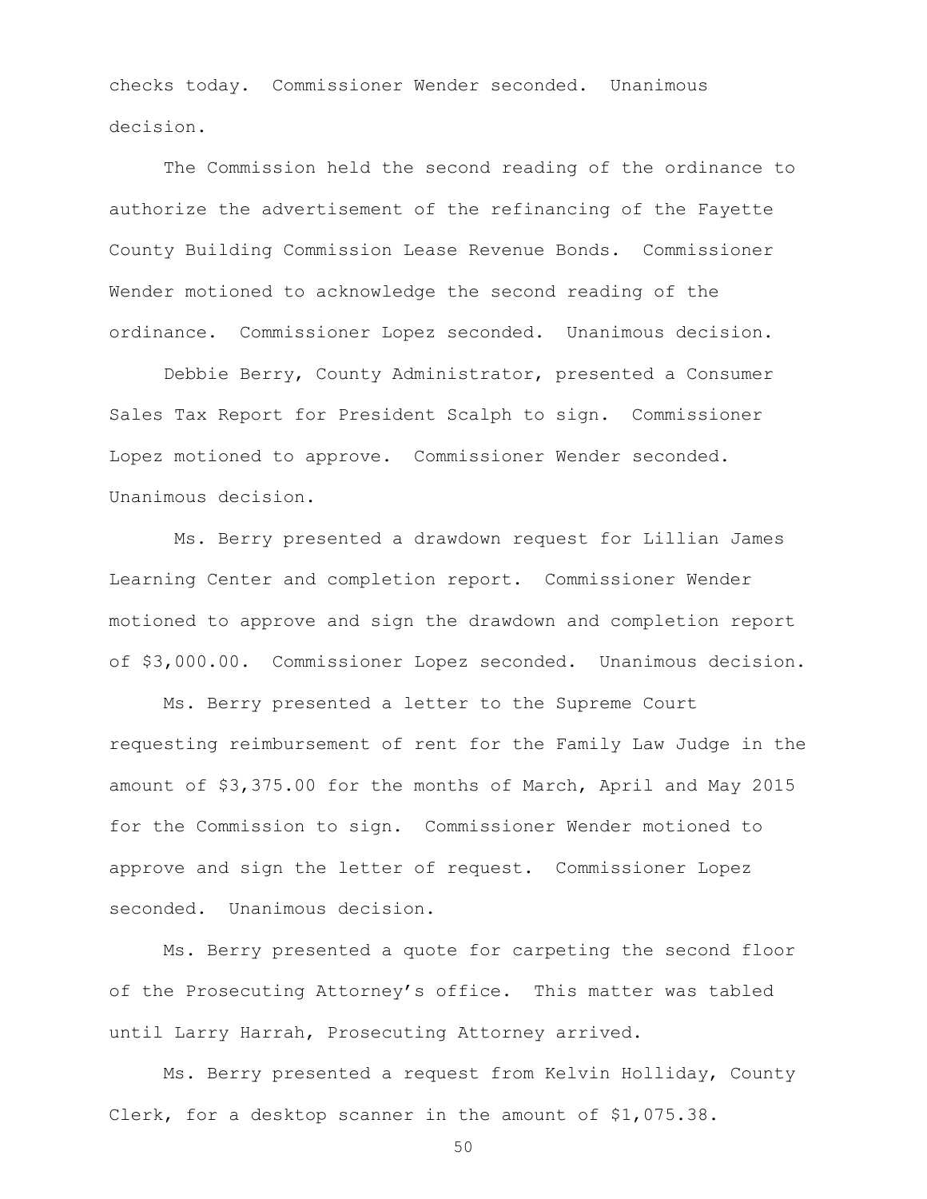checks today. Commissioner Wender seconded. Unanimous decision.

The Commission held the second reading of the ordinance to authorize the advertisement of the refinancing of the Fayette County Building Commission Lease Revenue Bonds. Commissioner Wender motioned to acknowledge the second reading of the ordinance. Commissioner Lopez seconded. Unanimous decision.

Debbie Berry, County Administrator, presented a Consumer Sales Tax Report for President Scalph to sign. Commissioner Lopez motioned to approve. Commissioner Wender seconded. Unanimous decision.

Ms. Berry presented a drawdown request for Lillian James Learning Center and completion report. Commissioner Wender motioned to approve and sign the drawdown and completion report of $3,000.00. Commissioner Lopez seconded. Unanimous decision.

Ms. Berry presented a letter to the Supreme Court requesting reimbursement of rent for the Family Law Judge in the amount of $3,375.00 for the months of March, April and May 2015 for the Commission to sign. Commissioner Wender motioned to approve and sign the letter of request. Commissioner Lopez seconded. Unanimous decision.

Ms. Berry presented a quote for carpeting the second floor of the Prosecuting Attorney's office. This matter was tabled until Larry Harrah, Prosecuting Attorney arrived.

Ms. Berry presented a request from Kelvin Holliday, County Clerk, for a desktop scanner in the amount of $1,075.38.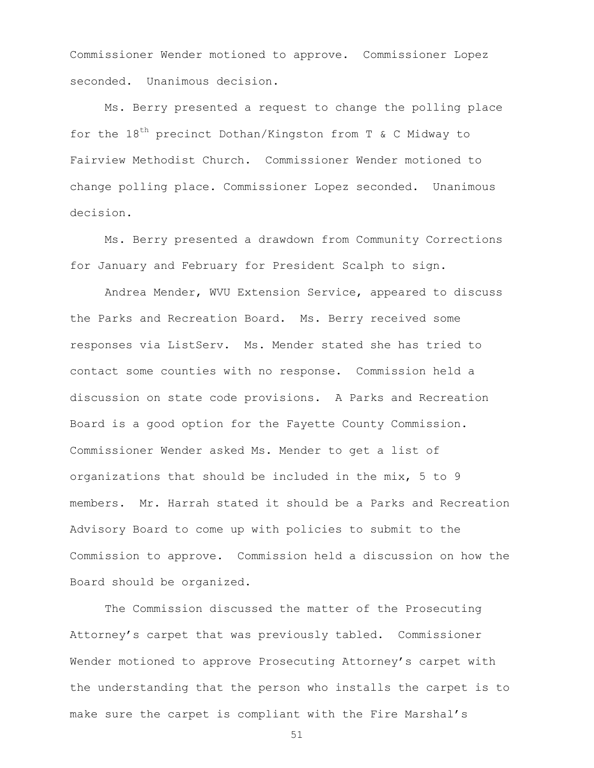Commissioner Wender motioned to approve. Commissioner Lopez seconded. Unanimous decision.

Ms. Berry presented a request to change the polling place for the 18th precinct Dothan/Kingston from T & C Midway to Fairview Methodist Church. Commissioner Wender motioned to change polling place. Commissioner Lopez seconded. Unanimous decision.

Ms. Berry presented a drawdown from Community Corrections for January and February for President Scalph to sign.

Andrea Mender, WVU Extension Service, appeared to discuss the Parks and Recreation Board. Ms. Berry received some responses via ListServ. Ms. Mender stated she has tried to contact some counties with no response. Commission held a discussion on state code provisions. A Parks and Recreation Board is a good option for the Fayette County Commission. Commissioner Wender asked Ms. Mender to get a list of organizations that should be included in the mix, 5 to 9 members. Mr. Harrah stated it should be a Parks and Recreation Advisory Board to come up with policies to submit to the Commission to approve. Commission held a discussion on how the Board should be organized.

The Commission discussed the matter of the Prosecuting Attorney's carpet that was previously tabled. Commissioner Wender motioned to approve Prosecuting Attorney's carpet with the understanding that the person who installs the carpet is to make sure the carpet is compliant with the Fire Marshal's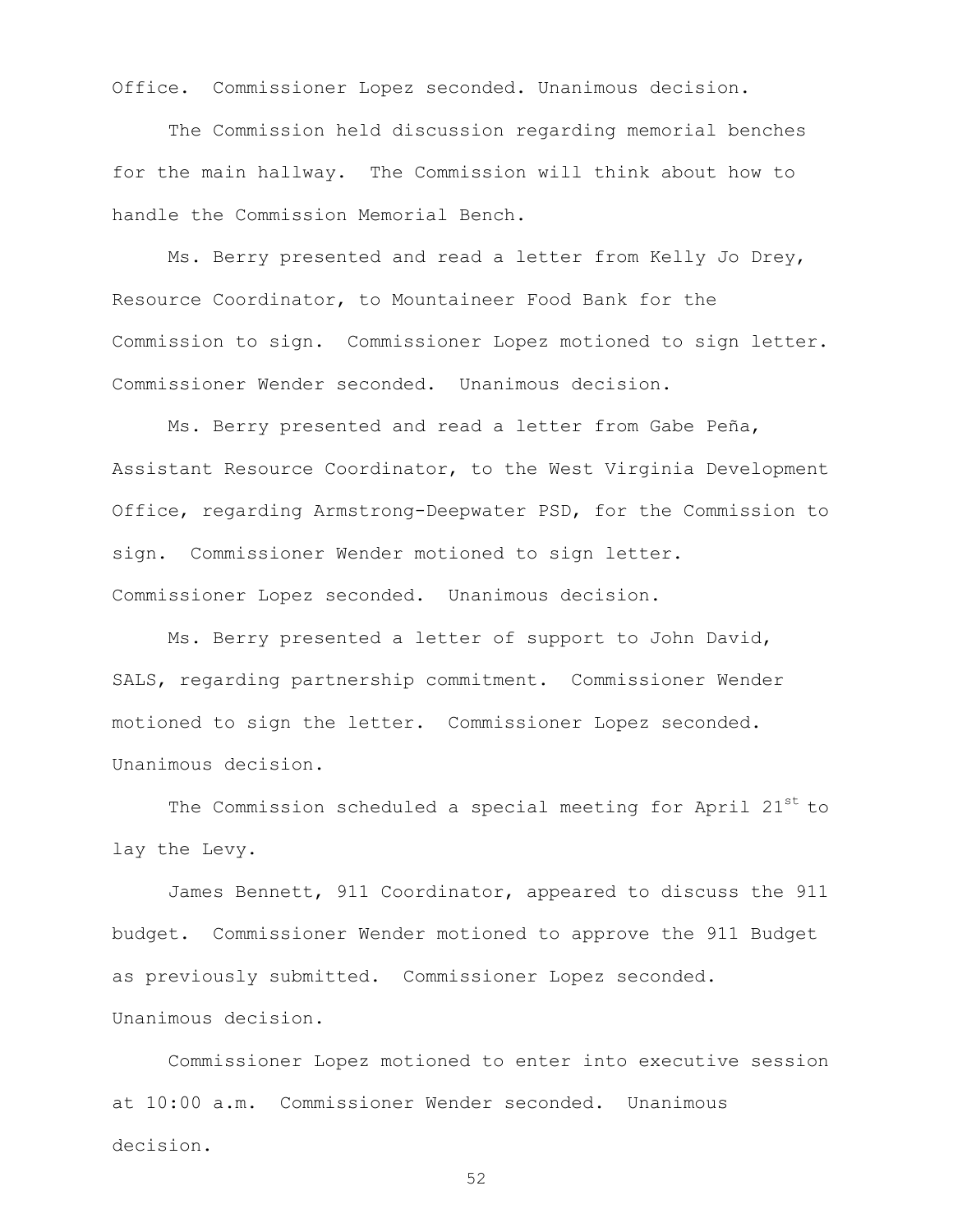Office. Commissioner Lopez seconded. Unanimous decision.

The Commission held discussion regarding memorial benches for the main hallway. The Commission will think about how to handle the Commission Memorial Bench.

Ms. Berry presented and read a letter from Kelly Jo Drey, Resource Coordinator, to Mountaineer Food Bank for the Commission to sign. Commissioner Lopez motioned to sign letter. Commissioner Wender seconded. Unanimous decision.

Ms. Berry presented and read a letter from Gabe Peña, Assistant Resource Coordinator, to the West Virginia Development Office, regarding Armstrong-Deepwater PSD, for the Commission to sign. Commissioner Wender motioned to sign letter. Commissioner Lopez seconded. Unanimous decision.

Ms. Berry presented a letter of support to John David, SALS, regarding partnership commitment. Commissioner Wender motioned to sign the letter. Commissioner Lopez seconded. Unanimous decision.

The Commission scheduled a special meeting for April 21st to lay the Levy.

James Bennett, 911 Coordinator, appeared to discuss the 911 budget. Commissioner Wender motioned to approve the 911 Budget as previously submitted. Commissioner Lopez seconded. Unanimous decision.

Commissioner Lopez motioned to enter into executive session at 10:00 a.m. Commissioner Wender seconded. Unanimous decision.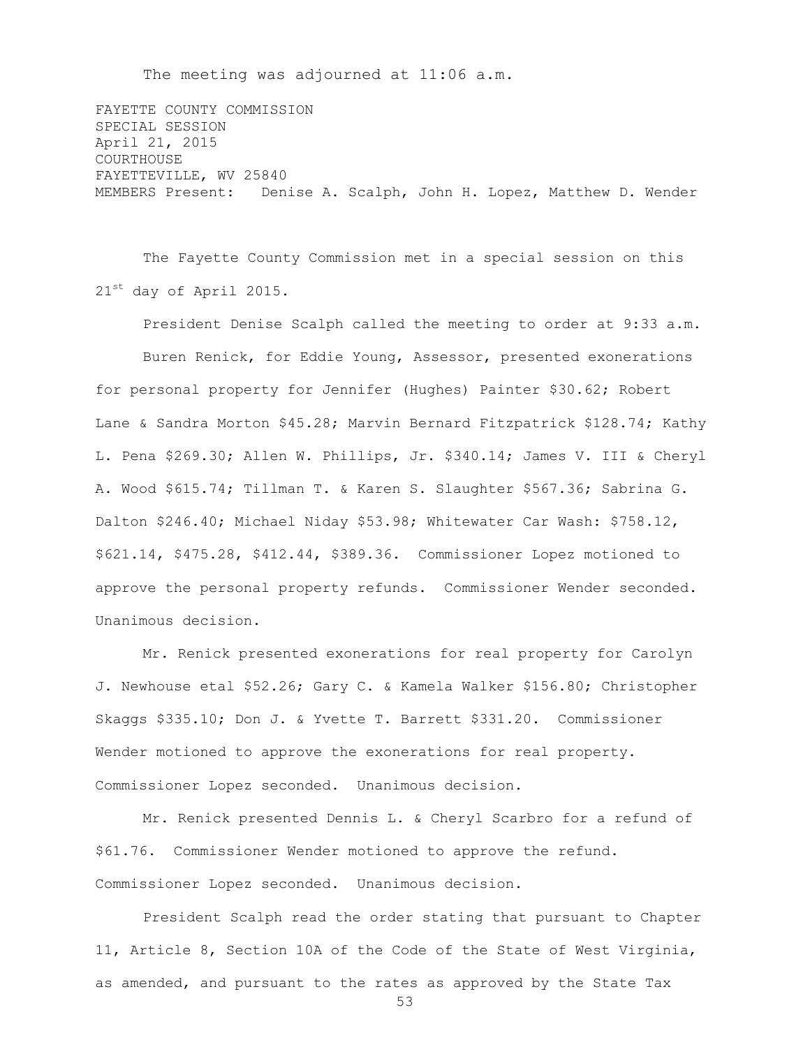The meeting was adjourned at 11:06 a.m.

FAYETTE COUNTY COMMISSION
SPECIAL SESSION
April 21, 2015
COURTHOUSE
FAYETTEVILLE, WV 25840
MEMBERS Present: Denise A. Scalph, John H. Lopez, Matthew D. Wender

The Fayette County Commission met in a special session on this 21st day of April 2015.

President Denise Scalph called the meeting to order at 9:33 a.m.

Buren Renick, for Eddie Young, Assessor, presented exonerations for personal property for Jennifer (Hughes) Painter $30.62; Robert Lane & Sandra Morton $45.28; Marvin Bernard Fitzpatrick $128.74; Kathy L. Pena $269.30; Allen W. Phillips, Jr. $340.14; James V. III & Cheryl A. Wood $615.74; Tillman T. & Karen S. Slaughter $567.36; Sabrina G. Dalton $246.40; Michael Niday $53.98; Whitewater Car Wash: $758.12, $621.14, $475.28, $412.44, $389.36. Commissioner Lopez motioned to approve the personal property refunds. Commissioner Wender seconded. Unanimous decision.

Mr. Renick presented exonerations for real property for Carolyn J. Newhouse etal $52.26; Gary C. & Kamela Walker $156.80; Christopher Skaggs $335.10; Don J. & Yvette T. Barrett $331.20. Commissioner Wender motioned to approve the exonerations for real property. Commissioner Lopez seconded. Unanimous decision.

Mr. Renick presented Dennis L. & Cheryl Scarbro for a refund of $61.76. Commissioner Wender motioned to approve the refund. Commissioner Lopez seconded. Unanimous decision.

President Scalph read the order stating that pursuant to Chapter 11, Article 8, Section 10A of the Code of the State of West Virginia, as amended, and pursuant to the rates as approved by the State Tax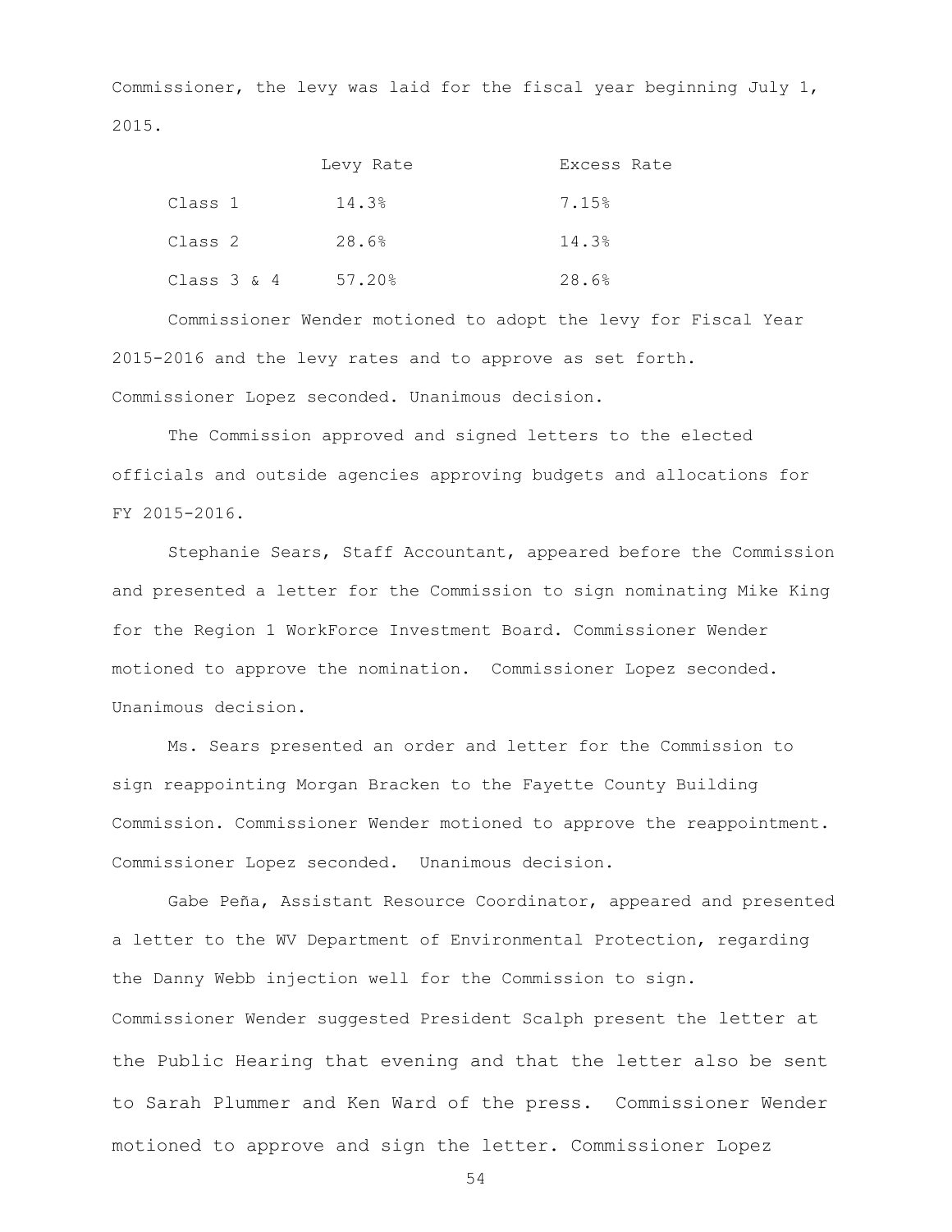Commissioner, the levy was laid for the fiscal year beginning July 1, 2015.

| | Levy Rate | Excess Rate |
|---|---|---|
| Class 1 | 14.3% | 7.15% |
| Class 2 | 28.6% | 14.3% |
| Class 3 & 4 | 57.20% | 28.6% |

Commissioner Wender motioned to adopt the levy for Fiscal Year 2015-2016 and the levy rates and to approve as set forth. Commissioner Lopez seconded. Unanimous decision.

The Commission approved and signed letters to the elected officials and outside agencies approving budgets and allocations for FY 2015-2016.

Stephanie Sears, Staff Accountant, appeared before the Commission and presented a letter for the Commission to sign nominating Mike King for the Region 1 WorkForce Investment Board. Commissioner Wender motioned to approve the nomination. Commissioner Lopez seconded. Unanimous decision.

Ms. Sears presented an order and letter for the Commission to sign reappointing Morgan Bracken to the Fayette County Building Commission. Commissioner Wender motioned to approve the reappointment. Commissioner Lopez seconded. Unanimous decision.

Gabe Peña, Assistant Resource Coordinator, appeared and presented a letter to the WV Department of Environmental Protection, regarding the Danny Webb injection well for the Commission to sign. Commissioner Wender suggested President Scalph present the letter at the Public Hearing that evening and that the letter also be sent to Sarah Plummer and Ken Ward of the press. Commissioner Wender motioned to approve and sign the letter. Commissioner Lopez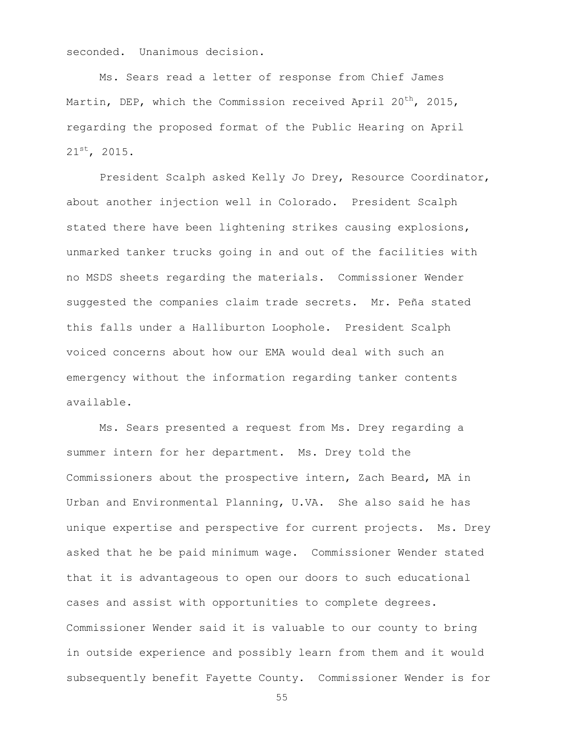seconded. Unanimous decision.

Ms. Sears read a letter of response from Chief James Martin, DEP, which the Commission received April 20th, 2015, regarding the proposed format of the Public Hearing on April 21st, 2015.

President Scalph asked Kelly Jo Drey, Resource Coordinator, about another injection well in Colorado. President Scalph stated there have been lightening strikes causing explosions, unmarked tanker trucks going in and out of the facilities with no MSDS sheets regarding the materials. Commissioner Wender suggested the companies claim trade secrets. Mr. Peña stated this falls under a Halliburton Loophole. President Scalph voiced concerns about how our EMA would deal with such an emergency without the information regarding tanker contents available.

Ms. Sears presented a request from Ms. Drey regarding a summer intern for her department. Ms. Drey told the Commissioners about the prospective intern, Zach Beard, MA in Urban and Environmental Planning, U.VA. She also said he has unique expertise and perspective for current projects. Ms. Drey asked that he be paid minimum wage. Commissioner Wender stated that it is advantageous to open our doors to such educational cases and assist with opportunities to complete degrees. Commissioner Wender said it is valuable to our county to bring in outside experience and possibly learn from them and it would subsequently benefit Fayette County. Commissioner Wender is for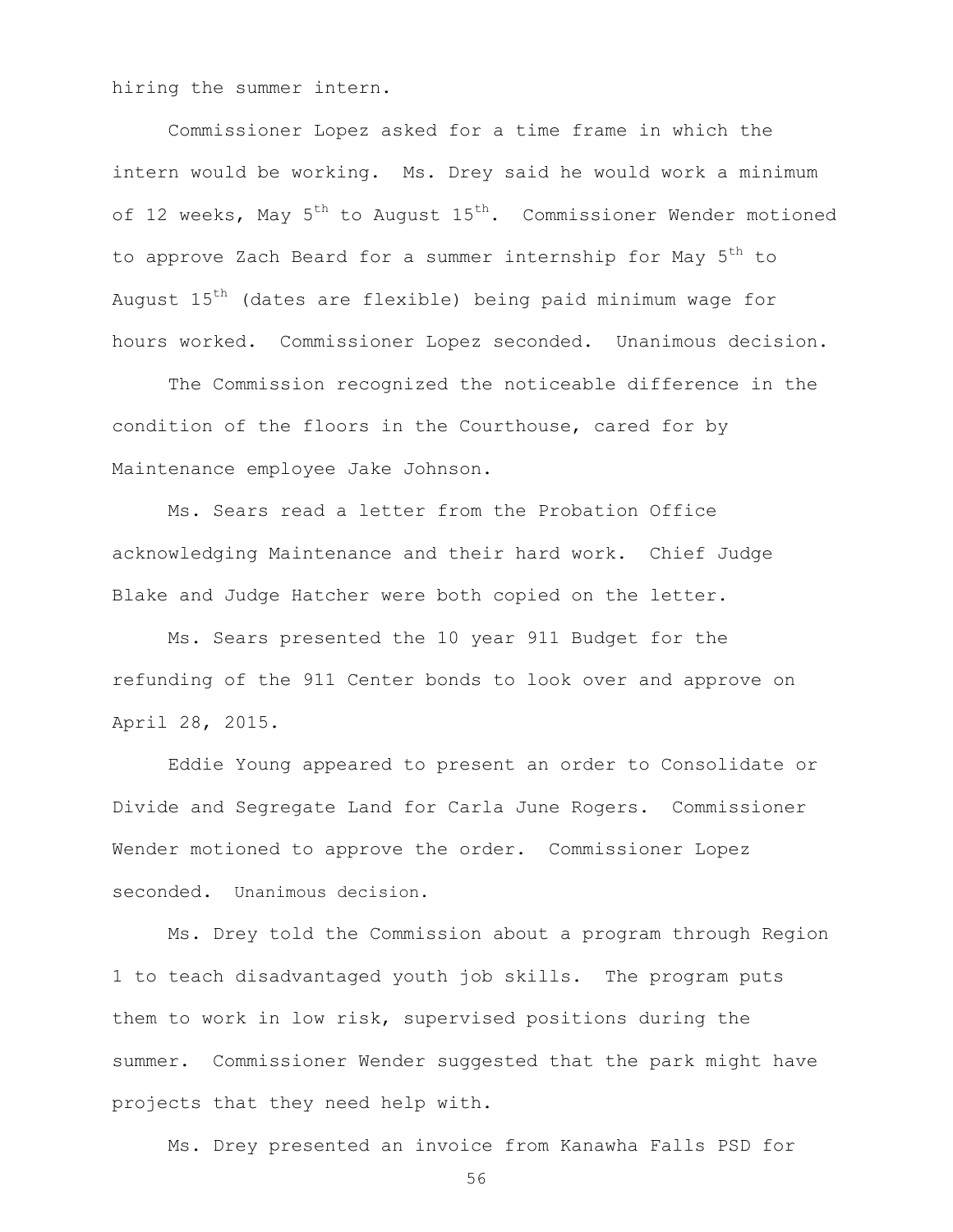hiring the summer intern.

Commissioner Lopez asked for a time frame in which the intern would be working. Ms. Drey said he would work a minimum of 12 weeks, May 5th to August 15th. Commissioner Wender motioned to approve Zach Beard for a summer internship for May 5th to August 15th (dates are flexible) being paid minimum wage for hours worked. Commissioner Lopez seconded. Unanimous decision.

The Commission recognized the noticeable difference in the condition of the floors in the Courthouse, cared for by Maintenance employee Jake Johnson.

Ms. Sears read a letter from the Probation Office acknowledging Maintenance and their hard work. Chief Judge Blake and Judge Hatcher were both copied on the letter.

Ms. Sears presented the 10 year 911 Budget for the refunding of the 911 Center bonds to look over and approve on April 28, 2015.

Eddie Young appeared to present an order to Consolidate or Divide and Segregate Land for Carla June Rogers. Commissioner Wender motioned to approve the order. Commissioner Lopez seconded. Unanimous decision.

Ms. Drey told the Commission about a program through Region 1 to teach disadvantaged youth job skills. The program puts them to work in low risk, supervised positions during the summer. Commissioner Wender suggested that the park might have projects that they need help with.

Ms. Drey presented an invoice from Kanawha Falls PSD for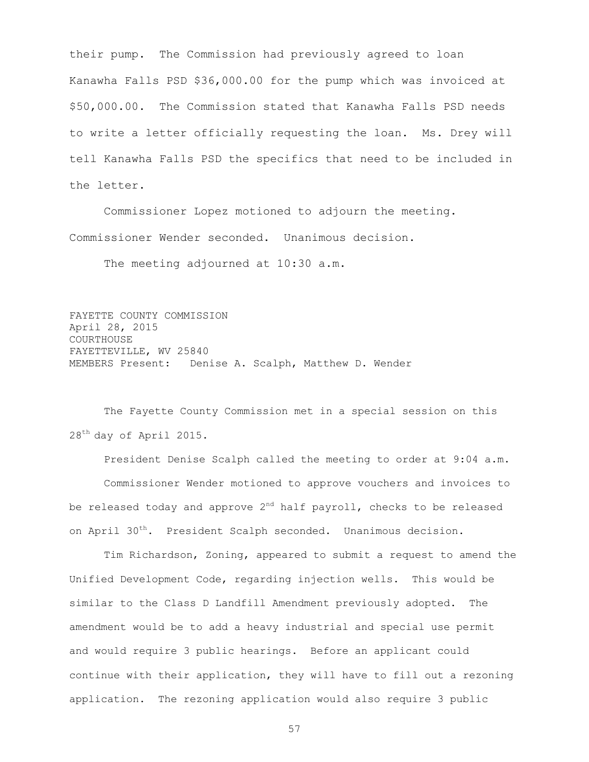their pump. The Commission had previously agreed to loan Kanawha Falls PSD $36,000.00 for the pump which was invoiced at $50,000.00. The Commission stated that Kanawha Falls PSD needs to write a letter officially requesting the loan. Ms. Drey will tell Kanawha Falls PSD the specifics that need to be included in the letter.

Commissioner Lopez motioned to adjourn the meeting. Commissioner Wender seconded. Unanimous decision.

The meeting adjourned at 10:30 a.m.

FAYETTE COUNTY COMMISSION
April 28, 2015
COURTHOUSE
FAYETTEVILLE, WV 25840
MEMBERS Present: Denise A. Scalph, Matthew D. Wender

The Fayette County Commission met in a special session on this 28th day of April 2015.

President Denise Scalph called the meeting to order at 9:04 a.m.

Commissioner Wender motioned to approve vouchers and invoices to be released today and approve 2nd half payroll, checks to be released on April 30th. President Scalph seconded. Unanimous decision.

Tim Richardson, Zoning, appeared to submit a request to amend the Unified Development Code, regarding injection wells. This would be similar to the Class D Landfill Amendment previously adopted. The amendment would be to add a heavy industrial and special use permit and would require 3 public hearings. Before an applicant could continue with their application, they will have to fill out a rezoning application. The rezoning application would also require 3 public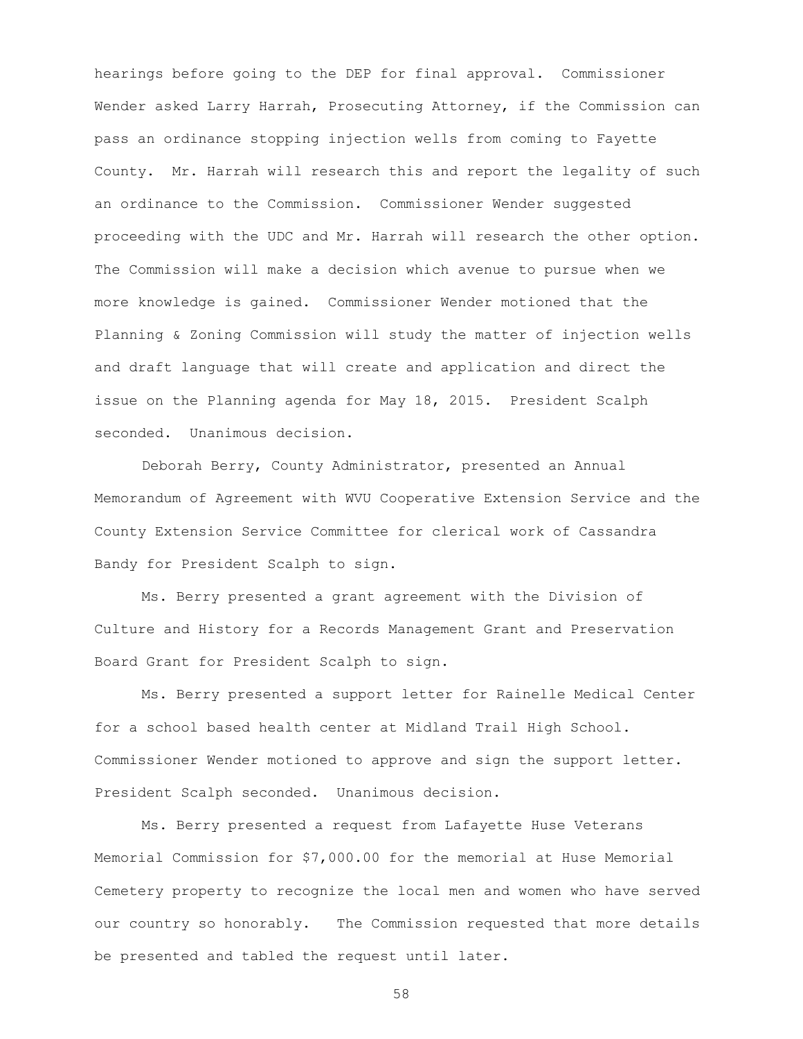hearings before going to the DEP for final approval. Commissioner Wender asked Larry Harrah, Prosecuting Attorney, if the Commission can pass an ordinance stopping injection wells from coming to Fayette County. Mr. Harrah will research this and report the legality of such an ordinance to the Commission. Commissioner Wender suggested proceeding with the UDC and Mr. Harrah will research the other option. The Commission will make a decision which avenue to pursue when we more knowledge is gained. Commissioner Wender motioned that the Planning & Zoning Commission will study the matter of injection wells and draft language that will create and application and direct the issue on the Planning agenda for May 18, 2015. President Scalph seconded. Unanimous decision.

Deborah Berry, County Administrator, presented an Annual Memorandum of Agreement with WVU Cooperative Extension Service and the County Extension Service Committee for clerical work of Cassandra Bandy for President Scalph to sign.

Ms. Berry presented a grant agreement with the Division of Culture and History for a Records Management Grant and Preservation Board Grant for President Scalph to sign.

Ms. Berry presented a support letter for Rainelle Medical Center for a school based health center at Midland Trail High School. Commissioner Wender motioned to approve and sign the support letter. President Scalph seconded. Unanimous decision.

Ms. Berry presented a request from Lafayette Huse Veterans Memorial Commission for $7,000.00 for the memorial at Huse Memorial Cemetery property to recognize the local men and women who have served our country so honorably. The Commission requested that more details be presented and tabled the request until later.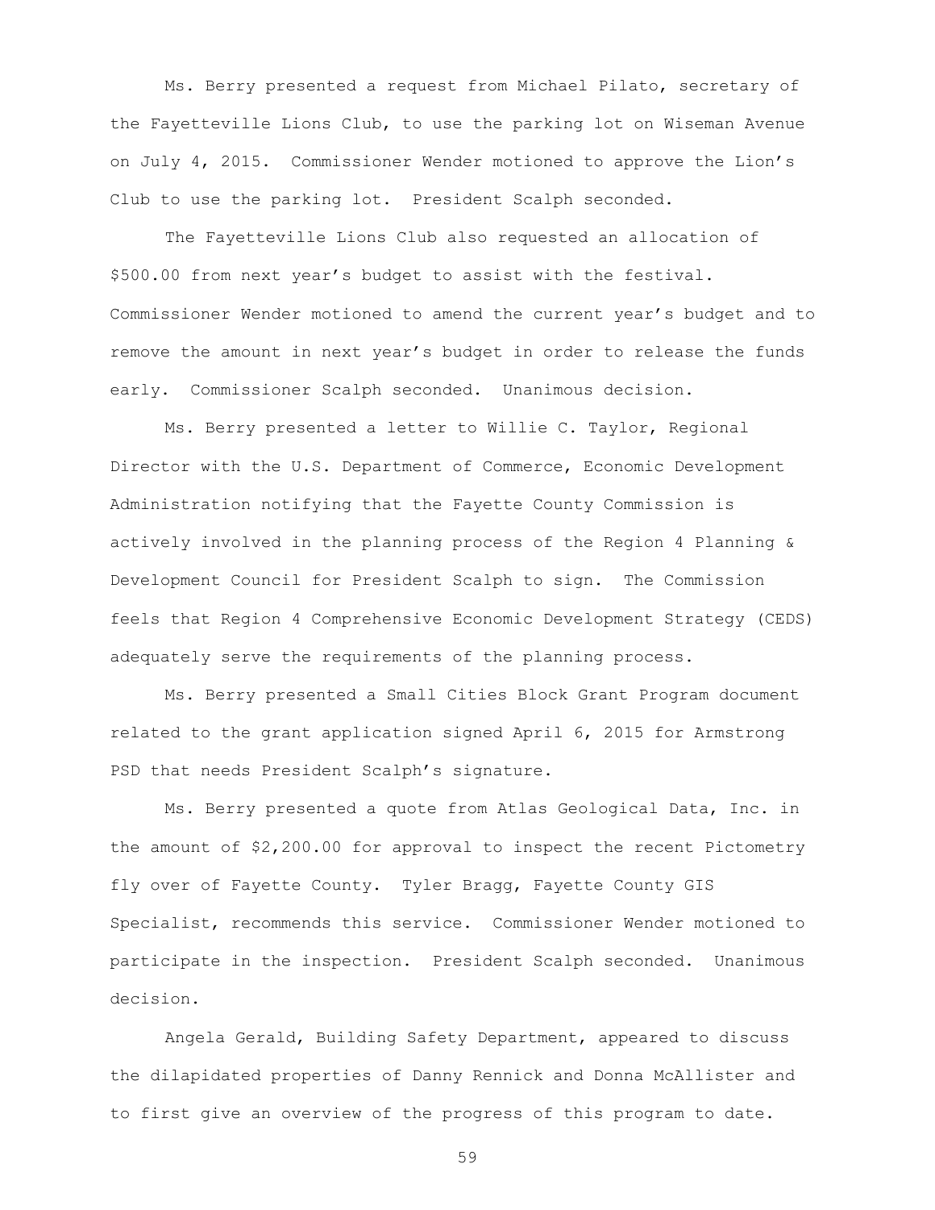Ms. Berry presented a request from Michael Pilato, secretary of the Fayetteville Lions Club, to use the parking lot on Wiseman Avenue on July 4, 2015. Commissioner Wender motioned to approve the Lion's Club to use the parking lot. President Scalph seconded.

The Fayetteville Lions Club also requested an allocation of $500.00 from next year's budget to assist with the festival. Commissioner Wender motioned to amend the current year's budget and to remove the amount in next year's budget in order to release the funds early. Commissioner Scalph seconded. Unanimous decision.

Ms. Berry presented a letter to Willie C. Taylor, Regional Director with the U.S. Department of Commerce, Economic Development Administration notifying that the Fayette County Commission is actively involved in the planning process of the Region 4 Planning & Development Council for President Scalph to sign. The Commission feels that Region 4 Comprehensive Economic Development Strategy (CEDS) adequately serve the requirements of the planning process.

Ms. Berry presented a Small Cities Block Grant Program document related to the grant application signed April 6, 2015 for Armstrong PSD that needs President Scalph's signature.

Ms. Berry presented a quote from Atlas Geological Data, Inc. in the amount of $2,200.00 for approval to inspect the recent Pictometry fly over of Fayette County. Tyler Bragg, Fayette County GIS Specialist, recommends this service. Commissioner Wender motioned to participate in the inspection. President Scalph seconded. Unanimous decision.

Angela Gerald, Building Safety Department, appeared to discuss the dilapidated properties of Danny Rennick and Donna McAllister and to first give an overview of the progress of this program to date.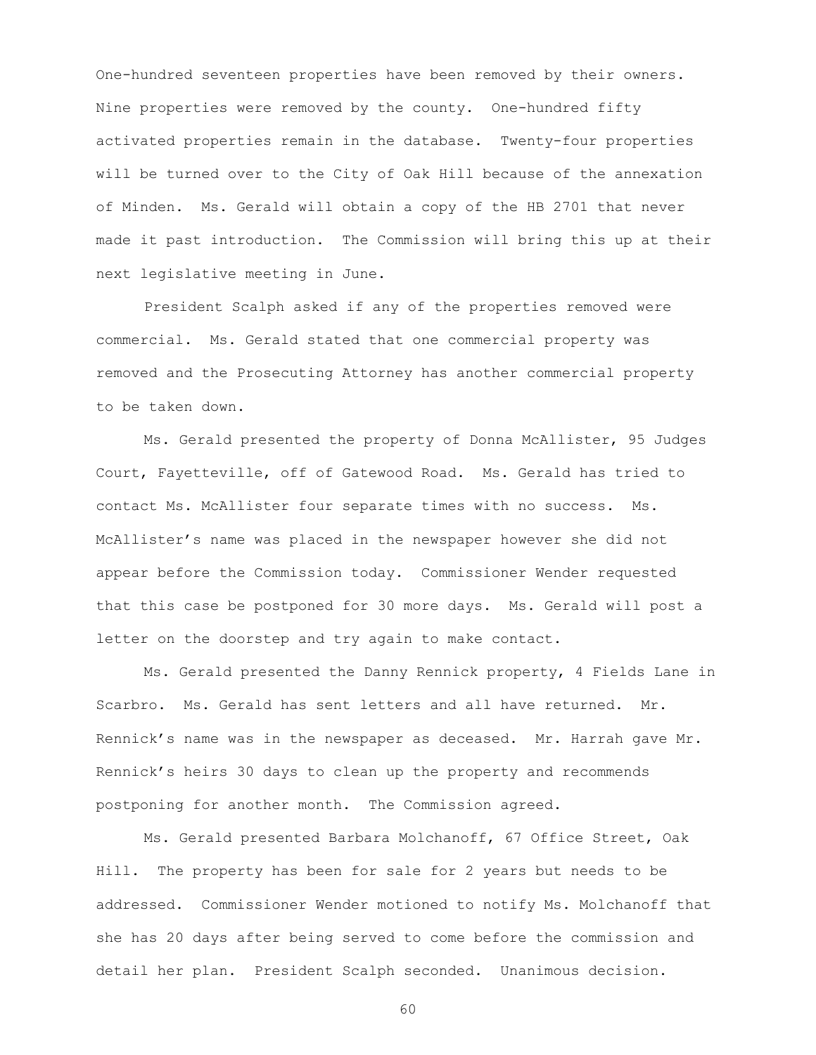One-hundred seventeen properties have been removed by their owners. Nine properties were removed by the county. One-hundred fifty activated properties remain in the database. Twenty-four properties will be turned over to the City of Oak Hill because of the annexation of Minden. Ms. Gerald will obtain a copy of the HB 2701 that never made it past introduction. The Commission will bring this up at their next legislative meeting in June.

President Scalph asked if any of the properties removed were commercial. Ms. Gerald stated that one commercial property was removed and the Prosecuting Attorney has another commercial property to be taken down.

Ms. Gerald presented the property of Donna McAllister, 95 Judges Court, Fayetteville, off of Gatewood Road. Ms. Gerald has tried to contact Ms. McAllister four separate times with no success. Ms. McAllister's name was placed in the newspaper however she did not appear before the Commission today. Commissioner Wender requested that this case be postponed for 30 more days. Ms. Gerald will post a letter on the doorstep and try again to make contact.

Ms. Gerald presented the Danny Rennick property, 4 Fields Lane in Scarbro. Ms. Gerald has sent letters and all have returned. Mr. Rennick's name was in the newspaper as deceased. Mr. Harrah gave Mr. Rennick's heirs 30 days to clean up the property and recommends postponing for another month. The Commission agreed.

Ms. Gerald presented Barbara Molchanoff, 67 Office Street, Oak Hill. The property has been for sale for 2 years but needs to be addressed. Commissioner Wender motioned to notify Ms. Molchanoff that she has 20 days after being served to come before the commission and detail her plan. President Scalph seconded. Unanimous decision.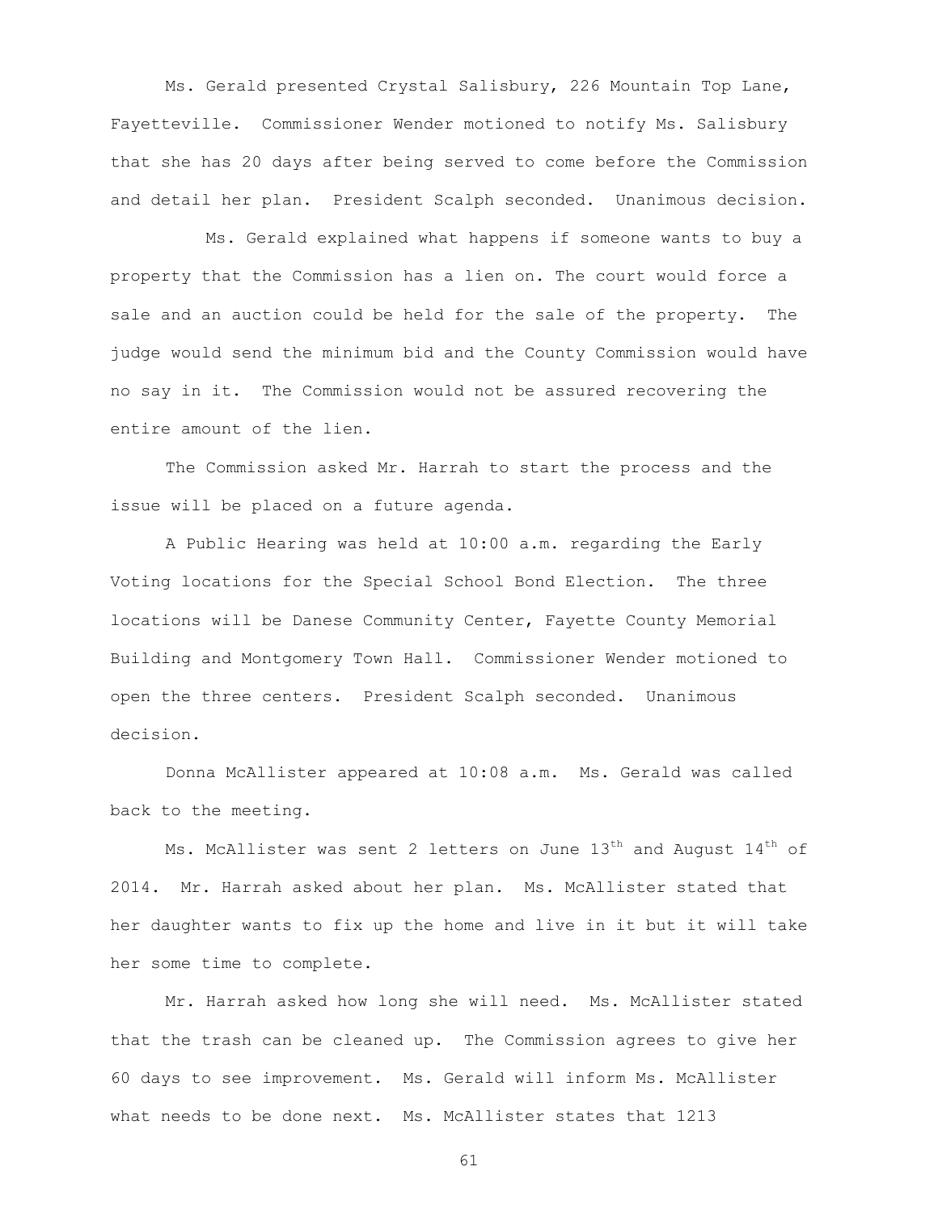Ms. Gerald presented Crystal Salisbury, 226 Mountain Top Lane, Fayetteville. Commissioner Wender motioned to notify Ms. Salisbury that she has 20 days after being served to come before the Commission and detail her plan. President Scalph seconded. Unanimous decision.

Ms. Gerald explained what happens if someone wants to buy a property that the Commission has a lien on. The court would force a sale and an auction could be held for the sale of the property. The judge would send the minimum bid and the County Commission would have no say in it. The Commission would not be assured recovering the entire amount of the lien.

The Commission asked Mr. Harrah to start the process and the issue will be placed on a future agenda.

A Public Hearing was held at 10:00 a.m. regarding the Early Voting locations for the Special School Bond Election. The three locations will be Danese Community Center, Fayette County Memorial Building and Montgomery Town Hall. Commissioner Wender motioned to open the three centers. President Scalph seconded. Unanimous decision.

Donna McAllister appeared at 10:08 a.m. Ms. Gerald was called back to the meeting.

Ms. McAllister was sent 2 letters on June 13th and August 14th of 2014. Mr. Harrah asked about her plan. Ms. McAllister stated that her daughter wants to fix up the home and live in it but it will take her some time to complete.

Mr. Harrah asked how long she will need. Ms. McAllister stated that the trash can be cleaned up. The Commission agrees to give her 60 days to see improvement. Ms. Gerald will inform Ms. McAllister what needs to be done next. Ms. McAllister states that 1213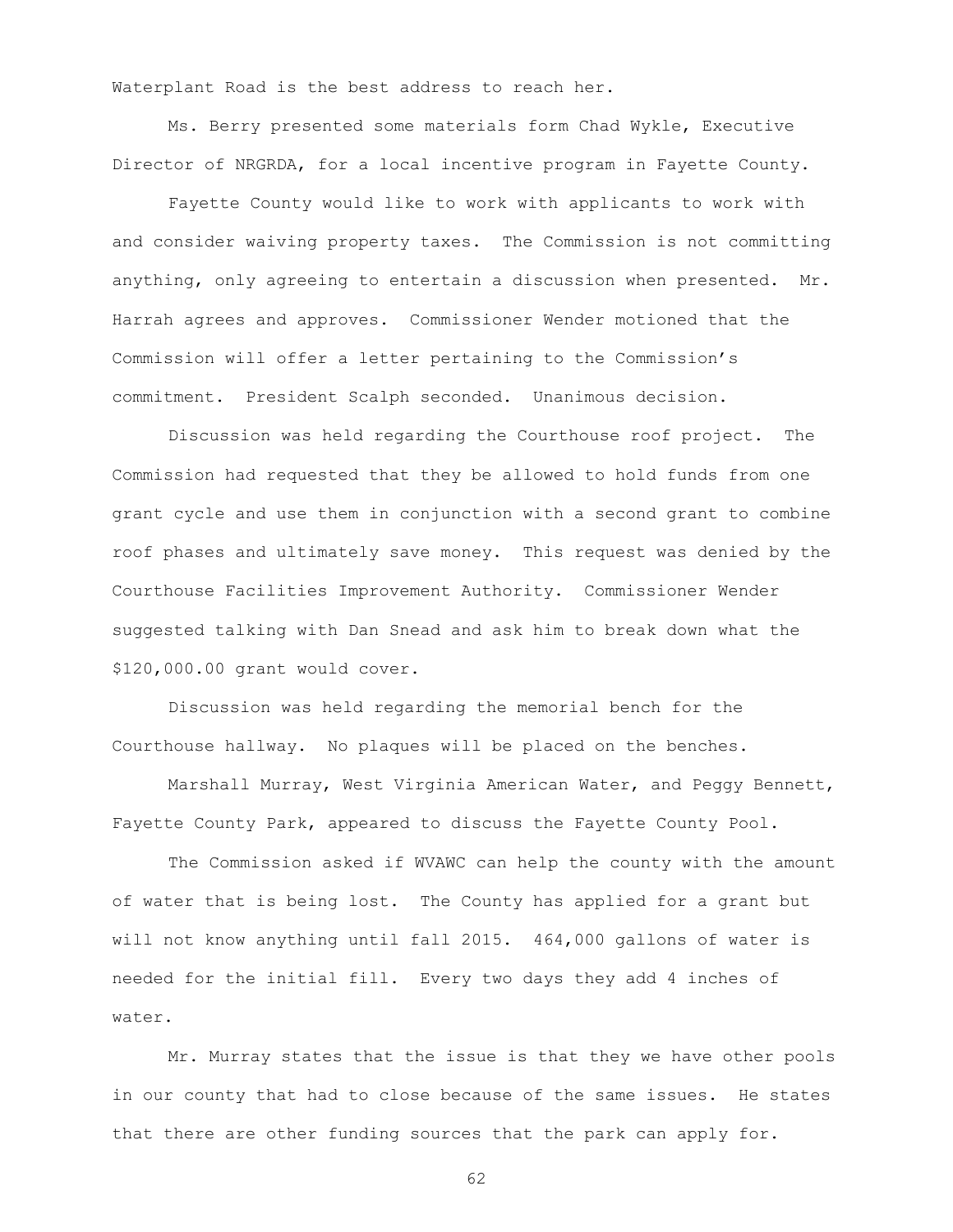Waterplant Road is the best address to reach her.

Ms. Berry presented some materials form Chad Wykle, Executive Director of NRGRDA, for a local incentive program in Fayette County.

Fayette County would like to work with applicants to work with and consider waiving property taxes. The Commission is not committing anything, only agreeing to entertain a discussion when presented. Mr. Harrah agrees and approves. Commissioner Wender motioned that the Commission will offer a letter pertaining to the Commission's commitment. President Scalph seconded. Unanimous decision.

Discussion was held regarding the Courthouse roof project. The Commission had requested that they be allowed to hold funds from one grant cycle and use them in conjunction with a second grant to combine roof phases and ultimately save money. This request was denied by the Courthouse Facilities Improvement Authority. Commissioner Wender suggested talking with Dan Snead and ask him to break down what the $120,000.00 grant would cover.

Discussion was held regarding the memorial bench for the Courthouse hallway. No plaques will be placed on the benches.

Marshall Murray, West Virginia American Water, and Peggy Bennett, Fayette County Park, appeared to discuss the Fayette County Pool.

The Commission asked if WVAWC can help the county with the amount of water that is being lost. The County has applied for a grant but will not know anything until fall 2015. 464,000 gallons of water is needed for the initial fill. Every two days they add 4 inches of water.

Mr. Murray states that the issue is that they we have other pools in our county that had to close because of the same issues. He states that there are other funding sources that the park can apply for.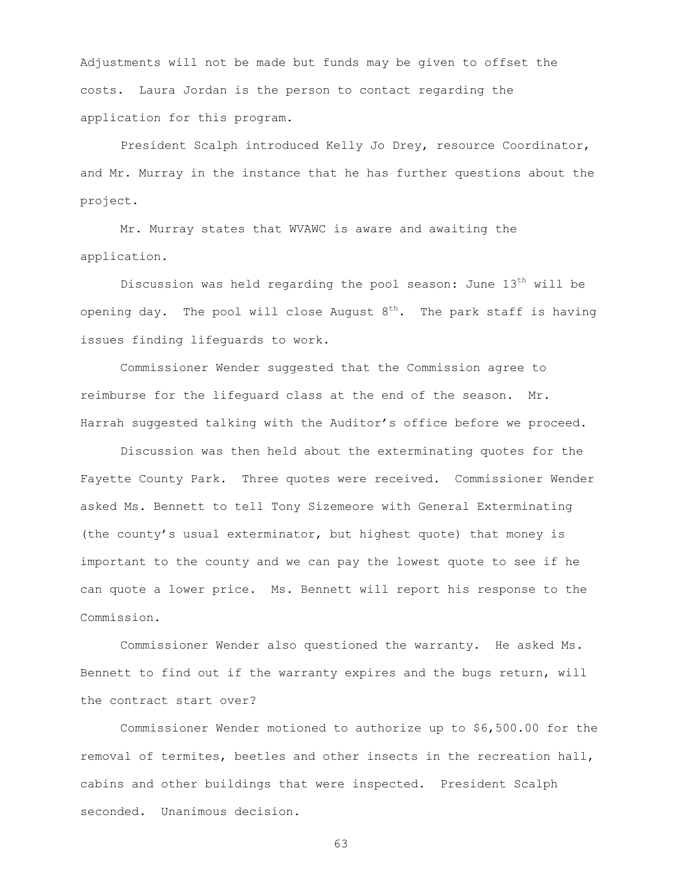Adjustments will not be made but funds may be given to offset the costs. Laura Jordan is the person to contact regarding the application for this program.

President Scalph introduced Kelly Jo Drey, resource Coordinator, and Mr. Murray in the instance that he has further questions about the project.

Mr. Murray states that WVAWC is aware and awaiting the application.

Discussion was held regarding the pool season: June 13th will be opening day. The pool will close August 8th. The park staff is having issues finding lifeguards to work.

Commissioner Wender suggested that the Commission agree to reimburse for the lifeguard class at the end of the season. Mr. Harrah suggested talking with the Auditor's office before we proceed.

Discussion was then held about the exterminating quotes for the Fayette County Park. Three quotes were received. Commissioner Wender asked Ms. Bennett to tell Tony Sizemeore with General Exterminating (the county's usual exterminator, but highest quote) that money is important to the county and we can pay the lowest quote to see if he can quote a lower price. Ms. Bennett will report his response to the Commission.

Commissioner Wender also questioned the warranty. He asked Ms. Bennett to find out if the warranty expires and the bugs return, will the contract start over?

Commissioner Wender motioned to authorize up to $6,500.00 for the removal of termites, beetles and other insects in the recreation hall, cabins and other buildings that were inspected. President Scalph seconded. Unanimous decision.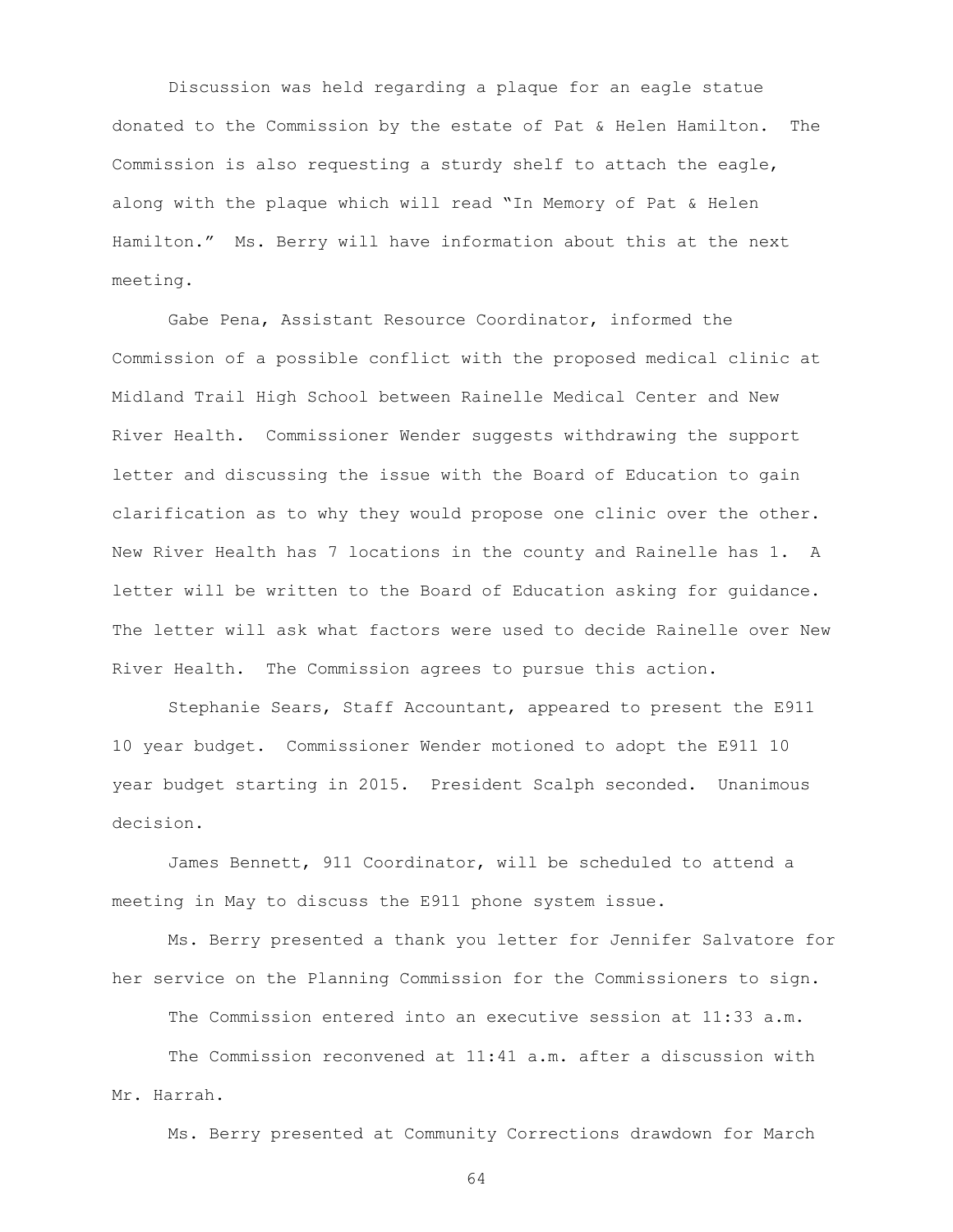Discussion was held regarding a plaque for an eagle statue donated to the Commission by the estate of Pat & Helen Hamilton. The Commission is also requesting a sturdy shelf to attach the eagle, along with the plaque which will read "In Memory of Pat & Helen Hamilton." Ms. Berry will have information about this at the next meeting.

Gabe Pena, Assistant Resource Coordinator, informed the Commission of a possible conflict with the proposed medical clinic at Midland Trail High School between Rainelle Medical Center and New River Health. Commissioner Wender suggests withdrawing the support letter and discussing the issue with the Board of Education to gain clarification as to why they would propose one clinic over the other. New River Health has 7 locations in the county and Rainelle has 1. A letter will be written to the Board of Education asking for guidance. The letter will ask what factors were used to decide Rainelle over New River Health. The Commission agrees to pursue this action.

Stephanie Sears, Staff Accountant, appeared to present the E911 10 year budget. Commissioner Wender motioned to adopt the E911 10 year budget starting in 2015. President Scalph seconded. Unanimous decision.

James Bennett, 911 Coordinator, will be scheduled to attend a meeting in May to discuss the E911 phone system issue.

Ms. Berry presented a thank you letter for Jennifer Salvatore for her service on the Planning Commission for the Commissioners to sign.

The Commission entered into an executive session at 11:33 a.m.

The Commission reconvened at 11:41 a.m. after a discussion with Mr. Harrah.

Ms. Berry presented at Community Corrections drawdown for March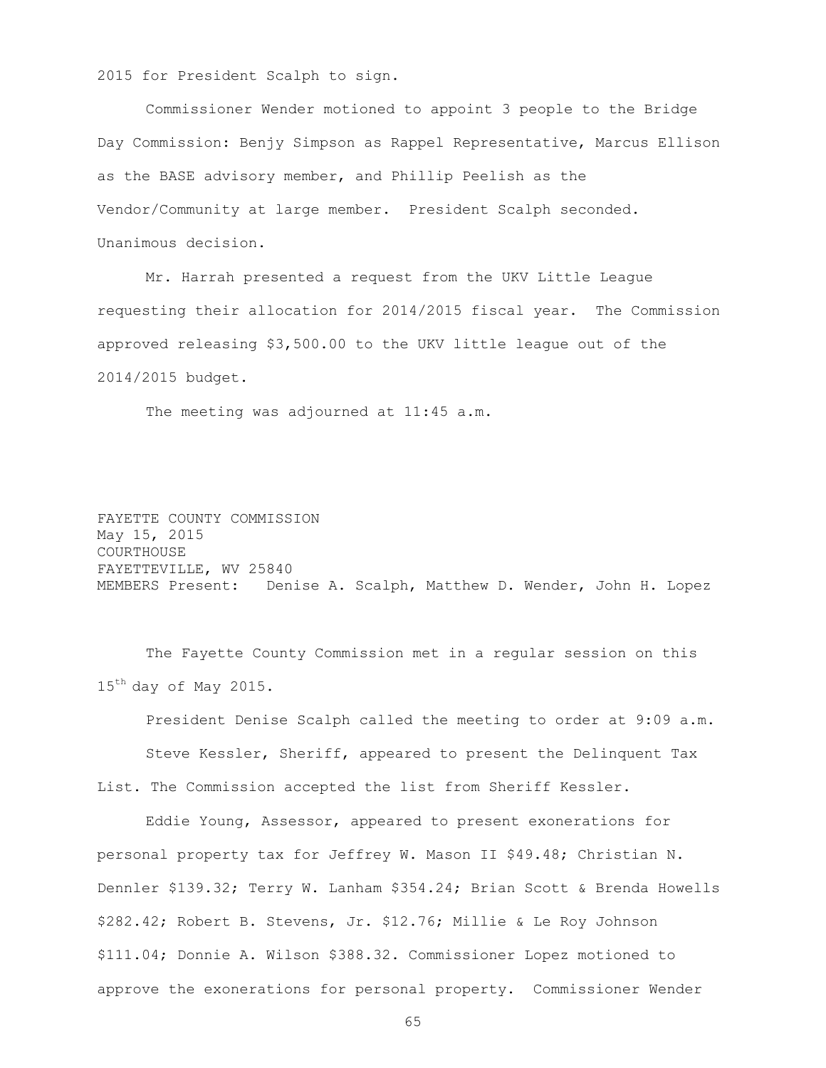2015 for President Scalph to sign.

Commissioner Wender motioned to appoint 3 people to the Bridge Day Commission: Benjy Simpson as Rappel Representative, Marcus Ellison as the BASE advisory member, and Phillip Peelish as the Vendor/Community at large member. President Scalph seconded. Unanimous decision.

Mr. Harrah presented a request from the UKV Little League requesting their allocation for 2014/2015 fiscal year. The Commission approved releasing $3,500.00 to the UKV little league out of the 2014/2015 budget.

The meeting was adjourned at 11:45 a.m.

FAYETTE COUNTY COMMISSION
May 15, 2015
COURTHOUSE
FAYETTEVILLE, WV 25840
MEMBERS Present: Denise A. Scalph, Matthew D. Wender, John H. Lopez

The Fayette County Commission met in a regular session on this 15th day of May 2015.

President Denise Scalph called the meeting to order at 9:09 a.m.

Steve Kessler, Sheriff, appeared to present the Delinquent Tax List. The Commission accepted the list from Sheriff Kessler.

Eddie Young, Assessor, appeared to present exonerations for personal property tax for Jeffrey W. Mason II $49.48; Christian N. Dennler $139.32; Terry W. Lanham $354.24; Brian Scott & Brenda Howells $282.42; Robert B. Stevens, Jr. $12.76; Millie & Le Roy Johnson $111.04; Donnie A. Wilson $388.32. Commissioner Lopez motioned to approve the exonerations for personal property. Commissioner Wender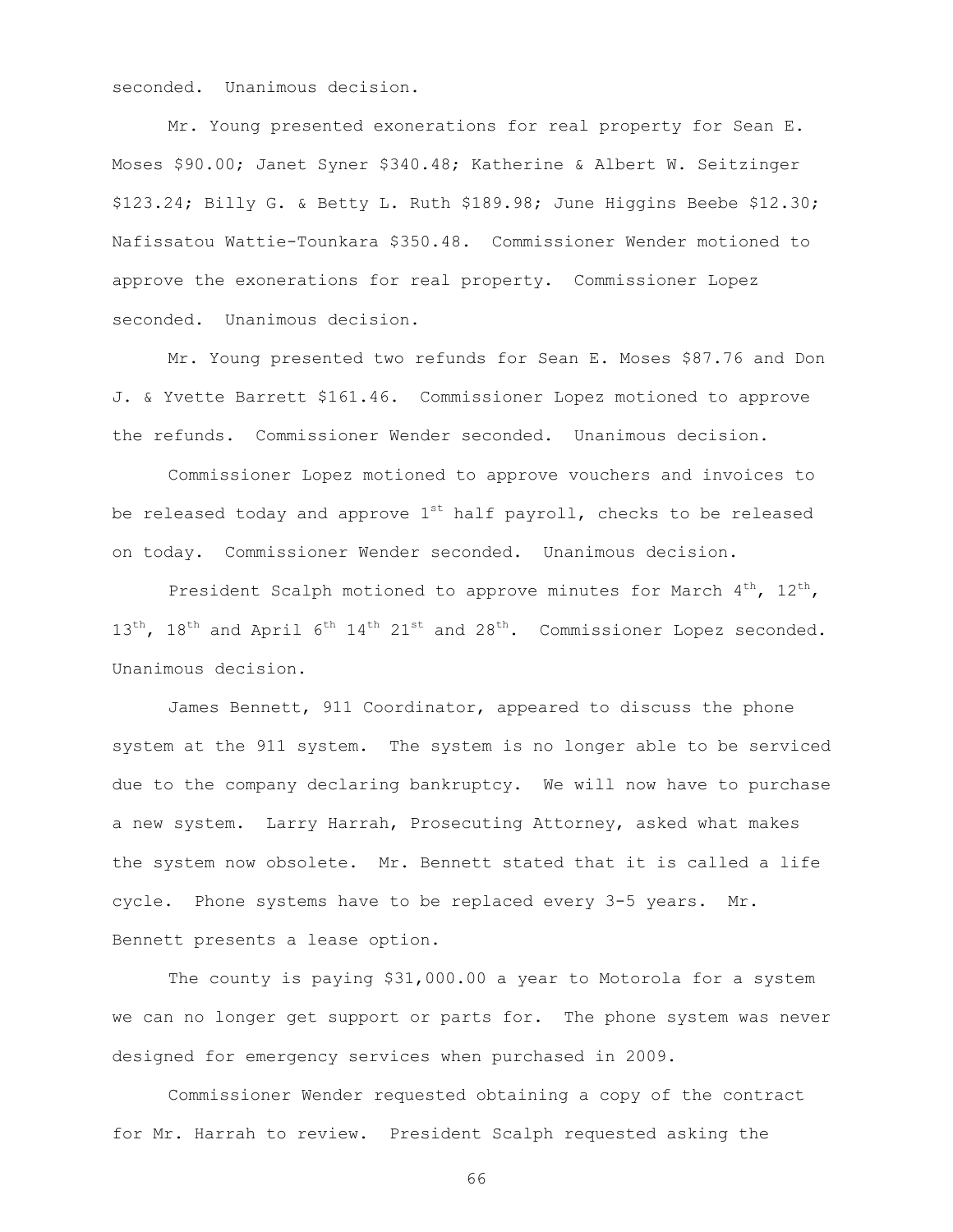seconded. Unanimous decision.

Mr. Young presented exonerations for real property for Sean E. Moses $90.00; Janet Syner $340.48; Katherine & Albert W. Seitzinger $123.24; Billy G. & Betty L. Ruth $189.98; June Higgins Beebe $12.30; Nafissatou Wattie-Tounkara $350.48. Commissioner Wender motioned to approve the exonerations for real property. Commissioner Lopez seconded. Unanimous decision.

Mr. Young presented two refunds for Sean E. Moses $87.76 and Don J. & Yvette Barrett $161.46. Commissioner Lopez motioned to approve the refunds. Commissioner Wender seconded. Unanimous decision.

Commissioner Lopez motioned to approve vouchers and invoices to be released today and approve 1st half payroll, checks to be released on today. Commissioner Wender seconded. Unanimous decision.

President Scalph motioned to approve minutes for March 4th, 12th, 13th, 18th and April 6th 14th 21st and 28th. Commissioner Lopez seconded. Unanimous decision.

James Bennett, 911 Coordinator, appeared to discuss the phone system at the 911 system. The system is no longer able to be serviced due to the company declaring bankruptcy. We will now have to purchase a new system. Larry Harrah, Prosecuting Attorney, asked what makes the system now obsolete. Mr. Bennett stated that it is called a life cycle. Phone systems have to be replaced every 3-5 years. Mr. Bennett presents a lease option.

The county is paying $31,000.00 a year to Motorola for a system we can no longer get support or parts for. The phone system was never designed for emergency services when purchased in 2009.

Commissioner Wender requested obtaining a copy of the contract for Mr. Harrah to review. President Scalph requested asking the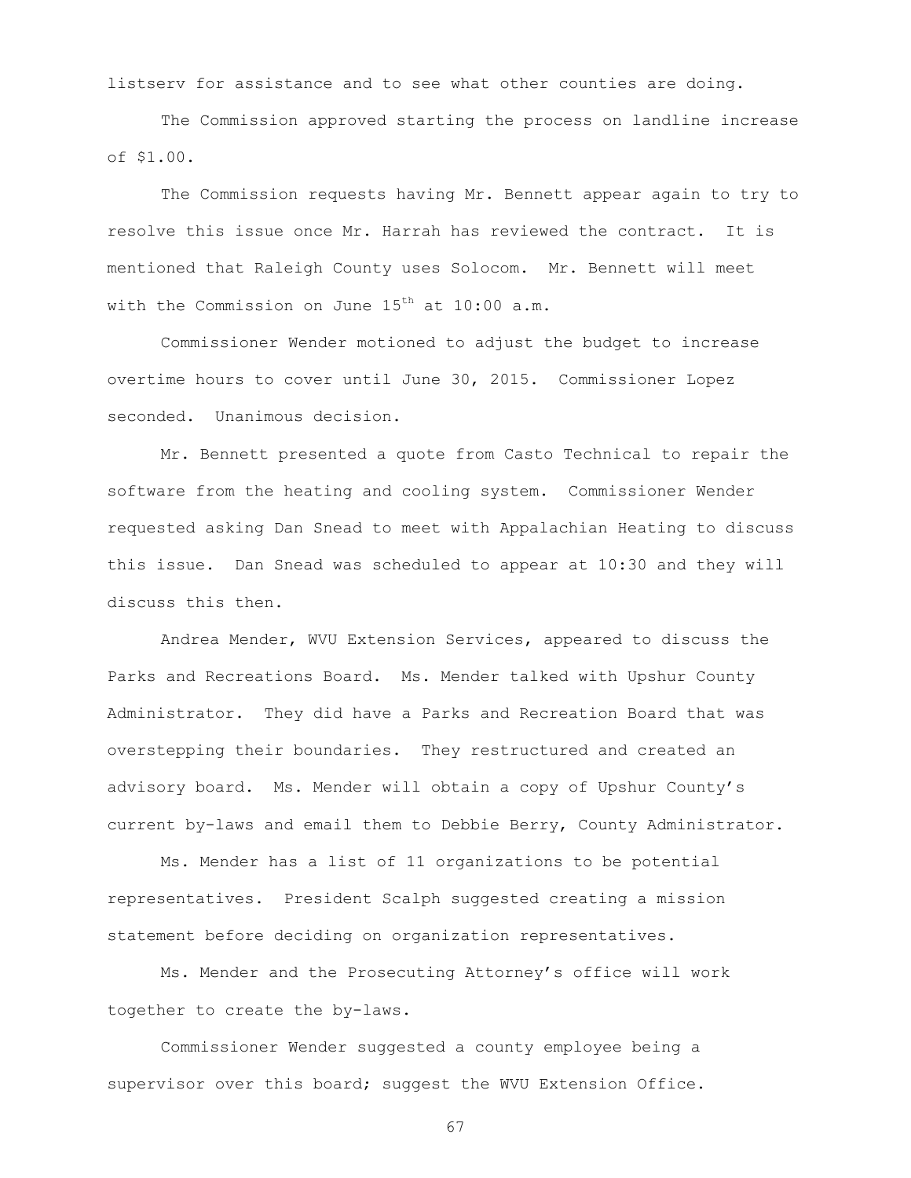listserv for assistance and to see what other counties are doing.

The Commission approved starting the process on landline increase of $1.00.

The Commission requests having Mr. Bennett appear again to try to resolve this issue once Mr. Harrah has reviewed the contract. It is mentioned that Raleigh County uses Solocom. Mr. Bennett will meet with the Commission on June 15th at 10:00 a.m.

Commissioner Wender motioned to adjust the budget to increase overtime hours to cover until June 30, 2015. Commissioner Lopez seconded. Unanimous decision.

Mr. Bennett presented a quote from Casto Technical to repair the software from the heating and cooling system. Commissioner Wender requested asking Dan Snead to meet with Appalachian Heating to discuss this issue. Dan Snead was scheduled to appear at 10:30 and they will discuss this then.

Andrea Mender, WVU Extension Services, appeared to discuss the Parks and Recreations Board. Ms. Mender talked with Upshur County Administrator. They did have a Parks and Recreation Board that was overstepping their boundaries. They restructured and created an advisory board. Ms. Mender will obtain a copy of Upshur County's current by-laws and email them to Debbie Berry, County Administrator.

Ms. Mender has a list of 11 organizations to be potential representatives. President Scalph suggested creating a mission statement before deciding on organization representatives.

Ms. Mender and the Prosecuting Attorney's office will work together to create the by-laws.

Commissioner Wender suggested a county employee being a supervisor over this board; suggest the WVU Extension Office.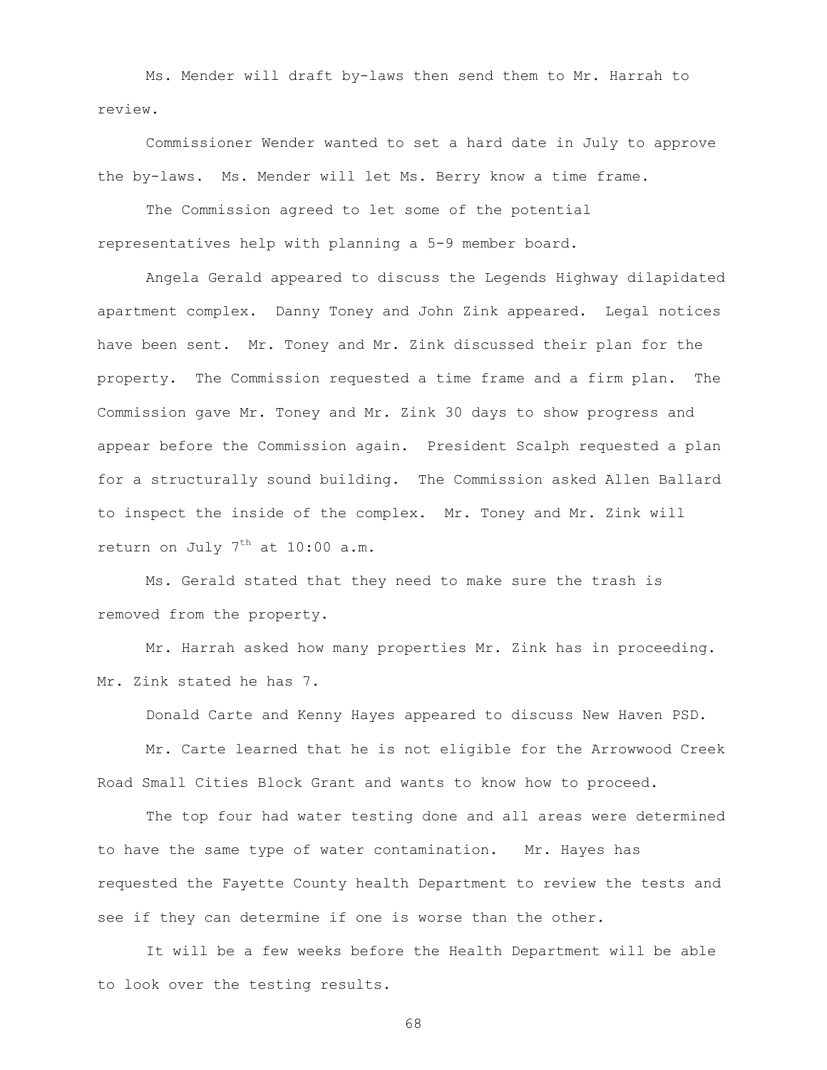Ms. Mender will draft by-laws then send them to Mr. Harrah to review.

Commissioner Wender wanted to set a hard date in July to approve the by-laws. Ms. Mender will let Ms. Berry know a time frame.

The Commission agreed to let some of the potential representatives help with planning a 5-9 member board.

Angela Gerald appeared to discuss the Legends Highway dilapidated apartment complex. Danny Toney and John Zink appeared. Legal notices have been sent. Mr. Toney and Mr. Zink discussed their plan for the property. The Commission requested a time frame and a firm plan. The Commission gave Mr. Toney and Mr. Zink 30 days to show progress and appear before the Commission again. President Scalph requested a plan for a structurally sound building. The Commission asked Allen Ballard to inspect the inside of the complex. Mr. Toney and Mr. Zink will return on July 7th at 10:00 a.m.

Ms. Gerald stated that they need to make sure the trash is removed from the property.

Mr. Harrah asked how many properties Mr. Zink has in proceeding. Mr. Zink stated he has 7.

Donald Carte and Kenny Hayes appeared to discuss New Haven PSD.

Mr. Carte learned that he is not eligible for the Arrowwood Creek Road Small Cities Block Grant and wants to know how to proceed.

The top four had water testing done and all areas were determined to have the same type of water contamination. Mr. Hayes has requested the Fayette County health Department to review the tests and see if they can determine if one is worse than the other.

It will be a few weeks before the Health Department will be able to look over the testing results.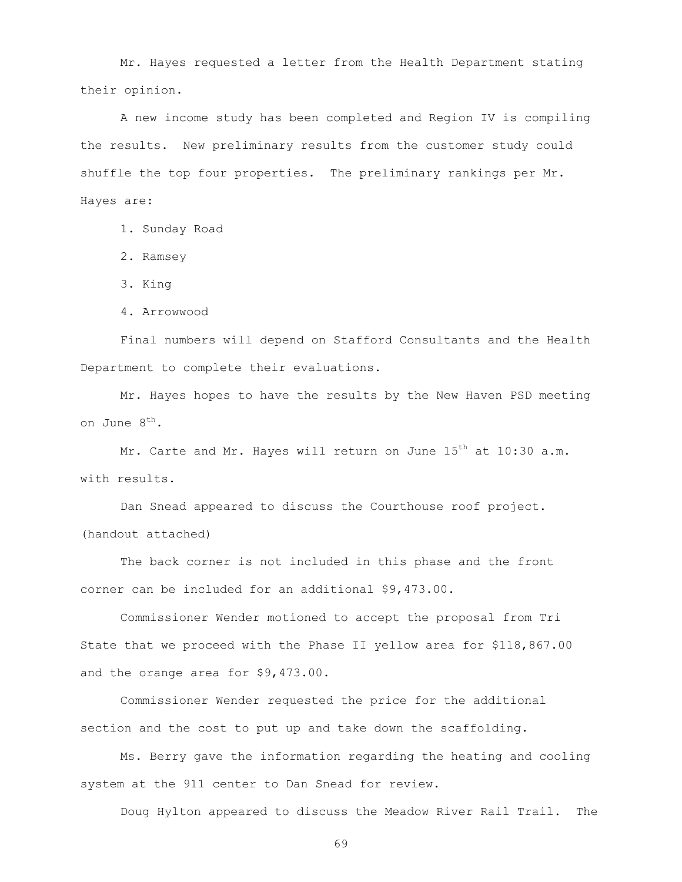Mr. Hayes requested a letter from the Health Department stating their opinion.

A new income study has been completed and Region IV is compiling the results. New preliminary results from the customer study could shuffle the top four properties. The preliminary rankings per Mr. Hayes are:

1. Sunday Road
2. Ramsey
3. King
4. Arrowwood

Final numbers will depend on Stafford Consultants and the Health Department to complete their evaluations.

Mr. Hayes hopes to have the results by the New Haven PSD meeting on June 8th.

Mr. Carte and Mr. Hayes will return on June 15th at 10:30 a.m. with results.

Dan Snead appeared to discuss the Courthouse roof project. (handout attached)

The back corner is not included in this phase and the front corner can be included for an additional $9,473.00.

Commissioner Wender motioned to accept the proposal from Tri State that we proceed with the Phase II yellow area for $118,867.00 and the orange area for $9,473.00.

Commissioner Wender requested the price for the additional section and the cost to put up and take down the scaffolding.

Ms. Berry gave the information regarding the heating and cooling system at the 911 center to Dan Snead for review.

Doug Hylton appeared to discuss the Meadow River Rail Trail. The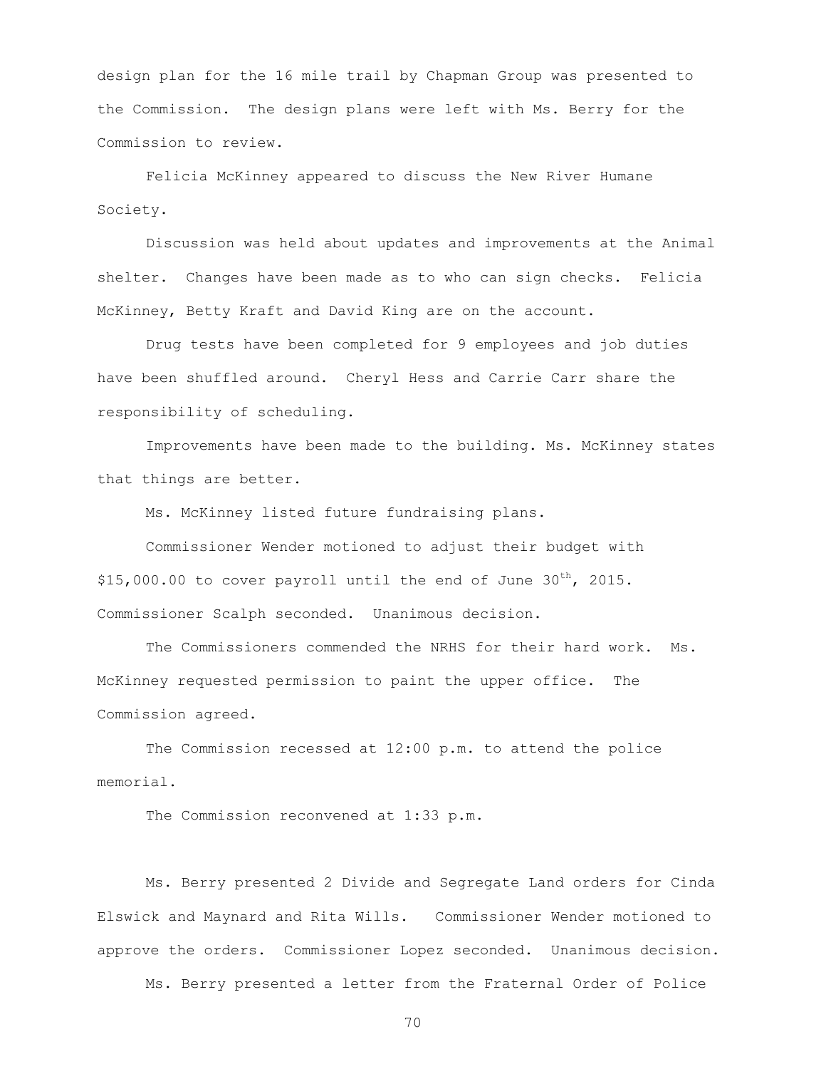design plan for the 16 mile trail by Chapman Group was presented to the Commission. The design plans were left with Ms. Berry for the Commission to review.

Felicia McKinney appeared to discuss the New River Humane Society.

Discussion was held about updates and improvements at the Animal shelter. Changes have been made as to who can sign checks. Felicia McKinney, Betty Kraft and David King are on the account.

Drug tests have been completed for 9 employees and job duties have been shuffled around. Cheryl Hess and Carrie Carr share the responsibility of scheduling.

Improvements have been made to the building. Ms. McKinney states that things are better.

Ms. McKinney listed future fundraising plans.

Commissioner Wender motioned to adjust their budget with $15,000.00 to cover payroll until the end of June 30th, 2015. Commissioner Scalph seconded. Unanimous decision.

The Commissioners commended the NRHS for their hard work. Ms. McKinney requested permission to paint the upper office. The Commission agreed.

The Commission recessed at 12:00 p.m. to attend the police memorial.

The Commission reconvened at 1:33 p.m.

Ms. Berry presented 2 Divide and Segregate Land orders for Cinda Elswick and Maynard and Rita Wills. Commissioner Wender motioned to approve the orders. Commissioner Lopez seconded. Unanimous decision.

Ms. Berry presented a letter from the Fraternal Order of Police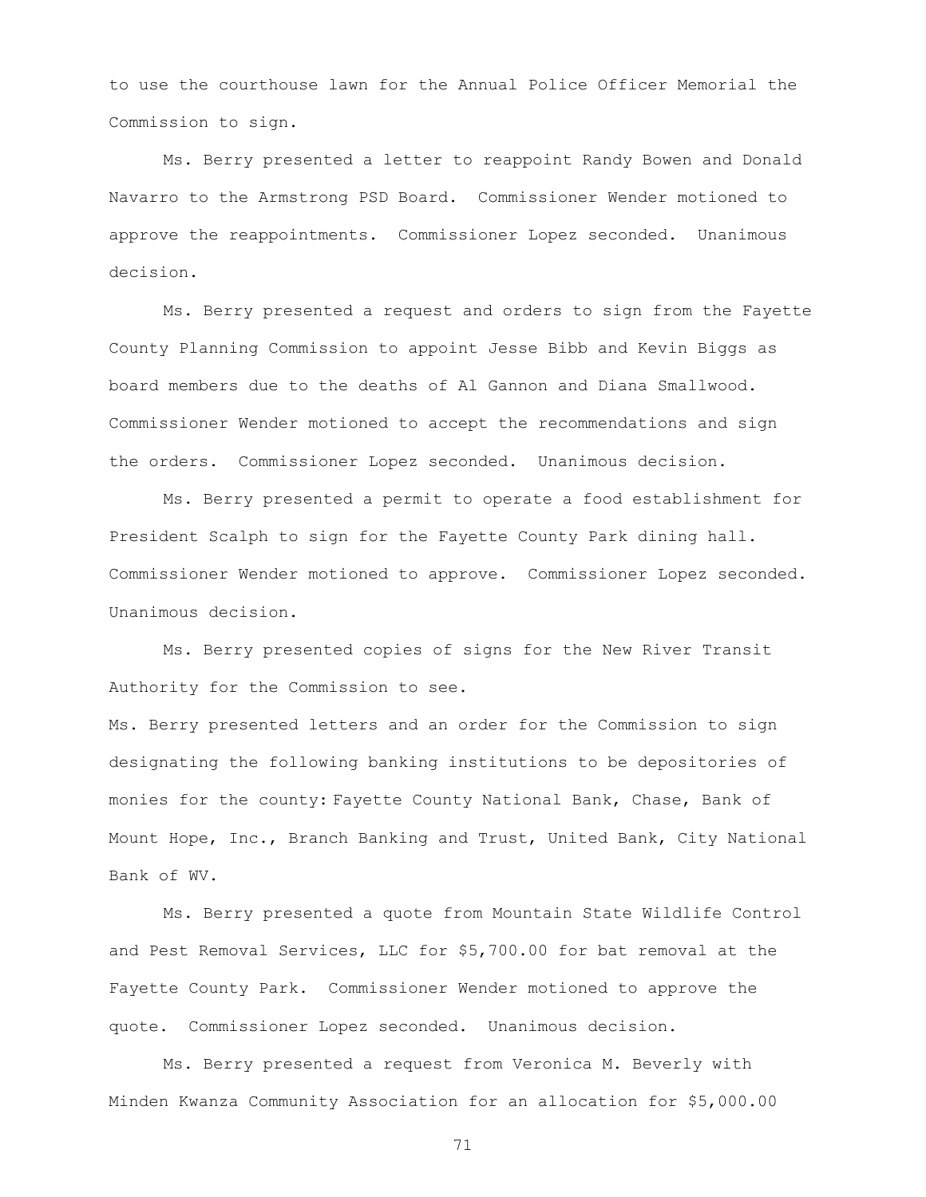to use the courthouse lawn for the Annual Police Officer Memorial the Commission to sign.

Ms. Berry presented a letter to reappoint Randy Bowen and Donald Navarro to the Armstrong PSD Board. Commissioner Wender motioned to approve the reappointments. Commissioner Lopez seconded. Unanimous decision.

Ms. Berry presented a request and orders to sign from the Fayette County Planning Commission to appoint Jesse Bibb and Kevin Biggs as board members due to the deaths of Al Gannon and Diana Smallwood. Commissioner Wender motioned to accept the recommendations and sign the orders. Commissioner Lopez seconded. Unanimous decision.

Ms. Berry presented a permit to operate a food establishment for President Scalph to sign for the Fayette County Park dining hall. Commissioner Wender motioned to approve. Commissioner Lopez seconded. Unanimous decision.

Ms. Berry presented copies of signs for the New River Transit Authority for the Commission to see.

Ms. Berry presented letters and an order for the Commission to sign designating the following banking institutions to be depositories of monies for the county: Fayette County National Bank, Chase, Bank of Mount Hope, Inc., Branch Banking and Trust, United Bank, City National Bank of WV.

Ms. Berry presented a quote from Mountain State Wildlife Control and Pest Removal Services, LLC for $5,700.00 for bat removal at the Fayette County Park. Commissioner Wender motioned to approve the quote. Commissioner Lopez seconded. Unanimous decision.

Ms. Berry presented a request from Veronica M. Beverly with Minden Kwanza Community Association for an allocation for $5,000.00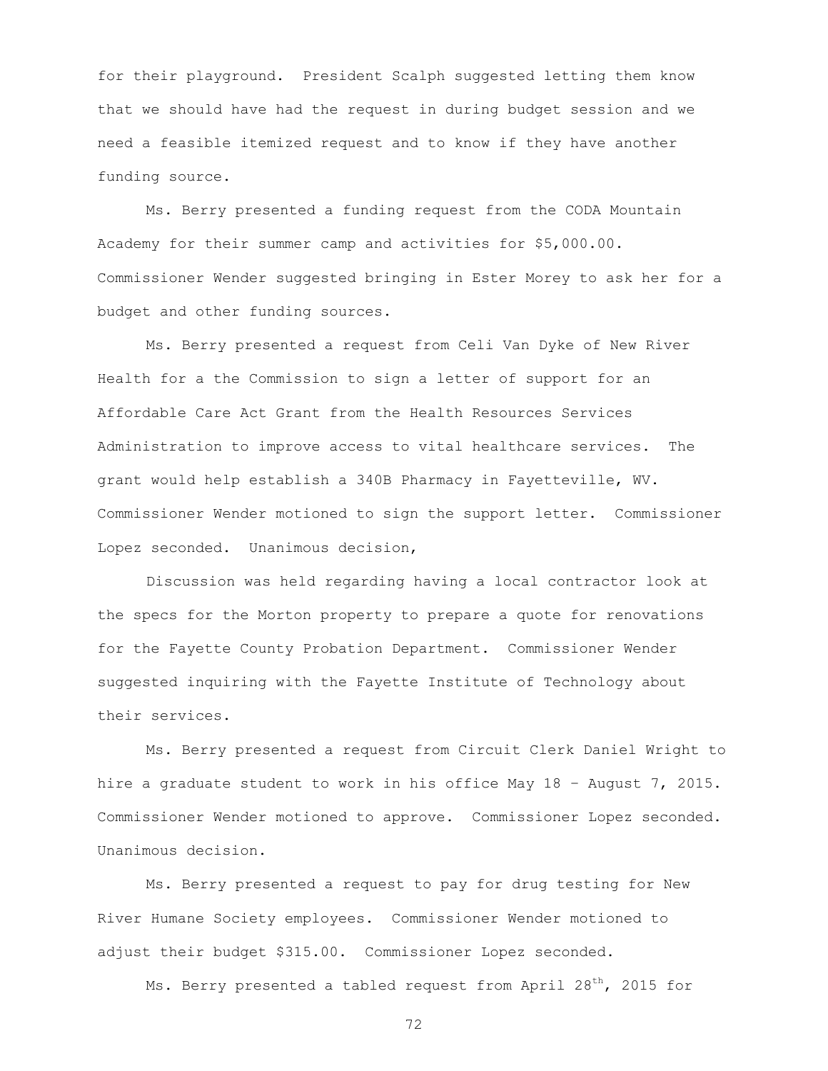for their playground. President Scalph suggested letting them know that we should have had the request in during budget session and we need a feasible itemized request and to know if they have another funding source.

Ms. Berry presented a funding request from the CODA Mountain Academy for their summer camp and activities for $5,000.00. Commissioner Wender suggested bringing in Ester Morey to ask her for a budget and other funding sources.

Ms. Berry presented a request from Celi Van Dyke of New River Health for a the Commission to sign a letter of support for an Affordable Care Act Grant from the Health Resources Services Administration to improve access to vital healthcare services. The grant would help establish a 340B Pharmacy in Fayetteville, WV. Commissioner Wender motioned to sign the support letter. Commissioner Lopez seconded. Unanimous decision,

Discussion was held regarding having a local contractor look at the specs for the Morton property to prepare a quote for renovations for the Fayette County Probation Department. Commissioner Wender suggested inquiring with the Fayette Institute of Technology about their services.

Ms. Berry presented a request from Circuit Clerk Daniel Wright to hire a graduate student to work in his office May 18 – August 7, 2015. Commissioner Wender motioned to approve. Commissioner Lopez seconded. Unanimous decision.

Ms. Berry presented a request to pay for drug testing for New River Humane Society employees. Commissioner Wender motioned to adjust their budget $315.00. Commissioner Lopez seconded.

Ms. Berry presented a tabled request from April 28th, 2015 for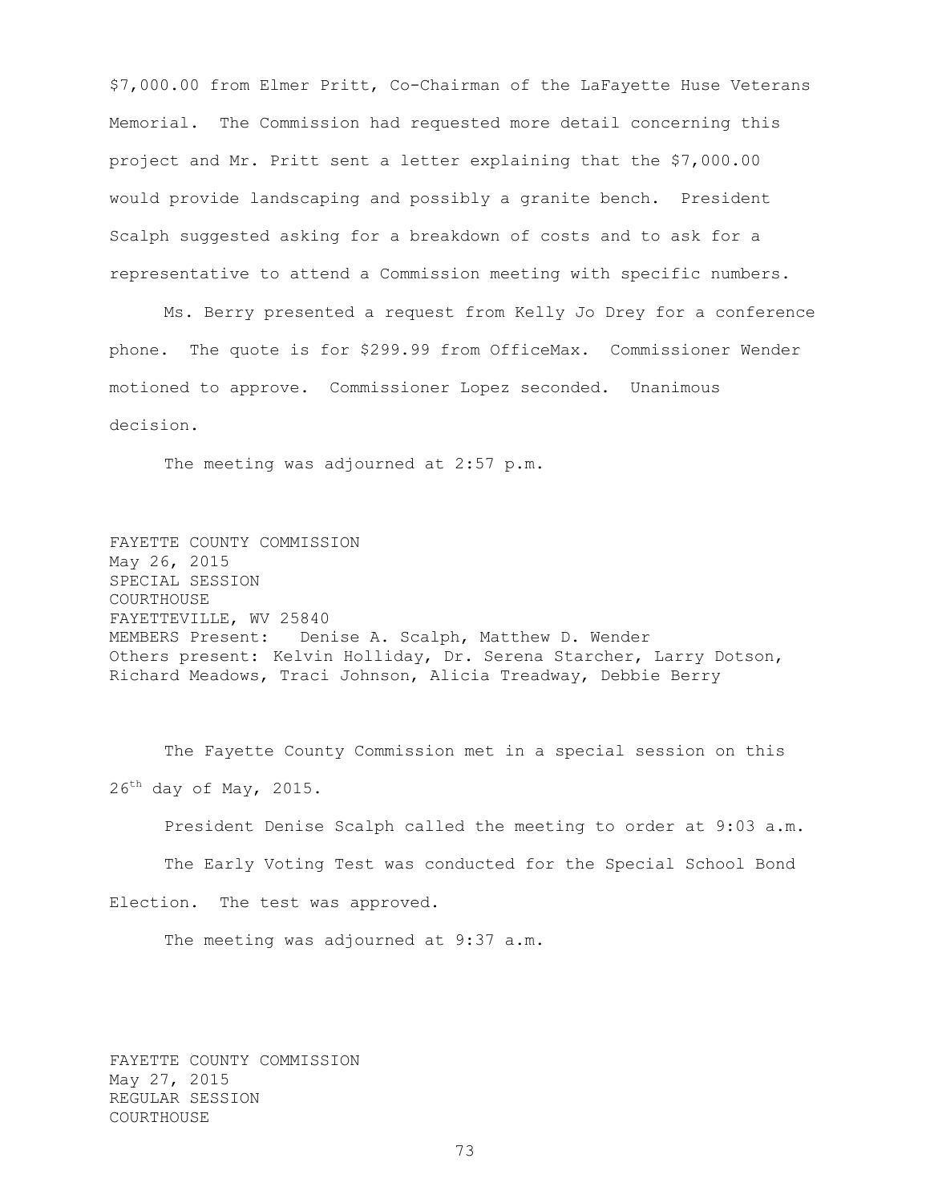$7,000.00 from Elmer Pritt, Co-Chairman of the LaFayette Huse Veterans Memorial. The Commission had requested more detail concerning this project and Mr. Pritt sent a letter explaining that the $7,000.00 would provide landscaping and possibly a granite bench. President Scalph suggested asking for a breakdown of costs and to ask for a representative to attend a Commission meeting with specific numbers.

Ms. Berry presented a request from Kelly Jo Drey for a conference phone. The quote is for $299.99 from OfficeMax. Commissioner Wender motioned to approve. Commissioner Lopez seconded. Unanimous decision.

The meeting was adjourned at 2:57 p.m.

FAYETTE COUNTY COMMISSION
May 26, 2015
SPECIAL SESSION
COURTHOUSE
FAYETTEVILLE, WV 25840
MEMBERS Present: Denise A. Scalph, Matthew D. Wender
Others present: Kelvin Holliday, Dr. Serena Starcher, Larry Dotson, Richard Meadows, Traci Johnson, Alicia Treadway, Debbie Berry

The Fayette County Commission met in a special session on this 26th day of May, 2015.

President Denise Scalph called the meeting to order at 9:03 a.m.

The Early Voting Test was conducted for the Special School Bond Election. The test was approved.

The meeting was adjourned at 9:37 a.m.

FAYETTE COUNTY COMMISSION
May 27, 2015
REGULAR SESSION
COURTHOUSE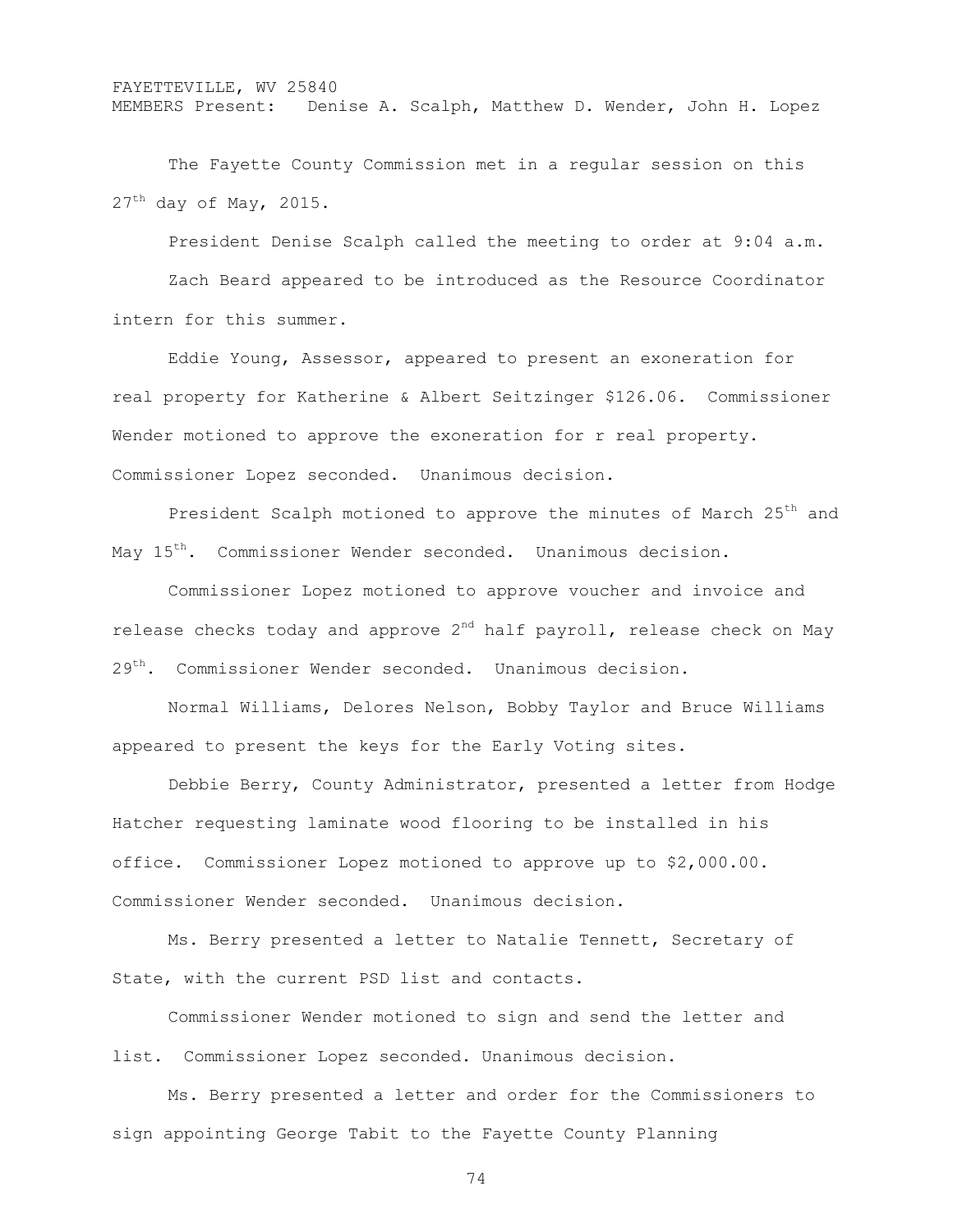FAYETTEVILLE, WV 25840
MEMBERS Present: Denise A. Scalph, Matthew D. Wender, John H. Lopez

The Fayette County Commission met in a regular session on this 27th day of May, 2015.

President Denise Scalph called the meeting to order at 9:04 a.m.

Zach Beard appeared to be introduced as the Resource Coordinator intern for this summer.

Eddie Young, Assessor, appeared to present an exoneration for real property for Katherine & Albert Seitzinger $126.06. Commissioner Wender motioned to approve the exoneration for r real property. Commissioner Lopez seconded. Unanimous decision.

President Scalph motioned to approve the minutes of March 25th and May 15th. Commissioner Wender seconded. Unanimous decision.

Commissioner Lopez motioned to approve voucher and invoice and release checks today and approve 2nd half payroll, release check on May 29th. Commissioner Wender seconded. Unanimous decision.

Normal Williams, Delores Nelson, Bobby Taylor and Bruce Williams appeared to present the keys for the Early Voting sites.

Debbie Berry, County Administrator, presented a letter from Hodge Hatcher requesting laminate wood flooring to be installed in his office. Commissioner Lopez motioned to approve up to $2,000.00. Commissioner Wender seconded. Unanimous decision.

Ms. Berry presented a letter to Natalie Tennett, Secretary of State, with the current PSD list and contacts.

Commissioner Wender motioned to sign and send the letter and list. Commissioner Lopez seconded. Unanimous decision.

Ms. Berry presented a letter and order for the Commissioners to sign appointing George Tabit to the Fayette County Planning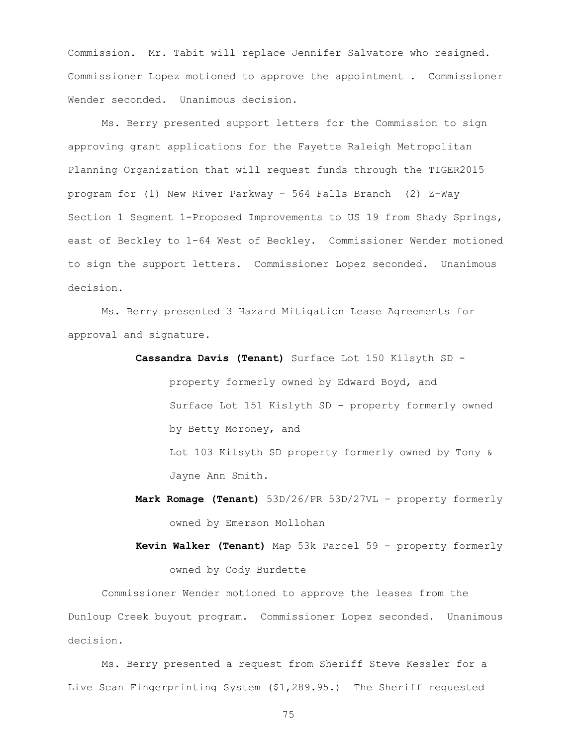Commission. Mr. Tabit will replace Jennifer Salvatore who resigned. Commissioner Lopez motioned to approve the appointment . Commissioner Wender seconded. Unanimous decision.

Ms. Berry presented support letters for the Commission to sign approving grant applications for the Fayette Raleigh Metropolitan Planning Organization that will request funds through the TIGER2015 program for (1) New River Parkway – 564 Falls Branch (2) Z-Way Section 1 Segment 1-Proposed Improvements to US 19 from Shady Springs, east of Beckley to 1-64 West of Beckley. Commissioner Wender motioned to sign the support letters. Commissioner Lopez seconded. Unanimous decision.

Ms. Berry presented 3 Hazard Mitigation Lease Agreements for approval and signature.

**Cassandra Davis (Tenant)** Surface Lot 150 Kilsyth SD - property formerly owned by Edward Boyd, and Surface Lot 151 Kislyth SD - property formerly owned by Betty Moroney, and Lot 103 Kilsyth SD property formerly owned by Tony & Jayne Ann Smith.

**Mark Romage (Tenant)** 53D/26/PR 53D/27VL – property formerly owned by Emerson Mollohan

**Kevin Walker (Tenant)** Map 53k Parcel 59 – property formerly owned by Cody Burdette

Commissioner Wender motioned to approve the leases from the Dunloup Creek buyout program. Commissioner Lopez seconded. Unanimous decision.

Ms. Berry presented a request from Sheriff Steve Kessler for a Live Scan Fingerprinting System ($1,289.95.) The Sheriff requested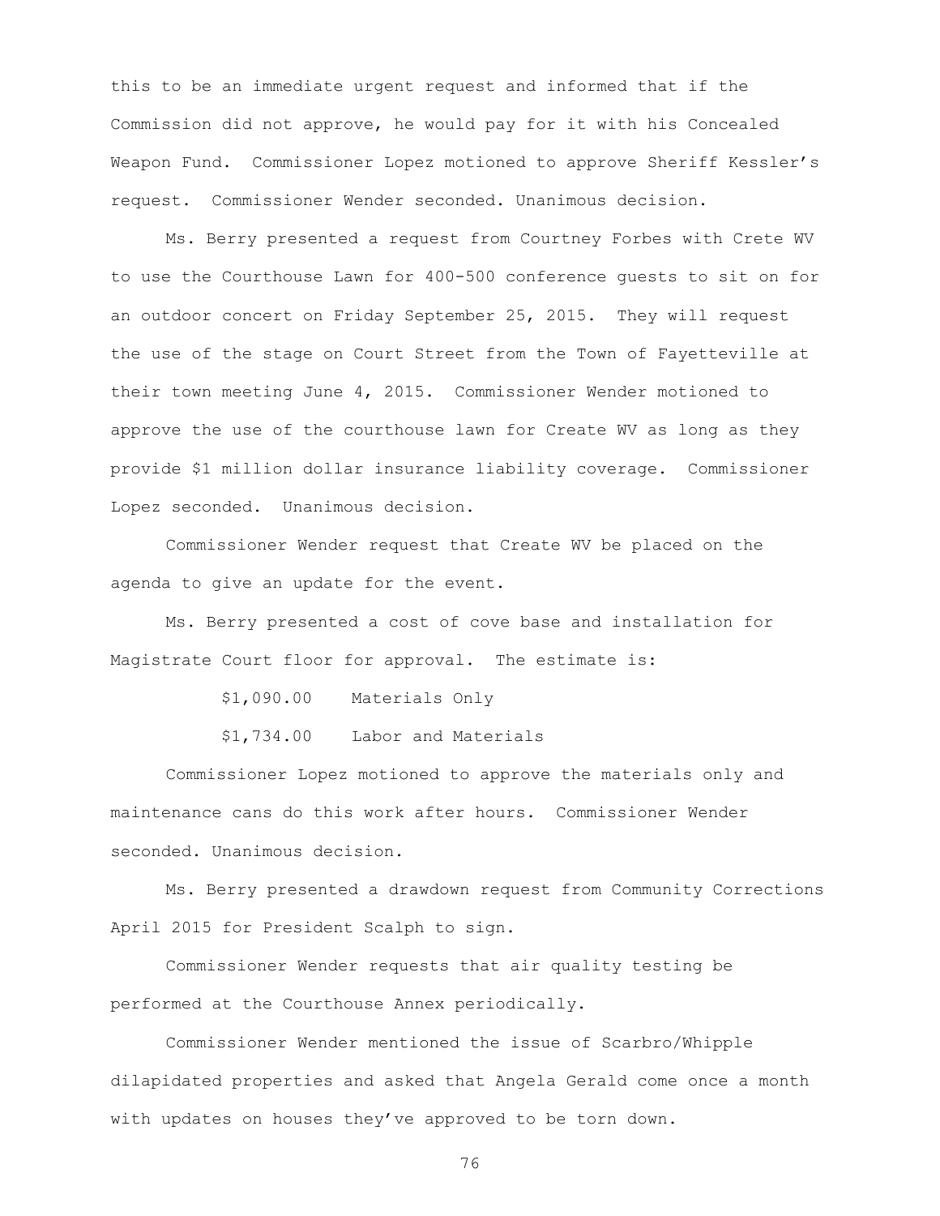this to be an immediate urgent request and informed that if the Commission did not approve, he would pay for it with his Concealed Weapon Fund. Commissioner Lopez motioned to approve Sheriff Kessler's request. Commissioner Wender seconded. Unanimous decision.

Ms. Berry presented a request from Courtney Forbes with Crete WV to use the Courthouse Lawn for 400-500 conference guests to sit on for an outdoor concert on Friday September 25, 2015. They will request the use of the stage on Court Street from the Town of Fayetteville at their town meeting June 4, 2015. Commissioner Wender motioned to approve the use of the courthouse lawn for Create WV as long as they provide $1 million dollar insurance liability coverage. Commissioner Lopez seconded. Unanimous decision.

Commissioner Wender request that Create WV be placed on the agenda to give an update for the event.

Ms. Berry presented a cost of cove base and installation for Magistrate Court floor for approval. The estimate is:

$1,090.00 Materials Only

$1,734.00 Labor and Materials

Commissioner Lopez motioned to approve the materials only and maintenance cans do this work after hours. Commissioner Wender seconded. Unanimous decision.

Ms. Berry presented a drawdown request from Community Corrections April 2015 for President Scalph to sign.

Commissioner Wender requests that air quality testing be performed at the Courthouse Annex periodically.

Commissioner Wender mentioned the issue of Scarbro/Whipple dilapidated properties and asked that Angela Gerald come once a month with updates on houses they've approved to be torn down.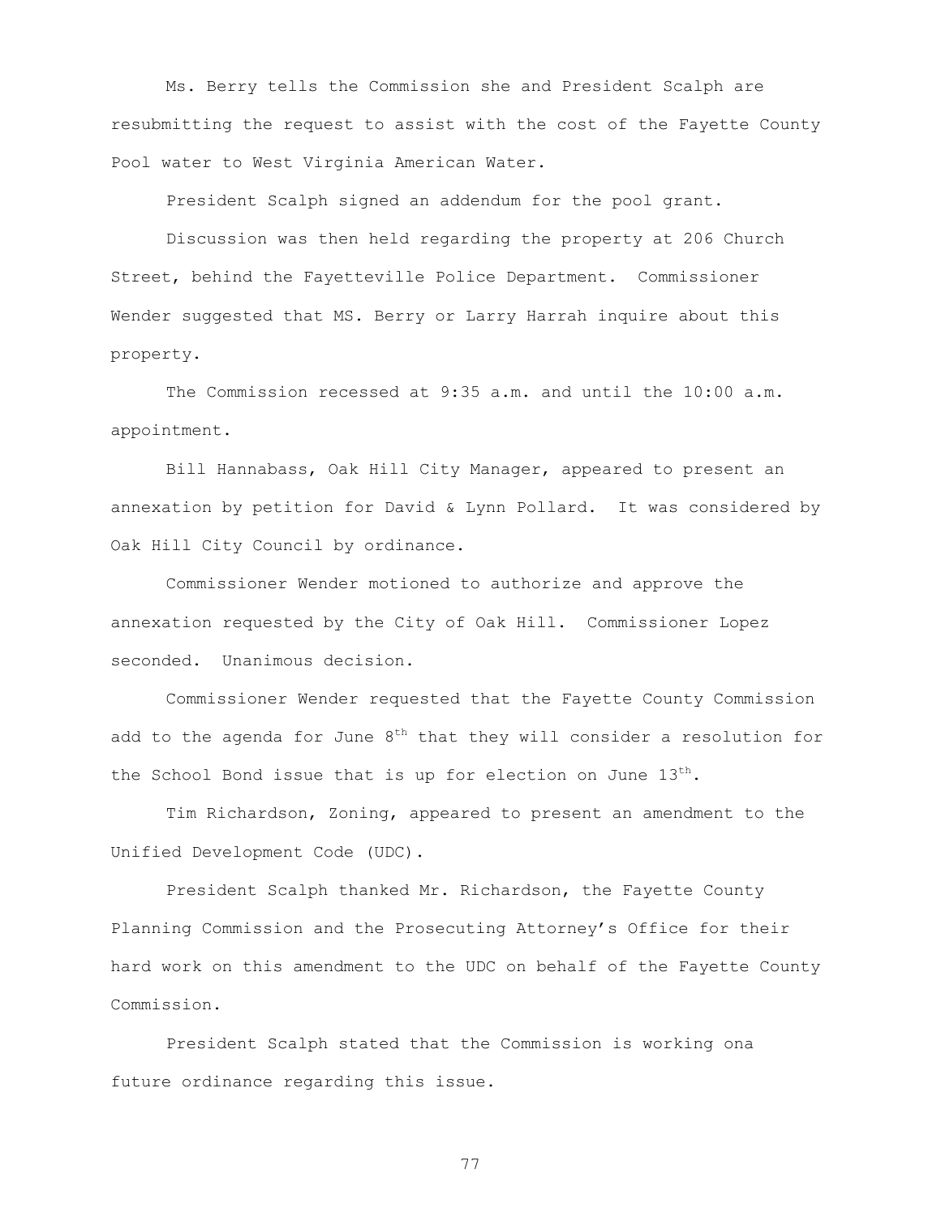Ms. Berry tells the Commission she and President Scalph are resubmitting the request to assist with the cost of the Fayette County Pool water to West Virginia American Water.

President Scalph signed an addendum for the pool grant.

Discussion was then held regarding the property at 206 Church Street, behind the Fayetteville Police Department. Commissioner Wender suggested that MS. Berry or Larry Harrah inquire about this property.

The Commission recessed at 9:35 a.m. and until the 10:00 a.m. appointment.

Bill Hannabass, Oak Hill City Manager, appeared to present an annexation by petition for David & Lynn Pollard. It was considered by Oak Hill City Council by ordinance.

Commissioner Wender motioned to authorize and approve the annexation requested by the City of Oak Hill. Commissioner Lopez seconded. Unanimous decision.

Commissioner Wender requested that the Fayette County Commission add to the agenda for June 8th that they will consider a resolution for the School Bond issue that is up for election on June 13th.

Tim Richardson, Zoning, appeared to present an amendment to the Unified Development Code (UDC).

President Scalph thanked Mr. Richardson, the Fayette County Planning Commission and the Prosecuting Attorney's Office for their hard work on this amendment to the UDC on behalf of the Fayette County Commission.

President Scalph stated that the Commission is working ona future ordinance regarding this issue.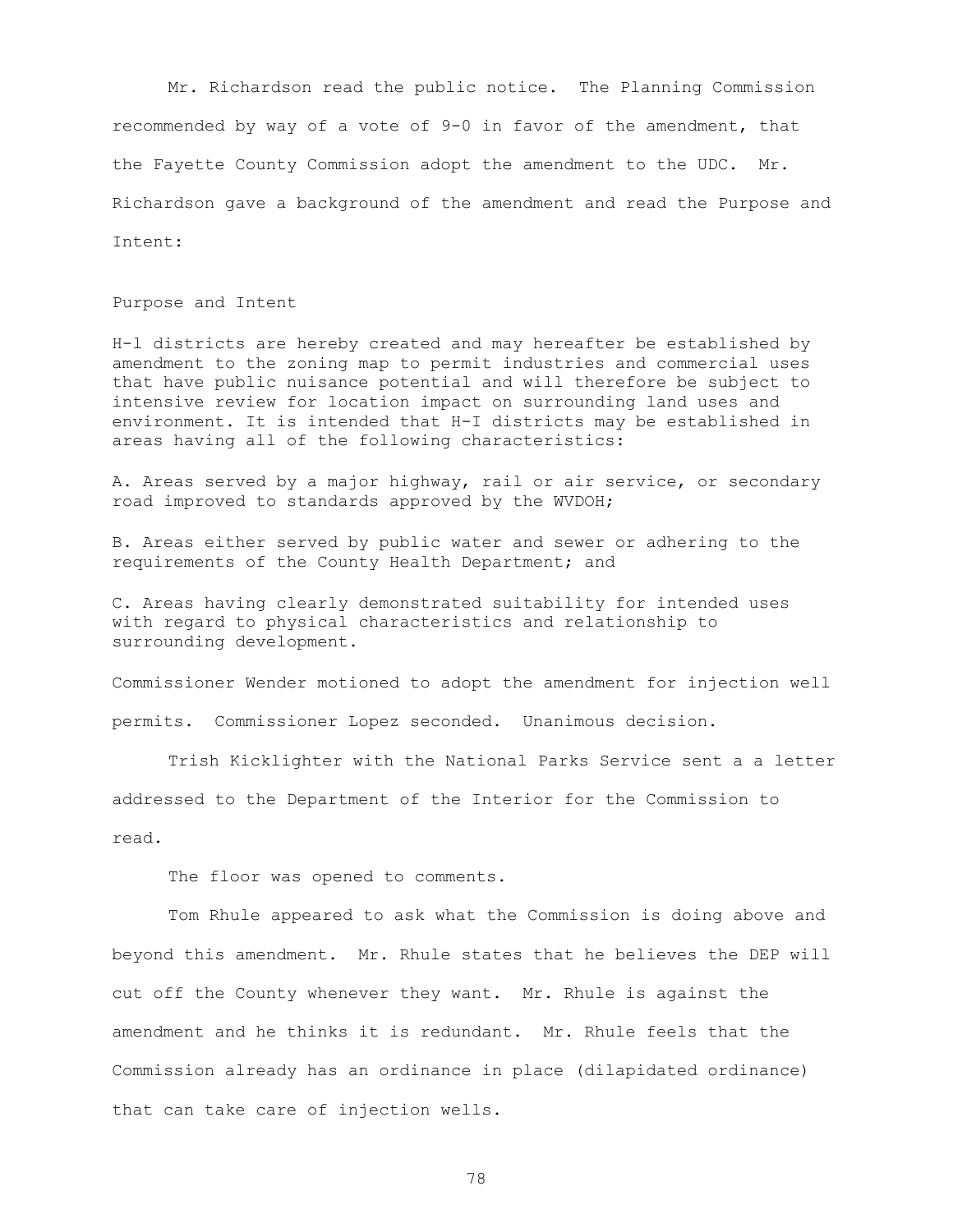Mr. Richardson read the public notice. The Planning Commission recommended by way of a vote of 9-0 in favor of the amendment, that the Fayette County Commission adopt the amendment to the UDC. Mr. Richardson gave a background of the amendment and read the Purpose and Intent:

Purpose and Intent

H-l districts are hereby created and may hereafter be established by amendment to the zoning map to permit industries and commercial uses that have public nuisance potential and will therefore be subject to intensive review for location impact on surrounding land uses and environment. It is intended that H-I districts may be established in areas having all of the following characteristics:

A. Areas served by a major highway, rail or air service, or secondary road improved to standards approved by the WVDOH;

B. Areas either served by public water and sewer or adhering to the requirements of the County Health Department; and

C. Areas having clearly demonstrated suitability for intended uses with regard to physical characteristics and relationship to surrounding development.

Commissioner Wender motioned to adopt the amendment for injection well permits. Commissioner Lopez seconded. Unanimous decision.

Trish Kicklighter with the National Parks Service sent a a letter addressed to the Department of the Interior for the Commission to read.

The floor was opened to comments.

Tom Rhule appeared to ask what the Commission is doing above and beyond this amendment. Mr. Rhule states that he believes the DEP will cut off the County whenever they want. Mr. Rhule is against the amendment and he thinks it is redundant. Mr. Rhule feels that the Commission already has an ordinance in place (dilapidated ordinance) that can take care of injection wells.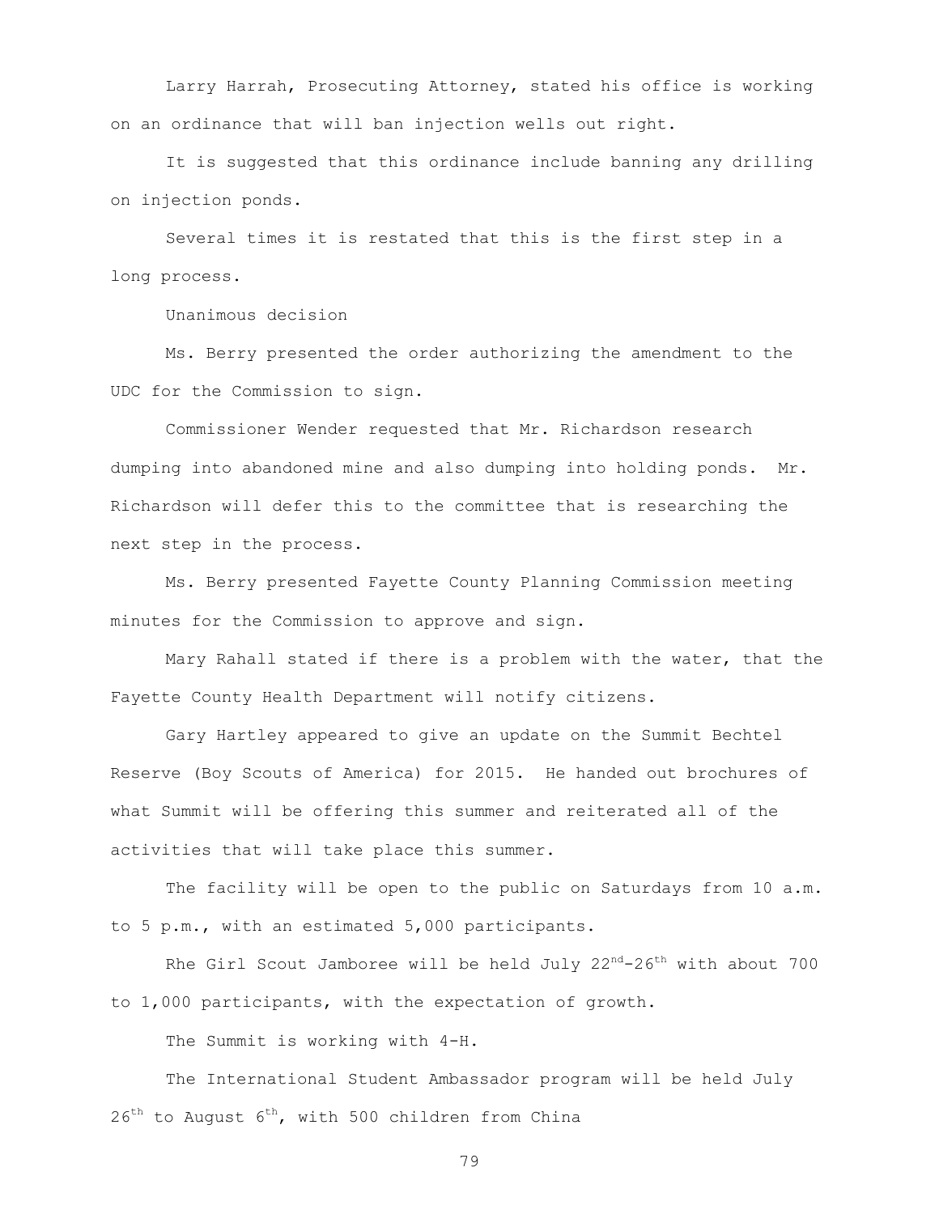Larry Harrah, Prosecuting Attorney, stated his office is working on an ordinance that will ban injection wells out right.

It is suggested that this ordinance include banning any drilling on injection ponds.

Several times it is restated that this is the first step in a long process.

Unanimous decision

Ms. Berry presented the order authorizing the amendment to the UDC for the Commission to sign.

Commissioner Wender requested that Mr. Richardson research dumping into abandoned mine and also dumping into holding ponds. Mr. Richardson will defer this to the committee that is researching the next step in the process.

Ms. Berry presented Fayette County Planning Commission meeting minutes for the Commission to approve and sign.

Mary Rahall stated if there is a problem with the water, that the Fayette County Health Department will notify citizens.

Gary Hartley appeared to give an update on the Summit Bechtel Reserve (Boy Scouts of America) for 2015. He handed out brochures of what Summit will be offering this summer and reiterated all of the activities that will take place this summer.

The facility will be open to the public on Saturdays from 10 a.m. to 5 p.m., with an estimated 5,000 participants.

Rhe Girl Scout Jamboree will be held July 22nd-26th with about 700 to 1,000 participants, with the expectation of growth.

The Summit is working with 4-H.

The International Student Ambassador program will be held July 26th to August 6th, with 500 children from China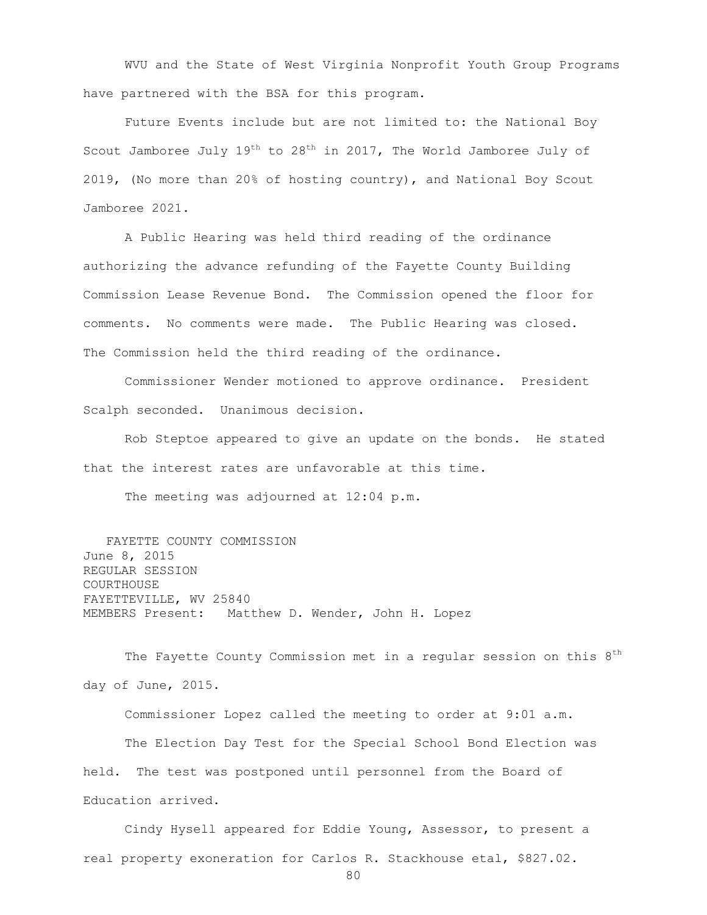WVU and the State of West Virginia Nonprofit Youth Group Programs have partnered with the BSA for this program.

Future Events include but are not limited to: the National Boy Scout Jamboree July 19th to 28th in 2017, The World Jamboree July of 2019, (No more than 20% of hosting country), and National Boy Scout Jamboree 2021.

A Public Hearing was held third reading of the ordinance authorizing the advance refunding of the Fayette County Building Commission Lease Revenue Bond. The Commission opened the floor for comments. No comments were made. The Public Hearing was closed. The Commission held the third reading of the ordinance.

Commissioner Wender motioned to approve ordinance. President Scalph seconded. Unanimous decision.

Rob Steptoe appeared to give an update on the bonds. He stated that the interest rates are unfavorable at this time.

The meeting was adjourned at 12:04 p.m.

FAYETTE COUNTY COMMISSION
June 8, 2015
REGULAR SESSION
COURTHOUSE
FAYETTEVILLE, WV 25840
MEMBERS Present: Matthew D. Wender, John H. Lopez

The Fayette County Commission met in a regular session on this 8th day of June, 2015.

Commissioner Lopez called the meeting to order at 9:01 a.m.

The Election Day Test for the Special School Bond Election was held. The test was postponed until personnel from the Board of Education arrived.

Cindy Hysell appeared for Eddie Young, Assessor, to present a real property exoneration for Carlos R. Stackhouse etal, $827.02.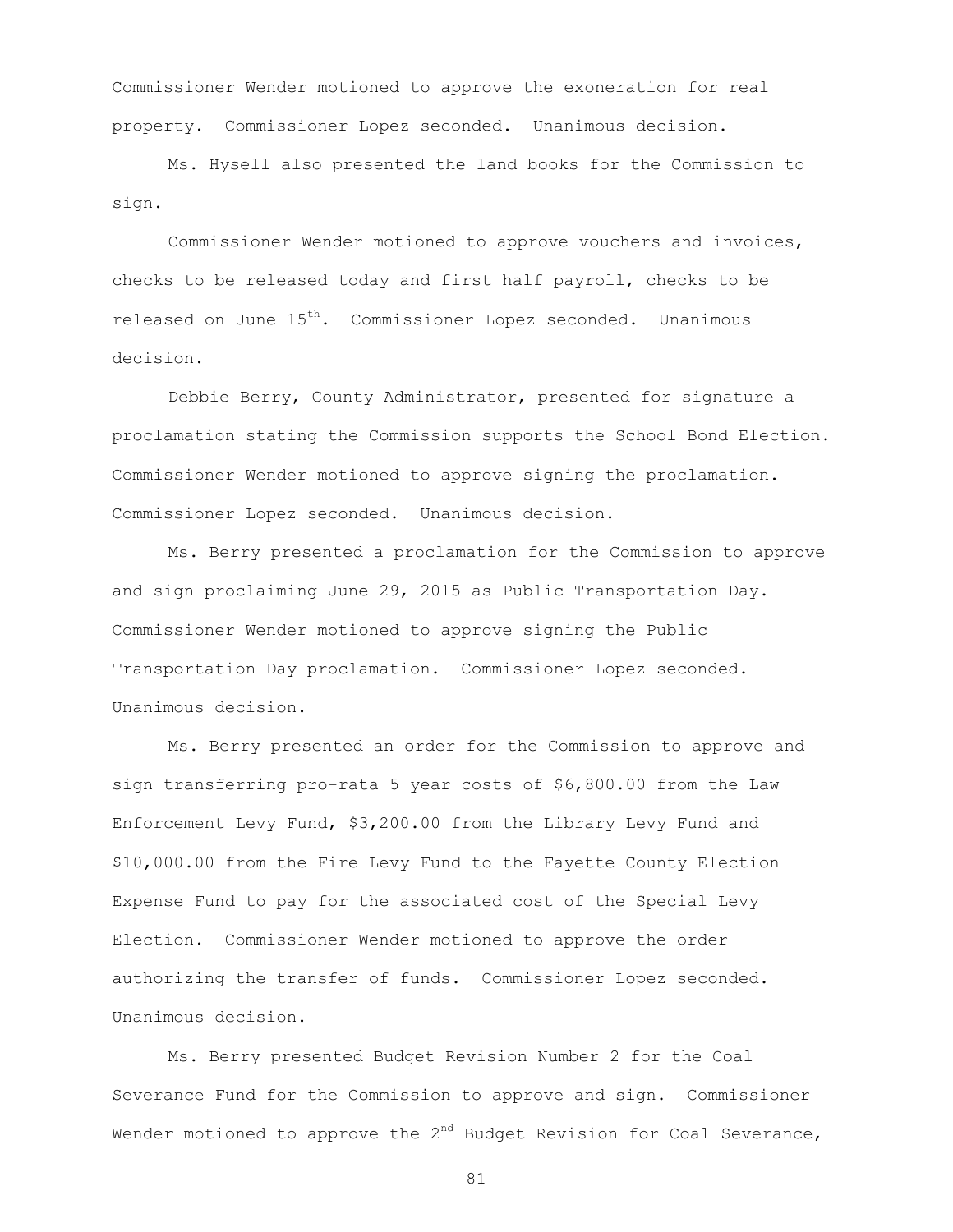Commissioner Wender motioned to approve the exoneration for real property. Commissioner Lopez seconded. Unanimous decision.

Ms. Hysell also presented the land books for the Commission to sign.

Commissioner Wender motioned to approve vouchers and invoices, checks to be released today and first half payroll, checks to be released on June 15th. Commissioner Lopez seconded. Unanimous decision.

Debbie Berry, County Administrator, presented for signature a proclamation stating the Commission supports the School Bond Election. Commissioner Wender motioned to approve signing the proclamation. Commissioner Lopez seconded. Unanimous decision.

Ms. Berry presented a proclamation for the Commission to approve and sign proclaiming June 29, 2015 as Public Transportation Day. Commissioner Wender motioned to approve signing the Public Transportation Day proclamation. Commissioner Lopez seconded. Unanimous decision.

Ms. Berry presented an order for the Commission to approve and sign transferring pro-rata 5 year costs of $6,800.00 from the Law Enforcement Levy Fund, $3,200.00 from the Library Levy Fund and $10,000.00 from the Fire Levy Fund to the Fayette County Election Expense Fund to pay for the associated cost of the Special Levy Election. Commissioner Wender motioned to approve the order authorizing the transfer of funds. Commissioner Lopez seconded. Unanimous decision.

Ms. Berry presented Budget Revision Number 2 for the Coal Severance Fund for the Commission to approve and sign. Commissioner Wender motioned to approve the 2nd Budget Revision for Coal Severance,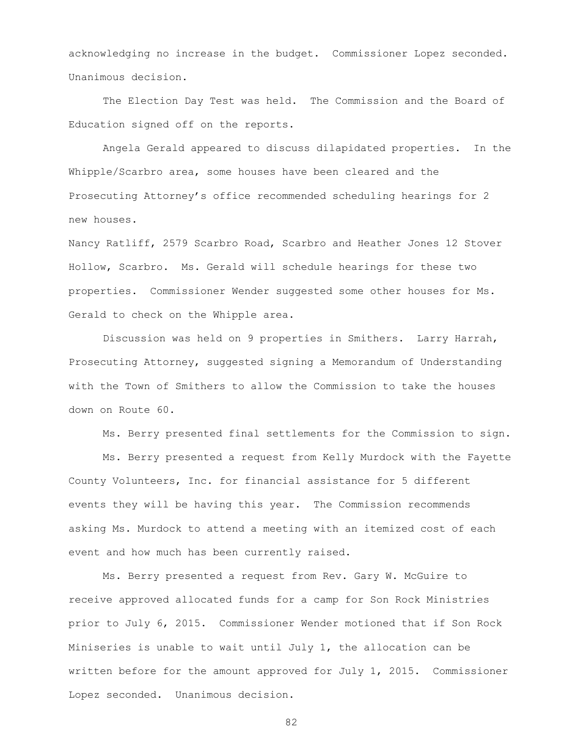acknowledging no increase in the budget. Commissioner Lopez seconded. Unanimous decision.

The Election Day Test was held. The Commission and the Board of Education signed off on the reports.

Angela Gerald appeared to discuss dilapidated properties. In the Whipple/Scarbro area, some houses have been cleared and the Prosecuting Attorney's office recommended scheduling hearings for 2 new houses.

Nancy Ratliff, 2579 Scarbro Road, Scarbro and Heather Jones 12 Stover Hollow, Scarbro. Ms. Gerald will schedule hearings for these two properties. Commissioner Wender suggested some other houses for Ms. Gerald to check on the Whipple area.

Discussion was held on 9 properties in Smithers. Larry Harrah, Prosecuting Attorney, suggested signing a Memorandum of Understanding with the Town of Smithers to allow the Commission to take the houses down on Route 60.

Ms. Berry presented final settlements for the Commission to sign.

Ms. Berry presented a request from Kelly Murdock with the Fayette County Volunteers, Inc. for financial assistance for 5 different events they will be having this year. The Commission recommends asking Ms. Murdock to attend a meeting with an itemized cost of each event and how much has been currently raised.

Ms. Berry presented a request from Rev. Gary W. McGuire to receive approved allocated funds for a camp for Son Rock Ministries prior to July 6, 2015. Commissioner Wender motioned that if Son Rock Miniseries is unable to wait until July 1, the allocation can be written before for the amount approved for July 1, 2015. Commissioner Lopez seconded. Unanimous decision.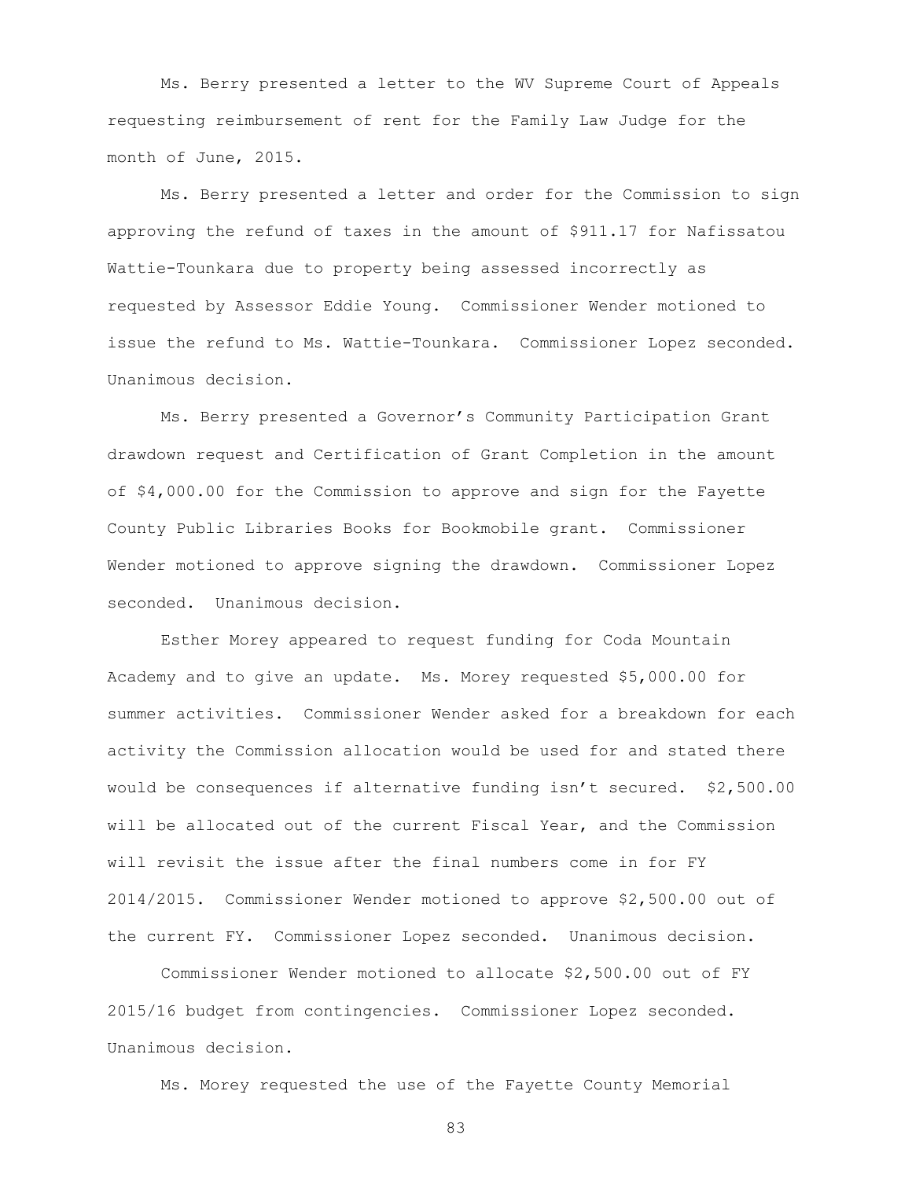Ms. Berry presented a letter to the WV Supreme Court of Appeals requesting reimbursement of rent for the Family Law Judge for the month of June, 2015.

Ms. Berry presented a letter and order for the Commission to sign approving the refund of taxes in the amount of $911.17 for Nafissatou Wattie-Tounkara due to property being assessed incorrectly as requested by Assessor Eddie Young. Commissioner Wender motioned to issue the refund to Ms. Wattie-Tounkara. Commissioner Lopez seconded. Unanimous decision.

Ms. Berry presented a Governor's Community Participation Grant drawdown request and Certification of Grant Completion in the amount of $4,000.00 for the Commission to approve and sign for the Fayette County Public Libraries Books for Bookmobile grant. Commissioner Wender motioned to approve signing the drawdown. Commissioner Lopez seconded. Unanimous decision.

Esther Morey appeared to request funding for Coda Mountain Academy and to give an update. Ms. Morey requested $5,000.00 for summer activities. Commissioner Wender asked for a breakdown for each activity the Commission allocation would be used for and stated there would be consequences if alternative funding isn't secured. $2,500.00 will be allocated out of the current Fiscal Year, and the Commission will revisit the issue after the final numbers come in for FY 2014/2015. Commissioner Wender motioned to approve $2,500.00 out of the current FY. Commissioner Lopez seconded. Unanimous decision.

Commissioner Wender motioned to allocate $2,500.00 out of FY 2015/16 budget from contingencies. Commissioner Lopez seconded. Unanimous decision.

Ms. Morey requested the use of the Fayette County Memorial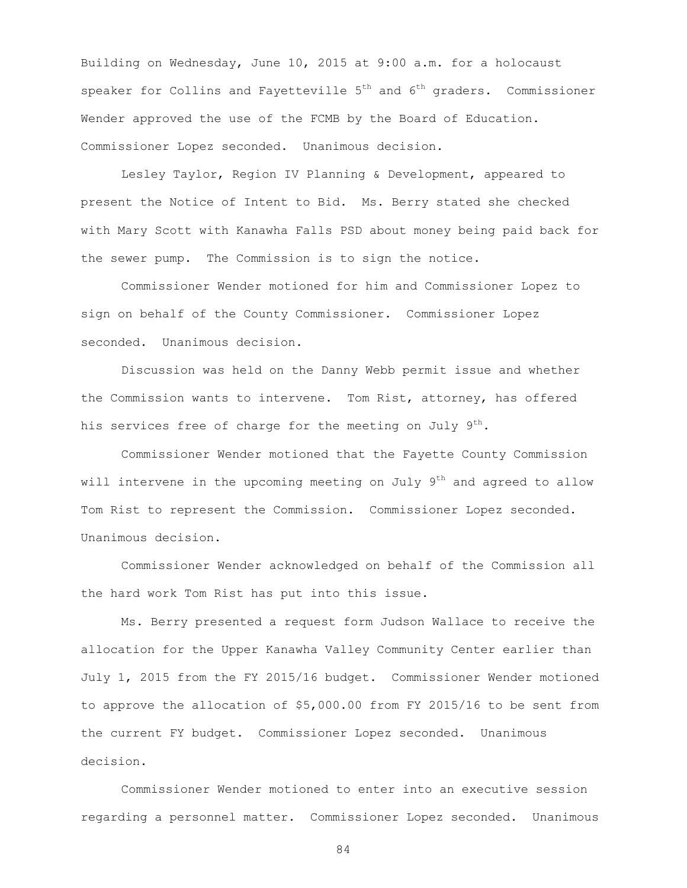Building on Wednesday, June 10, 2015 at 9:00 a.m. for a holocaust speaker for Collins and Fayetteville 5th and 6th graders. Commissioner Wender approved the use of the FCMB by the Board of Education. Commissioner Lopez seconded. Unanimous decision.

Lesley Taylor, Region IV Planning & Development, appeared to present the Notice of Intent to Bid. Ms. Berry stated she checked with Mary Scott with Kanawha Falls PSD about money being paid back for the sewer pump. The Commission is to sign the notice.

Commissioner Wender motioned for him and Commissioner Lopez to sign on behalf of the County Commissioner. Commissioner Lopez seconded. Unanimous decision.

Discussion was held on the Danny Webb permit issue and whether the Commission wants to intervene. Tom Rist, attorney, has offered his services free of charge for the meeting on July 9th.

Commissioner Wender motioned that the Fayette County Commission will intervene in the upcoming meeting on July 9th and agreed to allow Tom Rist to represent the Commission. Commissioner Lopez seconded. Unanimous decision.

Commissioner Wender acknowledged on behalf of the Commission all the hard work Tom Rist has put into this issue.

Ms. Berry presented a request form Judson Wallace to receive the allocation for the Upper Kanawha Valley Community Center earlier than July 1, 2015 from the FY 2015/16 budget. Commissioner Wender motioned to approve the allocation of $5,000.00 from FY 2015/16 to be sent from the current FY budget. Commissioner Lopez seconded. Unanimous decision.

Commissioner Wender motioned to enter into an executive session regarding a personnel matter. Commissioner Lopez seconded. Unanimous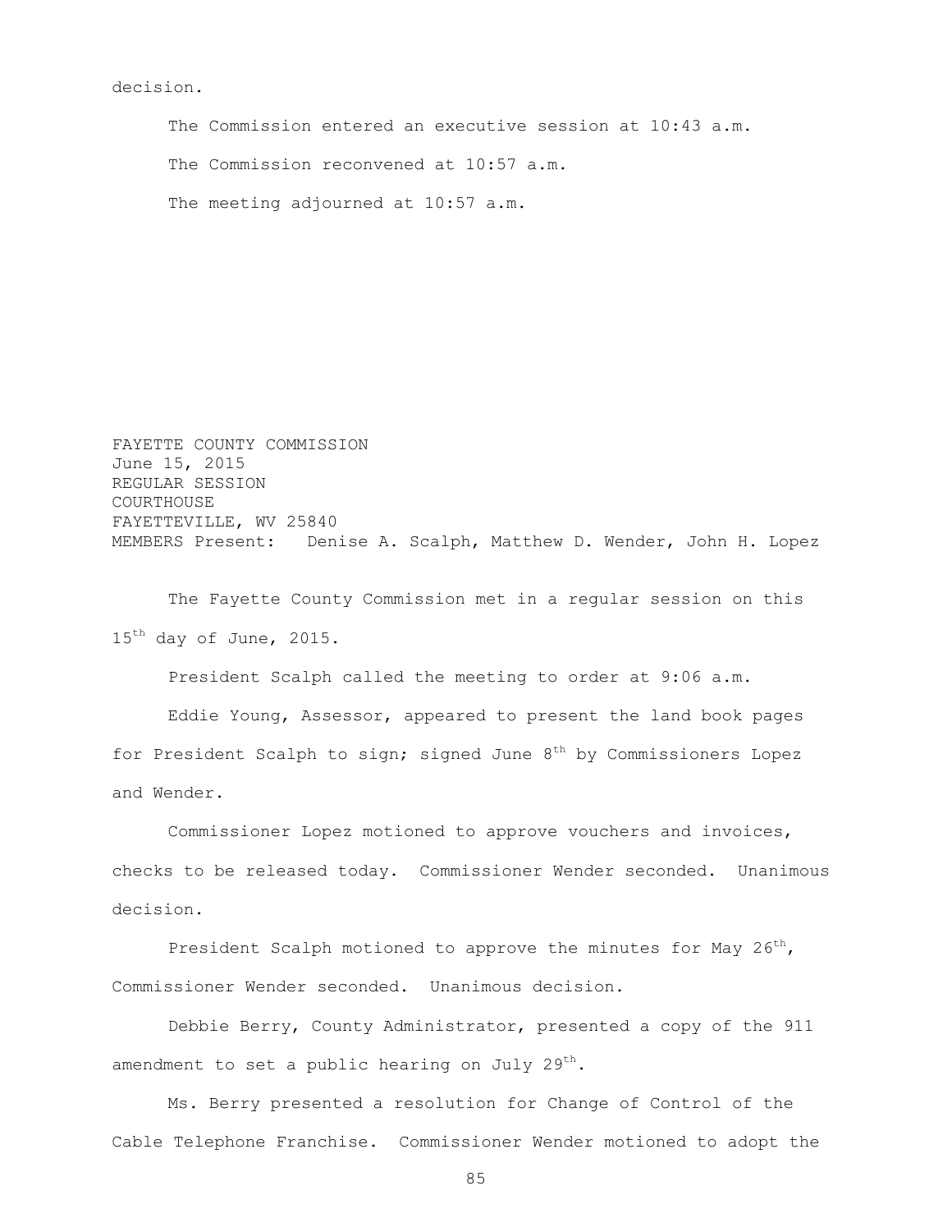decision.

The Commission entered an executive session at 10:43 a.m.

The Commission reconvened at 10:57 a.m.

The meeting adjourned at 10:57 a.m.

FAYETTE COUNTY COMMISSION
June 15, 2015
REGULAR SESSION
COURTHOUSE
FAYETTEVILLE, WV 25840
MEMBERS Present: Denise A. Scalph, Matthew D. Wender, John H. Lopez

The Fayette County Commission met in a regular session on this 15th day of June, 2015.

President Scalph called the meeting to order at 9:06 a.m.

Eddie Young, Assessor, appeared to present the land book pages for President Scalph to sign; signed June 8th by Commissioners Lopez and Wender.

Commissioner Lopez motioned to approve vouchers and invoices, checks to be released today. Commissioner Wender seconded. Unanimous decision.

President Scalph motioned to approve the minutes for May 26th, Commissioner Wender seconded. Unanimous decision.

Debbie Berry, County Administrator, presented a copy of the 911 amendment to set a public hearing on July 29th.

Ms. Berry presented a resolution for Change of Control of the Cable Telephone Franchise. Commissioner Wender motioned to adopt the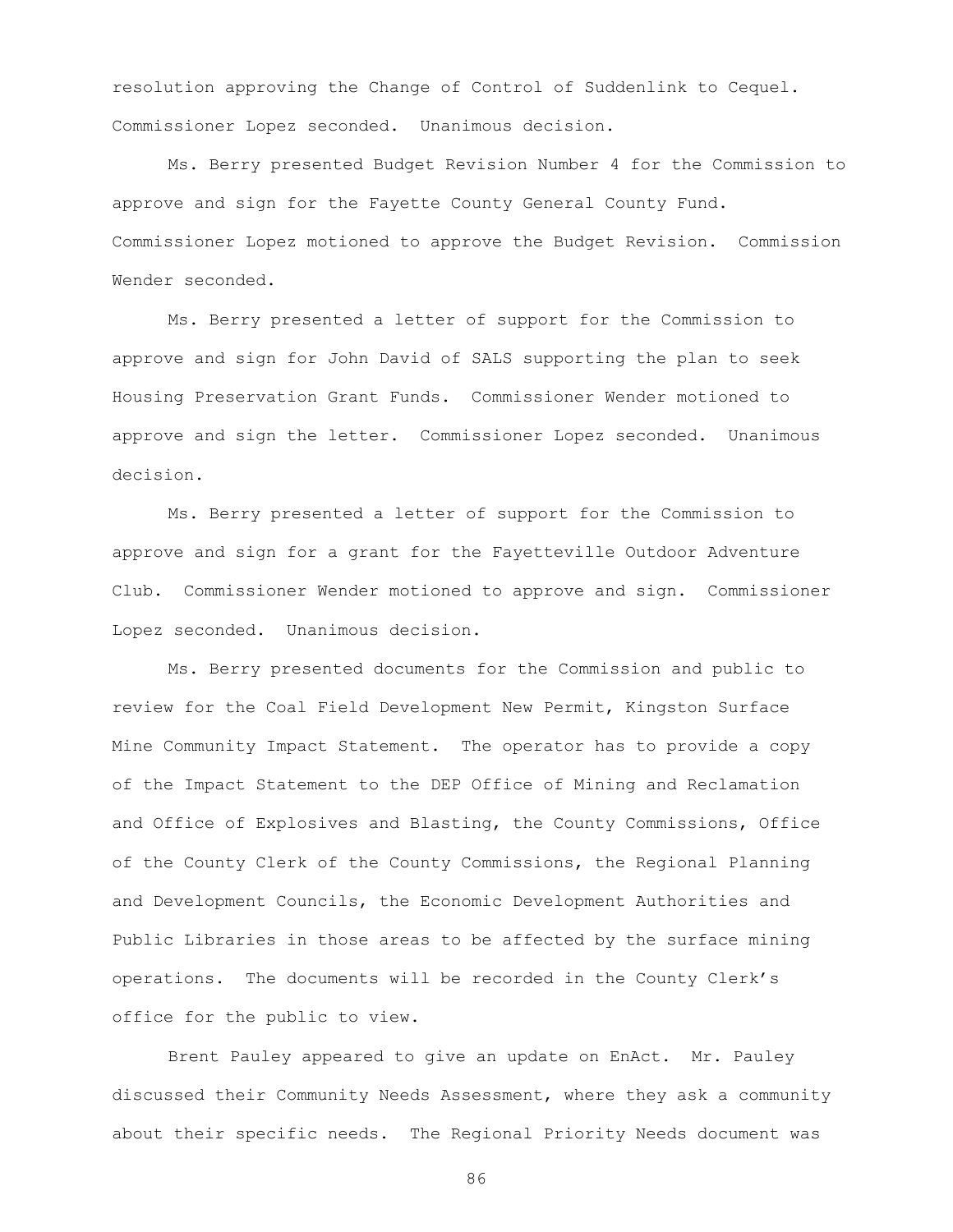resolution approving the Change of Control of Suddenlink to Cequel. Commissioner Lopez seconded. Unanimous decision.

Ms. Berry presented Budget Revision Number 4 for the Commission to approve and sign for the Fayette County General County Fund. Commissioner Lopez motioned to approve the Budget Revision. Commission Wender seconded.

Ms. Berry presented a letter of support for the Commission to approve and sign for John David of SALS supporting the plan to seek Housing Preservation Grant Funds. Commissioner Wender motioned to approve and sign the letter. Commissioner Lopez seconded. Unanimous decision.

Ms. Berry presented a letter of support for the Commission to approve and sign for a grant for the Fayetteville Outdoor Adventure Club. Commissioner Wender motioned to approve and sign. Commissioner Lopez seconded. Unanimous decision.

Ms. Berry presented documents for the Commission and public to review for the Coal Field Development New Permit, Kingston Surface Mine Community Impact Statement. The operator has to provide a copy of the Impact Statement to the DEP Office of Mining and Reclamation and Office of Explosives and Blasting, the County Commissions, Office of the County Clerk of the County Commissions, the Regional Planning and Development Councils, the Economic Development Authorities and Public Libraries in those areas to be affected by the surface mining operations. The documents will be recorded in the County Clerk's office for the public to view.

Brent Pauley appeared to give an update on EnAct. Mr. Pauley discussed their Community Needs Assessment, where they ask a community about their specific needs. The Regional Priority Needs document was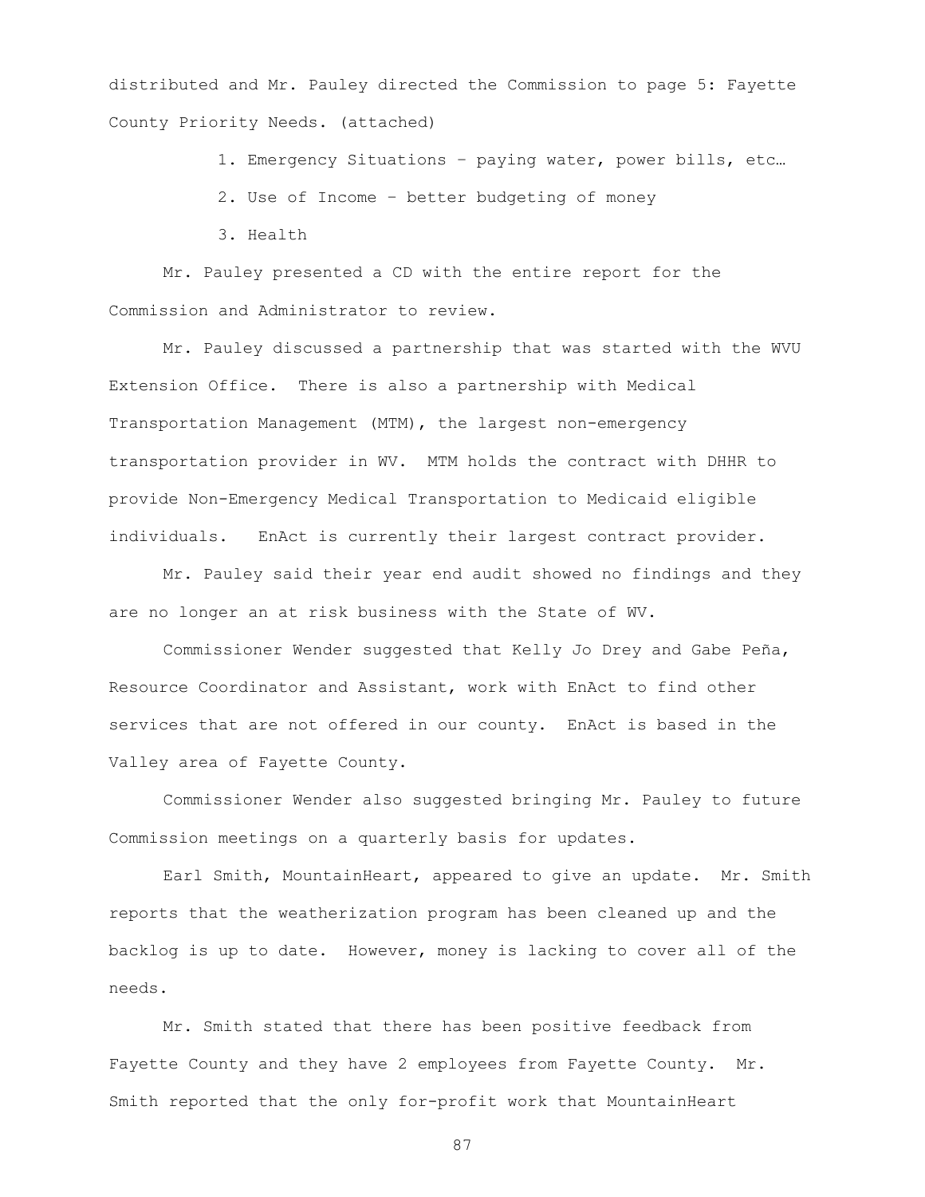distributed and Mr. Pauley directed the Commission to page 5: Fayette County Priority Needs. (attached)

1. Emergency Situations – paying water, power bills, etc…
2. Use of Income – better budgeting of money
3. Health

Mr. Pauley presented a CD with the entire report for the Commission and Administrator to review.

Mr. Pauley discussed a partnership that was started with the WVU Extension Office. There is also a partnership with Medical Transportation Management (MTM), the largest non-emergency transportation provider in WV. MTM holds the contract with DHHR to provide Non-Emergency Medical Transportation to Medicaid eligible individuals. EnAct is currently their largest contract provider.

Mr. Pauley said their year end audit showed no findings and they are no longer an at risk business with the State of WV.

Commissioner Wender suggested that Kelly Jo Drey and Gabe Peña, Resource Coordinator and Assistant, work with EnAct to find other services that are not offered in our county. EnAct is based in the Valley area of Fayette County.

Commissioner Wender also suggested bringing Mr. Pauley to future Commission meetings on a quarterly basis for updates.

Earl Smith, MountainHeart, appeared to give an update. Mr. Smith reports that the weatherization program has been cleaned up and the backlog is up to date. However, money is lacking to cover all of the needs.

Mr. Smith stated that there has been positive feedback from Fayette County and they have 2 employees from Fayette County. Mr. Smith reported that the only for-profit work that MountainHeart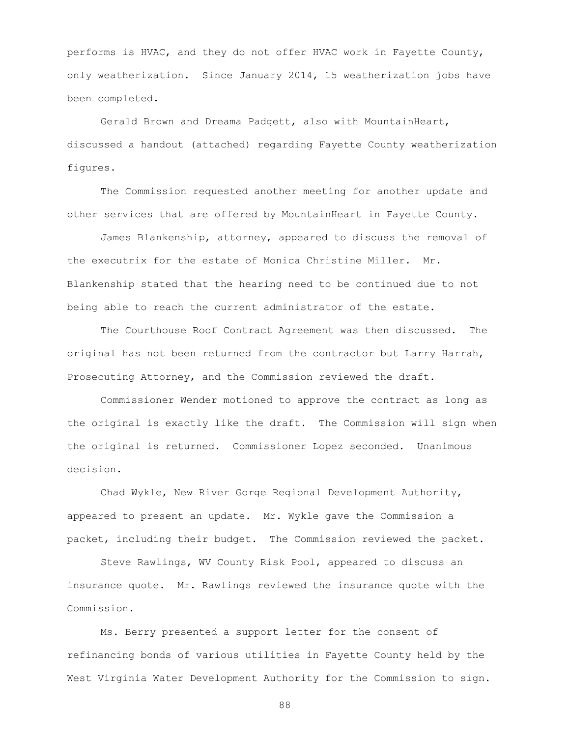performs is HVAC, and they do not offer HVAC work in Fayette County, only weatherization. Since January 2014, 15 weatherization jobs have been completed.

Gerald Brown and Dreama Padgett, also with MountainHeart, discussed a handout (attached) regarding Fayette County weatherization figures.

The Commission requested another meeting for another update and other services that are offered by MountainHeart in Fayette County.

James Blankenship, attorney, appeared to discuss the removal of the executrix for the estate of Monica Christine Miller. Mr. Blankenship stated that the hearing need to be continued due to not being able to reach the current administrator of the estate.

The Courthouse Roof Contract Agreement was then discussed. The original has not been returned from the contractor but Larry Harrah, Prosecuting Attorney, and the Commission reviewed the draft.

Commissioner Wender motioned to approve the contract as long as the original is exactly like the draft. The Commission will sign when the original is returned. Commissioner Lopez seconded. Unanimous decision.

Chad Wykle, New River Gorge Regional Development Authority, appeared to present an update. Mr. Wykle gave the Commission a packet, including their budget. The Commission reviewed the packet.

Steve Rawlings, WV County Risk Pool, appeared to discuss an insurance quote. Mr. Rawlings reviewed the insurance quote with the Commission.

Ms. Berry presented a support letter for the consent of refinancing bonds of various utilities in Fayette County held by the West Virginia Water Development Authority for the Commission to sign.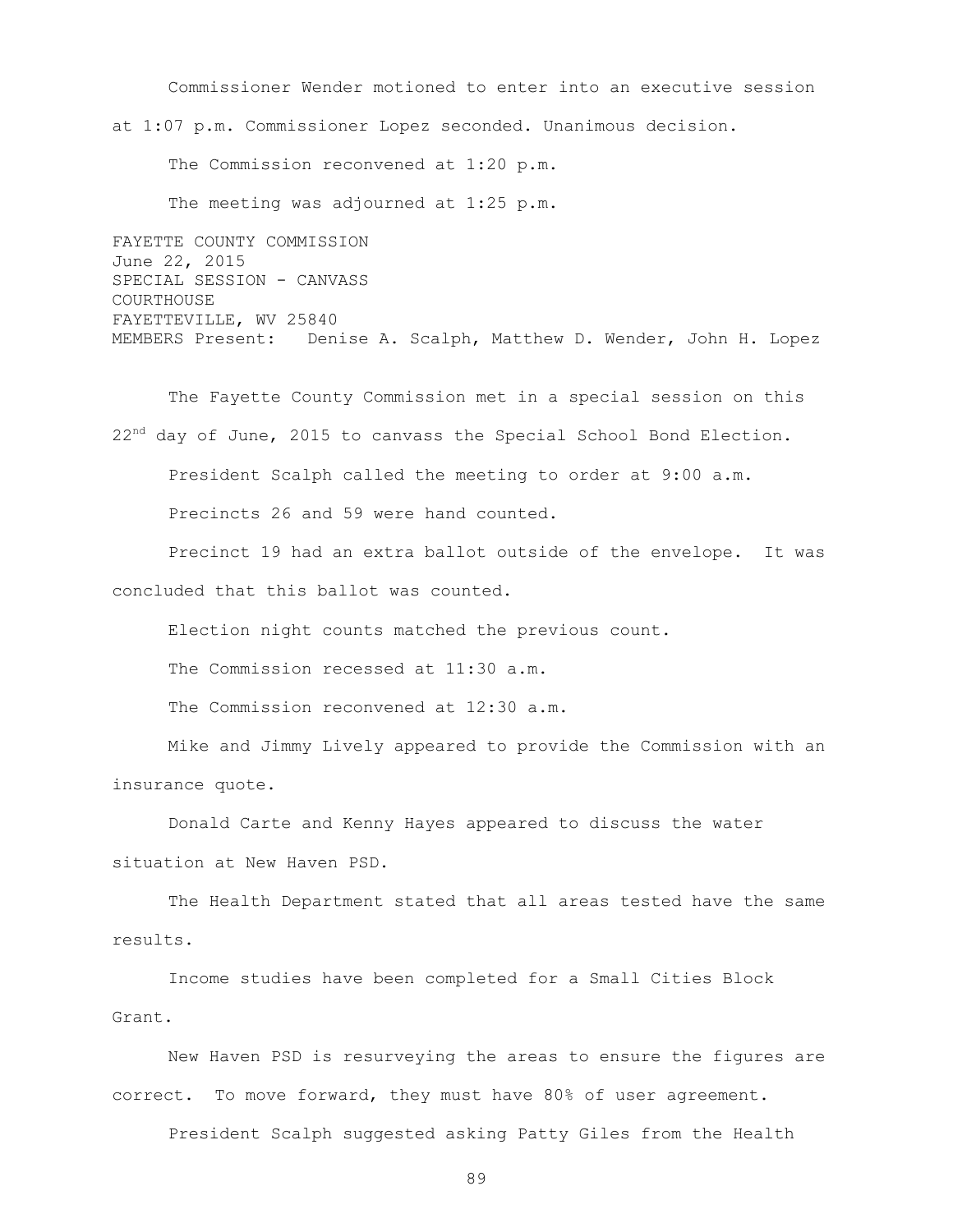Commissioner Wender motioned to enter into an executive session at 1:07 p.m. Commissioner Lopez seconded. Unanimous decision.

The Commission reconvened at 1:20 p.m.

The meeting was adjourned at 1:25 p.m.

FAYETTE COUNTY COMMISSION
June 22, 2015
SPECIAL SESSION - CANVASS
COURTHOUSE
FAYETTEVILLE, WV 25840
MEMBERS Present: Denise A. Scalph, Matthew D. Wender, John H. Lopez

The Fayette County Commission met in a special session on this 22nd day of June, 2015 to canvass the Special School Bond Election.

President Scalph called the meeting to order at 9:00 a.m.

Precincts 26 and 59 were hand counted.

Precinct 19 had an extra ballot outside of the envelope. It was concluded that this ballot was counted.

Election night counts matched the previous count.

The Commission recessed at 11:30 a.m.

The Commission reconvened at 12:30 a.m.

Mike and Jimmy Lively appeared to provide the Commission with an insurance quote.

Donald Carte and Kenny Hayes appeared to discuss the water situation at New Haven PSD.

The Health Department stated that all areas tested have the same results.

Income studies have been completed for a Small Cities Block Grant.

New Haven PSD is resurveying the areas to ensure the figures are correct. To move forward, they must have 80% of user agreement.

President Scalph suggested asking Patty Giles from the Health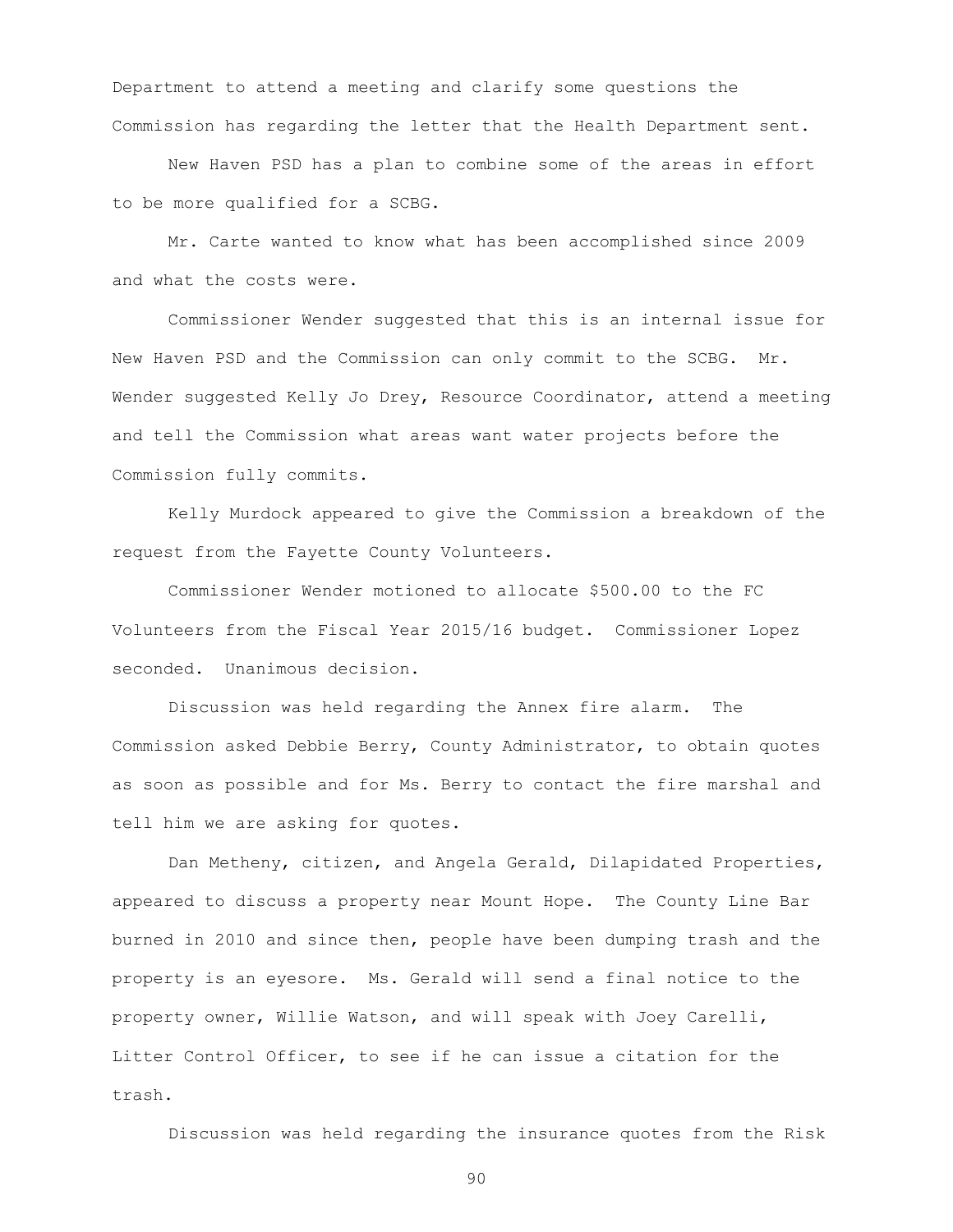Department to attend a meeting and clarify some questions the Commission has regarding the letter that the Health Department sent.

New Haven PSD has a plan to combine some of the areas in effort to be more qualified for a SCBG.

Mr. Carte wanted to know what has been accomplished since 2009 and what the costs were.

Commissioner Wender suggested that this is an internal issue for New Haven PSD and the Commission can only commit to the SCBG. Mr. Wender suggested Kelly Jo Drey, Resource Coordinator, attend a meeting and tell the Commission what areas want water projects before the Commission fully commits.

Kelly Murdock appeared to give the Commission a breakdown of the request from the Fayette County Volunteers.

Commissioner Wender motioned to allocate $500.00 to the FC Volunteers from the Fiscal Year 2015/16 budget. Commissioner Lopez seconded. Unanimous decision.

Discussion was held regarding the Annex fire alarm. The Commission asked Debbie Berry, County Administrator, to obtain quotes as soon as possible and for Ms. Berry to contact the fire marshal and tell him we are asking for quotes.

Dan Metheny, citizen, and Angela Gerald, Dilapidated Properties, appeared to discuss a property near Mount Hope. The County Line Bar burned in 2010 and since then, people have been dumping trash and the property is an eyesore. Ms. Gerald will send a final notice to the property owner, Willie Watson, and will speak with Joey Carelli, Litter Control Officer, to see if he can issue a citation for the trash.

Discussion was held regarding the insurance quotes from the Risk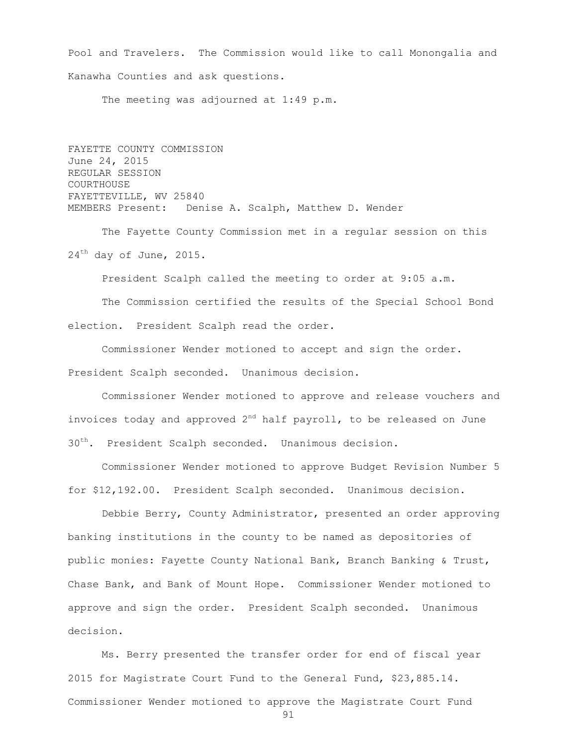Pool and Travelers. The Commission would like to call Monongalia and Kanawha Counties and ask questions.

The meeting was adjourned at 1:49 p.m.

FAYETTE COUNTY COMMISSION
June 24, 2015
REGULAR SESSION
COURTHOUSE
FAYETTEVILLE, WV 25840
MEMBERS Present: Denise A. Scalph, Matthew D. Wender

The Fayette County Commission met in a regular session on this 24th day of June, 2015.

President Scalph called the meeting to order at 9:05 a.m.

The Commission certified the results of the Special School Bond election. President Scalph read the order.

Commissioner Wender motioned to accept and sign the order. President Scalph seconded. Unanimous decision.

Commissioner Wender motioned to approve and release vouchers and invoices today and approved 2nd half payroll, to be released on June 30th. President Scalph seconded. Unanimous decision.

Commissioner Wender motioned to approve Budget Revision Number 5 for $12,192.00. President Scalph seconded. Unanimous decision.

Debbie Berry, County Administrator, presented an order approving banking institutions in the county to be named as depositories of public monies: Fayette County National Bank, Branch Banking & Trust, Chase Bank, and Bank of Mount Hope. Commissioner Wender motioned to approve and sign the order. President Scalph seconded. Unanimous decision.

Ms. Berry presented the transfer order for end of fiscal year 2015 for Magistrate Court Fund to the General Fund, $23,885.14. Commissioner Wender motioned to approve the Magistrate Court Fund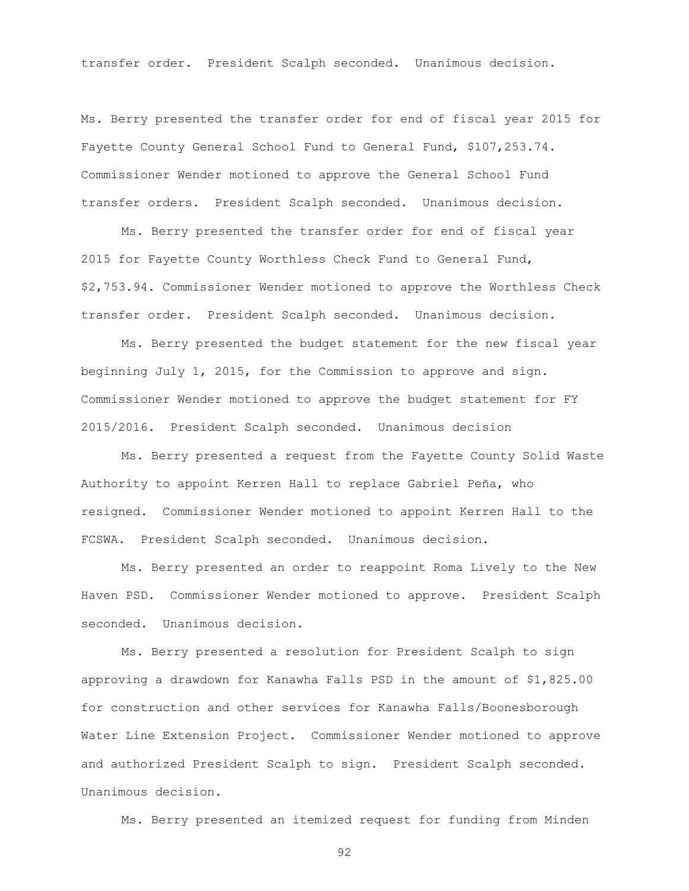transfer order. President Scalph seconded. Unanimous decision.

Ms. Berry presented the transfer order for end of fiscal year 2015 for Fayette County General School Fund to General Fund, $107,253.74. Commissioner Wender motioned to approve the General School Fund transfer orders. President Scalph seconded. Unanimous decision.

Ms. Berry presented the transfer order for end of fiscal year 2015 for Fayette County Worthless Check Fund to General Fund, $2,753.94. Commissioner Wender motioned to approve the Worthless Check transfer order. President Scalph seconded. Unanimous decision.

Ms. Berry presented the budget statement for the new fiscal year beginning July 1, 2015, for the Commission to approve and sign. Commissioner Wender motioned to approve the budget statement for FY 2015/2016. President Scalph seconded. Unanimous decision

Ms. Berry presented a request from the Fayette County Solid Waste Authority to appoint Kerren Hall to replace Gabriel Peña, who resigned. Commissioner Wender motioned to appoint Kerren Hall to the FCSWA. President Scalph seconded. Unanimous decision.

Ms. Berry presented an order to reappoint Roma Lively to the New Haven PSD. Commissioner Wender motioned to approve. President Scalph seconded. Unanimous decision.

Ms. Berry presented a resolution for President Scalph to sign approving a drawdown for Kanawha Falls PSD in the amount of $1,825.00 for construction and other services for Kanawha Falls/Boonesborough Water Line Extension Project. Commissioner Wender motioned to approve and authorized President Scalph to sign. President Scalph seconded. Unanimous decision.

Ms. Berry presented an itemized request for funding from Minden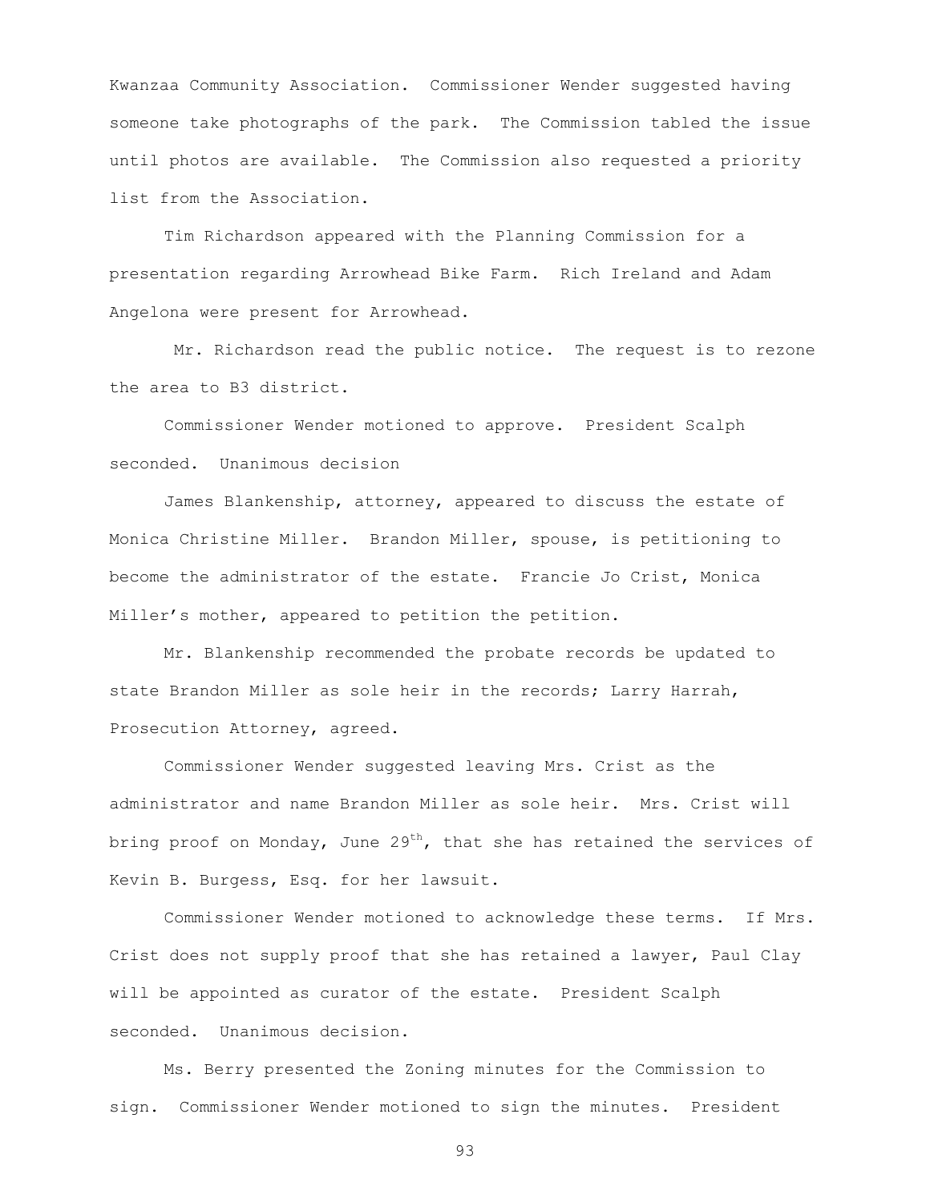Kwanzaa Community Association. Commissioner Wender suggested having someone take photographs of the park. The Commission tabled the issue until photos are available. The Commission also requested a priority list from the Association.

Tim Richardson appeared with the Planning Commission for a presentation regarding Arrowhead Bike Farm. Rich Ireland and Adam Angelona were present for Arrowhead.

Mr. Richardson read the public notice. The request is to rezone the area to B3 district.

Commissioner Wender motioned to approve. President Scalph seconded. Unanimous decision

James Blankenship, attorney, appeared to discuss the estate of Monica Christine Miller. Brandon Miller, spouse, is petitioning to become the administrator of the estate. Francie Jo Crist, Monica Miller's mother, appeared to petition the petition.

Mr. Blankenship recommended the probate records be updated to state Brandon Miller as sole heir in the records; Larry Harrah, Prosecution Attorney, agreed.

Commissioner Wender suggested leaving Mrs. Crist as the administrator and name Brandon Miller as sole heir. Mrs. Crist will bring proof on Monday, June 29th, that she has retained the services of Kevin B. Burgess, Esq. for her lawsuit.

Commissioner Wender motioned to acknowledge these terms. If Mrs. Crist does not supply proof that she has retained a lawyer, Paul Clay will be appointed as curator of the estate. President Scalph seconded. Unanimous decision.

Ms. Berry presented the Zoning minutes for the Commission to sign. Commissioner Wender motioned to sign the minutes. President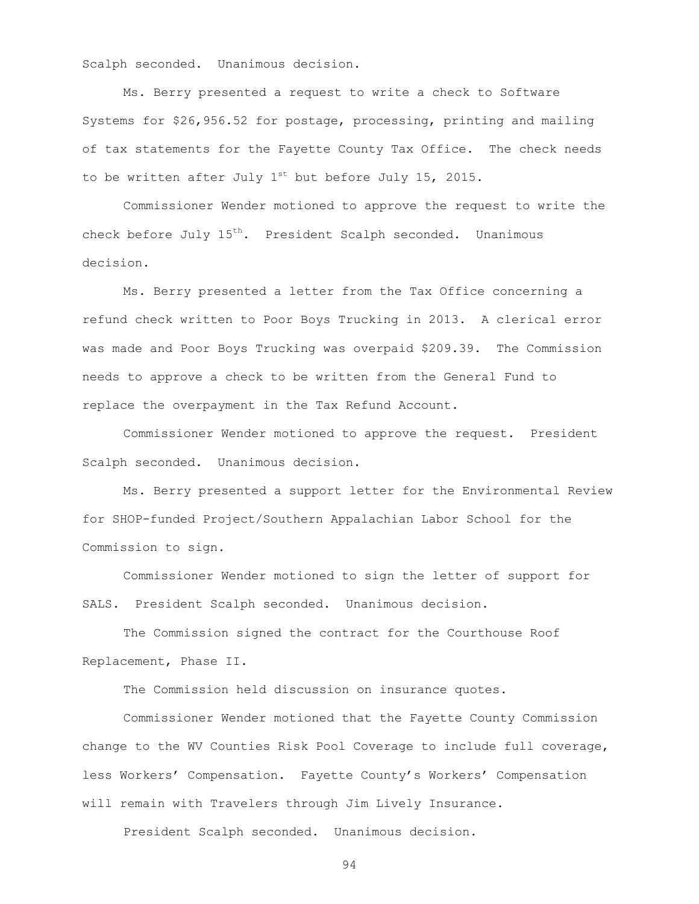Scalph seconded. Unanimous decision.

Ms. Berry presented a request to write a check to Software Systems for $26,956.52 for postage, processing, printing and mailing of tax statements for the Fayette County Tax Office. The check needs to be written after July 1st but before July 15, 2015.

Commissioner Wender motioned to approve the request to write the check before July 15th. President Scalph seconded. Unanimous decision.

Ms. Berry presented a letter from the Tax Office concerning a refund check written to Poor Boys Trucking in 2013. A clerical error was made and Poor Boys Trucking was overpaid $209.39. The Commission needs to approve a check to be written from the General Fund to replace the overpayment in the Tax Refund Account.

Commissioner Wender motioned to approve the request. President Scalph seconded. Unanimous decision.

Ms. Berry presented a support letter for the Environmental Review for SHOP-funded Project/Southern Appalachian Labor School for the Commission to sign.

Commissioner Wender motioned to sign the letter of support for SALS. President Scalph seconded. Unanimous decision.

The Commission signed the contract for the Courthouse Roof Replacement, Phase II.

The Commission held discussion on insurance quotes.

Commissioner Wender motioned that the Fayette County Commission change to the WV Counties Risk Pool Coverage to include full coverage, less Workers' Compensation. Fayette County's Workers' Compensation will remain with Travelers through Jim Lively Insurance.

President Scalph seconded. Unanimous decision.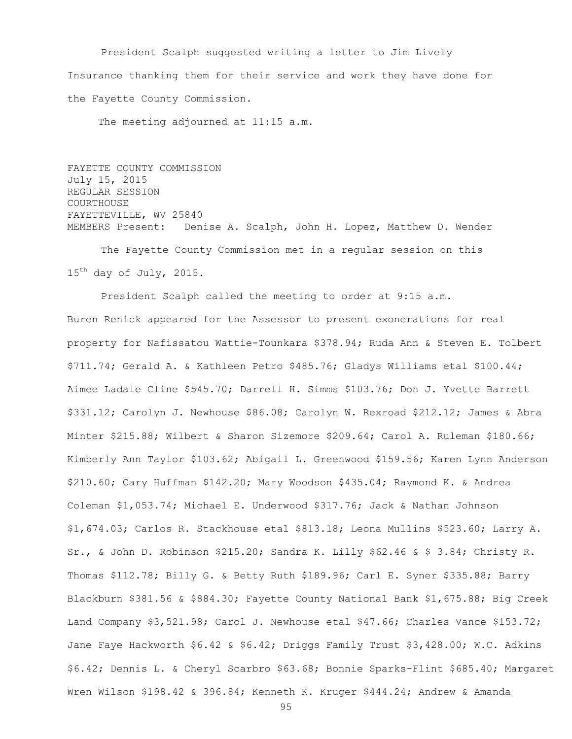President Scalph suggested writing a letter to Jim Lively Insurance thanking them for their service and work they have done for the Fayette County Commission.

The meeting adjourned at 11:15 a.m.

FAYETTE COUNTY COMMISSION
July 15, 2015
REGULAR SESSION
COURTHOUSE
FAYETTEVILLE, WV 25840
MEMBERS Present: Denise A. Scalph, John H. Lopez, Matthew D. Wender

The Fayette County Commission met in a regular session on this 15th day of July, 2015.

President Scalph called the meeting to order at 9:15 a.m. Buren Renick appeared for the Assessor to present exonerations for real property for Nafissatou Wattie-Tounkara $378.94; Ruda Ann & Steven E. Tolbert $711.74; Gerald A. & Kathleen Petro $485.76; Gladys Williams etal $100.44; Aimee Ladale Cline $545.70; Darrell H. Simms $103.76; Don J. Yvette Barrett $331.12; Carolyn J. Newhouse $86.08; Carolyn W. Rexroad $212.12; James & Abra Minter $215.88; Wilbert & Sharon Sizemore $209.64; Carol A. Ruleman $180.66; Kimberly Ann Taylor $103.62; Abigail L. Greenwood $159.56; Karen Lynn Anderson $210.60; Cary Huffman $142.20; Mary Woodson $435.04; Raymond K. & Andrea Coleman $1,053.74; Michael E. Underwood $317.76; Jack & Nathan Johnson $1,674.03; Carlos R. Stackhouse etal $813.18; Leona Mullins $523.60; Larry A. Sr., & John D. Robinson $215.20; Sandra K. Lilly $62.46 & $ 3.84; Christy R. Thomas $112.78; Billy G. & Betty Ruth $189.96; Carl E. Syner $335.88; Barry Blackburn $381.56 & $884.30; Fayette County National Bank $1,675.88; Big Creek Land Company $3,521.98; Carol J. Newhouse etal $47.66; Charles Vance $153.72; Jane Faye Hackworth $6.42 & $6.42; Driggs Family Trust $3,428.00; W.C. Adkins $6.42; Dennis L. & Cheryl Scarbro $63.68; Bonnie Sparks-Flint $685.40; Margaret Wren Wilson $198.42 & 396.84; Kenneth K. Kruger $444.24; Andrew & Amanda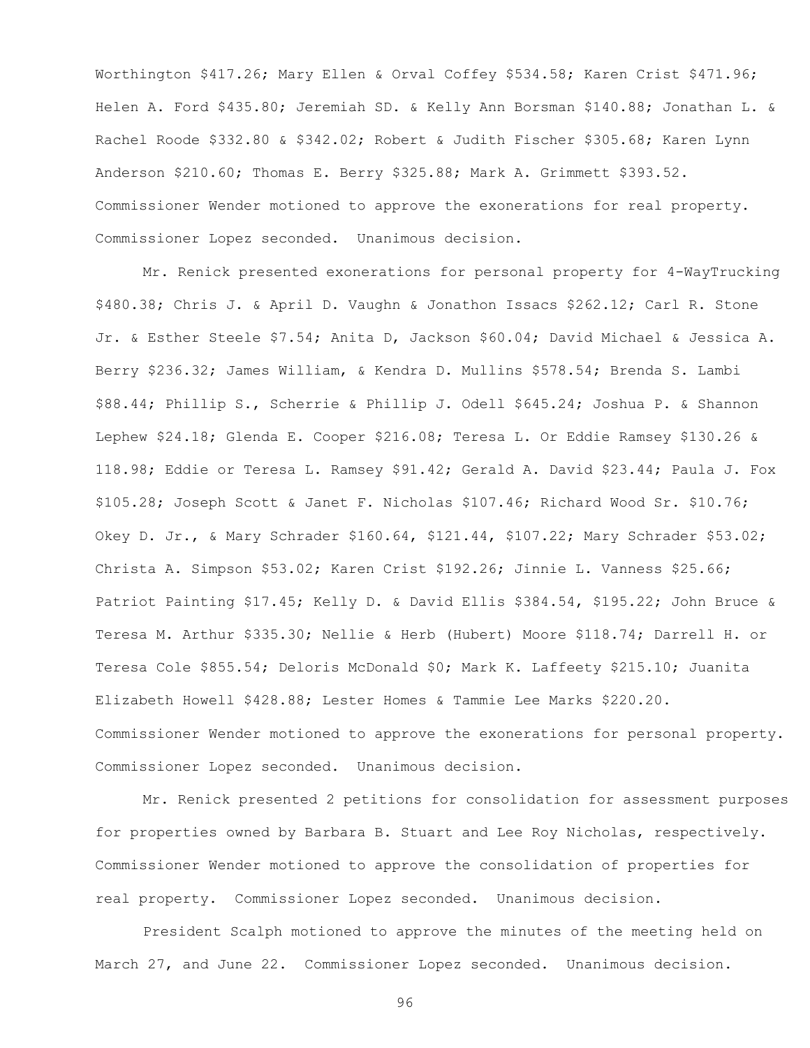Worthington $417.26; Mary Ellen & Orval Coffey $534.58; Karen Crist $471.96; Helen A. Ford $435.80; Jeremiah SD. & Kelly Ann Borsman $140.88; Jonathan L. & Rachel Roode $332.80 & $342.02; Robert & Judith Fischer $305.68; Karen Lynn Anderson $210.60; Thomas E. Berry $325.88; Mark A. Grimmett $393.52. Commissioner Wender motioned to approve the exonerations for real property. Commissioner Lopez seconded. Unanimous decision.

Mr. Renick presented exonerations for personal property for 4-WayTrucking $480.38; Chris J. & April D. Vaughn & Jonathon Issacs $262.12; Carl R. Stone Jr. & Esther Steele $7.54; Anita D, Jackson $60.04; David Michael & Jessica A. Berry $236.32; James William, & Kendra D. Mullins $578.54; Brenda S. Lambi $88.44; Phillip S., Scherrie & Phillip J. Odell $645.24; Joshua P. & Shannon Lephew $24.18; Glenda E. Cooper $216.08; Teresa L. Or Eddie Ramsey $130.26 & 118.98; Eddie or Teresa L. Ramsey $91.42; Gerald A. David $23.44; Paula J. Fox $105.28; Joseph Scott & Janet F. Nicholas $107.46; Richard Wood Sr. $10.76; Okey D. Jr., & Mary Schrader $160.64, $121.44, $107.22; Mary Schrader $53.02; Christa A. Simpson $53.02; Karen Crist $192.26; Jinnie L. Vanness $25.66; Patriot Painting $17.45; Kelly D. & David Ellis $384.54, $195.22; John Bruce & Teresa M. Arthur $335.30; Nellie & Herb (Hubert) Moore $118.74; Darrell H. or Teresa Cole $855.54; Deloris McDonald $0; Mark K. Laffeety $215.10; Juanita Elizabeth Howell $428.88; Lester Homes & Tammie Lee Marks $220.20. Commissioner Wender motioned to approve the exonerations for personal property. Commissioner Lopez seconded. Unanimous decision.

Mr. Renick presented 2 petitions for consolidation for assessment purposes for properties owned by Barbara B. Stuart and Lee Roy Nicholas, respectively. Commissioner Wender motioned to approve the consolidation of properties for real property. Commissioner Lopez seconded. Unanimous decision.

President Scalph motioned to approve the minutes of the meeting held on March 27, and June 22. Commissioner Lopez seconded. Unanimous decision.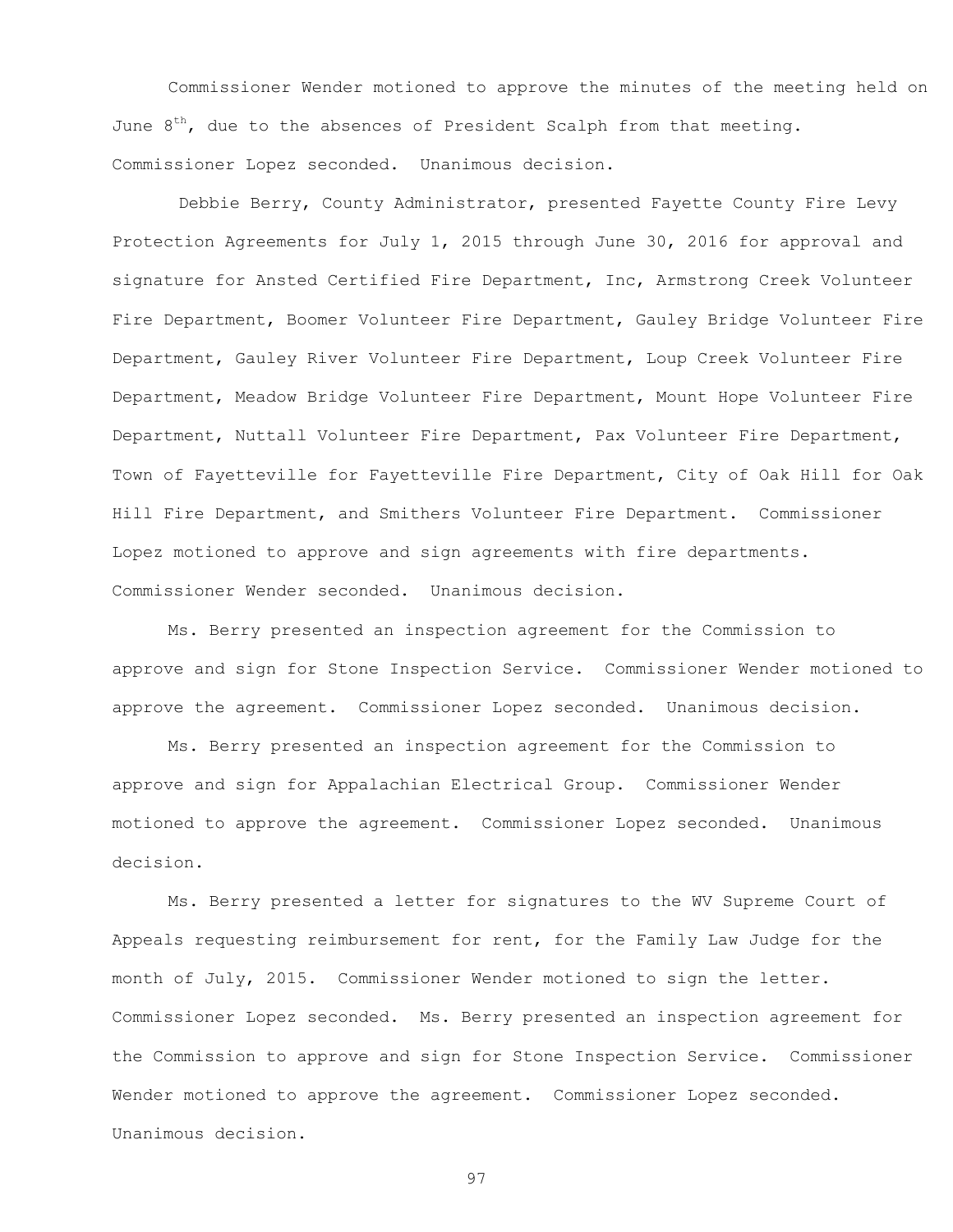Commissioner Wender motioned to approve the minutes of the meeting held on June 8th, due to the absences of President Scalph from that meeting. Commissioner Lopez seconded. Unanimous decision.

Debbie Berry, County Administrator, presented Fayette County Fire Levy Protection Agreements for July 1, 2015 through June 30, 2016 for approval and signature for Ansted Certified Fire Department, Inc, Armstrong Creek Volunteer Fire Department, Boomer Volunteer Fire Department, Gauley Bridge Volunteer Fire Department, Gauley River Volunteer Fire Department, Loup Creek Volunteer Fire Department, Meadow Bridge Volunteer Fire Department, Mount Hope Volunteer Fire Department, Nuttall Volunteer Fire Department, Pax Volunteer Fire Department, Town of Fayetteville for Fayetteville Fire Department, City of Oak Hill for Oak Hill Fire Department, and Smithers Volunteer Fire Department. Commissioner Lopez motioned to approve and sign agreements with fire departments. Commissioner Wender seconded. Unanimous decision.

Ms. Berry presented an inspection agreement for the Commission to approve and sign for Stone Inspection Service. Commissioner Wender motioned to approve the agreement. Commissioner Lopez seconded. Unanimous decision.

Ms. Berry presented an inspection agreement for the Commission to approve and sign for Appalachian Electrical Group. Commissioner Wender motioned to approve the agreement. Commissioner Lopez seconded. Unanimous decision.

Ms. Berry presented a letter for signatures to the WV Supreme Court of Appeals requesting reimbursement for rent, for the Family Law Judge for the month of July, 2015. Commissioner Wender motioned to sign the letter. Commissioner Lopez seconded. Ms. Berry presented an inspection agreement for the Commission to approve and sign for Stone Inspection Service. Commissioner Wender motioned to approve the agreement. Commissioner Lopez seconded. Unanimous decision.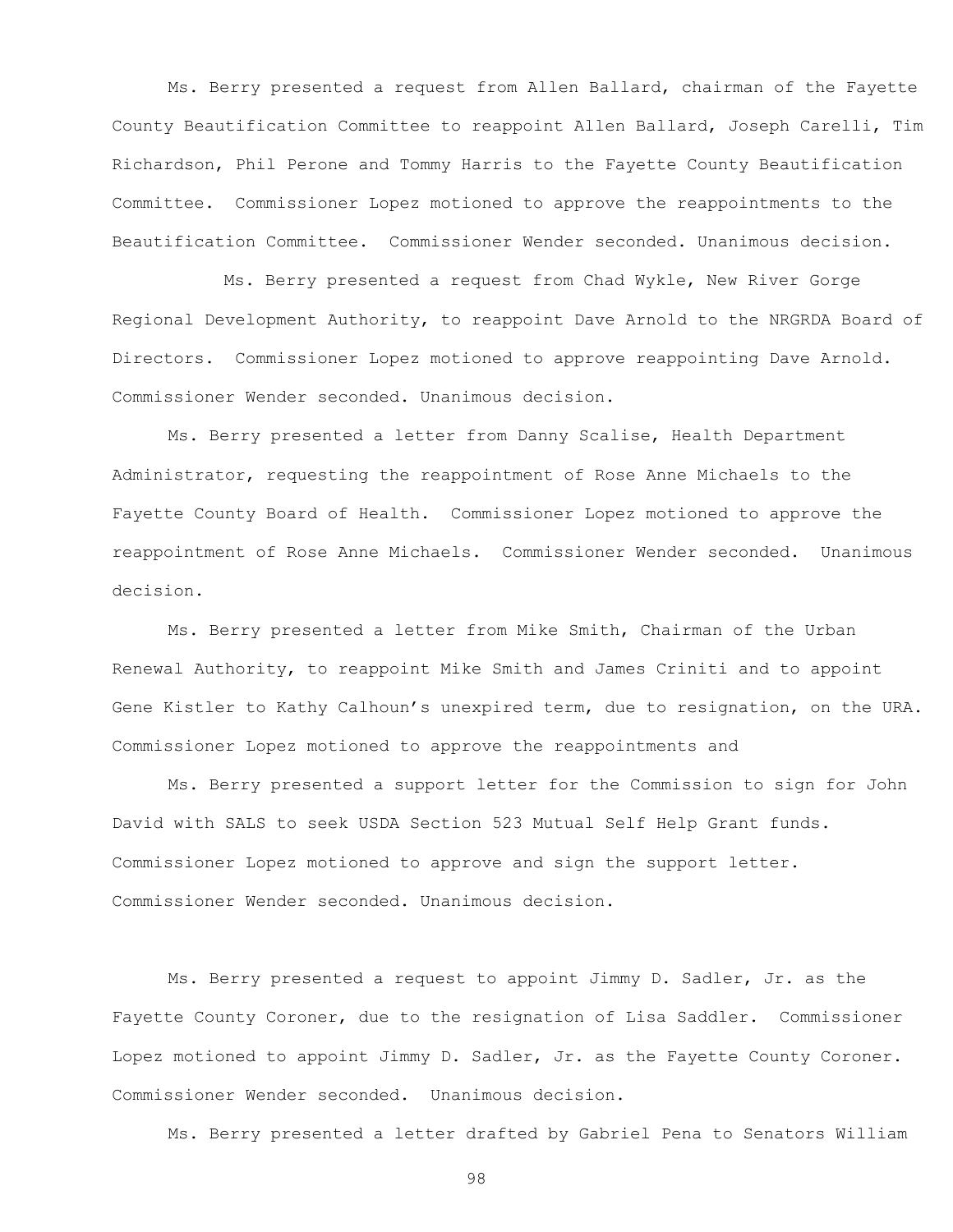Ms. Berry presented a request from Allen Ballard, chairman of the Fayette County Beautification Committee to reappoint Allen Ballard, Joseph Carelli, Tim Richardson, Phil Perone and Tommy Harris to the Fayette County Beautification Committee. Commissioner Lopez motioned to approve the reappointments to the Beautification Committee. Commissioner Wender seconded. Unanimous decision.

Ms. Berry presented a request from Chad Wykle, New River Gorge Regional Development Authority, to reappoint Dave Arnold to the NRGRDA Board of Directors. Commissioner Lopez motioned to approve reappointing Dave Arnold. Commissioner Wender seconded. Unanimous decision.

Ms. Berry presented a letter from Danny Scalise, Health Department Administrator, requesting the reappointment of Rose Anne Michaels to the Fayette County Board of Health. Commissioner Lopez motioned to approve the reappointment of Rose Anne Michaels. Commissioner Wender seconded. Unanimous decision.

Ms. Berry presented a letter from Mike Smith, Chairman of the Urban Renewal Authority, to reappoint Mike Smith and James Criniti and to appoint Gene Kistler to Kathy Calhoun's unexpired term, due to resignation, on the URA. Commissioner Lopez motioned to approve the reappointments and

Ms. Berry presented a support letter for the Commission to sign for John David with SALS to seek USDA Section 523 Mutual Self Help Grant funds. Commissioner Lopez motioned to approve and sign the support letter. Commissioner Wender seconded. Unanimous decision.

Ms. Berry presented a request to appoint Jimmy D. Sadler, Jr. as the Fayette County Coroner, due to the resignation of Lisa Saddler. Commissioner Lopez motioned to appoint Jimmy D. Sadler, Jr. as the Fayette County Coroner. Commissioner Wender seconded. Unanimous decision.

Ms. Berry presented a letter drafted by Gabriel Pena to Senators William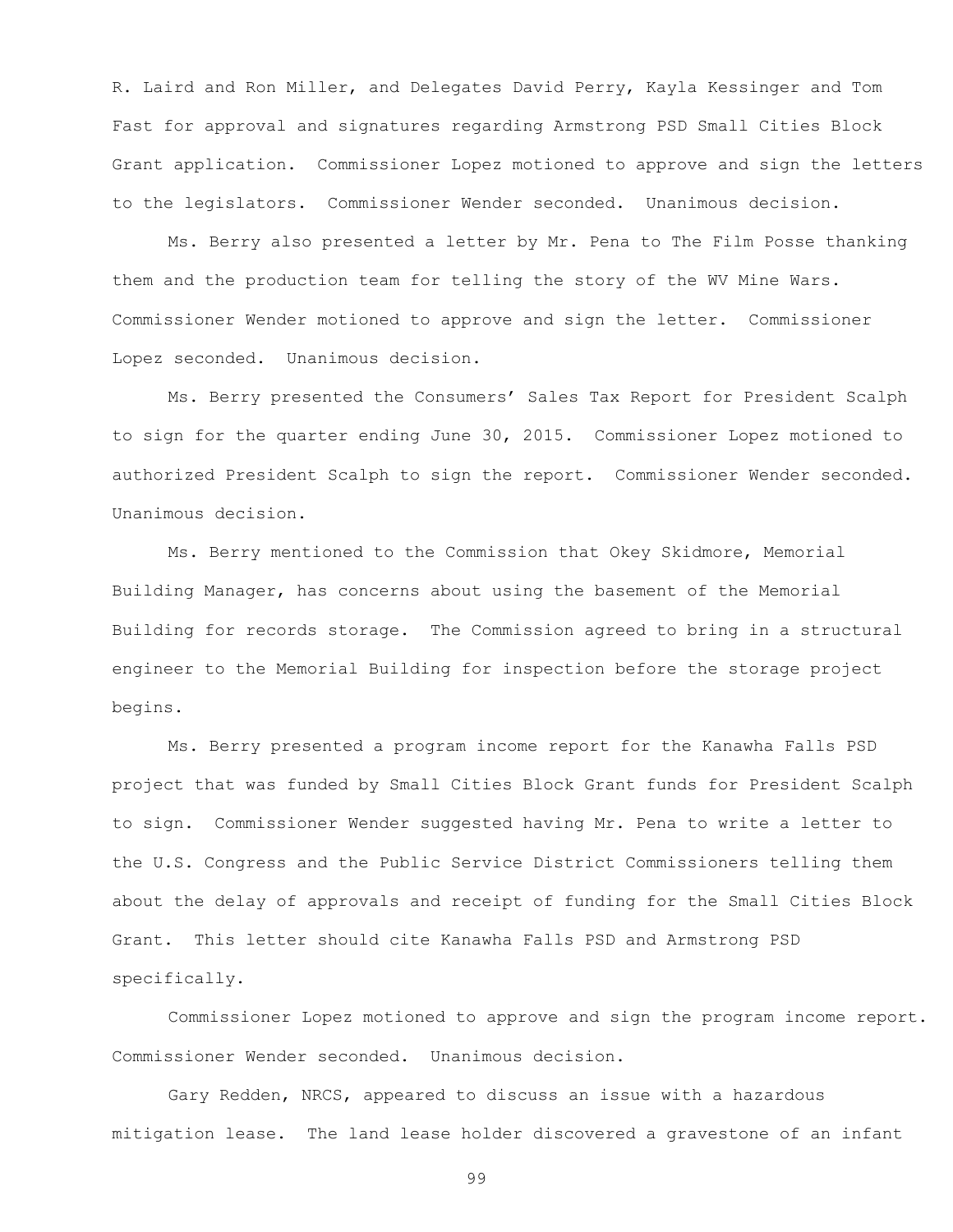R. Laird and Ron Miller, and Delegates David Perry, Kayla Kessinger and Tom Fast for approval and signatures regarding Armstrong PSD Small Cities Block Grant application. Commissioner Lopez motioned to approve and sign the letters to the legislators. Commissioner Wender seconded. Unanimous decision.

Ms. Berry also presented a letter by Mr. Pena to The Film Posse thanking them and the production team for telling the story of the WV Mine Wars. Commissioner Wender motioned to approve and sign the letter. Commissioner Lopez seconded. Unanimous decision.

Ms. Berry presented the Consumers' Sales Tax Report for President Scalph to sign for the quarter ending June 30, 2015. Commissioner Lopez motioned to authorized President Scalph to sign the report. Commissioner Wender seconded. Unanimous decision.

Ms. Berry mentioned to the Commission that Okey Skidmore, Memorial Building Manager, has concerns about using the basement of the Memorial Building for records storage. The Commission agreed to bring in a structural engineer to the Memorial Building for inspection before the storage project begins.

Ms. Berry presented a program income report for the Kanawha Falls PSD project that was funded by Small Cities Block Grant funds for President Scalph to sign. Commissioner Wender suggested having Mr. Pena to write a letter to the U.S. Congress and the Public Service District Commissioners telling them about the delay of approvals and receipt of funding for the Small Cities Block Grant. This letter should cite Kanawha Falls PSD and Armstrong PSD specifically.

Commissioner Lopez motioned to approve and sign the program income report. Commissioner Wender seconded. Unanimous decision.

Gary Redden, NRCS, appeared to discuss an issue with a hazardous mitigation lease. The land lease holder discovered a gravestone of an infant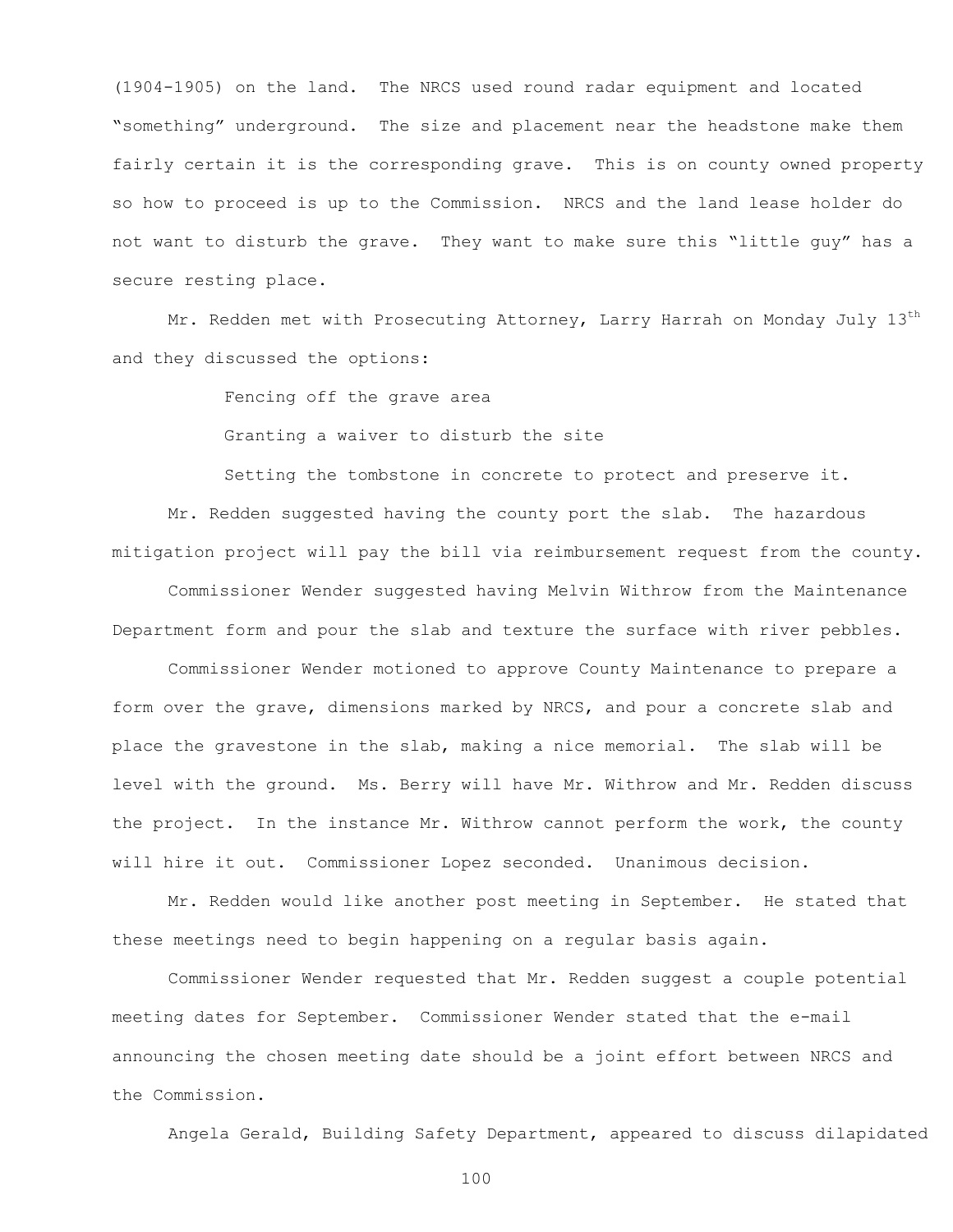(1904-1905) on the land. The NRCS used round radar equipment and located "something" underground. The size and placement near the headstone make them fairly certain it is the corresponding grave. This is on county owned property so how to proceed is up to the Commission. NRCS and the land lease holder do not want to disturb the grave. They want to make sure this "little guy" has a secure resting place.

Mr. Redden met with Prosecuting Attorney, Larry Harrah on Monday July 13th and they discussed the options:

Fencing off the grave area

Granting a waiver to disturb the site

Setting the tombstone in concrete to protect and preserve it.

Mr. Redden suggested having the county port the slab. The hazardous mitigation project will pay the bill via reimbursement request from the county.

Commissioner Wender suggested having Melvin Withrow from the Maintenance Department form and pour the slab and texture the surface with river pebbles.

Commissioner Wender motioned to approve County Maintenance to prepare a form over the grave, dimensions marked by NRCS, and pour a concrete slab and place the gravestone in the slab, making a nice memorial. The slab will be level with the ground. Ms. Berry will have Mr. Withrow and Mr. Redden discuss the project. In the instance Mr. Withrow cannot perform the work, the county will hire it out. Commissioner Lopez seconded. Unanimous decision.

Mr. Redden would like another post meeting in September. He stated that these meetings need to begin happening on a regular basis again.

Commissioner Wender requested that Mr. Redden suggest a couple potential meeting dates for September. Commissioner Wender stated that the e-mail announcing the chosen meeting date should be a joint effort between NRCS and the Commission.

Angela Gerald, Building Safety Department, appeared to discuss dilapidated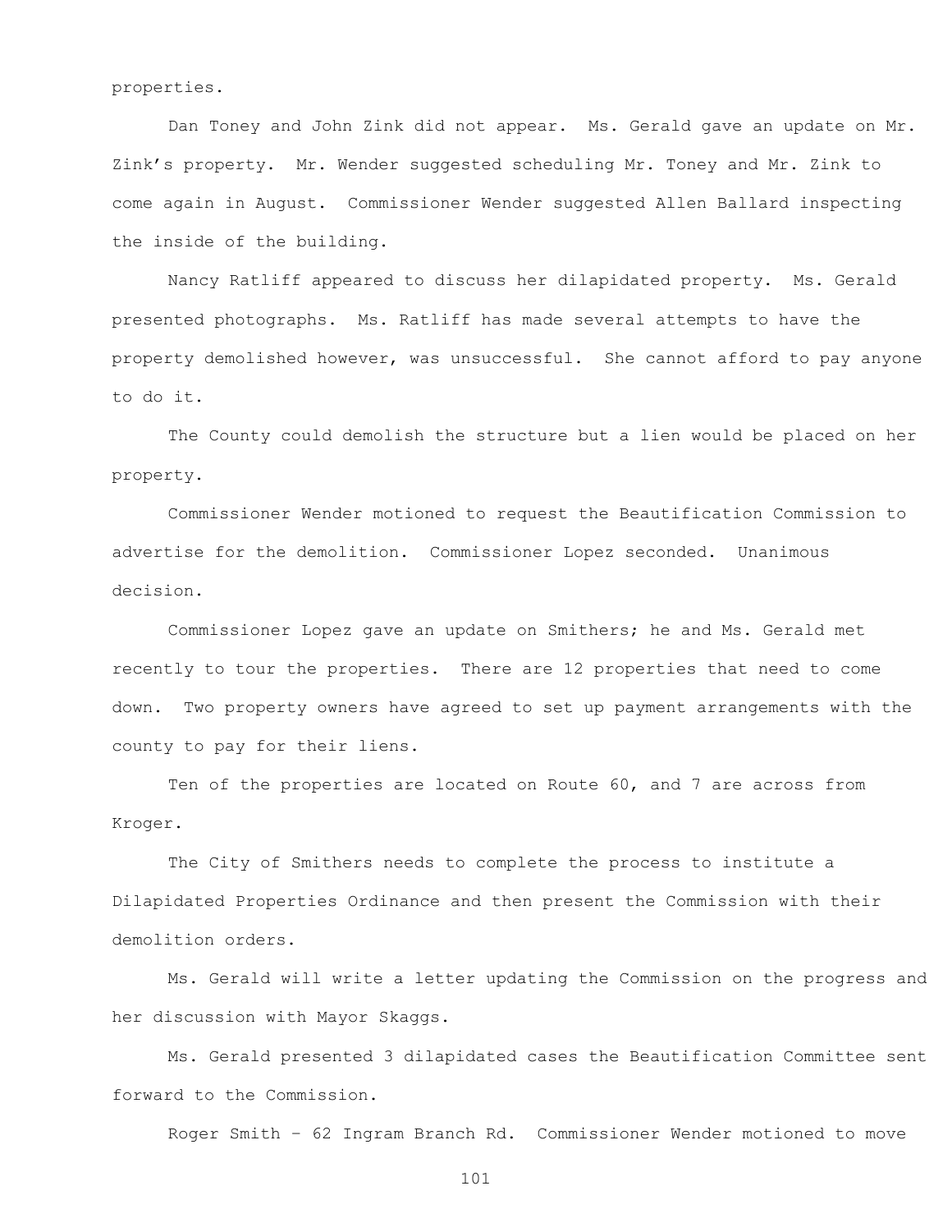properties.

Dan Toney and John Zink did not appear. Ms. Gerald gave an update on Mr. Zink's property. Mr. Wender suggested scheduling Mr. Toney and Mr. Zink to come again in August. Commissioner Wender suggested Allen Ballard inspecting the inside of the building.

Nancy Ratliff appeared to discuss her dilapidated property. Ms. Gerald presented photographs. Ms. Ratliff has made several attempts to have the property demolished however, was unsuccessful. She cannot afford to pay anyone to do it.

The County could demolish the structure but a lien would be placed on her property.

Commissioner Wender motioned to request the Beautification Commission to advertise for the demolition. Commissioner Lopez seconded. Unanimous decision.

Commissioner Lopez gave an update on Smithers; he and Ms. Gerald met recently to tour the properties. There are 12 properties that need to come down. Two property owners have agreed to set up payment arrangements with the county to pay for their liens.

Ten of the properties are located on Route 60, and 7 are across from Kroger.

The City of Smithers needs to complete the process to institute a Dilapidated Properties Ordinance and then present the Commission with their demolition orders.

Ms. Gerald will write a letter updating the Commission on the progress and her discussion with Mayor Skaggs.

Ms. Gerald presented 3 dilapidated cases the Beautification Committee sent forward to the Commission.

Roger Smith – 62 Ingram Branch Rd. Commissioner Wender motioned to move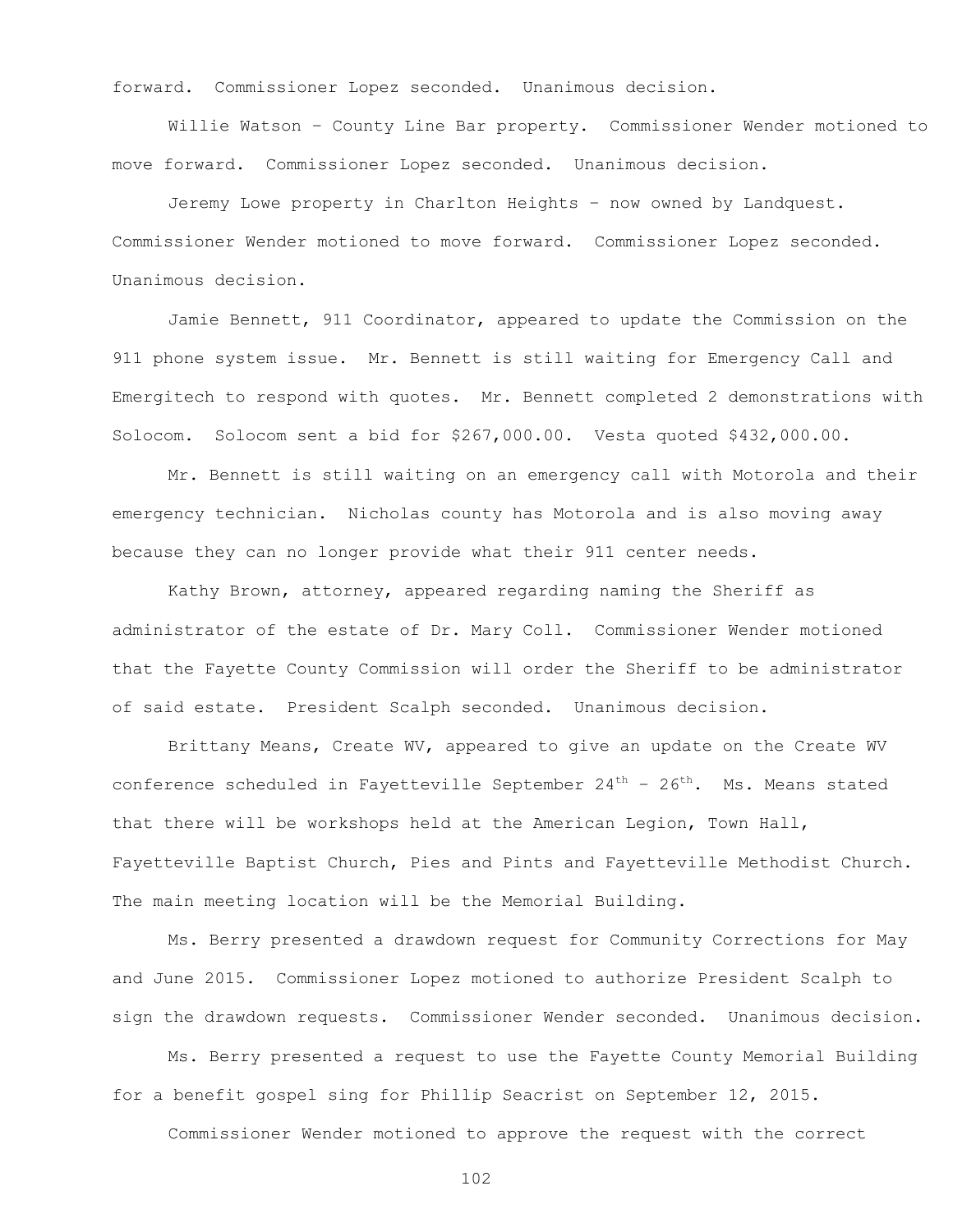forward. Commissioner Lopez seconded. Unanimous decision.

Willie Watson – County Line Bar property. Commissioner Wender motioned to move forward. Commissioner Lopez seconded. Unanimous decision.

Jeremy Lowe property in Charlton Heights – now owned by Landquest. Commissioner Wender motioned to move forward. Commissioner Lopez seconded. Unanimous decision.

Jamie Bennett, 911 Coordinator, appeared to update the Commission on the 911 phone system issue. Mr. Bennett is still waiting for Emergency Call and Emergitech to respond with quotes. Mr. Bennett completed 2 demonstrations with Solocom. Solocom sent a bid for $267,000.00. Vesta quoted $432,000.00.

Mr. Bennett is still waiting on an emergency call with Motorola and their emergency technician. Nicholas county has Motorola and is also moving away because they can no longer provide what their 911 center needs.

Kathy Brown, attorney, appeared regarding naming the Sheriff as administrator of the estate of Dr. Mary Coll. Commissioner Wender motioned that the Fayette County Commission will order the Sheriff to be administrator of said estate. President Scalph seconded. Unanimous decision.

Brittany Means, Create WV, appeared to give an update on the Create WV conference scheduled in Fayetteville September 24th – 26th. Ms. Means stated that there will be workshops held at the American Legion, Town Hall, Fayetteville Baptist Church, Pies and Pints and Fayetteville Methodist Church. The main meeting location will be the Memorial Building.

Ms. Berry presented a drawdown request for Community Corrections for May and June 2015. Commissioner Lopez motioned to authorize President Scalph to sign the drawdown requests. Commissioner Wender seconded. Unanimous decision.

Ms. Berry presented a request to use the Fayette County Memorial Building for a benefit gospel sing for Phillip Seacrist on September 12, 2015.

Commissioner Wender motioned to approve the request with the correct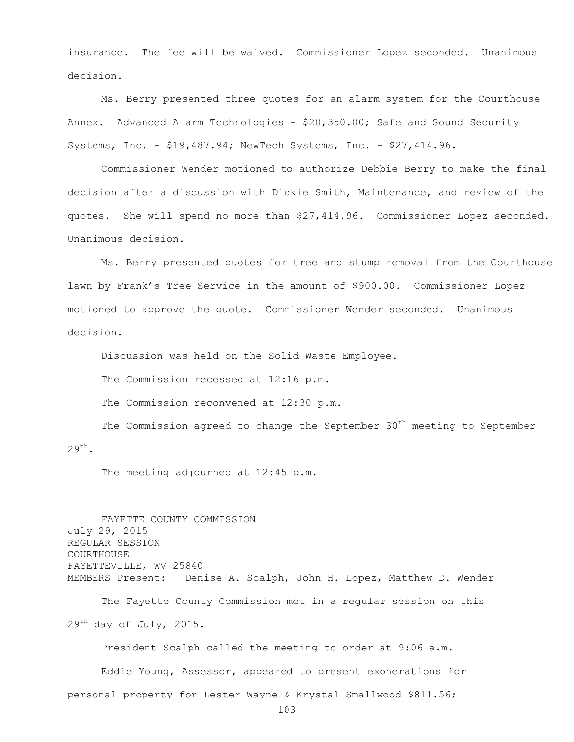insurance. The fee will be waived. Commissioner Lopez seconded. Unanimous decision.

Ms. Berry presented three quotes for an alarm system for the Courthouse Annex. Advanced Alarm Technologies - $20,350.00; Safe and Sound Security Systems, Inc. - $19,487.94; NewTech Systems, Inc. - $27,414.96.

Commissioner Wender motioned to authorize Debbie Berry to make the final decision after a discussion with Dickie Smith, Maintenance, and review of the quotes. She will spend no more than $27,414.96. Commissioner Lopez seconded. Unanimous decision.

Ms. Berry presented quotes for tree and stump removal from the Courthouse lawn by Frank's Tree Service in the amount of $900.00. Commissioner Lopez motioned to approve the quote. Commissioner Wender seconded. Unanimous decision.

Discussion was held on the Solid Waste Employee.

The Commission recessed at 12:16 p.m.

The Commission reconvened at 12:30 p.m.

The Commission agreed to change the September 30th meeting to September 29th.

The meeting adjourned at 12:45 p.m.

FAYETTE COUNTY COMMISSION
July 29, 2015
REGULAR SESSION
COURTHOUSE
FAYETTEVILLE, WV 25840
MEMBERS Present: Denise A. Scalph, John H. Lopez, Matthew D. Wender

The Fayette County Commission met in a regular session on this 29th day of July, 2015.

President Scalph called the meeting to order at 9:06 a.m.

Eddie Young, Assessor, appeared to present exonerations for personal property for Lester Wayne & Krystal Smallwood $811.56;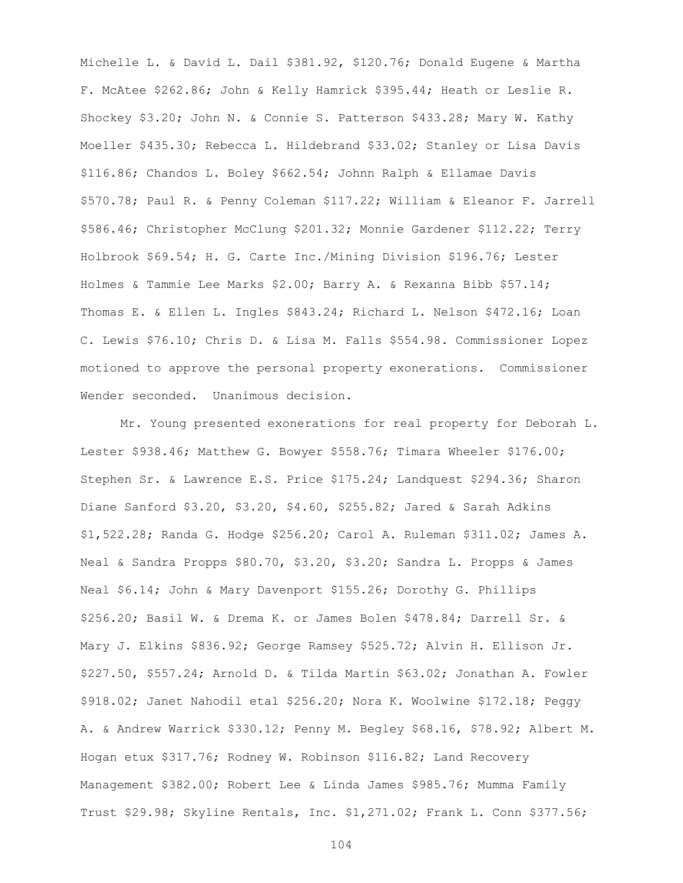Michelle L. & David L. Dail $381.92, $120.76; Donald Eugene & Martha F. McAtee $262.86; John & Kelly Hamrick $395.44; Heath or Leslie R. Shockey $3.20; John N. & Connie S. Patterson $433.28; Mary W. Kathy Moeller $435.30; Rebecca L. Hildebrand $33.02; Stanley or Lisa Davis $116.86; Chandos L. Boley $662.54; Johnn Ralph & Ellamae Davis $570.78; Paul R. & Penny Coleman $117.22; William & Eleanor F. Jarrell $586.46; Christopher McClung $201.32; Monnie Gardener $112.22; Terry Holbrook $69.54; H. G. Carte Inc./Mining Division $196.76; Lester Holmes & Tammie Lee Marks $2.00; Barry A. & Rexanna Bibb $57.14; Thomas E. & Ellen L. Ingles $843.24; Richard L. Nelson $472.16; Loan C. Lewis $76.10; Chris D. & Lisa M. Falls $554.98. Commissioner Lopez motioned to approve the personal property exonerations. Commissioner Wender seconded. Unanimous decision.

Mr. Young presented exonerations for real property for Deborah L. Lester $938.46; Matthew G. Bowyer $558.76; Timara Wheeler $176.00; Stephen Sr. & Lawrence E.S. Price $175.24; Landquest $294.36; Sharon Diane Sanford $3.20, $3.20, $4.60, $255.82; Jared & Sarah Adkins $1,522.28; Randa G. Hodge $256.20; Carol A. Ruleman $311.02; James A. Neal & Sandra Propps $80.70, $3.20, $3.20; Sandra L. Propps & James Neal $6.14; John & Mary Davenport $155.26; Dorothy G. Phillips $256.20; Basil W. & Drema K. or James Bolen $478.84; Darrell Sr. & Mary J. Elkins $836.92; George Ramsey $525.72; Alvin H. Ellison Jr. $227.50, $557.24; Arnold D. & Tilda Martin $63.02; Jonathan A. Fowler $918.02; Janet Nahodil etal $256.20; Nora K. Woolwine $172.18; Peggy A. & Andrew Warrick $330.12; Penny M. Begley $68.16, $78.92; Albert M. Hogan etux $317.76; Rodney W. Robinson $116.82; Land Recovery Management $382.00; Robert Lee & Linda James $985.76; Mumma Family Trust $29.98; Skyline Rentals, Inc. $1,271.02; Frank L. Conn $377.56;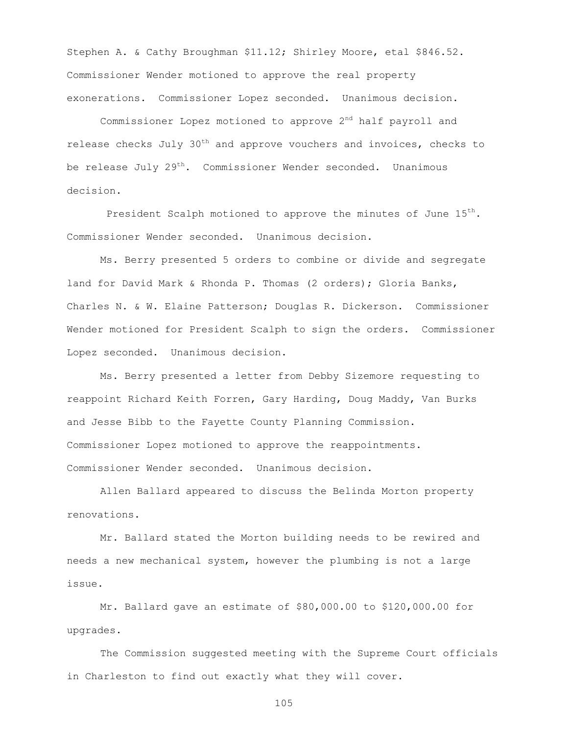Stephen A. & Cathy Broughman $11.12; Shirley Moore, etal $846.52. Commissioner Wender motioned to approve the real property exonerations. Commissioner Lopez seconded. Unanimous decision.

Commissioner Lopez motioned to approve 2nd half payroll and release checks July 30th and approve vouchers and invoices, checks to be release July 29th. Commissioner Wender seconded. Unanimous decision.

President Scalph motioned to approve the minutes of June 15th. Commissioner Wender seconded. Unanimous decision.

Ms. Berry presented 5 orders to combine or divide and segregate land for David Mark & Rhonda P. Thomas (2 orders); Gloria Banks, Charles N. & W. Elaine Patterson; Douglas R. Dickerson. Commissioner Wender motioned for President Scalph to sign the orders. Commissioner Lopez seconded. Unanimous decision.

Ms. Berry presented a letter from Debby Sizemore requesting to reappoint Richard Keith Forren, Gary Harding, Doug Maddy, Van Burks and Jesse Bibb to the Fayette County Planning Commission. Commissioner Lopez motioned to approve the reappointments. Commissioner Wender seconded. Unanimous decision.

Allen Ballard appeared to discuss the Belinda Morton property renovations.

Mr. Ballard stated the Morton building needs to be rewired and needs a new mechanical system, however the plumbing is not a large issue.

Mr. Ballard gave an estimate of $80,000.00 to $120,000.00 for upgrades.

The Commission suggested meeting with the Supreme Court officials in Charleston to find out exactly what they will cover.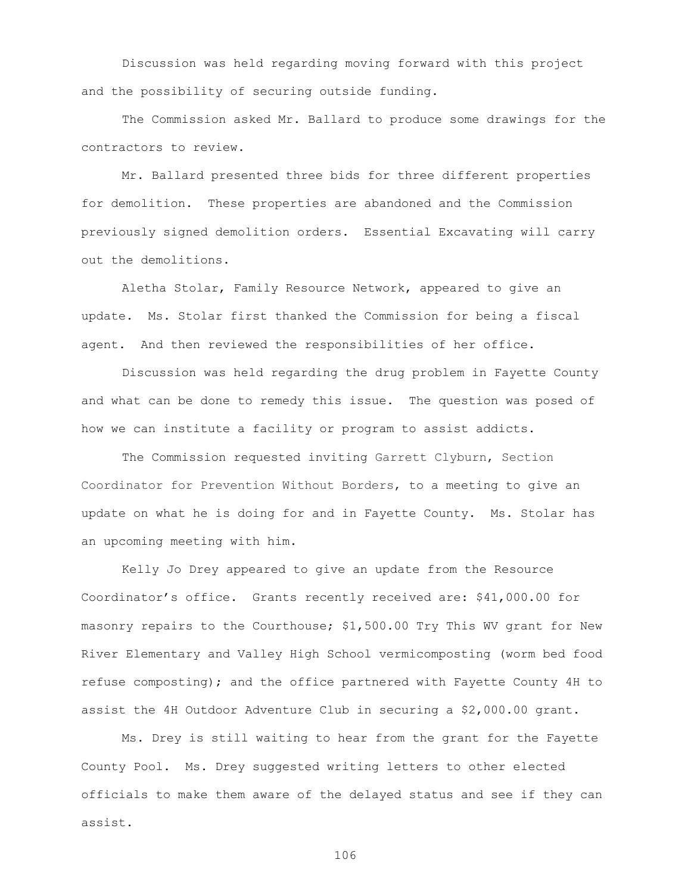Discussion was held regarding moving forward with this project and the possibility of securing outside funding.

The Commission asked Mr. Ballard to produce some drawings for the contractors to review.

Mr. Ballard presented three bids for three different properties for demolition. These properties are abandoned and the Commission previously signed demolition orders. Essential Excavating will carry out the demolitions.

Aletha Stolar, Family Resource Network, appeared to give an update. Ms. Stolar first thanked the Commission for being a fiscal agent. And then reviewed the responsibilities of her office.

Discussion was held regarding the drug problem in Fayette County and what can be done to remedy this issue. The question was posed of how we can institute a facility or program to assist addicts.

The Commission requested inviting Garrett Clyburn, Section Coordinator for Prevention Without Borders, to a meeting to give an update on what he is doing for and in Fayette County. Ms. Stolar has an upcoming meeting with him.

Kelly Jo Drey appeared to give an update from the Resource Coordinator's office. Grants recently received are: $41,000.00 for masonry repairs to the Courthouse; $1,500.00 Try This WV grant for New River Elementary and Valley High School vermicomposting (worm bed food refuse composting); and the office partnered with Fayette County 4H to assist the 4H Outdoor Adventure Club in securing a $2,000.00 grant.

Ms. Drey is still waiting to hear from the grant for the Fayette County Pool. Ms. Drey suggested writing letters to other elected officials to make them aware of the delayed status and see if they can assist.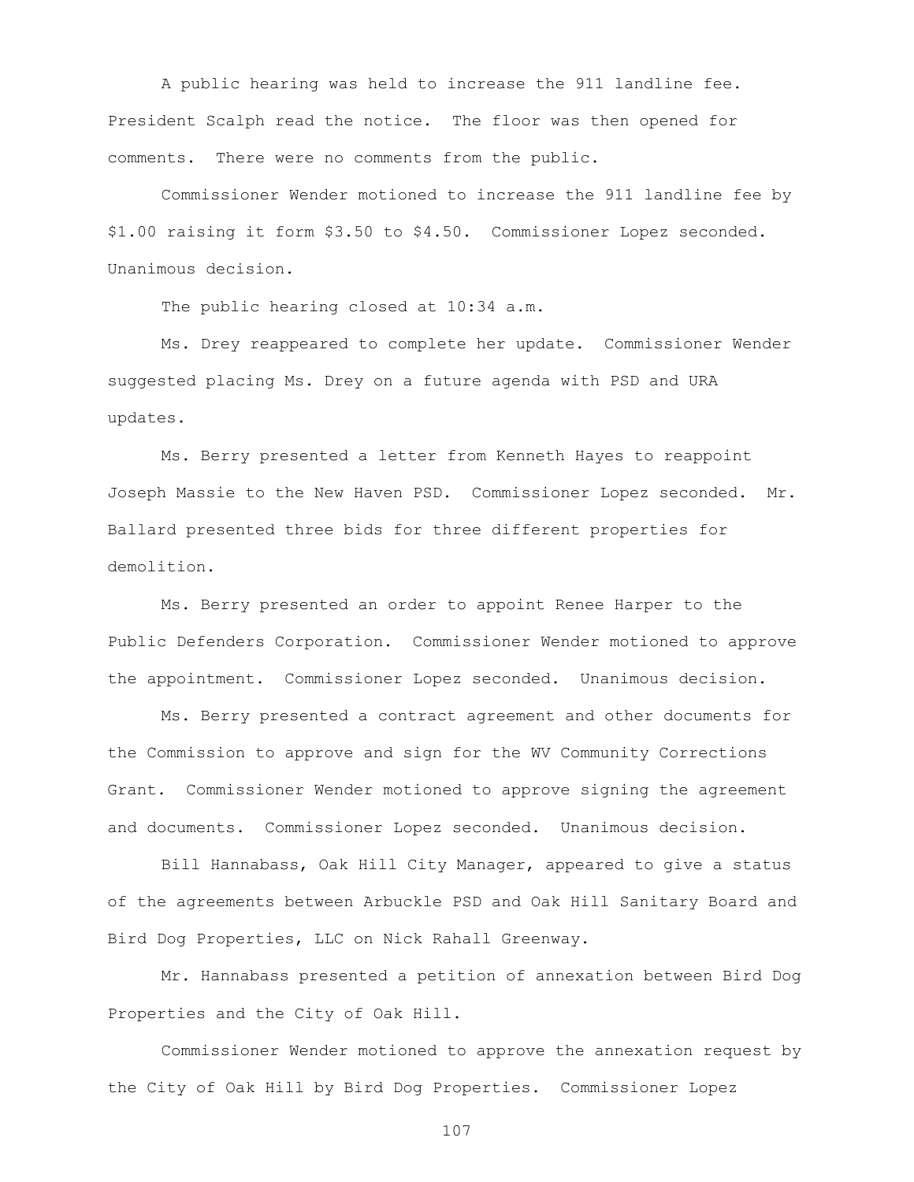A public hearing was held to increase the 911 landline fee. President Scalph read the notice. The floor was then opened for comments. There were no comments from the public.

Commissioner Wender motioned to increase the 911 landline fee by $1.00 raising it form $3.50 to $4.50. Commissioner Lopez seconded. Unanimous decision.

The public hearing closed at 10:34 a.m.

Ms. Drey reappeared to complete her update. Commissioner Wender suggested placing Ms. Drey on a future agenda with PSD and URA updates.

Ms. Berry presented a letter from Kenneth Hayes to reappoint Joseph Massie to the New Haven PSD. Commissioner Lopez seconded. Mr. Ballard presented three bids for three different properties for demolition.

Ms. Berry presented an order to appoint Renee Harper to the Public Defenders Corporation. Commissioner Wender motioned to approve the appointment. Commissioner Lopez seconded. Unanimous decision.

Ms. Berry presented a contract agreement and other documents for the Commission to approve and sign for the WV Community Corrections Grant. Commissioner Wender motioned to approve signing the agreement and documents. Commissioner Lopez seconded. Unanimous decision.

Bill Hannabass, Oak Hill City Manager, appeared to give a status of the agreements between Arbuckle PSD and Oak Hill Sanitary Board and Bird Dog Properties, LLC on Nick Rahall Greenway.

Mr. Hannabass presented a petition of annexation between Bird Dog Properties and the City of Oak Hill.

Commissioner Wender motioned to approve the annexation request by the City of Oak Hill by Bird Dog Properties. Commissioner Lopez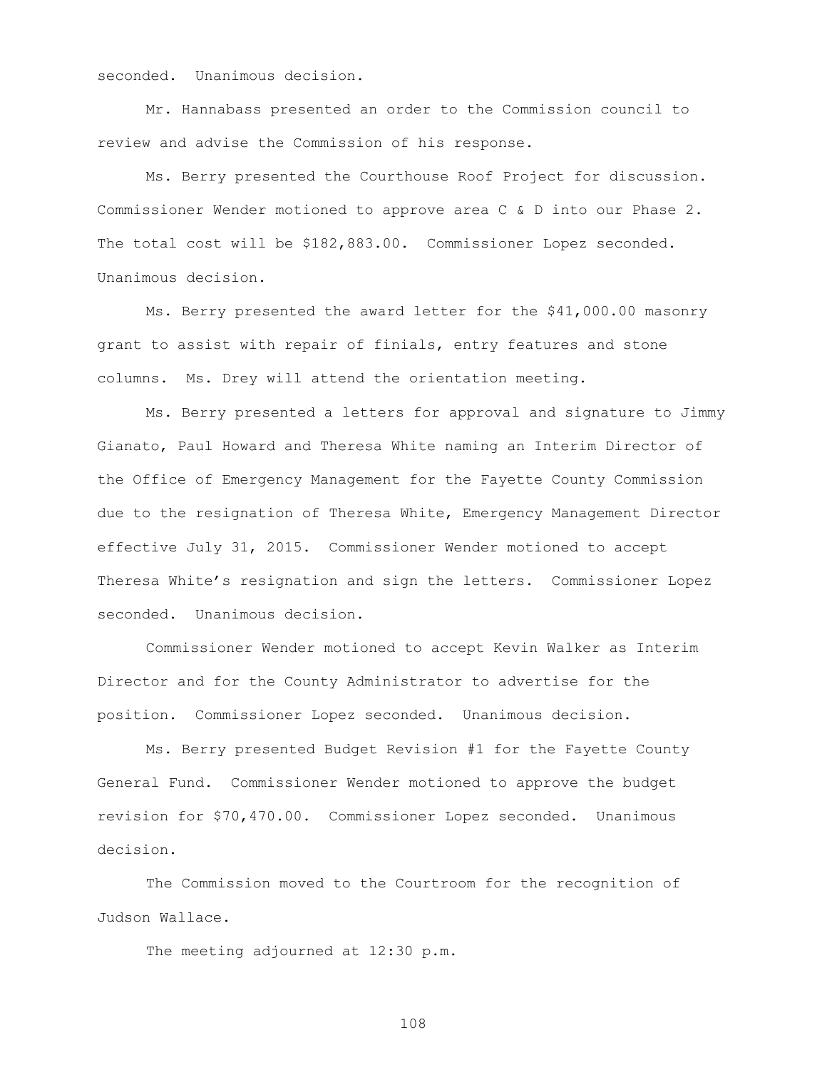seconded. Unanimous decision.

Mr. Hannabass presented an order to the Commission council to review and advise the Commission of his response.

Ms. Berry presented the Courthouse Roof Project for discussion. Commissioner Wender motioned to approve area C & D into our Phase 2. The total cost will be $182,883.00. Commissioner Lopez seconded. Unanimous decision.

Ms. Berry presented the award letter for the $41,000.00 masonry grant to assist with repair of finials, entry features and stone columns. Ms. Drey will attend the orientation meeting.

Ms. Berry presented a letters for approval and signature to Jimmy Gianato, Paul Howard and Theresa White naming an Interim Director of the Office of Emergency Management for the Fayette County Commission due to the resignation of Theresa White, Emergency Management Director effective July 31, 2015. Commissioner Wender motioned to accept Theresa White's resignation and sign the letters. Commissioner Lopez seconded. Unanimous decision.

Commissioner Wender motioned to accept Kevin Walker as Interim Director and for the County Administrator to advertise for the position. Commissioner Lopez seconded. Unanimous decision.

Ms. Berry presented Budget Revision #1 for the Fayette County General Fund. Commissioner Wender motioned to approve the budget revision for $70,470.00. Commissioner Lopez seconded. Unanimous decision.

The Commission moved to the Courtroom for the recognition of Judson Wallace.

The meeting adjourned at 12:30 p.m.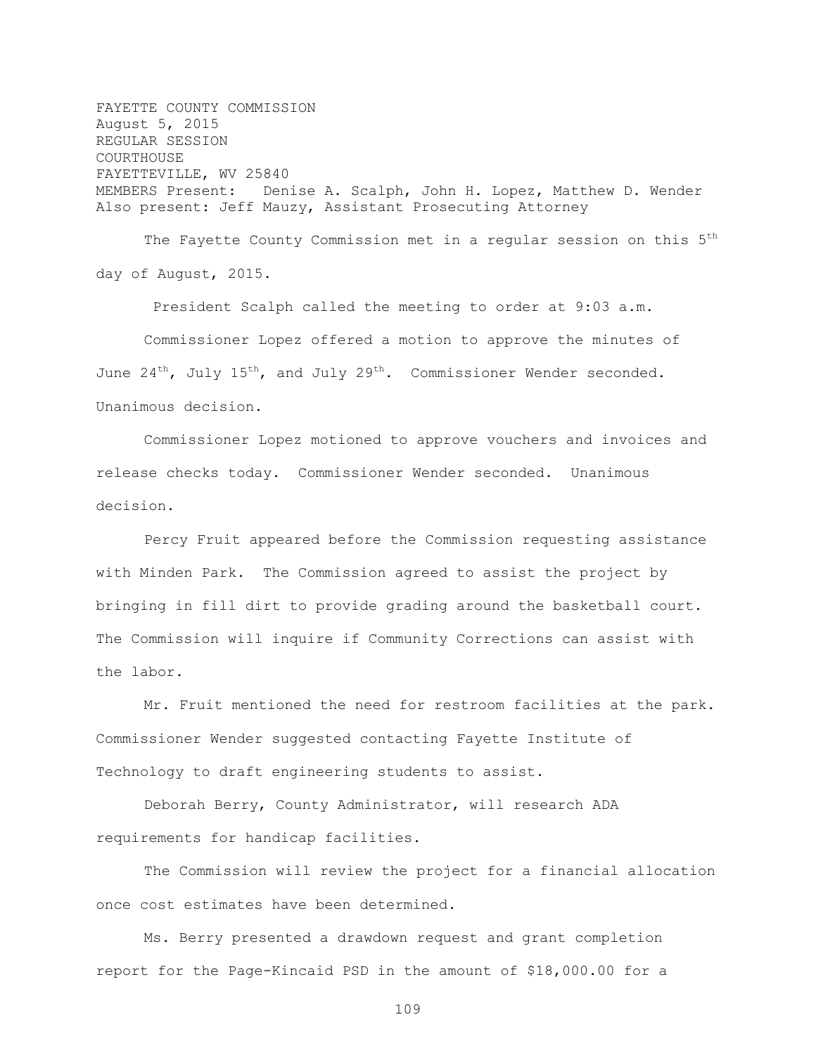FAYETTE COUNTY COMMISSION
August 5, 2015
REGULAR SESSION
COURTHOUSE
FAYETTEVILLE, WV 25840
MEMBERS Present: Denise A. Scalph, John H. Lopez, Matthew D. Wender
Also present: Jeff Mauzy, Assistant Prosecuting Attorney

The Fayette County Commission met in a regular session on this 5th day of August, 2015.

President Scalph called the meeting to order at 9:03 a.m.

Commissioner Lopez offered a motion to approve the minutes of June 24th, July 15th, and July 29th. Commissioner Wender seconded. Unanimous decision.

Commissioner Lopez motioned to approve vouchers and invoices and release checks today. Commissioner Wender seconded. Unanimous decision.

Percy Fruit appeared before the Commission requesting assistance with Minden Park. The Commission agreed to assist the project by bringing in fill dirt to provide grading around the basketball court. The Commission will inquire if Community Corrections can assist with the labor.

Mr. Fruit mentioned the need for restroom facilities at the park. Commissioner Wender suggested contacting Fayette Institute of Technology to draft engineering students to assist.

Deborah Berry, County Administrator, will research ADA requirements for handicap facilities.

The Commission will review the project for a financial allocation once cost estimates have been determined.

Ms. Berry presented a drawdown request and grant completion report for the Page-Kincaid PSD in the amount of $18,000.00 for a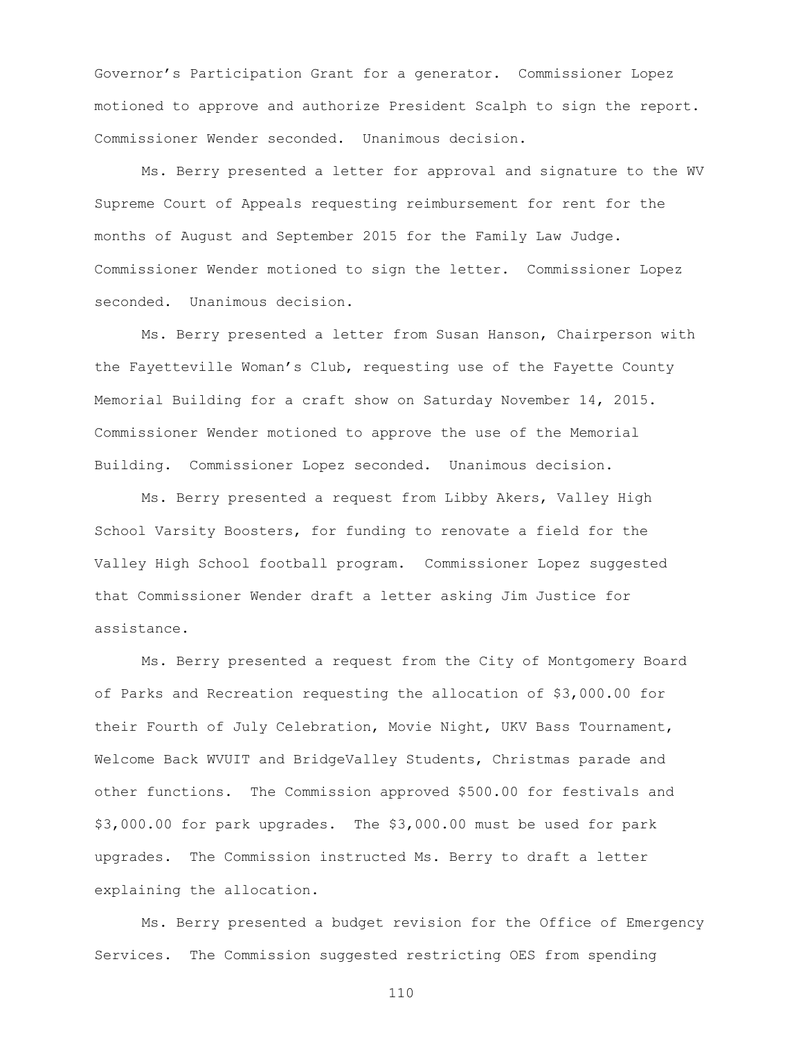Governor's Participation Grant for a generator. Commissioner Lopez motioned to approve and authorize President Scalph to sign the report. Commissioner Wender seconded. Unanimous decision.

Ms. Berry presented a letter for approval and signature to the WV Supreme Court of Appeals requesting reimbursement for rent for the months of August and September 2015 for the Family Law Judge. Commissioner Wender motioned to sign the letter. Commissioner Lopez seconded. Unanimous decision.

Ms. Berry presented a letter from Susan Hanson, Chairperson with the Fayetteville Woman's Club, requesting use of the Fayette County Memorial Building for a craft show on Saturday November 14, 2015. Commissioner Wender motioned to approve the use of the Memorial Building. Commissioner Lopez seconded. Unanimous decision.

Ms. Berry presented a request from Libby Akers, Valley High School Varsity Boosters, for funding to renovate a field for the Valley High School football program. Commissioner Lopez suggested that Commissioner Wender draft a letter asking Jim Justice for assistance.

Ms. Berry presented a request from the City of Montgomery Board of Parks and Recreation requesting the allocation of $3,000.00 for their Fourth of July Celebration, Movie Night, UKV Bass Tournament, Welcome Back WVUIT and BridgeValley Students, Christmas parade and other functions. The Commission approved $500.00 for festivals and $3,000.00 for park upgrades. The $3,000.00 must be used for park upgrades. The Commission instructed Ms. Berry to draft a letter explaining the allocation.

Ms. Berry presented a budget revision for the Office of Emergency Services. The Commission suggested restricting OES from spending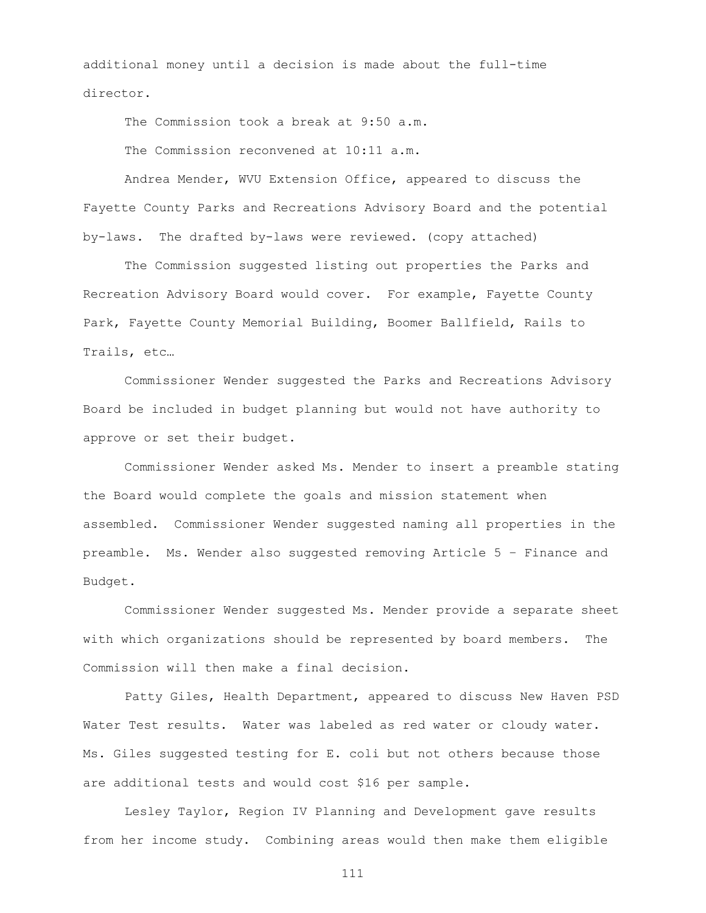additional money until a decision is made about the full-time director.

The Commission took a break at 9:50 a.m.

The Commission reconvened at 10:11 a.m.

Andrea Mender, WVU Extension Office, appeared to discuss the Fayette County Parks and Recreations Advisory Board and the potential by-laws. The drafted by-laws were reviewed. (copy attached)

The Commission suggested listing out properties the Parks and Recreation Advisory Board would cover. For example, Fayette County Park, Fayette County Memorial Building, Boomer Ballfield, Rails to Trails, etc…

Commissioner Wender suggested the Parks and Recreations Advisory Board be included in budget planning but would not have authority to approve or set their budget.

Commissioner Wender asked Ms. Mender to insert a preamble stating the Board would complete the goals and mission statement when assembled. Commissioner Wender suggested naming all properties in the preamble. Ms. Wender also suggested removing Article 5 – Finance and Budget.

Commissioner Wender suggested Ms. Mender provide a separate sheet with which organizations should be represented by board members. The Commission will then make a final decision.

Patty Giles, Health Department, appeared to discuss New Haven PSD Water Test results. Water was labeled as red water or cloudy water. Ms. Giles suggested testing for E. coli but not others because those are additional tests and would cost $16 per sample.

Lesley Taylor, Region IV Planning and Development gave results from her income study. Combining areas would then make them eligible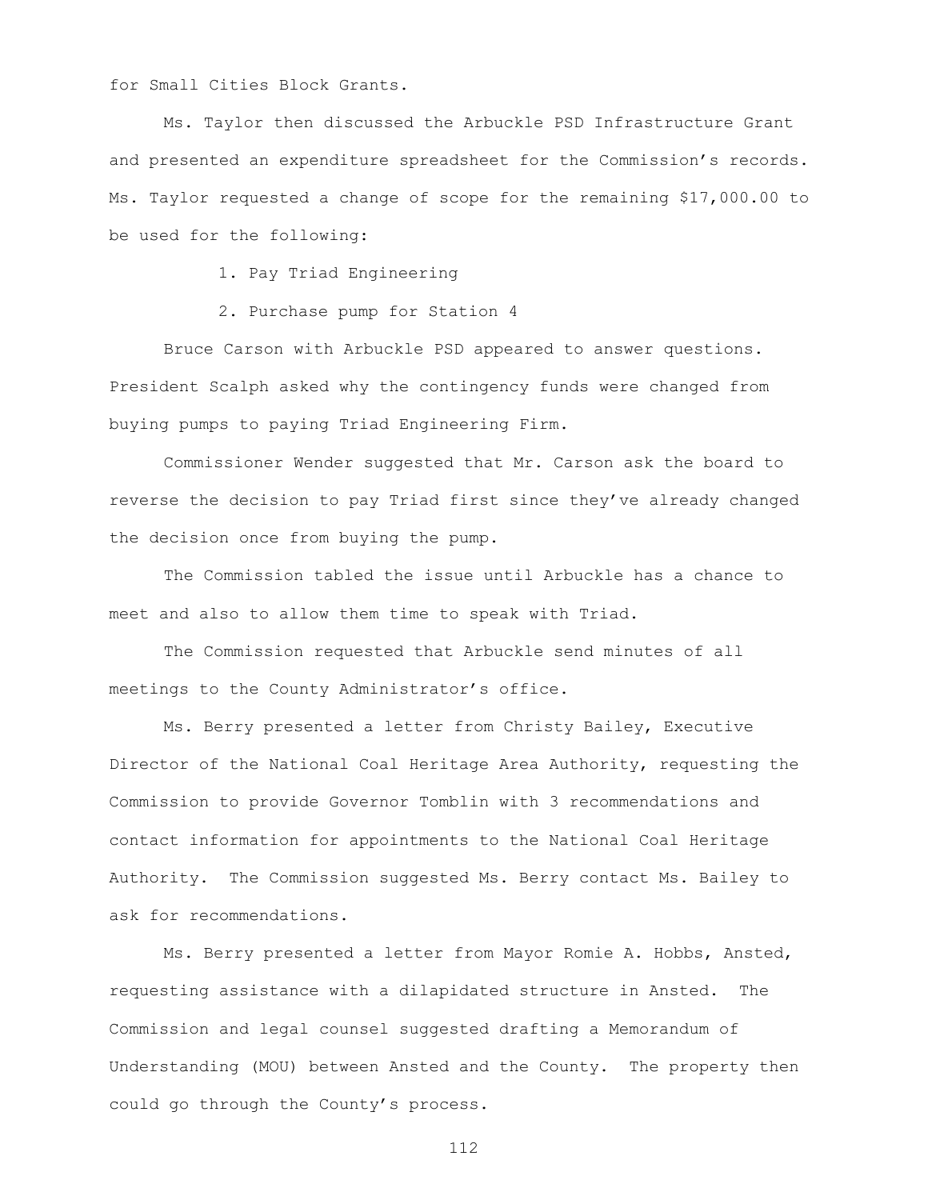for Small Cities Block Grants.

Ms. Taylor then discussed the Arbuckle PSD Infrastructure Grant and presented an expenditure spreadsheet for the Commission's records. Ms. Taylor requested a change of scope for the remaining $17,000.00 to be used for the following:

1. Pay Triad Engineering
2. Purchase pump for Station 4

Bruce Carson with Arbuckle PSD appeared to answer questions. President Scalph asked why the contingency funds were changed from buying pumps to paying Triad Engineering Firm.

Commissioner Wender suggested that Mr. Carson ask the board to reverse the decision to pay Triad first since they've already changed the decision once from buying the pump.

The Commission tabled the issue until Arbuckle has a chance to meet and also to allow them time to speak with Triad.

The Commission requested that Arbuckle send minutes of all meetings to the County Administrator's office.

Ms. Berry presented a letter from Christy Bailey, Executive Director of the National Coal Heritage Area Authority, requesting the Commission to provide Governor Tomblin with 3 recommendations and contact information for appointments to the National Coal Heritage Authority. The Commission suggested Ms. Berry contact Ms. Bailey to ask for recommendations.

Ms. Berry presented a letter from Mayor Romie A. Hobbs, Ansted, requesting assistance with a dilapidated structure in Ansted. The Commission and legal counsel suggested drafting a Memorandum of Understanding (MOU) between Ansted and the County. The property then could go through the County's process.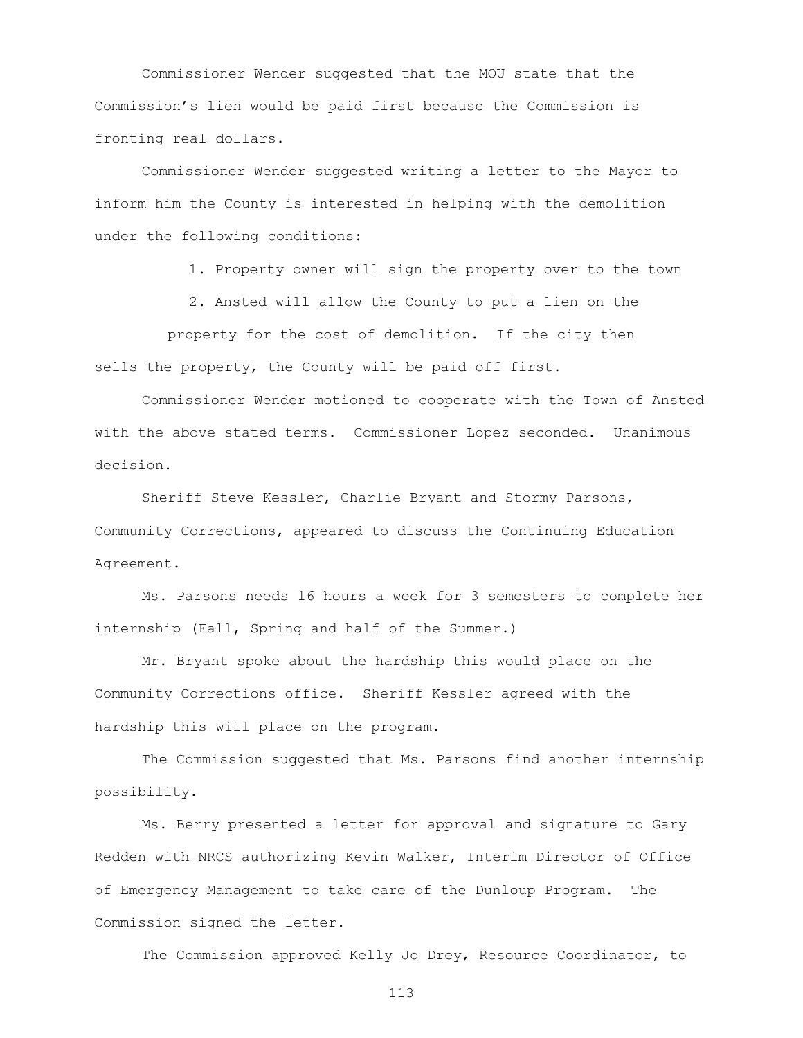Commissioner Wender suggested that the MOU state that the Commission's lien would be paid first because the Commission is fronting real dollars.

Commissioner Wender suggested writing a letter to the Mayor to inform him the County is interested in helping with the demolition under the following conditions:

1. Property owner will sign the property over to the town
2. Ansted will allow the County to put a lien on the property for the cost of demolition. If the city then sells the property, the County will be paid off first.

Commissioner Wender motioned to cooperate with the Town of Ansted with the above stated terms. Commissioner Lopez seconded. Unanimous decision.

Sheriff Steve Kessler, Charlie Bryant and Stormy Parsons, Community Corrections, appeared to discuss the Continuing Education Agreement.

Ms. Parsons needs 16 hours a week for 3 semesters to complete her internship (Fall, Spring and half of the Summer.)

Mr. Bryant spoke about the hardship this would place on the Community Corrections office. Sheriff Kessler agreed with the hardship this will place on the program.

The Commission suggested that Ms. Parsons find another internship possibility.

Ms. Berry presented a letter for approval and signature to Gary Redden with NRCS authorizing Kevin Walker, Interim Director of Office of Emergency Management to take care of the Dunloup Program. The Commission signed the letter.

The Commission approved Kelly Jo Drey, Resource Coordinator, to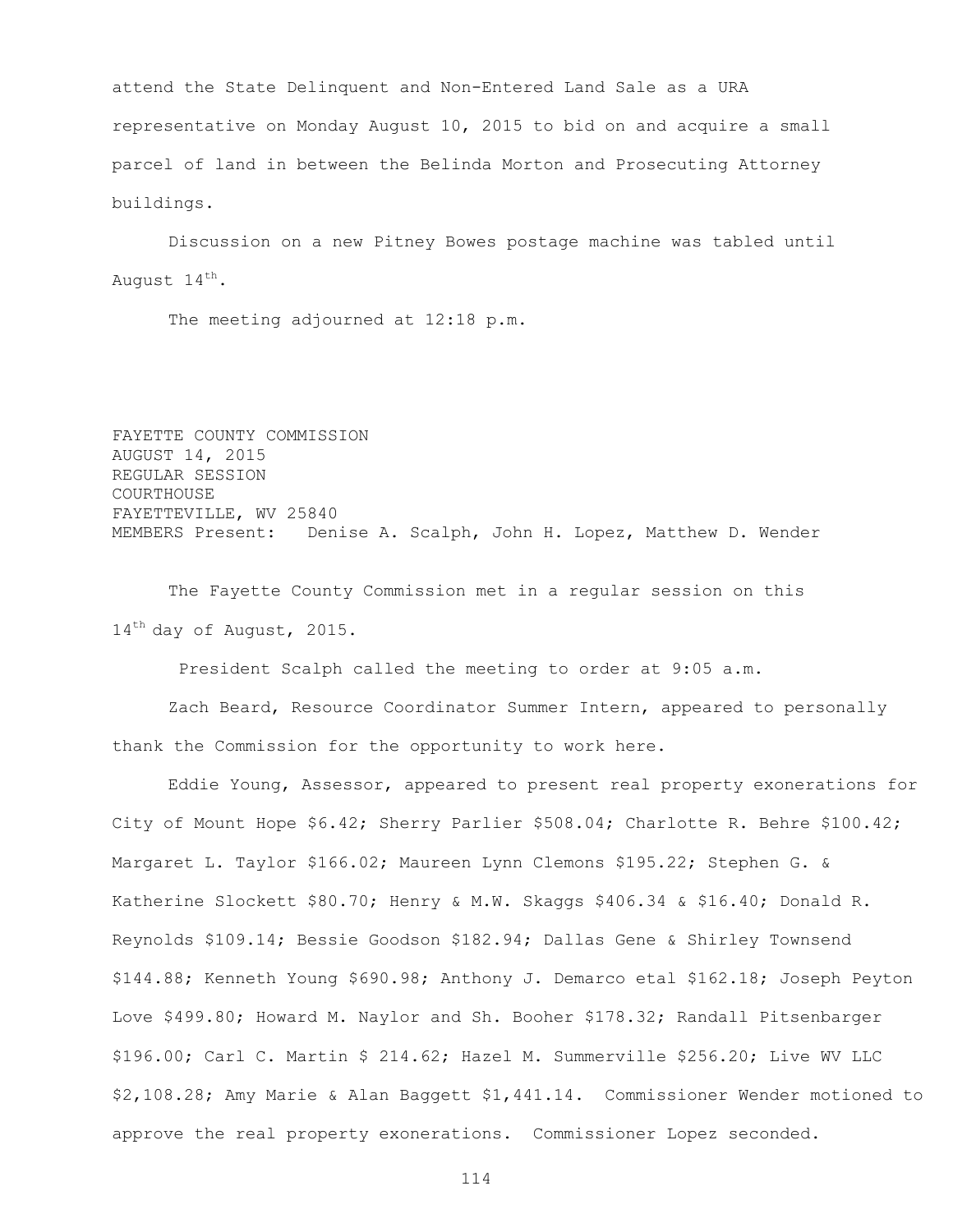attend the State Delinquent and Non-Entered Land Sale as a URA representative on Monday August 10, 2015 to bid on and acquire a small parcel of land in between the Belinda Morton and Prosecuting Attorney buildings.

Discussion on a new Pitney Bowes postage machine was tabled until August 14th.

The meeting adjourned at 12:18 p.m.

FAYETTE COUNTY COMMISSION
AUGUST 14, 2015
REGULAR SESSION
COURTHOUSE
FAYETTEVILLE, WV 25840
MEMBERS Present: Denise A. Scalph, John H. Lopez, Matthew D. Wender

The Fayette County Commission met in a regular session on this 14th day of August, 2015.

President Scalph called the meeting to order at 9:05 a.m.

Zach Beard, Resource Coordinator Summer Intern, appeared to personally thank the Commission for the opportunity to work here.

Eddie Young, Assessor, appeared to present real property exonerations for City of Mount Hope $6.42; Sherry Parlier $508.04; Charlotte R. Behre $100.42; Margaret L. Taylor $166.02; Maureen Lynn Clemons $195.22; Stephen G. & Katherine Slockett $80.70; Henry & M.W. Skaggs $406.34 & $16.40; Donald R. Reynolds $109.14; Bessie Goodson $182.94; Dallas Gene & Shirley Townsend $144.88; Kenneth Young $690.98; Anthony J. Demarco etal $162.18; Joseph Peyton Love $499.80; Howard M. Naylor and Sh. Booher $178.32; Randall Pitsenbarger $196.00; Carl C. Martin $ 214.62; Hazel M. Summerville $256.20; Live WV LLC $2,108.28; Amy Marie & Alan Baggett $1,441.14. Commissioner Wender motioned to approve the real property exonerations. Commissioner Lopez seconded.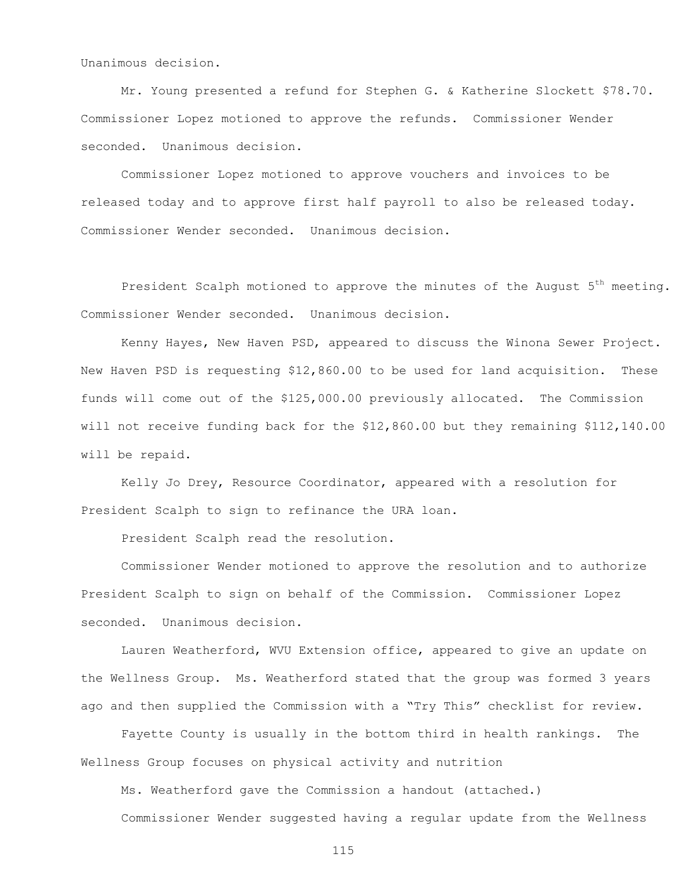Unanimous decision.

Mr. Young presented a refund for Stephen G. & Katherine Slockett $78.70. Commissioner Lopez motioned to approve the refunds. Commissioner Wender seconded. Unanimous decision.

Commissioner Lopez motioned to approve vouchers and invoices to be released today and to approve first half payroll to also be released today. Commissioner Wender seconded. Unanimous decision.

President Scalph motioned to approve the minutes of the August 5$^{th}$ meeting. Commissioner Wender seconded. Unanimous decision.

Kenny Hayes, New Haven PSD, appeared to discuss the Winona Sewer Project. New Haven PSD is requesting $12,860.00 to be used for land acquisition. These funds will come out of the $125,000.00 previously allocated. The Commission will not receive funding back for the $12,860.00 but they remaining $112,140.00 will be repaid.

Kelly Jo Drey, Resource Coordinator, appeared with a resolution for President Scalph to sign to refinance the URA loan.

President Scalph read the resolution.

Commissioner Wender motioned to approve the resolution and to authorize President Scalph to sign on behalf of the Commission. Commissioner Lopez seconded. Unanimous decision.

Lauren Weatherford, WVU Extension office, appeared to give an update on the Wellness Group. Ms. Weatherford stated that the group was formed 3 years ago and then supplied the Commission with a "Try This" checklist for review.

Fayette County is usually in the bottom third in health rankings. The Wellness Group focuses on physical activity and nutrition

Ms. Weatherford gave the Commission a handout (attached.)

Commissioner Wender suggested having a regular update from the Wellness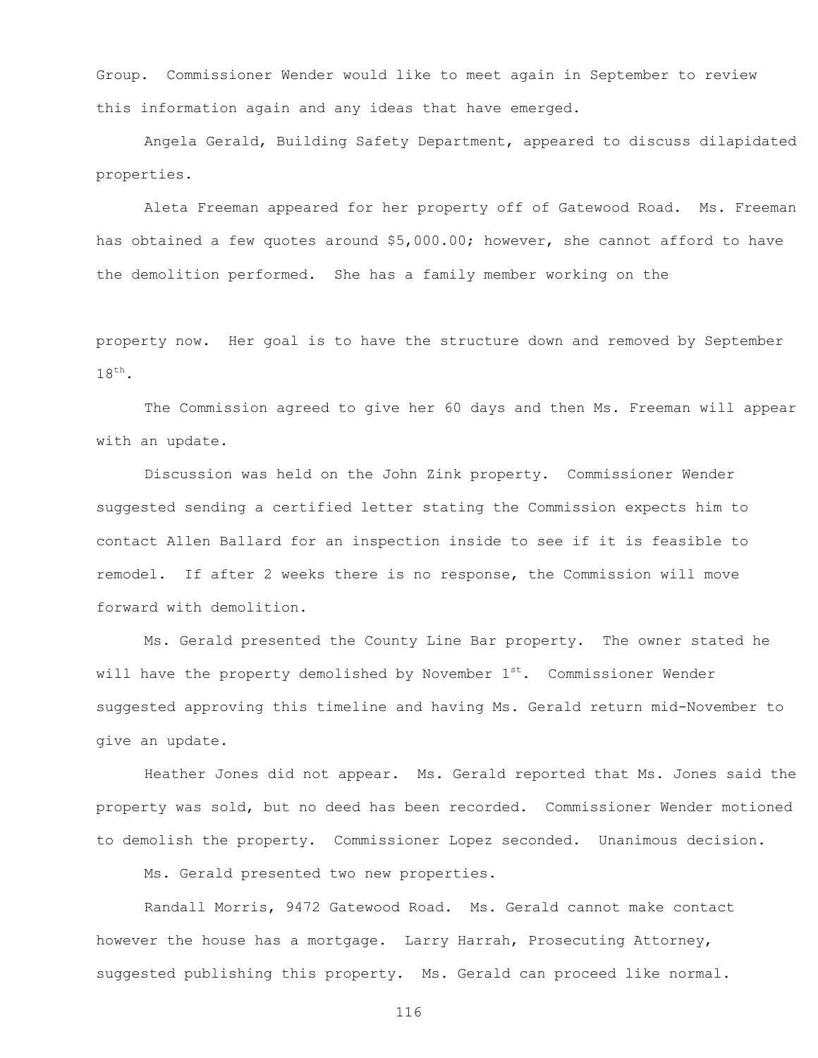Group. Commissioner Wender would like to meet again in September to review this information again and any ideas that have emerged.

Angela Gerald, Building Safety Department, appeared to discuss dilapidated properties.

Aleta Freeman appeared for her property off of Gatewood Road. Ms. Freeman has obtained a few quotes around $5,000.00; however, she cannot afford to have the demolition performed. She has a family member working on the property now. Her goal is to have the structure down and removed by September 18th.

The Commission agreed to give her 60 days and then Ms. Freeman will appear with an update.

Discussion was held on the John Zink property. Commissioner Wender suggested sending a certified letter stating the Commission expects him to contact Allen Ballard for an inspection inside to see if it is feasible to remodel. If after 2 weeks there is no response, the Commission will move forward with demolition.

Ms. Gerald presented the County Line Bar property. The owner stated he will have the property demolished by November 1st. Commissioner Wender suggested approving this timeline and having Ms. Gerald return mid-November to give an update.

Heather Jones did not appear. Ms. Gerald reported that Ms. Jones said the property was sold, but no deed has been recorded. Commissioner Wender motioned to demolish the property. Commissioner Lopez seconded. Unanimous decision.

Ms. Gerald presented two new properties.

Randall Morris, 9472 Gatewood Road. Ms. Gerald cannot make contact however the house has a mortgage. Larry Harrah, Prosecuting Attorney, suggested publishing this property. Ms. Gerald can proceed like normal.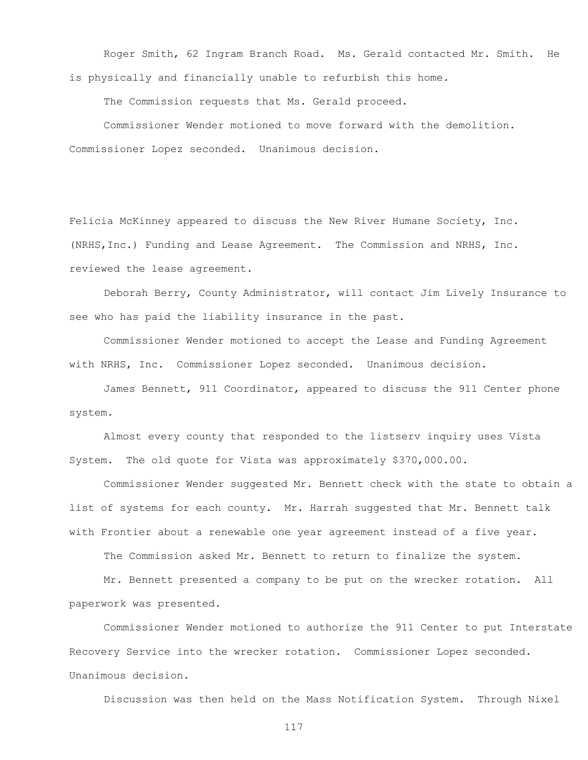Roger Smith, 62 Ingram Branch Road. Ms. Gerald contacted Mr. Smith. He is physically and financially unable to refurbish this home.

The Commission requests that Ms. Gerald proceed.

Commissioner Wender motioned to move forward with the demolition. Commissioner Lopez seconded. Unanimous decision.

Felicia McKinney appeared to discuss the New River Humane Society, Inc. (NRHS,Inc.) Funding and Lease Agreement. The Commission and NRHS, Inc. reviewed the lease agreement.

Deborah Berry, County Administrator, will contact Jim Lively Insurance to see who has paid the liability insurance in the past.

Commissioner Wender motioned to accept the Lease and Funding Agreement with NRHS, Inc. Commissioner Lopez seconded. Unanimous decision.

James Bennett, 911 Coordinator, appeared to discuss the 911 Center phone system.

Almost every county that responded to the listserv inquiry uses Vista System. The old quote for Vista was approximately $370,000.00.

Commissioner Wender suggested Mr. Bennett check with the state to obtain a list of systems for each county. Mr. Harrah suggested that Mr. Bennett talk with Frontier about a renewable one year agreement instead of a five year.

The Commission asked Mr. Bennett to return to finalize the system.

Mr. Bennett presented a company to be put on the wrecker rotation. All paperwork was presented.

Commissioner Wender motioned to authorize the 911 Center to put Interstate Recovery Service into the wrecker rotation. Commissioner Lopez seconded. Unanimous decision.

Discussion was then held on the Mass Notification System. Through Nixel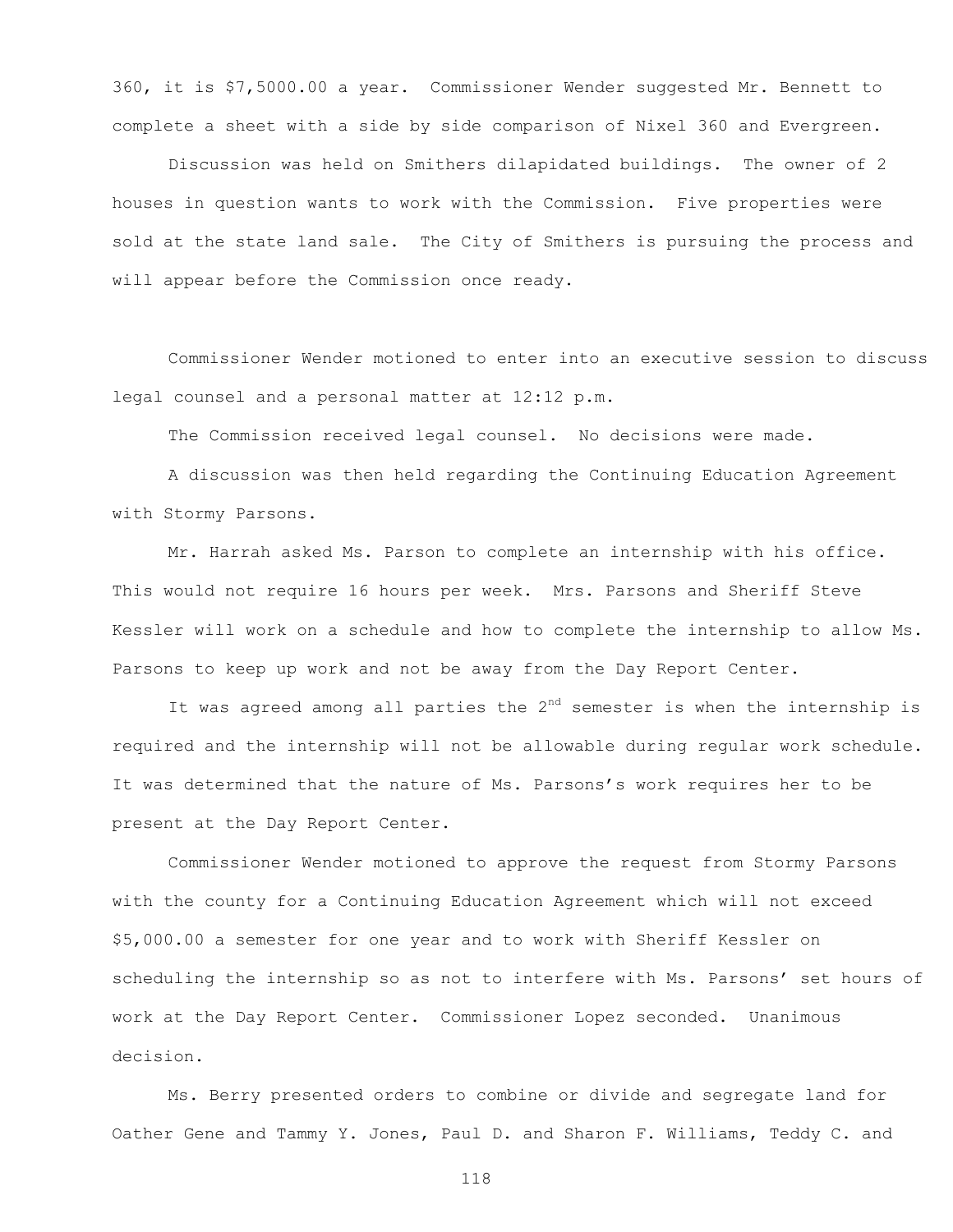360, it is $7,5000.00 a year. Commissioner Wender suggested Mr. Bennett to complete a sheet with a side by side comparison of Nixel 360 and Evergreen.

Discussion was held on Smithers dilapidated buildings. The owner of 2 houses in question wants to work with the Commission. Five properties were sold at the state land sale. The City of Smithers is pursuing the process and will appear before the Commission once ready.

Commissioner Wender motioned to enter into an executive session to discuss legal counsel and a personal matter at 12:12 p.m.

The Commission received legal counsel. No decisions were made.

A discussion was then held regarding the Continuing Education Agreement with Stormy Parsons.

Mr. Harrah asked Ms. Parson to complete an internship with his office. This would not require 16 hours per week. Mrs. Parsons and Sheriff Steve Kessler will work on a schedule and how to complete the internship to allow Ms. Parsons to keep up work and not be away from the Day Report Center.

It was agreed among all parties the 2nd semester is when the internship is required and the internship will not be allowable during regular work schedule. It was determined that the nature of Ms. Parsons's work requires her to be present at the Day Report Center.

Commissioner Wender motioned to approve the request from Stormy Parsons with the county for a Continuing Education Agreement which will not exceed $5,000.00 a semester for one year and to work with Sheriff Kessler on scheduling the internship so as not to interfere with Ms. Parsons' set hours of work at the Day Report Center. Commissioner Lopez seconded. Unanimous decision.

Ms. Berry presented orders to combine or divide and segregate land for Oather Gene and Tammy Y. Jones, Paul D. and Sharon F. Williams, Teddy C. and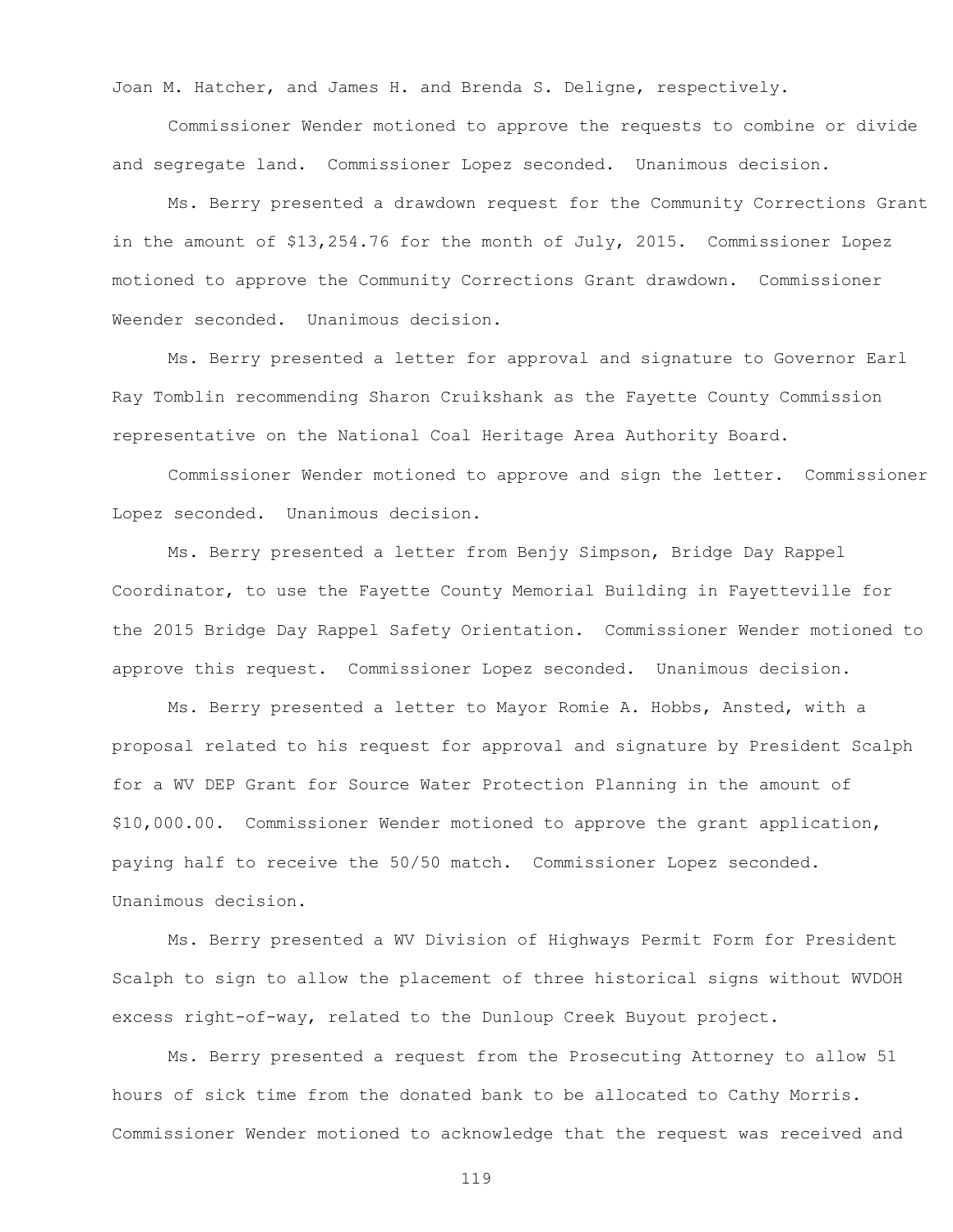Joan M. Hatcher, and James H. and Brenda S. Deligne, respectively.

Commissioner Wender motioned to approve the requests to combine or divide and segregate land. Commissioner Lopez seconded. Unanimous decision.

Ms. Berry presented a drawdown request for the Community Corrections Grant in the amount of $13,254.76 for the month of July, 2015. Commissioner Lopez motioned to approve the Community Corrections Grant drawdown. Commissioner Weender seconded. Unanimous decision.

Ms. Berry presented a letter for approval and signature to Governor Earl Ray Tomblin recommending Sharon Cruikshank as the Fayette County Commission representative on the National Coal Heritage Area Authority Board.

Commissioner Wender motioned to approve and sign the letter. Commissioner Lopez seconded. Unanimous decision.

Ms. Berry presented a letter from Benjy Simpson, Bridge Day Rappel Coordinator, to use the Fayette County Memorial Building in Fayetteville for the 2015 Bridge Day Rappel Safety Orientation. Commissioner Wender motioned to approve this request. Commissioner Lopez seconded. Unanimous decision.

Ms. Berry presented a letter to Mayor Romie A. Hobbs, Ansted, with a proposal related to his request for approval and signature by President Scalph for a WV DEP Grant for Source Water Protection Planning in the amount of $10,000.00. Commissioner Wender motioned to approve the grant application, paying half to receive the 50/50 match. Commissioner Lopez seconded. Unanimous decision.

Ms. Berry presented a WV Division of Highways Permit Form for President Scalph to sign to allow the placement of three historical signs without WVDOH excess right-of-way, related to the Dunloup Creek Buyout project.

Ms. Berry presented a request from the Prosecuting Attorney to allow 51 hours of sick time from the donated bank to be allocated to Cathy Morris. Commissioner Wender motioned to acknowledge that the request was received and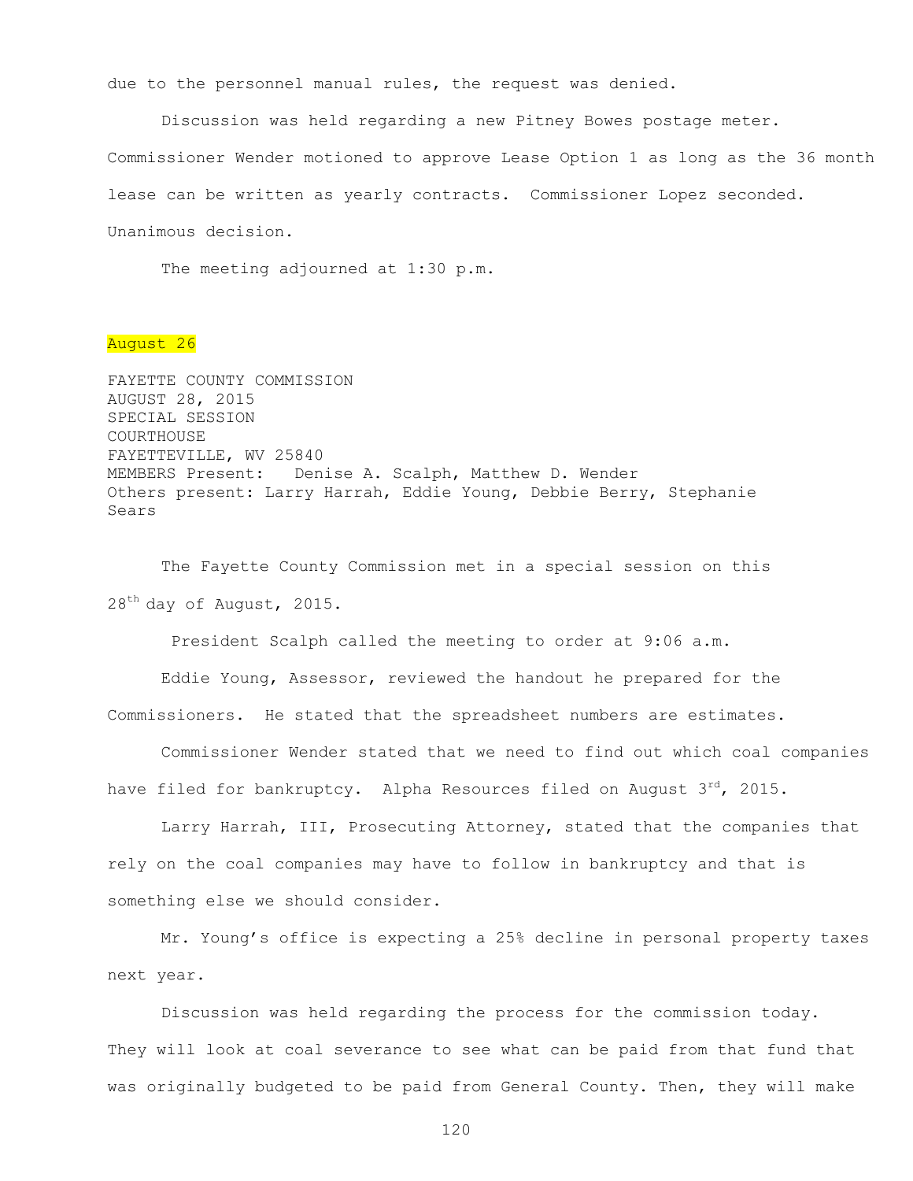due to the personnel manual rules, the request was denied.

Discussion was held regarding a new Pitney Bowes postage meter. Commissioner Wender motioned to approve Lease Option 1 as long as the 36 month lease can be written as yearly contracts. Commissioner Lopez seconded. Unanimous decision.

The meeting adjourned at 1:30 p.m.

August 26

FAYETTE COUNTY COMMISSION
AUGUST 28, 2015
SPECIAL SESSION
COURTHOUSE
FAYETTEVILLE, WV 25840
MEMBERS Present: Denise A. Scalph, Matthew D. Wender
Others present: Larry Harrah, Eddie Young, Debbie Berry, Stephanie Sears

The Fayette County Commission met in a special session on this 28th day of August, 2015.

President Scalph called the meeting to order at 9:06 a.m.

Eddie Young, Assessor, reviewed the handout he prepared for the Commissioners. He stated that the spreadsheet numbers are estimates.

Commissioner Wender stated that we need to find out which coal companies have filed for bankruptcy. Alpha Resources filed on August 3rd, 2015.

Larry Harrah, III, Prosecuting Attorney, stated that the companies that rely on the coal companies may have to follow in bankruptcy and that is something else we should consider.

Mr. Young's office is expecting a 25% decline in personal property taxes next year.

Discussion was held regarding the process for the commission today. They will look at coal severance to see what can be paid from that fund that was originally budgeted to be paid from General County. Then, they will make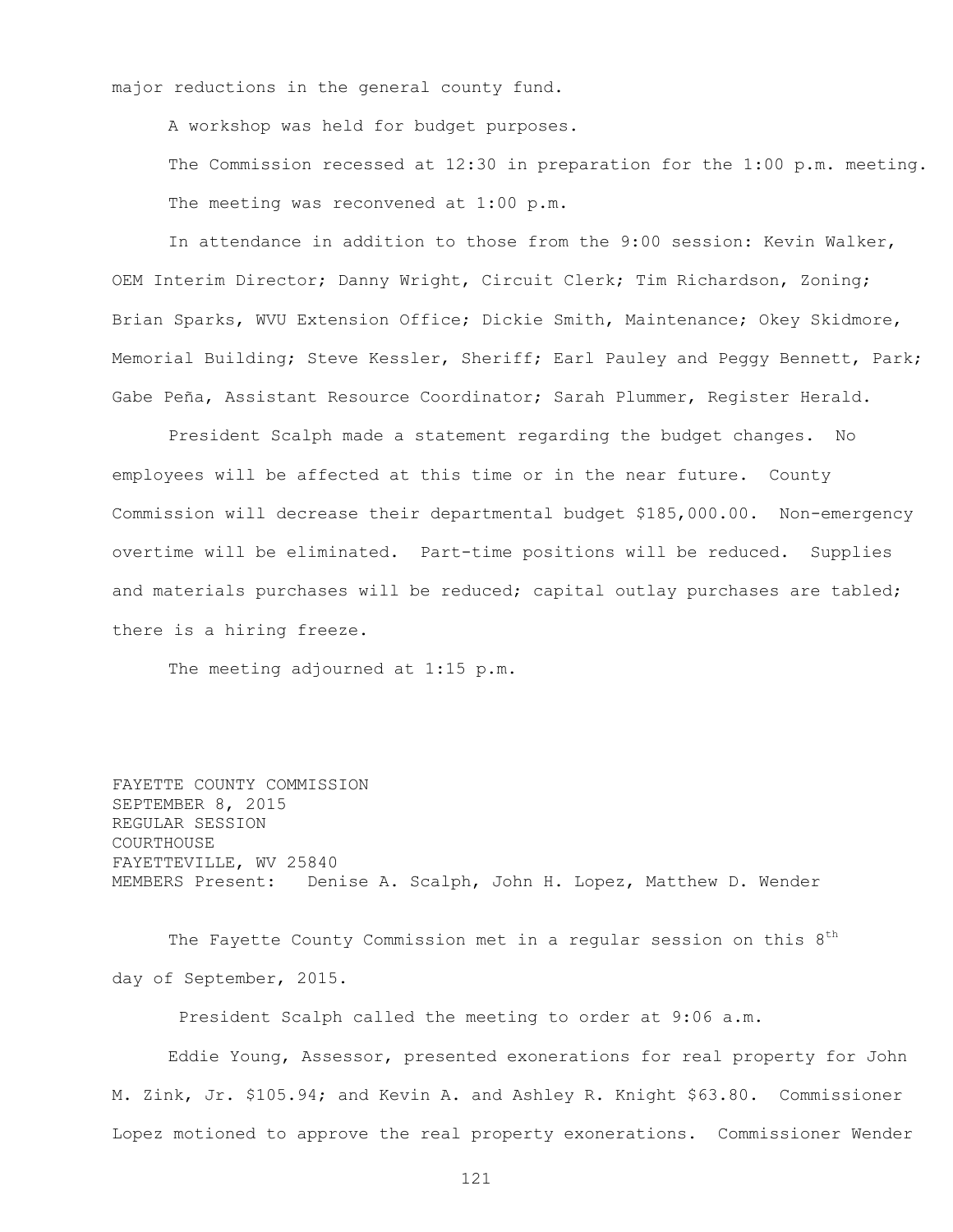major reductions in the general county fund.

A workshop was held for budget purposes.

The Commission recessed at 12:30 in preparation for the 1:00 p.m. meeting.

The meeting was reconvened at 1:00 p.m.

In attendance in addition to those from the 9:00 session: Kevin Walker, OEM Interim Director; Danny Wright, Circuit Clerk; Tim Richardson, Zoning; Brian Sparks, WVU Extension Office; Dickie Smith, Maintenance; Okey Skidmore, Memorial Building; Steve Kessler, Sheriff; Earl Pauley and Peggy Bennett, Park; Gabe Peña, Assistant Resource Coordinator; Sarah Plummer, Register Herald.

President Scalph made a statement regarding the budget changes. No employees will be affected at this time or in the near future. County Commission will decrease their departmental budget $185,000.00. Non-emergency overtime will be eliminated. Part-time positions will be reduced. Supplies and materials purchases will be reduced; capital outlay purchases are tabled; there is a hiring freeze.

The meeting adjourned at 1:15 p.m.

FAYETTE COUNTY COMMISSION
SEPTEMBER 8, 2015
REGULAR SESSION
COURTHOUSE
FAYETTEVILLE, WV 25840
MEMBERS Present: Denise A. Scalph, John H. Lopez, Matthew D. Wender

The Fayette County Commission met in a regular session on this 8th day of September, 2015.

President Scalph called the meeting to order at 9:06 a.m.

Eddie Young, Assessor, presented exonerations for real property for John M. Zink, Jr. $105.94; and Kevin A. and Ashley R. Knight $63.80. Commissioner Lopez motioned to approve the real property exonerations. Commissioner Wender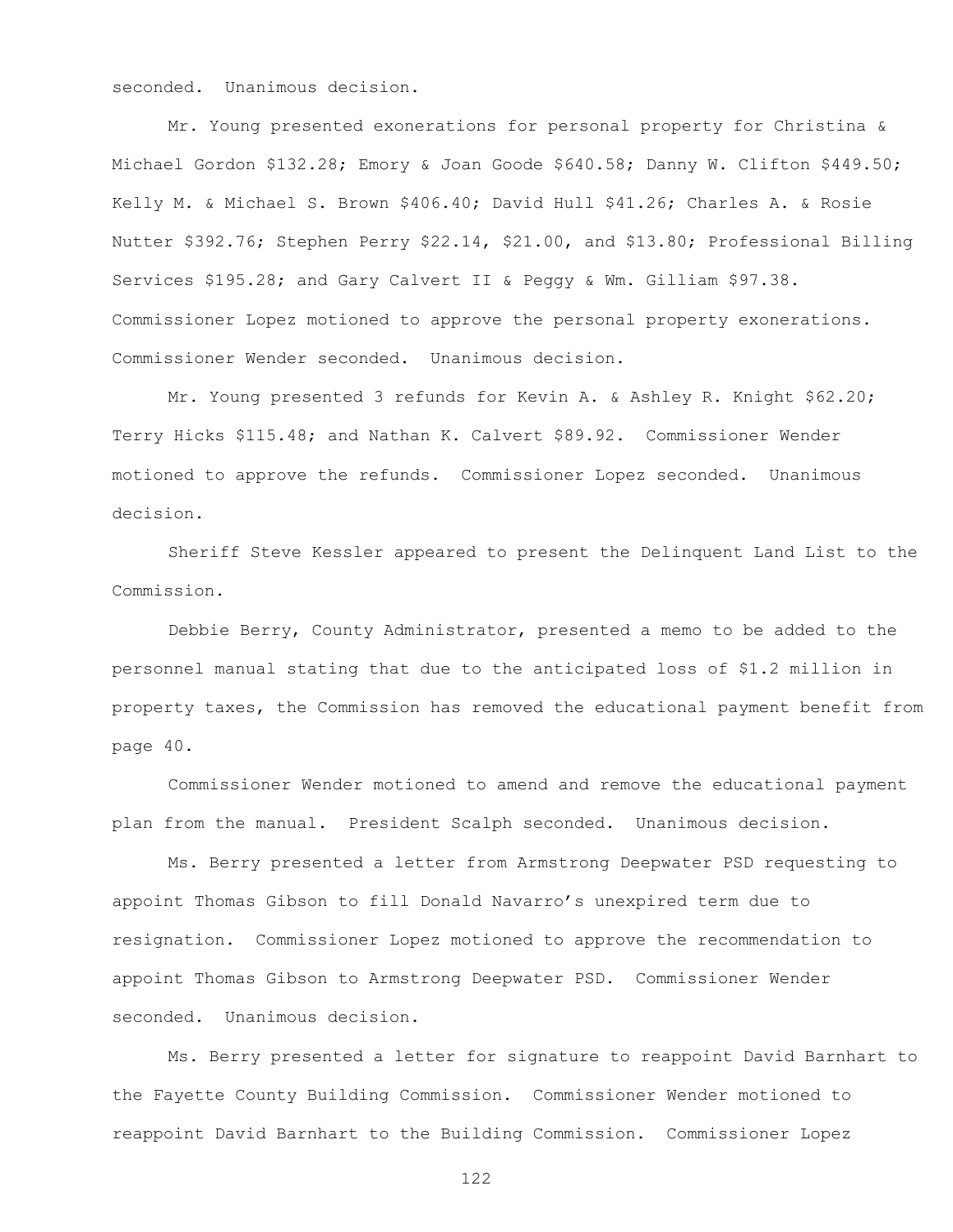seconded. Unanimous decision.

Mr. Young presented exonerations for personal property for Christina & Michael Gordon $132.28; Emory & Joan Goode $640.58; Danny W. Clifton $449.50; Kelly M. & Michael S. Brown $406.40; David Hull $41.26; Charles A. & Rosie Nutter $392.76; Stephen Perry $22.14, $21.00, and $13.80; Professional Billing Services $195.28; and Gary Calvert II & Peggy & Wm. Gilliam $97.38. Commissioner Lopez motioned to approve the personal property exonerations. Commissioner Wender seconded. Unanimous decision.

Mr. Young presented 3 refunds for Kevin A. & Ashley R. Knight $62.20; Terry Hicks $115.48; and Nathan K. Calvert $89.92. Commissioner Wender motioned to approve the refunds. Commissioner Lopez seconded. Unanimous decision.

Sheriff Steve Kessler appeared to present the Delinquent Land List to the Commission.

Debbie Berry, County Administrator, presented a memo to be added to the personnel manual stating that due to the anticipated loss of $1.2 million in property taxes, the Commission has removed the educational payment benefit from page 40.

Commissioner Wender motioned to amend and remove the educational payment plan from the manual. President Scalph seconded. Unanimous decision.

Ms. Berry presented a letter from Armstrong Deepwater PSD requesting to appoint Thomas Gibson to fill Donald Navarro's unexpired term due to resignation. Commissioner Lopez motioned to approve the recommendation to appoint Thomas Gibson to Armstrong Deepwater PSD. Commissioner Wender seconded. Unanimous decision.

Ms. Berry presented a letter for signature to reappoint David Barnhart to the Fayette County Building Commission. Commissioner Wender motioned to reappoint David Barnhart to the Building Commission. Commissioner Lopez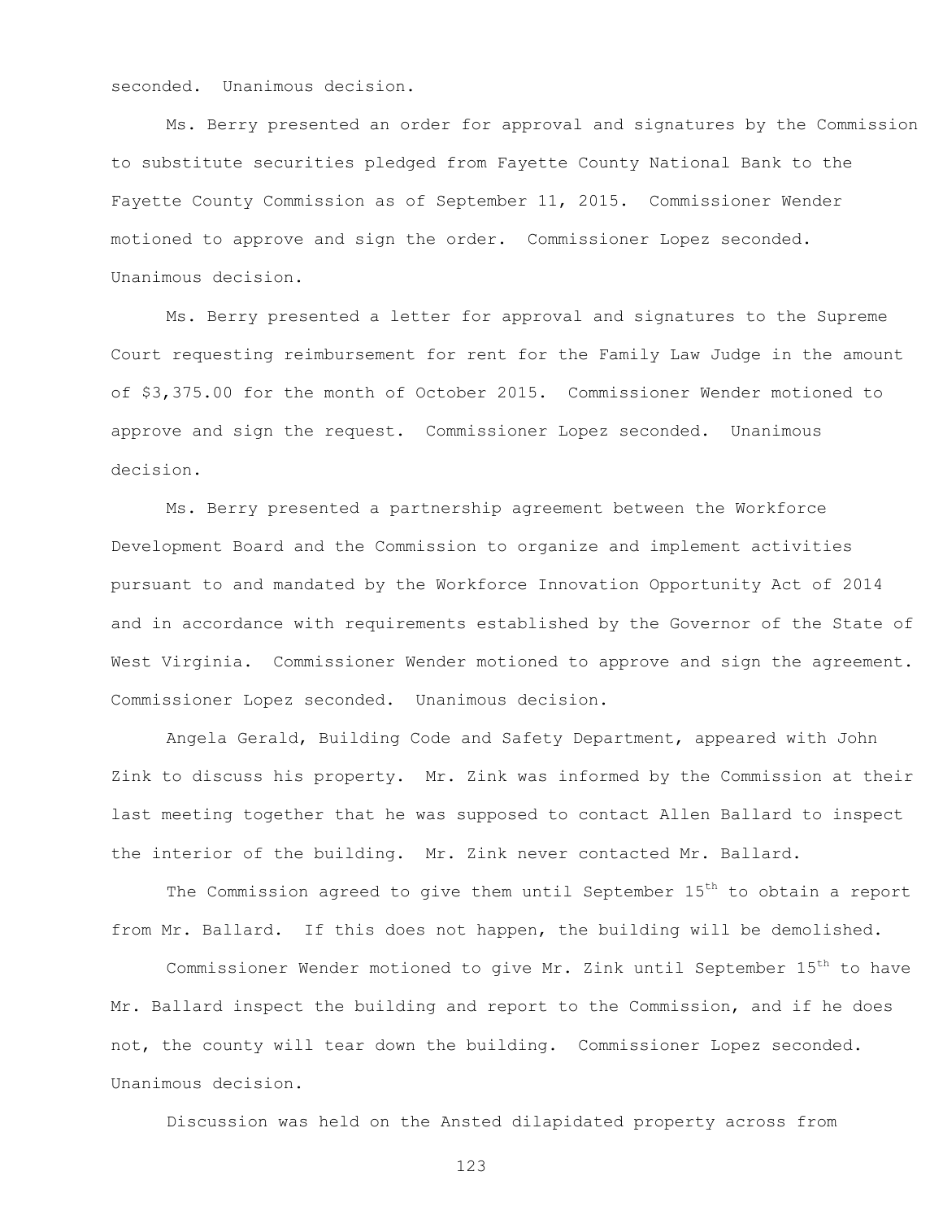seconded. Unanimous decision.

Ms. Berry presented an order for approval and signatures by the Commission to substitute securities pledged from Fayette County National Bank to the Fayette County Commission as of September 11, 2015. Commissioner Wender motioned to approve and sign the order. Commissioner Lopez seconded. Unanimous decision.

Ms. Berry presented a letter for approval and signatures to the Supreme Court requesting reimbursement for rent for the Family Law Judge in the amount of $3,375.00 for the month of October 2015. Commissioner Wender motioned to approve and sign the request. Commissioner Lopez seconded. Unanimous decision.

Ms. Berry presented a partnership agreement between the Workforce Development Board and the Commission to organize and implement activities pursuant to and mandated by the Workforce Innovation Opportunity Act of 2014 and in accordance with requirements established by the Governor of the State of West Virginia. Commissioner Wender motioned to approve and sign the agreement. Commissioner Lopez seconded. Unanimous decision.

Angela Gerald, Building Code and Safety Department, appeared with John Zink to discuss his property. Mr. Zink was informed by the Commission at their last meeting together that he was supposed to contact Allen Ballard to inspect the interior of the building. Mr. Zink never contacted Mr. Ballard.

The Commission agreed to give them until September 15th to obtain a report from Mr. Ballard. If this does not happen, the building will be demolished.

Commissioner Wender motioned to give Mr. Zink until September 15th to have Mr. Ballard inspect the building and report to the Commission, and if he does not, the county will tear down the building. Commissioner Lopez seconded. Unanimous decision.

Discussion was held on the Ansted dilapidated property across from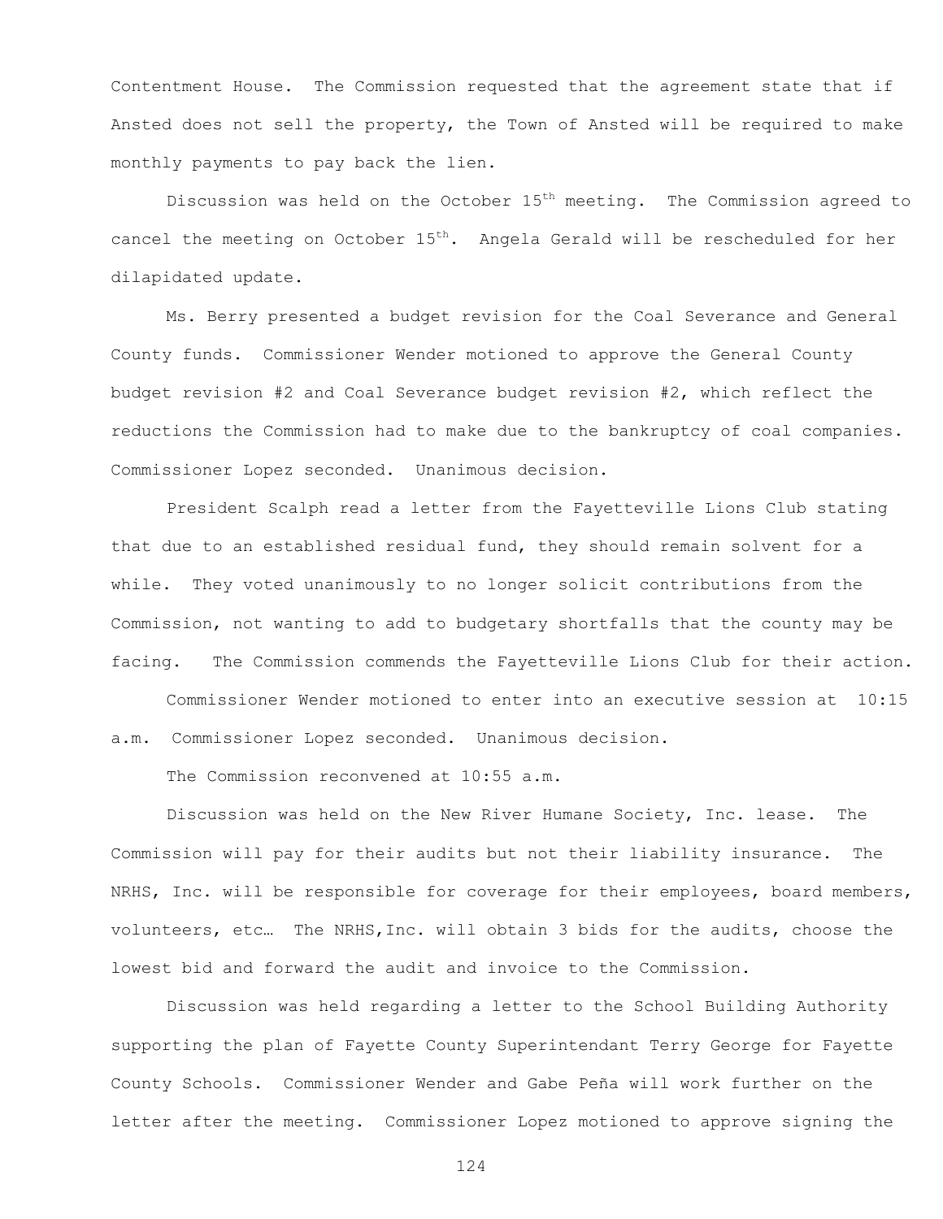Contentment House. The Commission requested that the agreement state that if Ansted does not sell the property, the Town of Ansted will be required to make monthly payments to pay back the lien.

Discussion was held on the October 15th meeting. The Commission agreed to cancel the meeting on October 15th. Angela Gerald will be rescheduled for her dilapidated update.

Ms. Berry presented a budget revision for the Coal Severance and General County funds. Commissioner Wender motioned to approve the General County budget revision #2 and Coal Severance budget revision #2, which reflect the reductions the Commission had to make due to the bankruptcy of coal companies. Commissioner Lopez seconded. Unanimous decision.

President Scalph read a letter from the Fayetteville Lions Club stating that due to an established residual fund, they should remain solvent for a while. They voted unanimously to no longer solicit contributions from the Commission, not wanting to add to budgetary shortfalls that the county may be facing. The Commission commends the Fayetteville Lions Club for their action.

Commissioner Wender motioned to enter into an executive session at 10:15 a.m. Commissioner Lopez seconded. Unanimous decision.

The Commission reconvened at 10:55 a.m.

Discussion was held on the New River Humane Society, Inc. lease. The Commission will pay for their audits but not their liability insurance. The NRHS, Inc. will be responsible for coverage for their employees, board members, volunteers, etc… The NRHS,Inc. will obtain 3 bids for the audits, choose the lowest bid and forward the audit and invoice to the Commission.

Discussion was held regarding a letter to the School Building Authority supporting the plan of Fayette County Superintendant Terry George for Fayette County Schools. Commissioner Wender and Gabe Peña will work further on the letter after the meeting. Commissioner Lopez motioned to approve signing the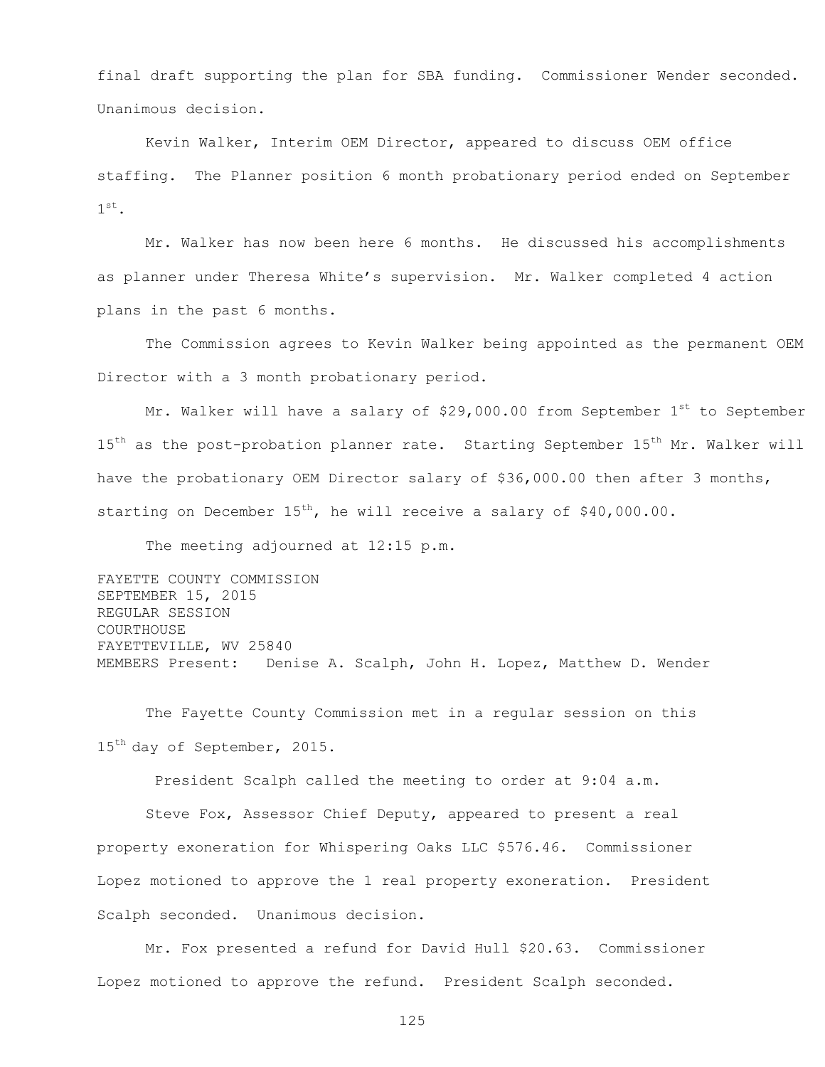final draft supporting the plan for SBA funding. Commissioner Wender seconded. Unanimous decision.

Kevin Walker, Interim OEM Director, appeared to discuss OEM office staffing. The Planner position 6 month probationary period ended on September 1st.

Mr. Walker has now been here 6 months. He discussed his accomplishments as planner under Theresa White's supervision. Mr. Walker completed 4 action plans in the past 6 months.

The Commission agrees to Kevin Walker being appointed as the permanent OEM Director with a 3 month probationary period.

Mr. Walker will have a salary of $29,000.00 from September 1st to September 15th as the post-probation planner rate. Starting September 15th Mr. Walker will have the probationary OEM Director salary of $36,000.00 then after 3 months, starting on December 15th, he will receive a salary of $40,000.00.

The meeting adjourned at 12:15 p.m.

FAYETTE COUNTY COMMISSION
SEPTEMBER 15, 2015
REGULAR SESSION
COURTHOUSE
FAYETTEVILLE, WV 25840
MEMBERS Present: Denise A. Scalph, John H. Lopez, Matthew D. Wender

The Fayette County Commission met in a regular session on this 15th day of September, 2015.

President Scalph called the meeting to order at 9:04 a.m.

Steve Fox, Assessor Chief Deputy, appeared to present a real property exoneration for Whispering Oaks LLC $576.46. Commissioner Lopez motioned to approve the 1 real property exoneration. President Scalph seconded. Unanimous decision.

Mr. Fox presented a refund for David Hull $20.63. Commissioner Lopez motioned to approve the refund. President Scalph seconded.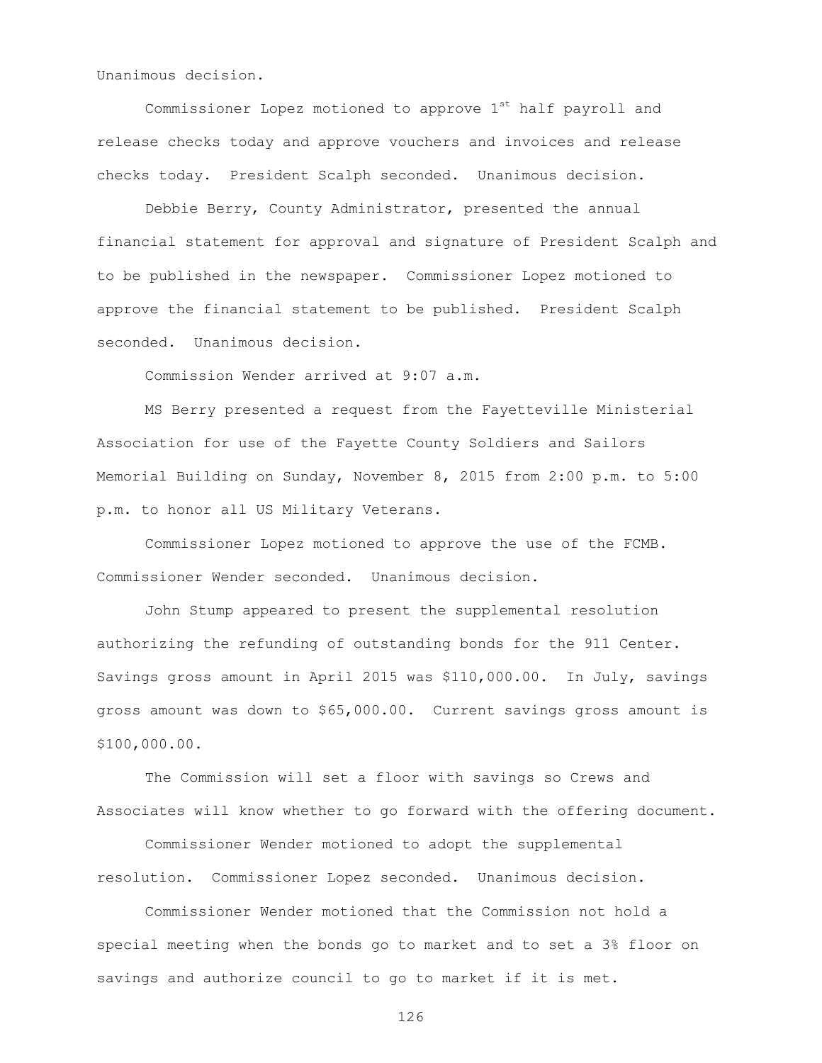Unanimous decision.

Commissioner Lopez motioned to approve 1st half payroll and release checks today and approve vouchers and invoices and release checks today. President Scalph seconded. Unanimous decision.

Debbie Berry, County Administrator, presented the annual financial statement for approval and signature of President Scalph and to be published in the newspaper. Commissioner Lopez motioned to approve the financial statement to be published. President Scalph seconded. Unanimous decision.

Commission Wender arrived at 9:07 a.m.

MS Berry presented a request from the Fayetteville Ministerial Association for use of the Fayette County Soldiers and Sailors Memorial Building on Sunday, November 8, 2015 from 2:00 p.m. to 5:00 p.m. to honor all US Military Veterans.

Commissioner Lopez motioned to approve the use of the FCMB. Commissioner Wender seconded. Unanimous decision.

John Stump appeared to present the supplemental resolution authorizing the refunding of outstanding bonds for the 911 Center. Savings gross amount in April 2015 was $110,000.00. In July, savings gross amount was down to $65,000.00. Current savings gross amount is $100,000.00.

The Commission will set a floor with savings so Crews and Associates will know whether to go forward with the offering document.

Commissioner Wender motioned to adopt the supplemental resolution. Commissioner Lopez seconded. Unanimous decision.

Commissioner Wender motioned that the Commission not hold a special meeting when the bonds go to market and to set a 3% floor on savings and authorize council to go to market if it is met.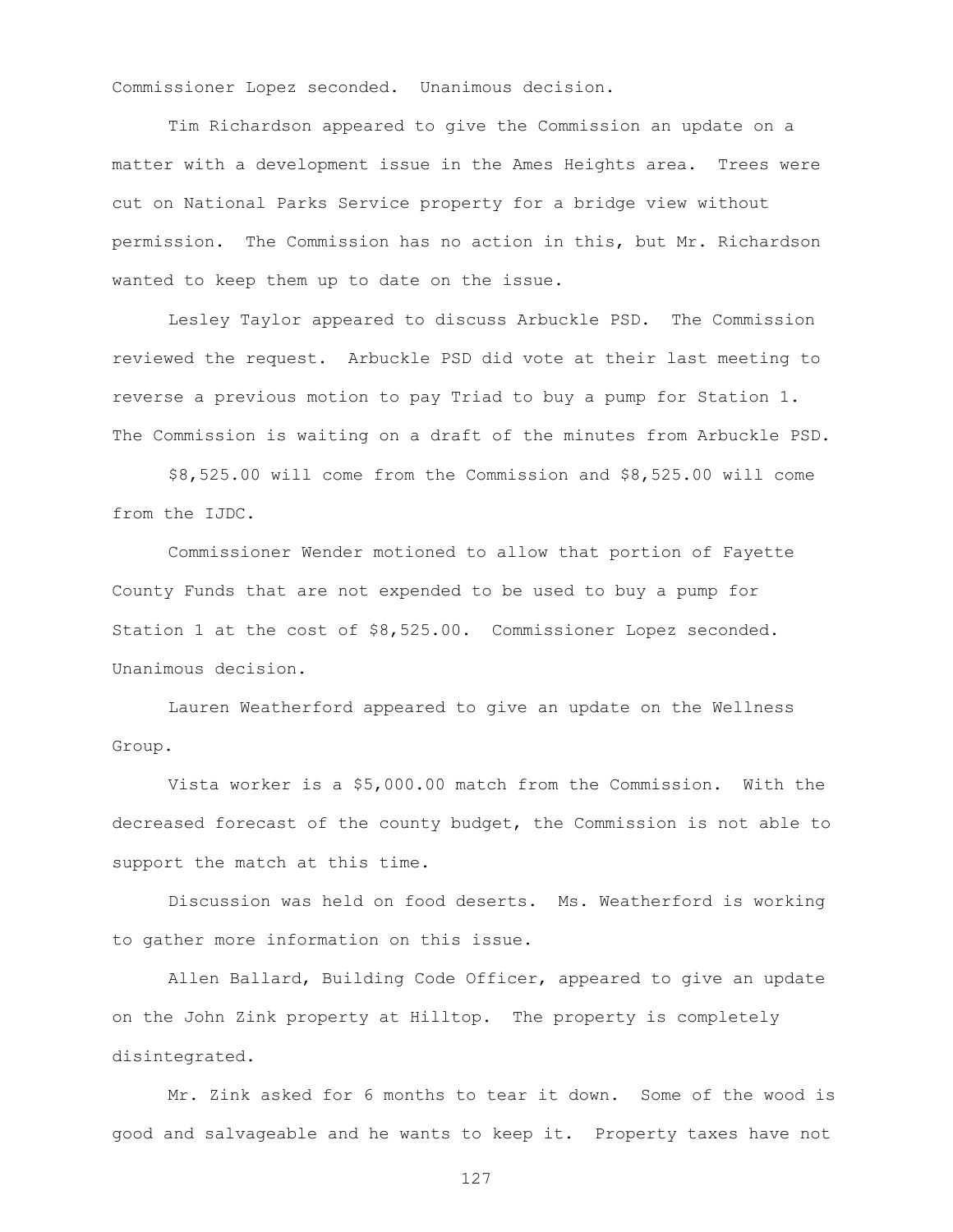Commissioner Lopez seconded. Unanimous decision.

Tim Richardson appeared to give the Commission an update on a matter with a development issue in the Ames Heights area. Trees were cut on National Parks Service property for a bridge view without permission. The Commission has no action in this, but Mr. Richardson wanted to keep them up to date on the issue.

Lesley Taylor appeared to discuss Arbuckle PSD. The Commission reviewed the request. Arbuckle PSD did vote at their last meeting to reverse a previous motion to pay Triad to buy a pump for Station 1. The Commission is waiting on a draft of the minutes from Arbuckle PSD.

$8,525.00 will come from the Commission and $8,525.00 will come from the IJDC.

Commissioner Wender motioned to allow that portion of Fayette County Funds that are not expended to be used to buy a pump for Station 1 at the cost of $8,525.00. Commissioner Lopez seconded. Unanimous decision.

Lauren Weatherford appeared to give an update on the Wellness Group.

Vista worker is a $5,000.00 match from the Commission. With the decreased forecast of the county budget, the Commission is not able to support the match at this time.

Discussion was held on food deserts. Ms. Weatherford is working to gather more information on this issue.

Allen Ballard, Building Code Officer, appeared to give an update on the John Zink property at Hilltop. The property is completely disintegrated.

Mr. Zink asked for 6 months to tear it down. Some of the wood is good and salvageable and he wants to keep it. Property taxes have not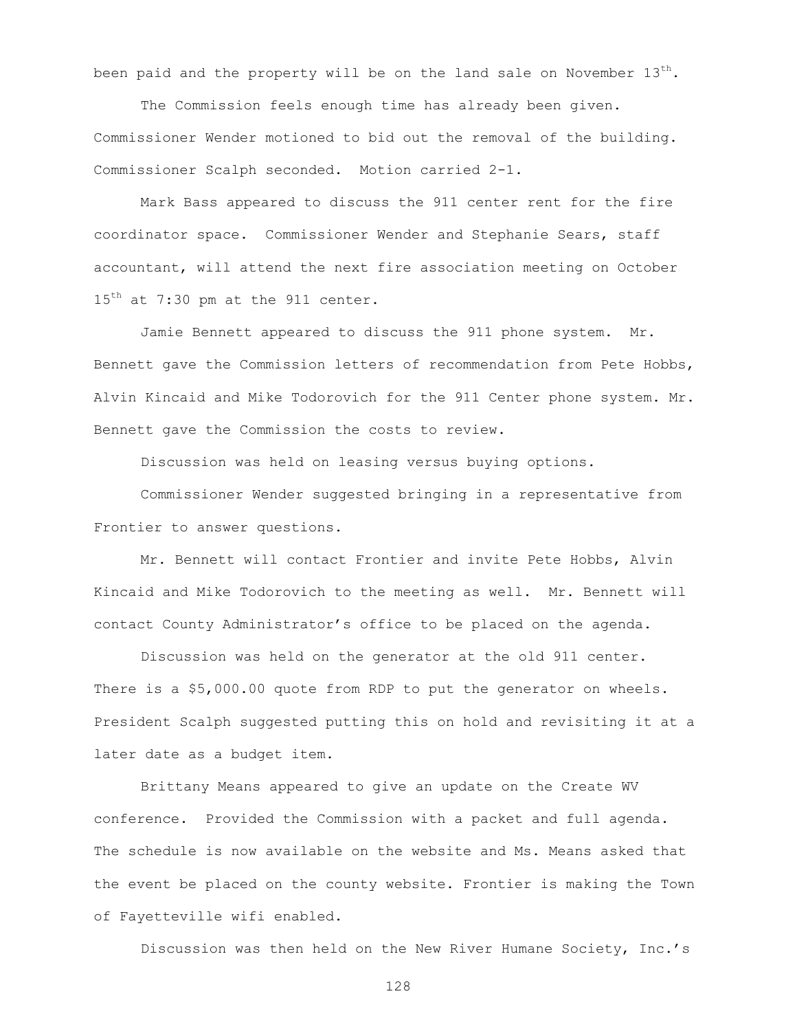been paid and the property will be on the land sale on November 13th.

The Commission feels enough time has already been given. Commissioner Wender motioned to bid out the removal of the building. Commissioner Scalph seconded. Motion carried 2-1.

Mark Bass appeared to discuss the 911 center rent for the fire coordinator space. Commissioner Wender and Stephanie Sears, staff accountant, will attend the next fire association meeting on October 15th at 7:30 pm at the 911 center.

Jamie Bennett appeared to discuss the 911 phone system. Mr. Bennett gave the Commission letters of recommendation from Pete Hobbs, Alvin Kincaid and Mike Todorovich for the 911 Center phone system. Mr. Bennett gave the Commission the costs to review.

Discussion was held on leasing versus buying options.

Commissioner Wender suggested bringing in a representative from Frontier to answer questions.

Mr. Bennett will contact Frontier and invite Pete Hobbs, Alvin Kincaid and Mike Todorovich to the meeting as well. Mr. Bennett will contact County Administrator's office to be placed on the agenda.

Discussion was held on the generator at the old 911 center. There is a $5,000.00 quote from RDP to put the generator on wheels. President Scalph suggested putting this on hold and revisiting it at a later date as a budget item.

Brittany Means appeared to give an update on the Create WV conference. Provided the Commission with a packet and full agenda. The schedule is now available on the website and Ms. Means asked that the event be placed on the county website. Frontier is making the Town of Fayetteville wifi enabled.

Discussion was then held on the New River Humane Society, Inc.'s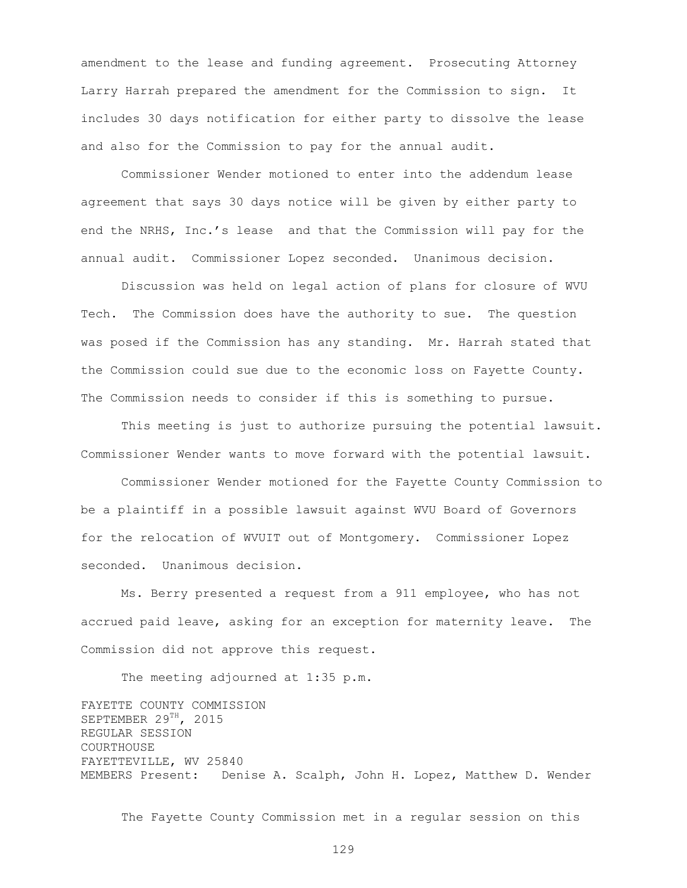amendment to the lease and funding agreement. Prosecuting Attorney Larry Harrah prepared the amendment for the Commission to sign. It includes 30 days notification for either party to dissolve the lease and also for the Commission to pay for the annual audit.

Commissioner Wender motioned to enter into the addendum lease agreement that says 30 days notice will be given by either party to end the NRHS, Inc.'s lease and that the Commission will pay for the annual audit. Commissioner Lopez seconded. Unanimous decision.

Discussion was held on legal action of plans for closure of WVU Tech. The Commission does have the authority to sue. The question was posed if the Commission has any standing. Mr. Harrah stated that the Commission could sue due to the economic loss on Fayette County. The Commission needs to consider if this is something to pursue.

This meeting is just to authorize pursuing the potential lawsuit. Commissioner Wender wants to move forward with the potential lawsuit.

Commissioner Wender motioned for the Fayette County Commission to be a plaintiff in a possible lawsuit against WVU Board of Governors for the relocation of WVUIT out of Montgomery. Commissioner Lopez seconded. Unanimous decision.

Ms. Berry presented a request from a 911 employee, who has not accrued paid leave, asking for an exception for maternity leave. The Commission did not approve this request.

The meeting adjourned at 1:35 p.m.

FAYETTE COUNTY COMMISSION
SEPTEMBER 29TH, 2015
REGULAR SESSION
COURTHOUSE
FAYETTEVILLE, WV 25840
MEMBERS Present: Denise A. Scalph, John H. Lopez, Matthew D. Wender

The Fayette County Commission met in a regular session on this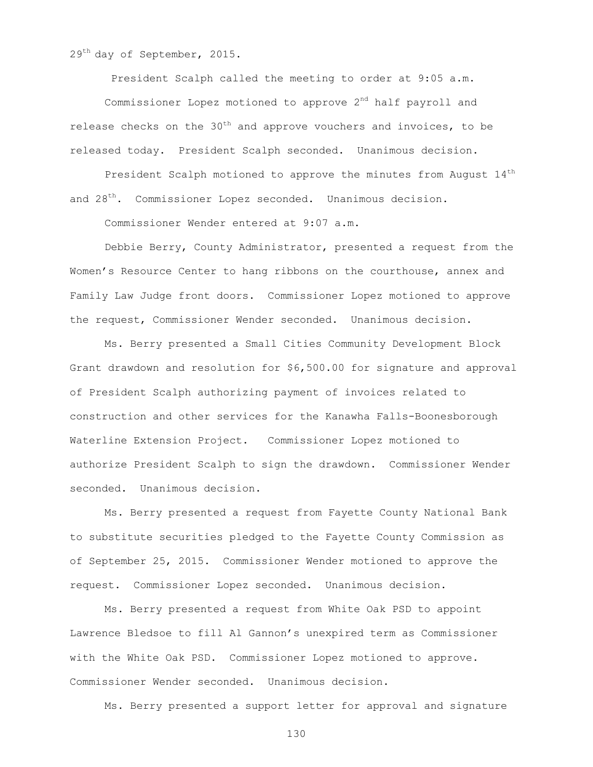29th day of September, 2015.

President Scalph called the meeting to order at 9:05 a.m.

Commissioner Lopez motioned to approve 2nd half payroll and release checks on the 30th and approve vouchers and invoices, to be released today. President Scalph seconded. Unanimous decision.

President Scalph motioned to approve the minutes from August 14th and 28th. Commissioner Lopez seconded. Unanimous decision.

Commissioner Wender entered at 9:07 a.m.

Debbie Berry, County Administrator, presented a request from the Women's Resource Center to hang ribbons on the courthouse, annex and Family Law Judge front doors. Commissioner Lopez motioned to approve the request, Commissioner Wender seconded. Unanimous decision.

Ms. Berry presented a Small Cities Community Development Block Grant drawdown and resolution for $6,500.00 for signature and approval of President Scalph authorizing payment of invoices related to construction and other services for the Kanawha Falls-Boonesborough Waterline Extension Project. Commissioner Lopez motioned to authorize President Scalph to sign the drawdown. Commissioner Wender seconded. Unanimous decision.

Ms. Berry presented a request from Fayette County National Bank to substitute securities pledged to the Fayette County Commission as of September 25, 2015. Commissioner Wender motioned to approve the request. Commissioner Lopez seconded. Unanimous decision.

Ms. Berry presented a request from White Oak PSD to appoint Lawrence Bledsoe to fill Al Gannon's unexpired term as Commissioner with the White Oak PSD. Commissioner Lopez motioned to approve. Commissioner Wender seconded. Unanimous decision.

Ms. Berry presented a support letter for approval and signature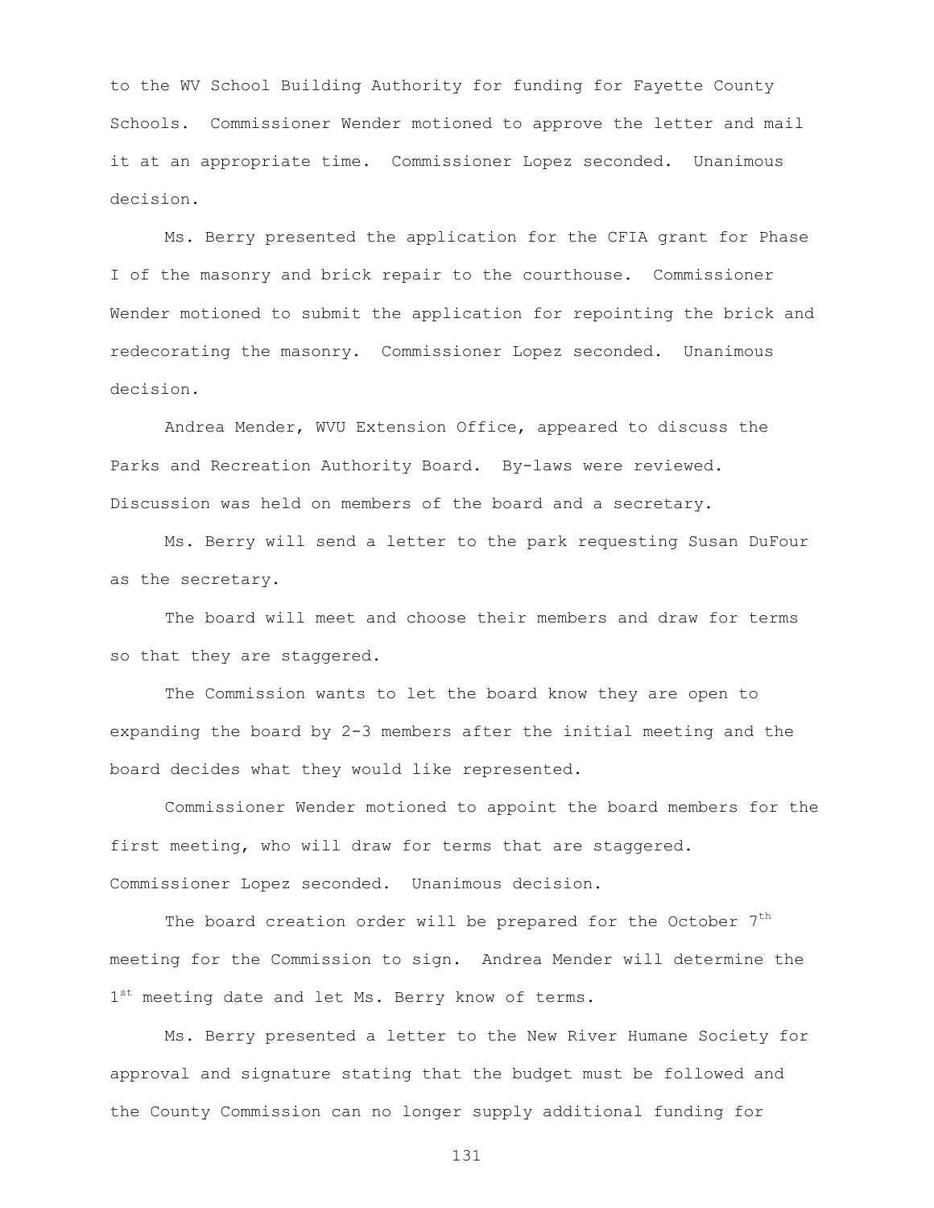to the WV School Building Authority for funding for Fayette County Schools. Commissioner Wender motioned to approve the letter and mail it at an appropriate time. Commissioner Lopez seconded. Unanimous decision.

Ms. Berry presented the application for the CFIA grant for Phase I of the masonry and brick repair to the courthouse. Commissioner Wender motioned to submit the application for repointing the brick and redecorating the masonry. Commissioner Lopez seconded. Unanimous decision.

Andrea Mender, WVU Extension Office, appeared to discuss the Parks and Recreation Authority Board. By-laws were reviewed. Discussion was held on members of the board and a secretary.

Ms. Berry will send a letter to the park requesting Susan DuFour as the secretary.

The board will meet and choose their members and draw for terms so that they are staggered.

The Commission wants to let the board know they are open to expanding the board by 2-3 members after the initial meeting and the board decides what they would like represented.

Commissioner Wender motioned to appoint the board members for the first meeting, who will draw for terms that are staggered. Commissioner Lopez seconded. Unanimous decision.

The board creation order will be prepared for the October 7th meeting for the Commission to sign. Andrea Mender will determine the 1st meeting date and let Ms. Berry know of terms.

Ms. Berry presented a letter to the New River Humane Society for approval and signature stating that the budget must be followed and the County Commission can no longer supply additional funding for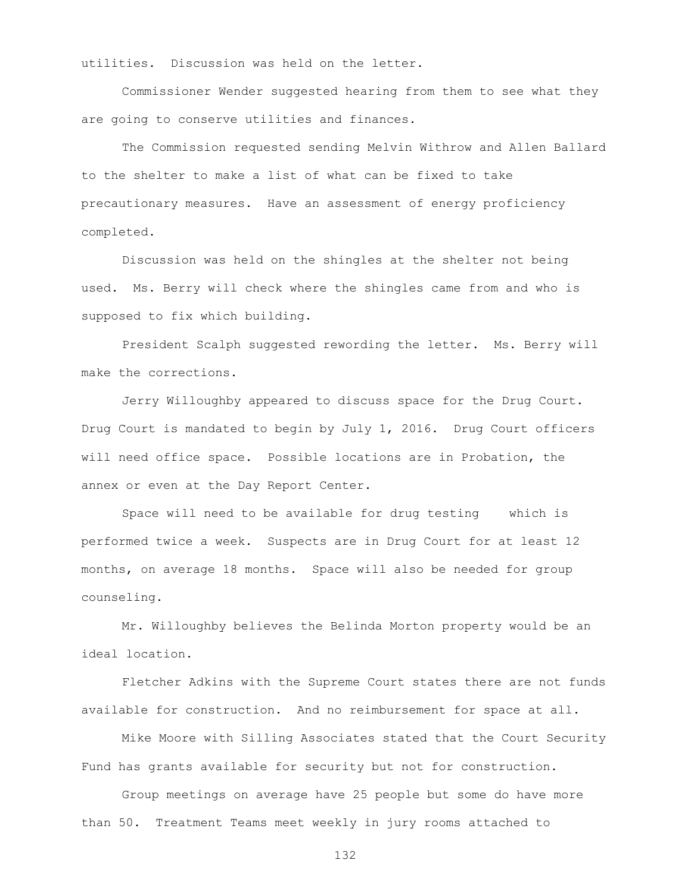utilities. Discussion was held on the letter.

Commissioner Wender suggested hearing from them to see what they are going to conserve utilities and finances.

The Commission requested sending Melvin Withrow and Allen Ballard to the shelter to make a list of what can be fixed to take precautionary measures. Have an assessment of energy proficiency completed.

Discussion was held on the shingles at the shelter not being used. Ms. Berry will check where the shingles came from and who is supposed to fix which building.

President Scalph suggested rewording the letter. Ms. Berry will make the corrections.

Jerry Willoughby appeared to discuss space for the Drug Court. Drug Court is mandated to begin by July 1, 2016. Drug Court officers will need office space. Possible locations are in Probation, the annex or even at the Day Report Center.

Space will need to be available for drug testing which is performed twice a week. Suspects are in Drug Court for at least 12 months, on average 18 months. Space will also be needed for group counseling.

Mr. Willoughby believes the Belinda Morton property would be an ideal location.

Fletcher Adkins with the Supreme Court states there are not funds available for construction. And no reimbursement for space at all.

Mike Moore with Silling Associates stated that the Court Security Fund has grants available for security but not for construction.

Group meetings on average have 25 people but some do have more than 50. Treatment Teams meet weekly in jury rooms attached to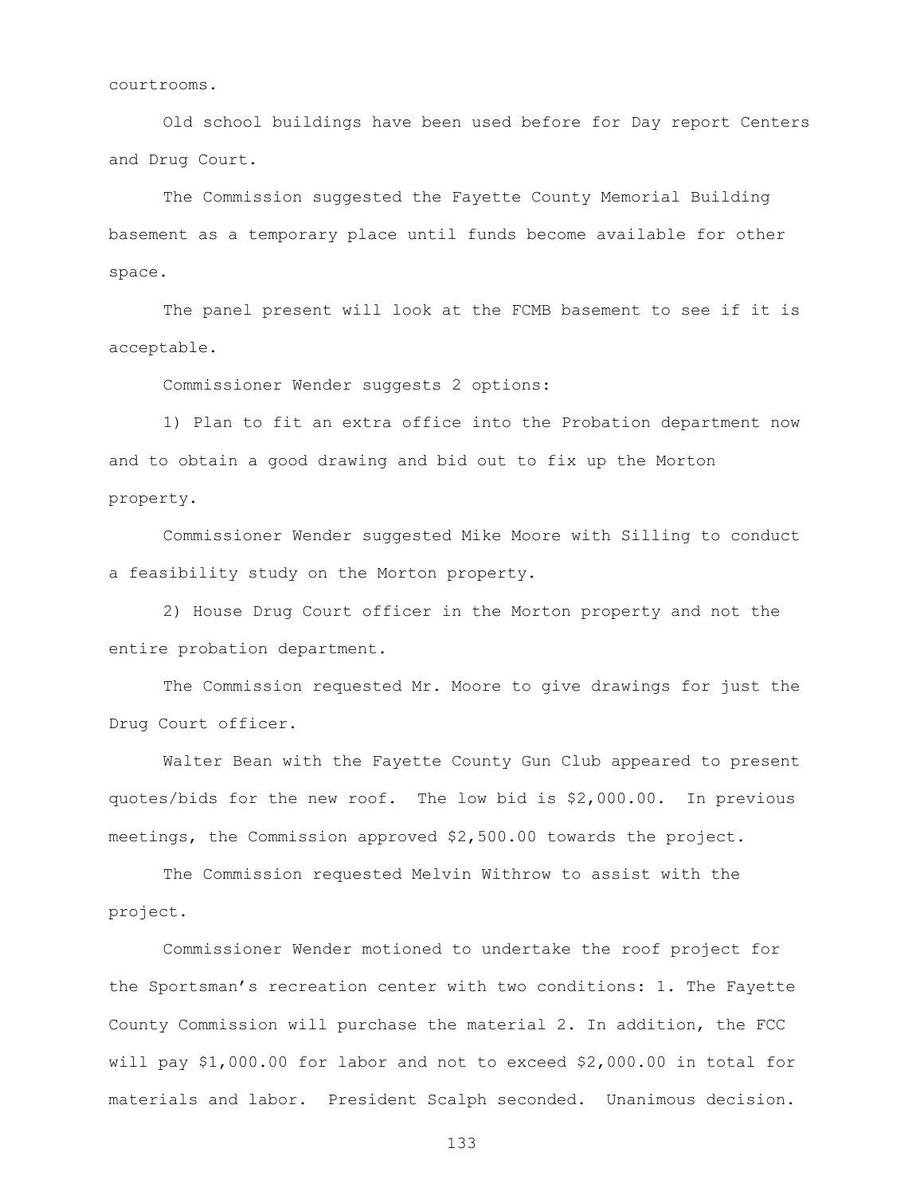courtrooms.

Old school buildings have been used before for Day report Centers and Drug Court.

The Commission suggested the Fayette County Memorial Building basement as a temporary place until funds become available for other space.

The panel present will look at the FCMB basement to see if it is acceptable.

Commissioner Wender suggests 2 options:

1) Plan to fit an extra office into the Probation department now and to obtain a good drawing and bid out to fix up the Morton property.

Commissioner Wender suggested Mike Moore with Silling to conduct a feasibility study on the Morton property.

2) House Drug Court officer in the Morton property and not the entire probation department.

The Commission requested Mr. Moore to give drawings for just the Drug Court officer.

Walter Bean with the Fayette County Gun Club appeared to present quotes/bids for the new roof. The low bid is $2,000.00. In previous meetings, the Commission approved $2,500.00 towards the project.

The Commission requested Melvin Withrow to assist with the project.

Commissioner Wender motioned to undertake the roof project for the Sportsman's recreation center with two conditions: 1. The Fayette County Commission will purchase the material 2. In addition, the FCC will pay $1,000.00 for labor and not to exceed $2,000.00 in total for materials and labor. President Scalph seconded. Unanimous decision.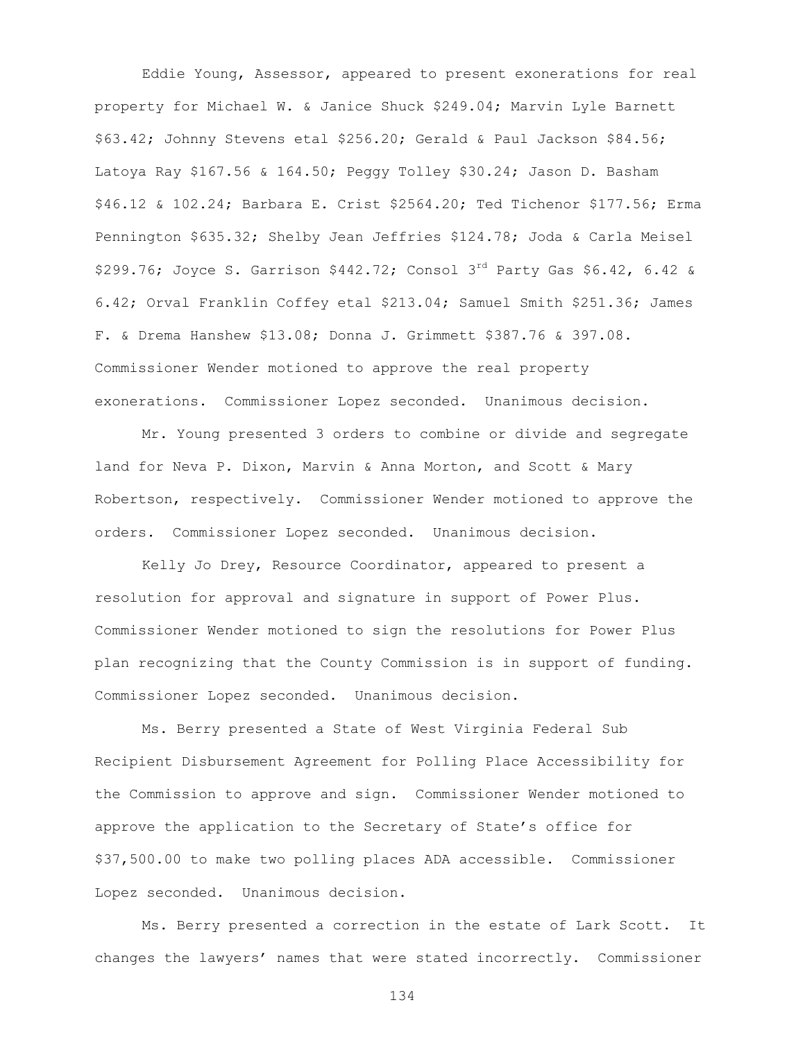Eddie Young, Assessor, appeared to present exonerations for real property for Michael W. & Janice Shuck $249.04; Marvin Lyle Barnett $63.42; Johnny Stevens etal $256.20; Gerald & Paul Jackson $84.56; Latoya Ray $167.56 & 164.50; Peggy Tolley $30.24; Jason D. Basham $46.12 & 102.24; Barbara E. Crist $2564.20; Ted Tichenor $177.56; Erma Pennington $635.32; Shelby Jean Jeffries $124.78; Joda & Carla Meisel $299.76; Joyce S. Garrison $442.72; Consol 3rd Party Gas $6.42, 6.42 & 6.42; Orval Franklin Coffey etal $213.04; Samuel Smith $251.36; James F. & Drema Hanshew $13.08; Donna J. Grimmett $387.76 & 397.08. Commissioner Wender motioned to approve the real property exonerations. Commissioner Lopez seconded. Unanimous decision.

Mr. Young presented 3 orders to combine or divide and segregate land for Neva P. Dixon, Marvin & Anna Morton, and Scott & Mary Robertson, respectively. Commissioner Wender motioned to approve the orders. Commissioner Lopez seconded. Unanimous decision.

Kelly Jo Drey, Resource Coordinator, appeared to present a resolution for approval and signature in support of Power Plus. Commissioner Wender motioned to sign the resolutions for Power Plus plan recognizing that the County Commission is in support of funding. Commissioner Lopez seconded. Unanimous decision.

Ms. Berry presented a State of West Virginia Federal Sub Recipient Disbursement Agreement for Polling Place Accessibility for the Commission to approve and sign. Commissioner Wender motioned to approve the application to the Secretary of State's office for $37,500.00 to make two polling places ADA accessible. Commissioner Lopez seconded. Unanimous decision.

Ms. Berry presented a correction in the estate of Lark Scott. It changes the lawyers' names that were stated incorrectly. Commissioner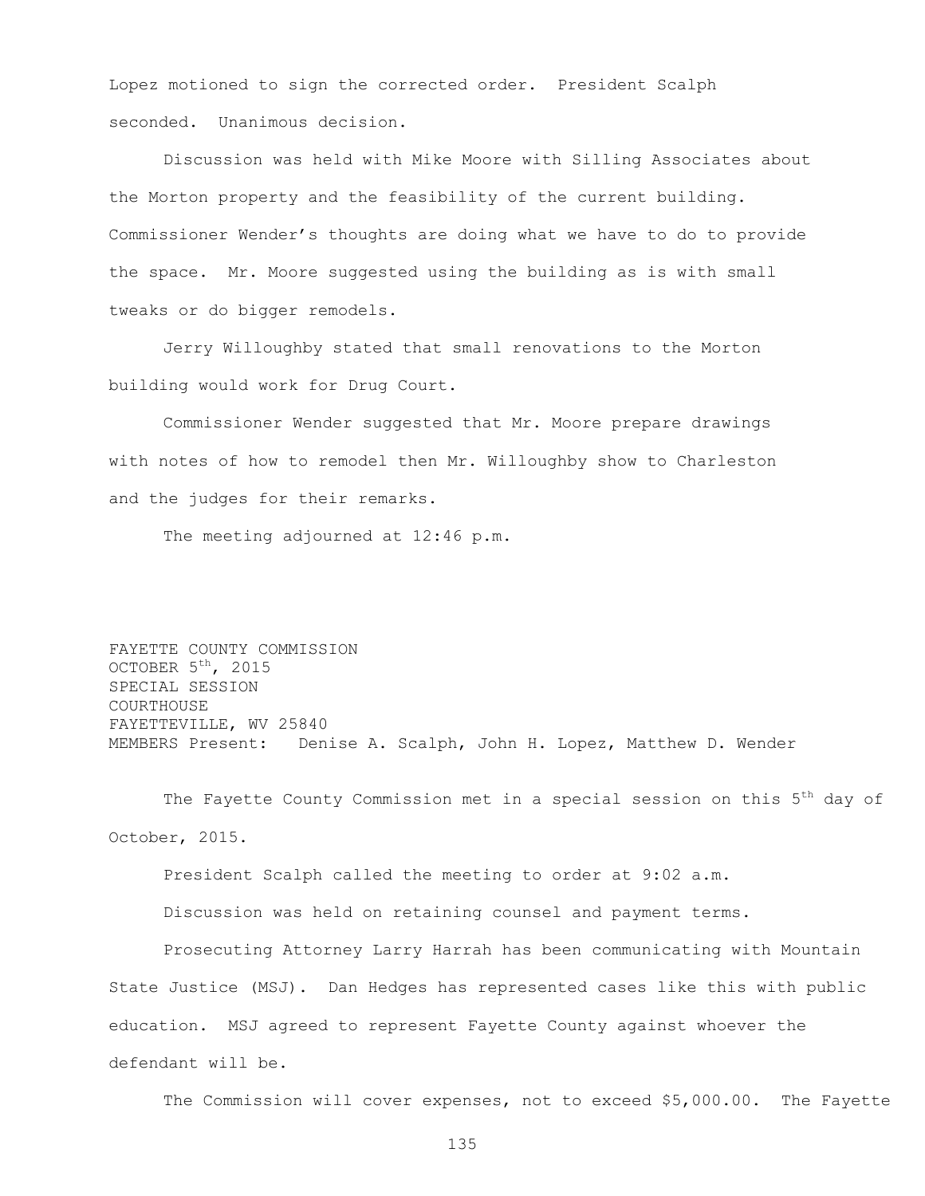Lopez motioned to sign the corrected order. President Scalph seconded. Unanimous decision.

Discussion was held with Mike Moore with Silling Associates about the Morton property and the feasibility of the current building. Commissioner Wender's thoughts are doing what we have to do to provide the space. Mr. Moore suggested using the building as is with small tweaks or do bigger remodels.

Jerry Willoughby stated that small renovations to the Morton building would work for Drug Court.

Commissioner Wender suggested that Mr. Moore prepare drawings with notes of how to remodel then Mr. Willoughby show to Charleston and the judges for their remarks.

The meeting adjourned at 12:46 p.m.

FAYETTE COUNTY COMMISSION
OCTOBER 5th, 2015
SPECIAL SESSION
COURTHOUSE
FAYETTEVILLE, WV 25840
MEMBERS Present: Denise A. Scalph, John H. Lopez, Matthew D. Wender

The Fayette County Commission met in a special session on this 5th day of October, 2015.

President Scalph called the meeting to order at 9:02 a.m.

Discussion was held on retaining counsel and payment terms.

Prosecuting Attorney Larry Harrah has been communicating with Mountain State Justice (MSJ). Dan Hedges has represented cases like this with public education. MSJ agreed to represent Fayette County against whoever the defendant will be.

The Commission will cover expenses, not to exceed $5,000.00. The Fayette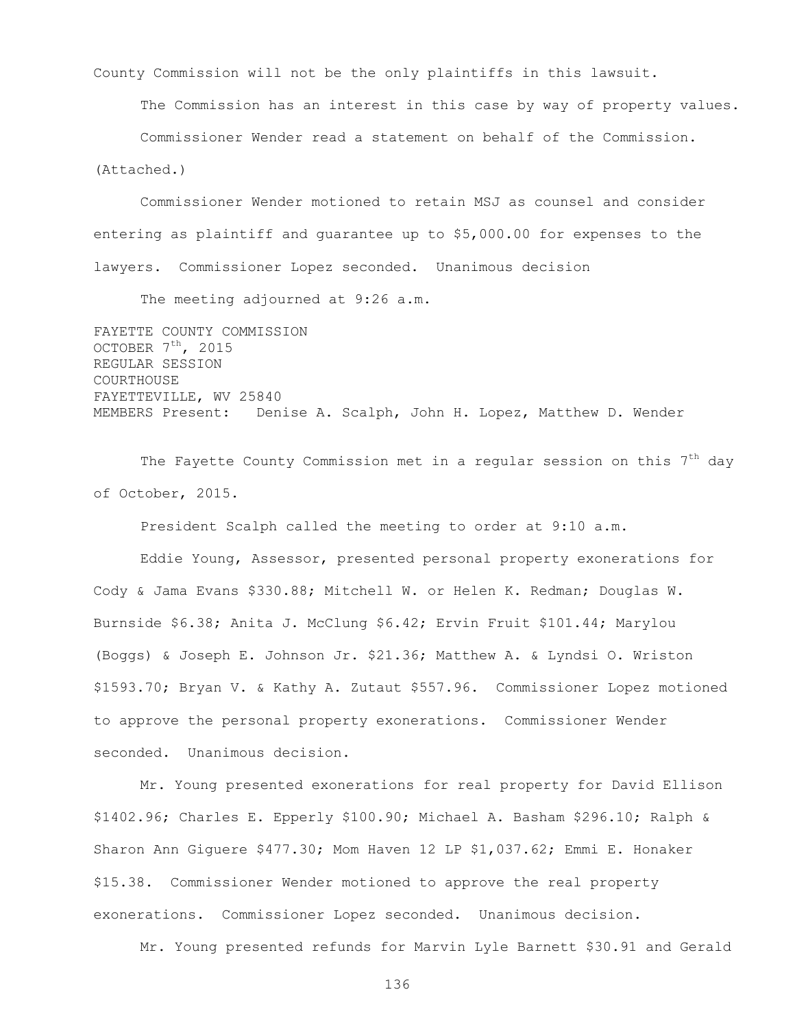County Commission will not be the only plaintiffs in this lawsuit.

The Commission has an interest in this case by way of property values.

Commissioner Wender read a statement on behalf of the Commission. (Attached.)

Commissioner Wender motioned to retain MSJ as counsel and consider entering as plaintiff and guarantee up to $5,000.00 for expenses to the lawyers. Commissioner Lopez seconded. Unanimous decision

The meeting adjourned at 9:26 a.m.

FAYETTE COUNTY COMMISSION
OCTOBER 7th, 2015
REGULAR SESSION
COURTHOUSE
FAYETTEVILLE, WV 25840
MEMBERS Present: Denise A. Scalph, John H. Lopez, Matthew D. Wender

The Fayette County Commission met in a regular session on this 7th day of October, 2015.

President Scalph called the meeting to order at 9:10 a.m.

Eddie Young, Assessor, presented personal property exonerations for Cody & Jama Evans $330.88; Mitchell W. or Helen K. Redman; Douglas W. Burnside $6.38; Anita J. McClung $6.42; Ervin Fruit $101.44; Marylou (Boggs) & Joseph E. Johnson Jr. $21.36; Matthew A. & Lyndsi O. Wriston $1593.70; Bryan V. & Kathy A. Zutaut $557.96. Commissioner Lopez motioned to approve the personal property exonerations. Commissioner Wender seconded. Unanimous decision.

Mr. Young presented exonerations for real property for David Ellison $1402.96; Charles E. Epperly $100.90; Michael A. Basham $296.10; Ralph & Sharon Ann Giguere $477.30; Mom Haven 12 LP $1,037.62; Emmi E. Honaker $15.38. Commissioner Wender motioned to approve the real property exonerations. Commissioner Lopez seconded. Unanimous decision.

Mr. Young presented refunds for Marvin Lyle Barnett $30.91 and Gerald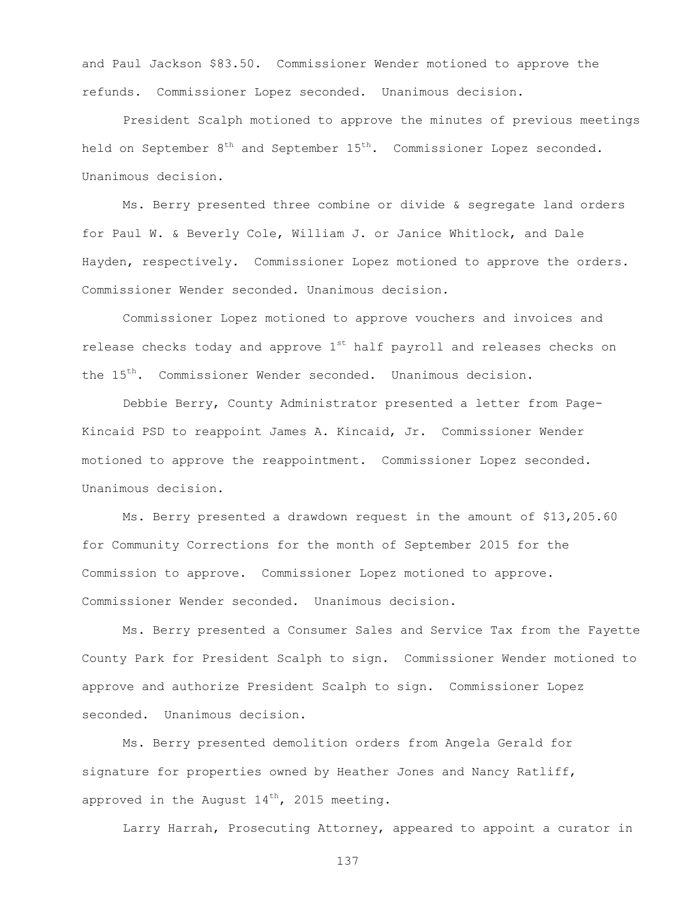and Paul Jackson $83.50. Commissioner Wender motioned to approve the refunds. Commissioner Lopez seconded. Unanimous decision.

President Scalph motioned to approve the minutes of previous meetings held on September 8th and September 15th. Commissioner Lopez seconded. Unanimous decision.

Ms. Berry presented three combine or divide & segregate land orders for Paul W. & Beverly Cole, William J. or Janice Whitlock, and Dale Hayden, respectively. Commissioner Lopez motioned to approve the orders. Commissioner Wender seconded. Unanimous decision.

Commissioner Lopez motioned to approve vouchers and invoices and release checks today and approve 1st half payroll and releases checks on the 15th. Commissioner Wender seconded. Unanimous decision.

Debbie Berry, County Administrator presented a letter from Page-Kincaid PSD to reappoint James A. Kincaid, Jr. Commissioner Wender motioned to approve the reappointment. Commissioner Lopez seconded. Unanimous decision.

Ms. Berry presented a drawdown request in the amount of $13,205.60 for Community Corrections for the month of September 2015 for the Commission to approve. Commissioner Lopez motioned to approve. Commissioner Wender seconded. Unanimous decision.

Ms. Berry presented a Consumer Sales and Service Tax from the Fayette County Park for President Scalph to sign. Commissioner Wender motioned to approve and authorize President Scalph to sign. Commissioner Lopez seconded. Unanimous decision.

Ms. Berry presented demolition orders from Angela Gerald for signature for properties owned by Heather Jones and Nancy Ratliff, approved in the August 14th, 2015 meeting.

Larry Harrah, Prosecuting Attorney, appeared to appoint a curator in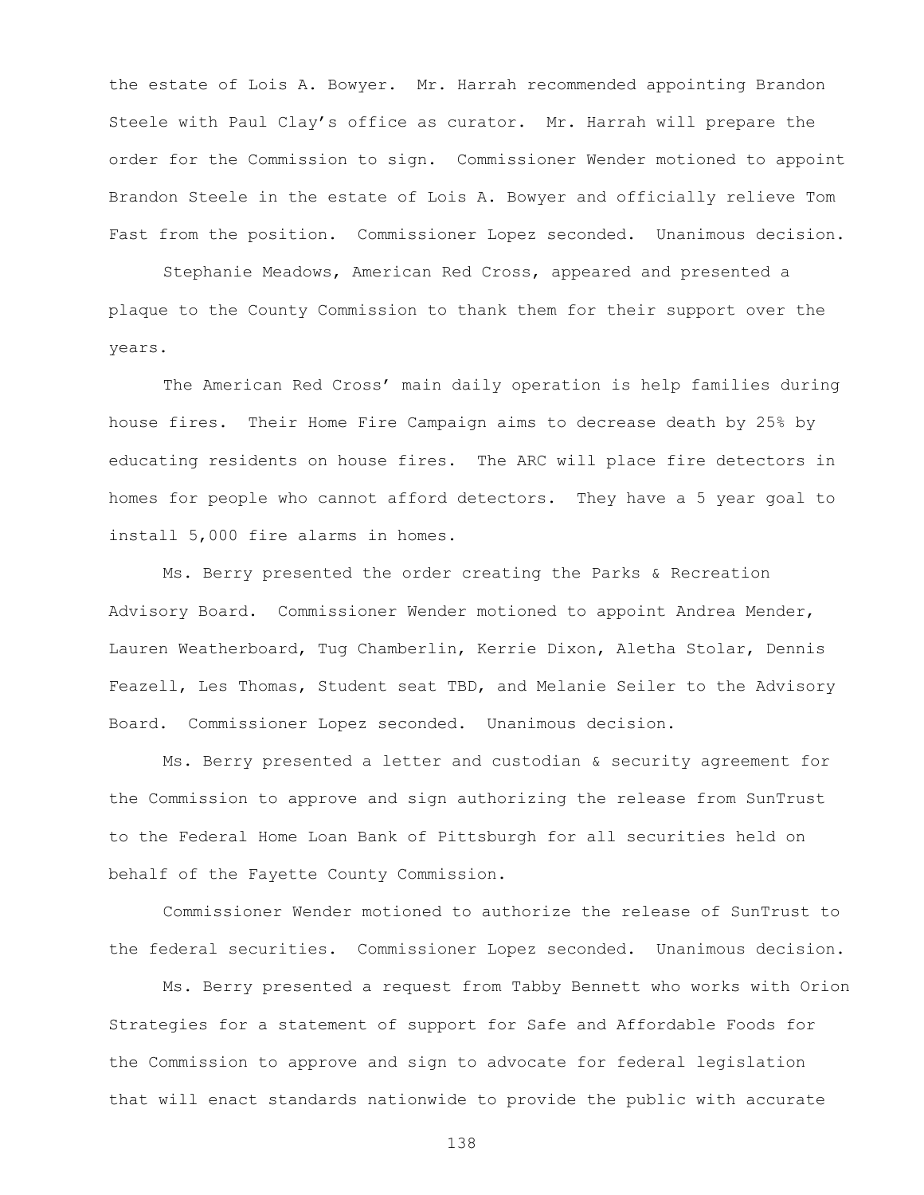the estate of Lois A. Bowyer. Mr. Harrah recommended appointing Brandon Steele with Paul Clay's office as curator. Mr. Harrah will prepare the order for the Commission to sign. Commissioner Wender motioned to appoint Brandon Steele in the estate of Lois A. Bowyer and officially relieve Tom Fast from the position. Commissioner Lopez seconded. Unanimous decision.

Stephanie Meadows, American Red Cross, appeared and presented a plaque to the County Commission to thank them for their support over the years.

The American Red Cross' main daily operation is help families during house fires. Their Home Fire Campaign aims to decrease death by 25% by educating residents on house fires. The ARC will place fire detectors in homes for people who cannot afford detectors. They have a 5 year goal to install 5,000 fire alarms in homes.

Ms. Berry presented the order creating the Parks & Recreation Advisory Board. Commissioner Wender motioned to appoint Andrea Mender, Lauren Weatherboard, Tug Chamberlin, Kerrie Dixon, Aletha Stolar, Dennis Feazell, Les Thomas, Student seat TBD, and Melanie Seiler to the Advisory Board. Commissioner Lopez seconded. Unanimous decision.

Ms. Berry presented a letter and custodian & security agreement for the Commission to approve and sign authorizing the release from SunTrust to the Federal Home Loan Bank of Pittsburgh for all securities held on behalf of the Fayette County Commission.

Commissioner Wender motioned to authorize the release of SunTrust to the federal securities. Commissioner Lopez seconded. Unanimous decision.

Ms. Berry presented a request from Tabby Bennett who works with Orion Strategies for a statement of support for Safe and Affordable Foods for the Commission to approve and sign to advocate for federal legislation that will enact standards nationwide to provide the public with accurate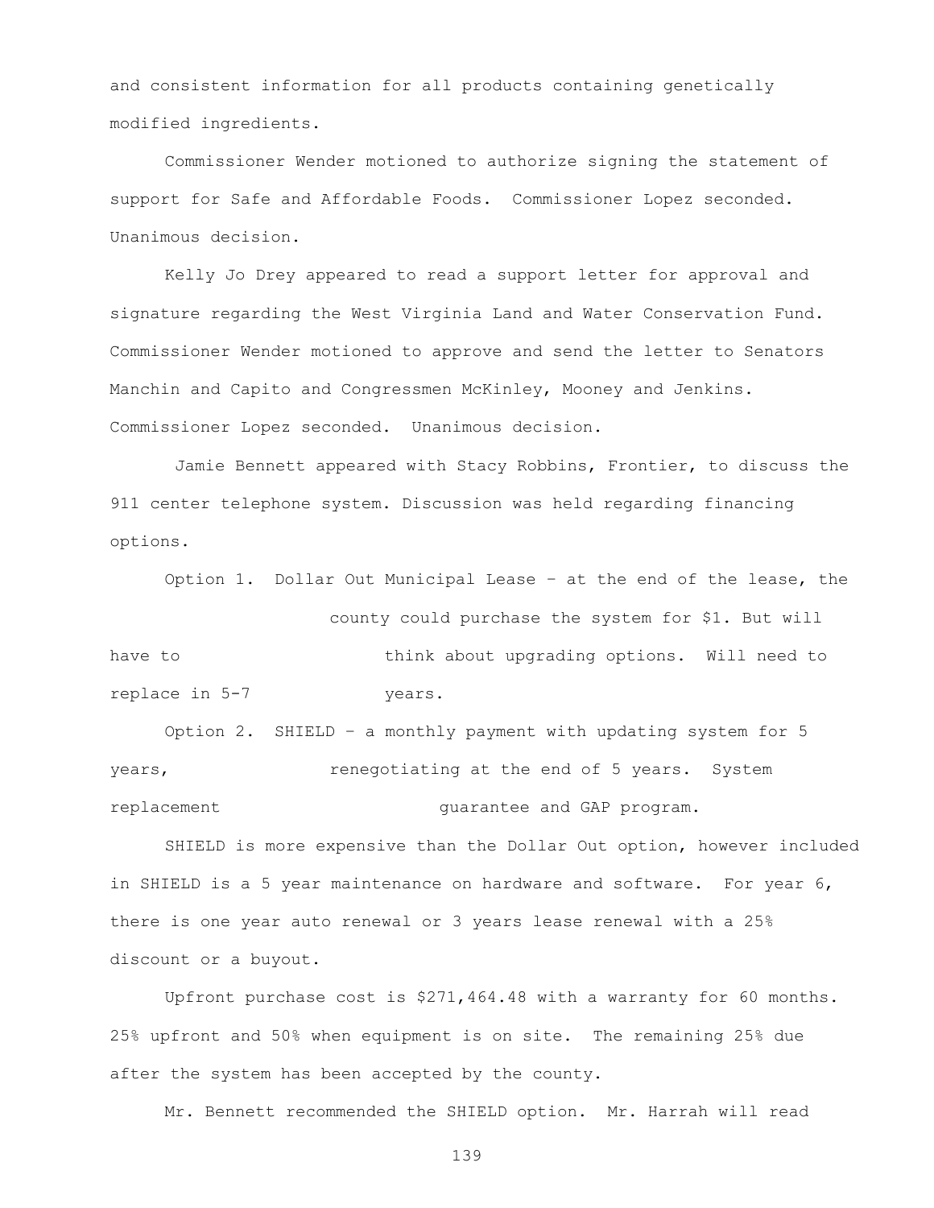and consistent information for all products containing genetically modified ingredients.

Commissioner Wender motioned to authorize signing the statement of support for Safe and Affordable Foods. Commissioner Lopez seconded. Unanimous decision.

Kelly Jo Drey appeared to read a support letter for approval and signature regarding the West Virginia Land and Water Conservation Fund. Commissioner Wender motioned to approve and send the letter to Senators Manchin and Capito and Congressmen McKinley, Mooney and Jenkins. Commissioner Lopez seconded. Unanimous decision.

Jamie Bennett appeared with Stacy Robbins, Frontier, to discuss the 911 center telephone system. Discussion was held regarding financing options.

Option 1. Dollar Out Municipal Lease – at the end of the lease, the county could purchase the system for $1. But will have to think about upgrading options. Will need to replace in 5-7 years.

Option 2. SHIELD – a monthly payment with updating system for 5 years, renegotiating at the end of 5 years. System replacement guarantee and GAP program.

SHIELD is more expensive than the Dollar Out option, however included in SHIELD is a 5 year maintenance on hardware and software. For year 6, there is one year auto renewal or 3 years lease renewal with a 25% discount or a buyout.

Upfront purchase cost is $271,464.48 with a warranty for 60 months. 25% upfront and 50% when equipment is on site. The remaining 25% due after the system has been accepted by the county.

Mr. Bennett recommended the SHIELD option. Mr. Harrah will read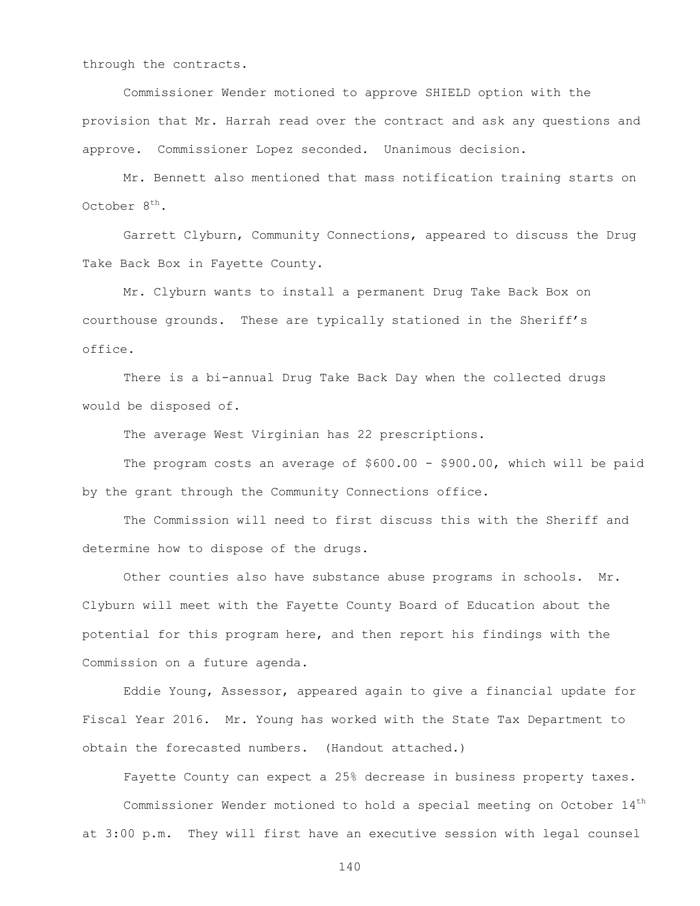through the contracts.

Commissioner Wender motioned to approve SHIELD option with the provision that Mr. Harrah read over the contract and ask any questions and approve. Commissioner Lopez seconded. Unanimous decision.

Mr. Bennett also mentioned that mass notification training starts on October 8th.

Garrett Clyburn, Community Connections, appeared to discuss the Drug Take Back Box in Fayette County.

Mr. Clyburn wants to install a permanent Drug Take Back Box on courthouse grounds. These are typically stationed in the Sheriff's office.

There is a bi-annual Drug Take Back Day when the collected drugs would be disposed of.

The average West Virginian has 22 prescriptions.

The program costs an average of $600.00 - $900.00, which will be paid by the grant through the Community Connections office.

The Commission will need to first discuss this with the Sheriff and determine how to dispose of the drugs.

Other counties also have substance abuse programs in schools. Mr. Clyburn will meet with the Fayette County Board of Education about the potential for this program here, and then report his findings with the Commission on a future agenda.

Eddie Young, Assessor, appeared again to give a financial update for Fiscal Year 2016. Mr. Young has worked with the State Tax Department to obtain the forecasted numbers. (Handout attached.)

Fayette County can expect a 25% decrease in business property taxes.

Commissioner Wender motioned to hold a special meeting on October 14th at 3:00 p.m. They will first have an executive session with legal counsel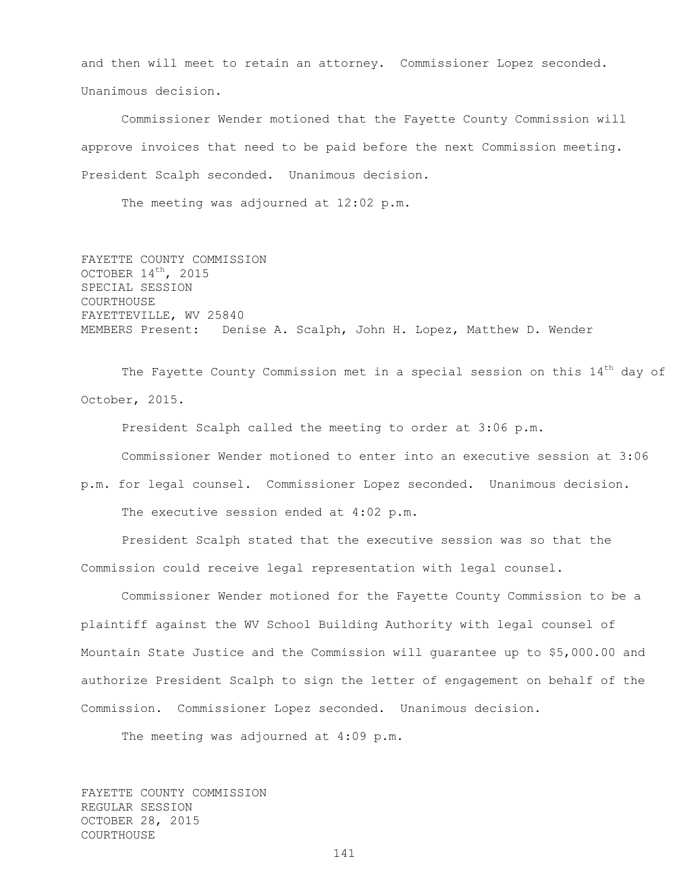and then will meet to retain an attorney. Commissioner Lopez seconded. Unanimous decision.

Commissioner Wender motioned that the Fayette County Commission will approve invoices that need to be paid before the next Commission meeting. President Scalph seconded. Unanimous decision.

The meeting was adjourned at 12:02 p.m.

FAYETTE COUNTY COMMISSION
OCTOBER 14th, 2015
SPECIAL SESSION
COURTHOUSE
FAYETTEVILLE, WV 25840
MEMBERS Present: Denise A. Scalph, John H. Lopez, Matthew D. Wender

The Fayette County Commission met in a special session on this 14th day of October, 2015.

President Scalph called the meeting to order at 3:06 p.m.

Commissioner Wender motioned to enter into an executive session at 3:06 p.m. for legal counsel. Commissioner Lopez seconded. Unanimous decision.

The executive session ended at 4:02 p.m.

President Scalph stated that the executive session was so that the Commission could receive legal representation with legal counsel.

Commissioner Wender motioned for the Fayette County Commission to be a plaintiff against the WV School Building Authority with legal counsel of Mountain State Justice and the Commission will guarantee up to $5,000.00 and authorize President Scalph to sign the letter of engagement on behalf of the Commission. Commissioner Lopez seconded. Unanimous decision.

The meeting was adjourned at 4:09 p.m.

FAYETTE COUNTY COMMISSION
REGULAR SESSION
OCTOBER 28, 2015
COURTHOUSE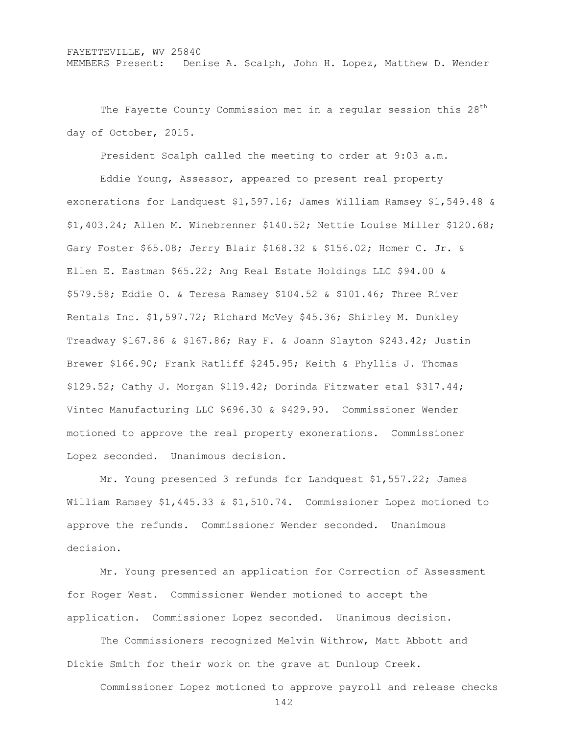FAYETTEVILLE, WV 25840
MEMBERS Present: Denise A. Scalph, John H. Lopez, Matthew D. Wender

The Fayette County Commission met in a regular session this 28th day of October, 2015.

President Scalph called the meeting to order at 9:03 a.m.

Eddie Young, Assessor, appeared to present real property exonerations for Landquest $1,597.16; James William Ramsey $1,549.48 & $1,403.24; Allen M. Winebrenner $140.52; Nettie Louise Miller $120.68; Gary Foster $65.08; Jerry Blair $168.32 & $156.02; Homer C. Jr. & Ellen E. Eastman $65.22; Ang Real Estate Holdings LLC $94.00 & $579.58; Eddie O. & Teresa Ramsey $104.52 & $101.46; Three River Rentals Inc. $1,597.72; Richard McVey $45.36; Shirley M. Dunkley Treadway $167.86 & $167.86; Ray F. & Joann Slayton $243.42; Justin Brewer $166.90; Frank Ratliff $245.95; Keith & Phyllis J. Thomas $129.52; Cathy J. Morgan $119.42; Dorinda Fitzwater etal $317.44; Vintec Manufacturing LLC $696.30 & $429.90. Commissioner Wender motioned to approve the real property exonerations. Commissioner Lopez seconded. Unanimous decision.

Mr. Young presented 3 refunds for Landquest $1,557.22; James William Ramsey $1,445.33 & $1,510.74. Commissioner Lopez motioned to approve the refunds. Commissioner Wender seconded. Unanimous decision.

Mr. Young presented an application for Correction of Assessment for Roger West. Commissioner Wender motioned to accept the application. Commissioner Lopez seconded. Unanimous decision.

The Commissioners recognized Melvin Withrow, Matt Abbott and Dickie Smith for their work on the grave at Dunloup Creek.

Commissioner Lopez motioned to approve payroll and release checks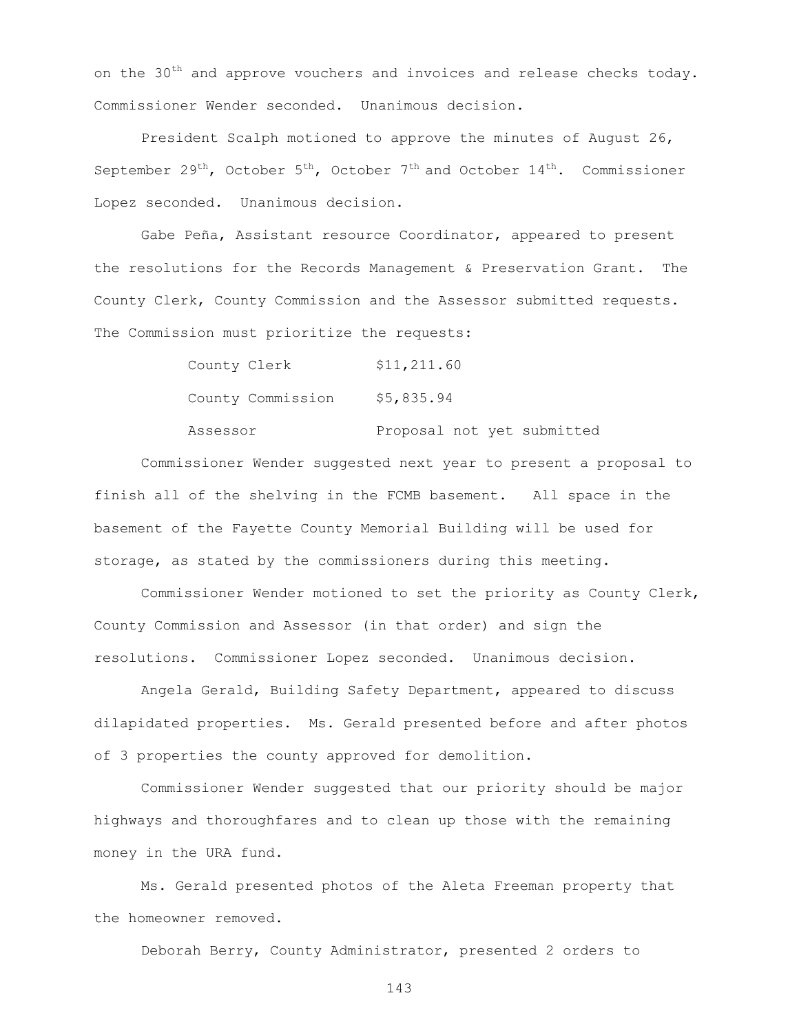on the 30th and approve vouchers and invoices and release checks today. Commissioner Wender seconded. Unanimous decision.

President Scalph motioned to approve the minutes of August 26, September 29th, October 5th, October 7th and October 14th. Commissioner Lopez seconded. Unanimous decision.

Gabe Peña, Assistant resource Coordinator, appeared to present the resolutions for the Records Management & Preservation Grant. The County Clerk, County Commission and the Assessor submitted requests. The Commission must prioritize the requests:

| | |
|---|---|
| County Clerk | $11,211.60 |
| County Commission | $5,835.94 |
| Assessor | Proposal not yet submitted |

Commissioner Wender suggested next year to present a proposal to finish all of the shelving in the FCMB basement. All space in the basement of the Fayette County Memorial Building will be used for storage, as stated by the commissioners during this meeting.

Commissioner Wender motioned to set the priority as County Clerk, County Commission and Assessor (in that order) and sign the resolutions. Commissioner Lopez seconded. Unanimous decision.

Angela Gerald, Building Safety Department, appeared to discuss dilapidated properties. Ms. Gerald presented before and after photos of 3 properties the county approved for demolition.

Commissioner Wender suggested that our priority should be major highways and thoroughfares and to clean up those with the remaining money in the URA fund.

Ms. Gerald presented photos of the Aleta Freeman property that the homeowner removed.

Deborah Berry, County Administrator, presented 2 orders to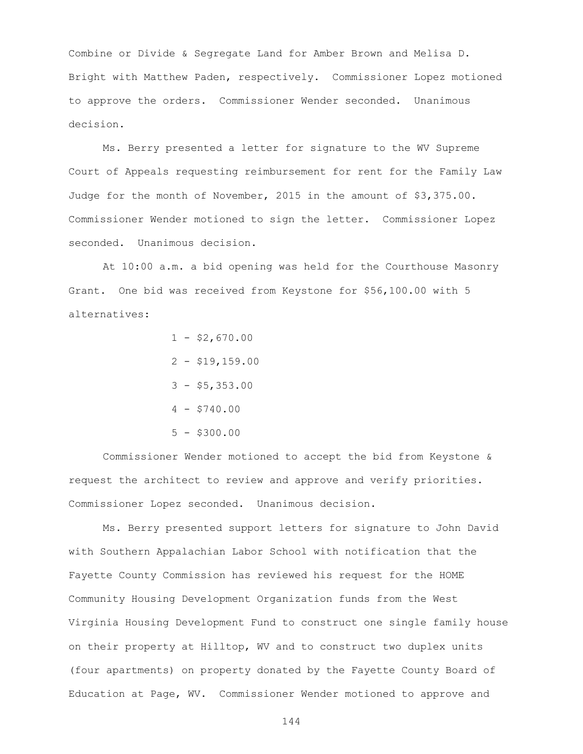Combine or Divide & Segregate Land for Amber Brown and Melisa D. Bright with Matthew Paden, respectively. Commissioner Lopez motioned to approve the orders. Commissioner Wender seconded. Unanimous decision.

Ms. Berry presented a letter for signature to the WV Supreme Court of Appeals requesting reimbursement for rent for the Family Law Judge for the month of November, 2015 in the amount of $3,375.00. Commissioner Wender motioned to sign the letter. Commissioner Lopez seconded. Unanimous decision.

At 10:00 a.m. a bid opening was held for the Courthouse Masonry Grant. One bid was received from Keystone for $56,100.00 with 5 alternatives:

1 - $2,670.00

2 - $19,159.00

3 - $5,353.00

4 - $740.00

5 - $300.00

Commissioner Wender motioned to accept the bid from Keystone & request the architect to review and approve and verify priorities. Commissioner Lopez seconded. Unanimous decision.

Ms. Berry presented support letters for signature to John David with Southern Appalachian Labor School with notification that the Fayette County Commission has reviewed his request for the HOME Community Housing Development Organization funds from the West Virginia Housing Development Fund to construct one single family house on their property at Hilltop, WV and to construct two duplex units (four apartments) on property donated by the Fayette County Board of Education at Page, WV. Commissioner Wender motioned to approve and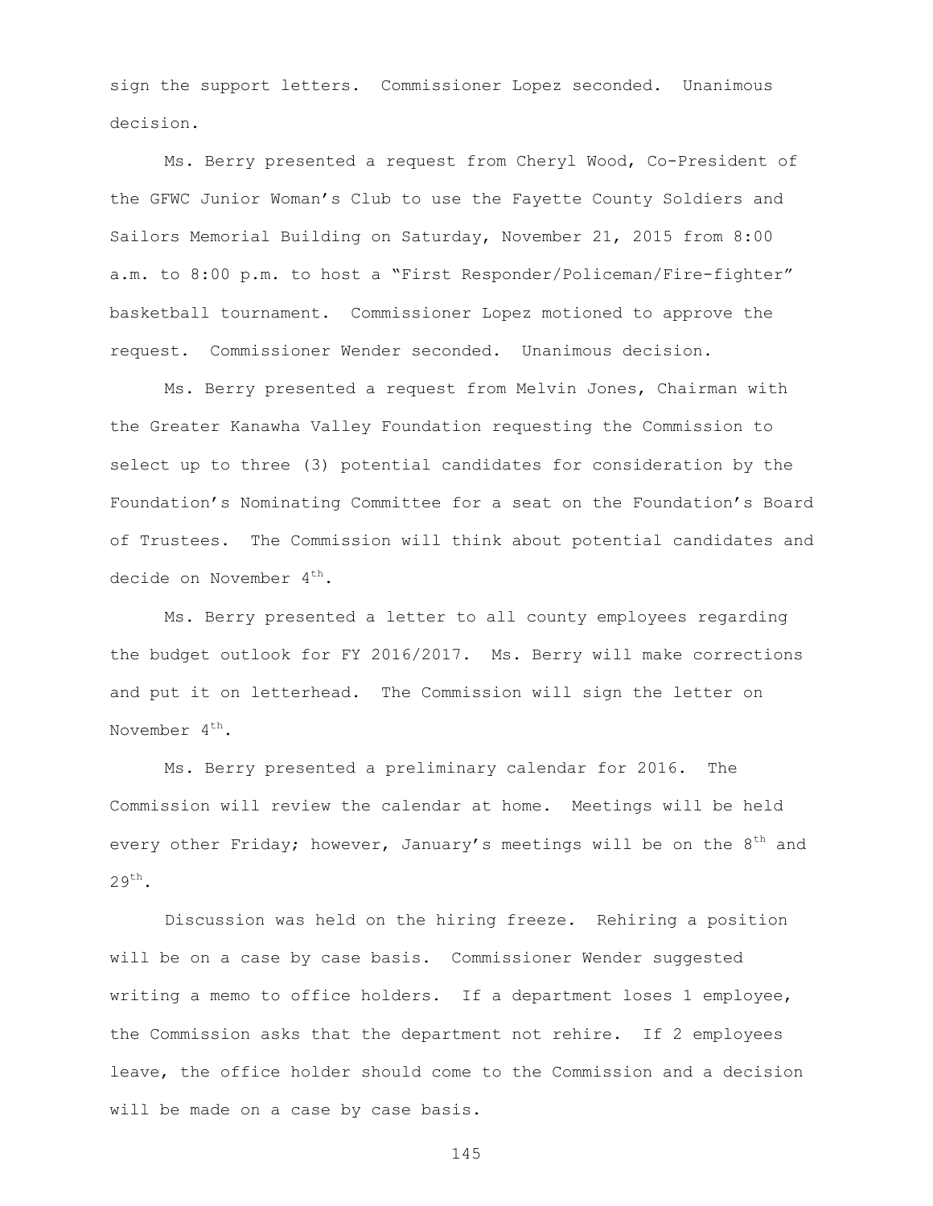sign the support letters. Commissioner Lopez seconded. Unanimous decision.

Ms. Berry presented a request from Cheryl Wood, Co-President of the GFWC Junior Woman's Club to use the Fayette County Soldiers and Sailors Memorial Building on Saturday, November 21, 2015 from 8:00 a.m. to 8:00 p.m. to host a "First Responder/Policeman/Fire-fighter" basketball tournament. Commissioner Lopez motioned to approve the request. Commissioner Wender seconded. Unanimous decision.

Ms. Berry presented a request from Melvin Jones, Chairman with the Greater Kanawha Valley Foundation requesting the Commission to select up to three (3) potential candidates for consideration by the Foundation's Nominating Committee for a seat on the Foundation's Board of Trustees. The Commission will think about potential candidates and decide on November 4th.

Ms. Berry presented a letter to all county employees regarding the budget outlook for FY 2016/2017. Ms. Berry will make corrections and put it on letterhead. The Commission will sign the letter on November 4th.

Ms. Berry presented a preliminary calendar for 2016. The Commission will review the calendar at home. Meetings will be held every other Friday; however, January's meetings will be on the 8th and 29th.

Discussion was held on the hiring freeze. Rehiring a position will be on a case by case basis. Commissioner Wender suggested writing a memo to office holders. If a department loses 1 employee, the Commission asks that the department not rehire. If 2 employees leave, the office holder should come to the Commission and a decision will be made on a case by case basis.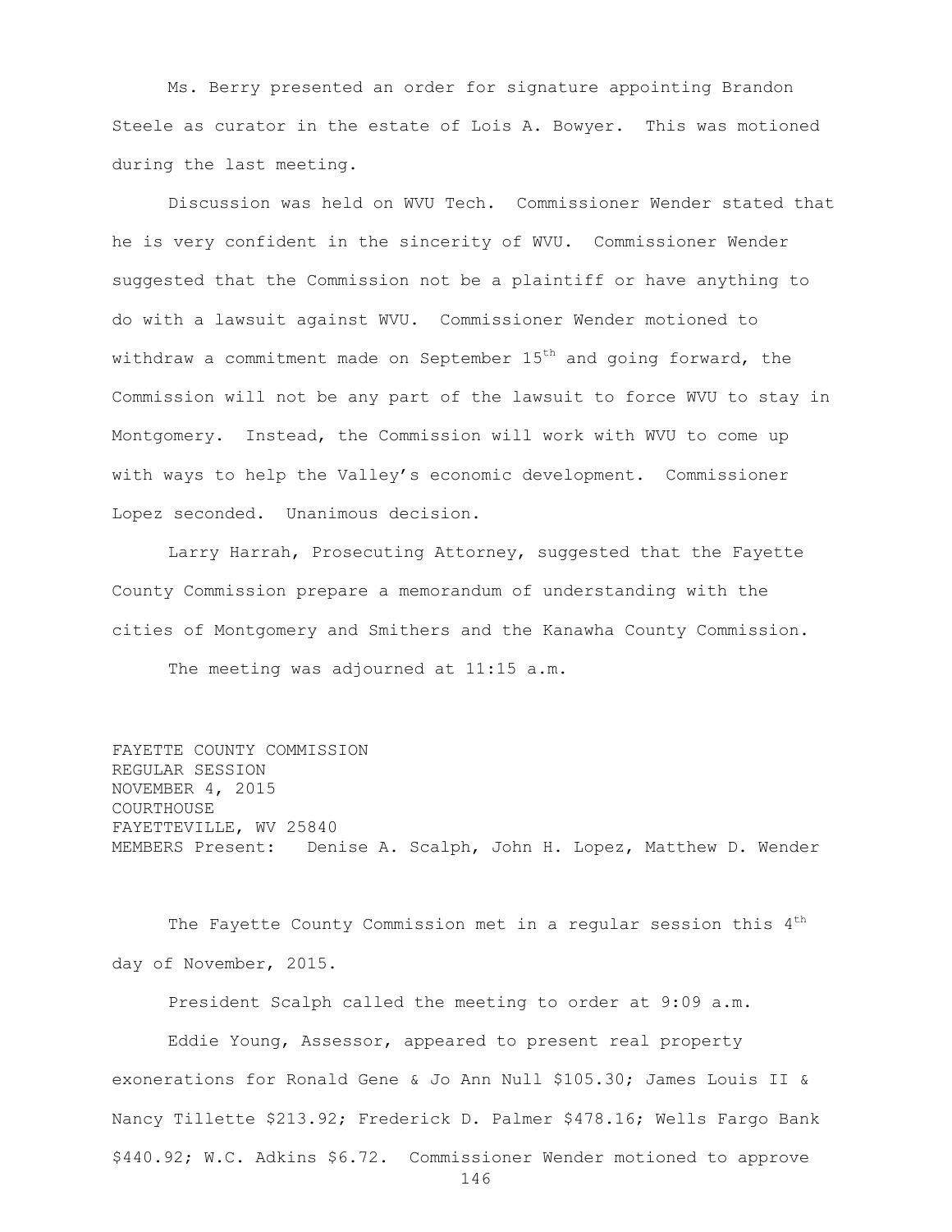Ms. Berry presented an order for signature appointing Brandon Steele as curator in the estate of Lois A. Bowyer. This was motioned during the last meeting.

Discussion was held on WVU Tech. Commissioner Wender stated that he is very confident in the sincerity of WVU. Commissioner Wender suggested that the Commission not be a plaintiff or have anything to do with a lawsuit against WVU. Commissioner Wender motioned to withdraw a commitment made on September 15th and going forward, the Commission will not be any part of the lawsuit to force WVU to stay in Montgomery. Instead, the Commission will work with WVU to come up with ways to help the Valley's economic development. Commissioner Lopez seconded. Unanimous decision.

Larry Harrah, Prosecuting Attorney, suggested that the Fayette County Commission prepare a memorandum of understanding with the cities of Montgomery and Smithers and the Kanawha County Commission.

The meeting was adjourned at 11:15 a.m.

FAYETTE COUNTY COMMISSION
REGULAR SESSION
NOVEMBER 4, 2015
COURTHOUSE
FAYETTEVILLE, WV 25840
MEMBERS Present: Denise A. Scalph, John H. Lopez, Matthew D. Wender

The Fayette County Commission met in a regular session this 4th day of November, 2015.

President Scalph called the meeting to order at 9:09 a.m.

Eddie Young, Assessor, appeared to present real property exonerations for Ronald Gene & Jo Ann Null $105.30; James Louis II & Nancy Tillette $213.92; Frederick D. Palmer $478.16; Wells Fargo Bank $440.92; W.C. Adkins $6.72. Commissioner Wender motioned to approve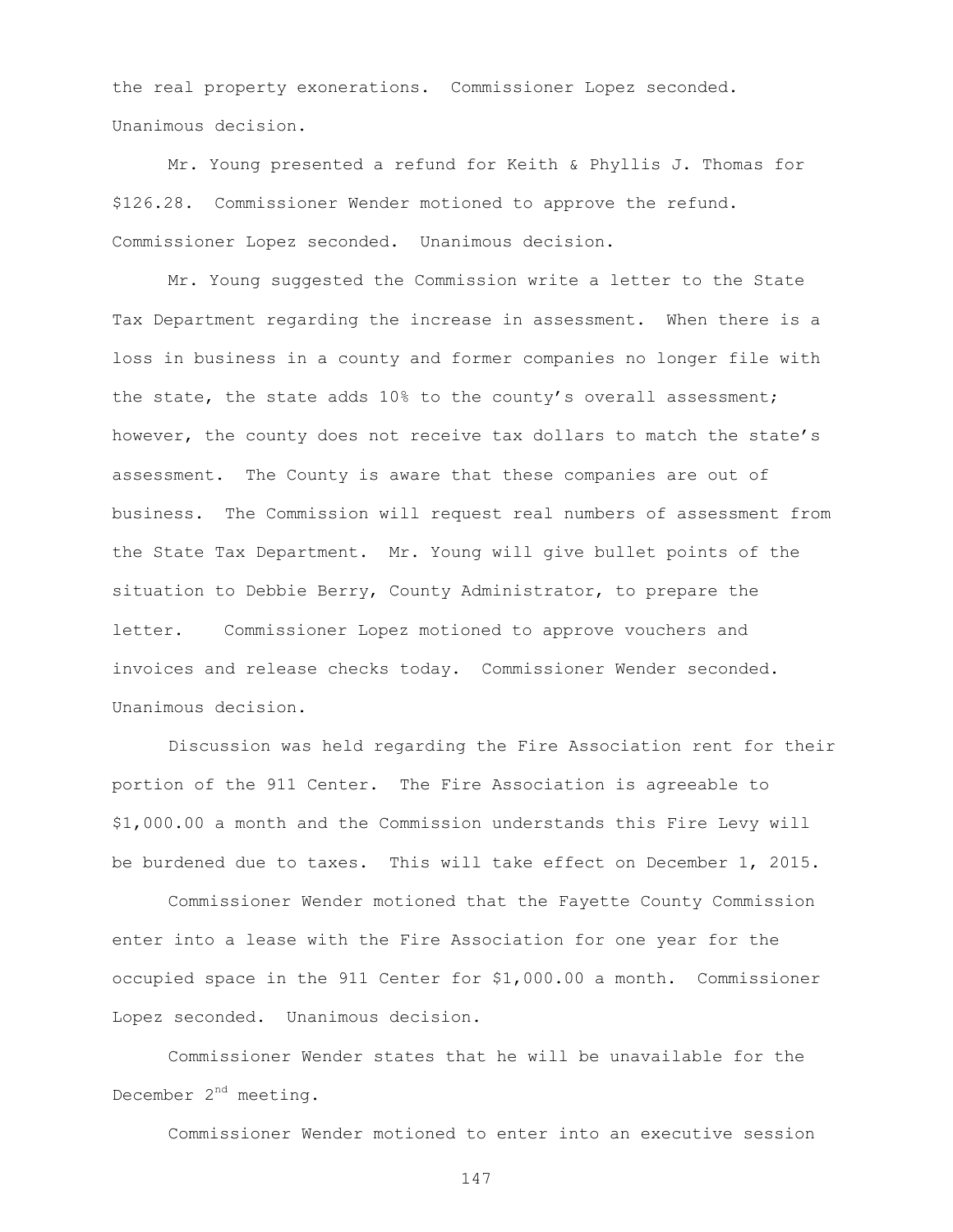the real property exonerations. Commissioner Lopez seconded. Unanimous decision.

Mr. Young presented a refund for Keith & Phyllis J. Thomas for $126.28. Commissioner Wender motioned to approve the refund. Commissioner Lopez seconded. Unanimous decision.

Mr. Young suggested the Commission write a letter to the State Tax Department regarding the increase in assessment. When there is a loss in business in a county and former companies no longer file with the state, the state adds 10% to the county's overall assessment; however, the county does not receive tax dollars to match the state's assessment. The County is aware that these companies are out of business. The Commission will request real numbers of assessment from the State Tax Department. Mr. Young will give bullet points of the situation to Debbie Berry, County Administrator, to prepare the letter. Commissioner Lopez motioned to approve vouchers and invoices and release checks today. Commissioner Wender seconded. Unanimous decision.

Discussion was held regarding the Fire Association rent for their portion of the 911 Center. The Fire Association is agreeable to $1,000.00 a month and the Commission understands this Fire Levy will be burdened due to taxes. This will take effect on December 1, 2015.

Commissioner Wender motioned that the Fayette County Commission enter into a lease with the Fire Association for one year for the occupied space in the 911 Center for $1,000.00 a month. Commissioner Lopez seconded. Unanimous decision.

Commissioner Wender states that he will be unavailable for the December 2nd meeting.

Commissioner Wender motioned to enter into an executive session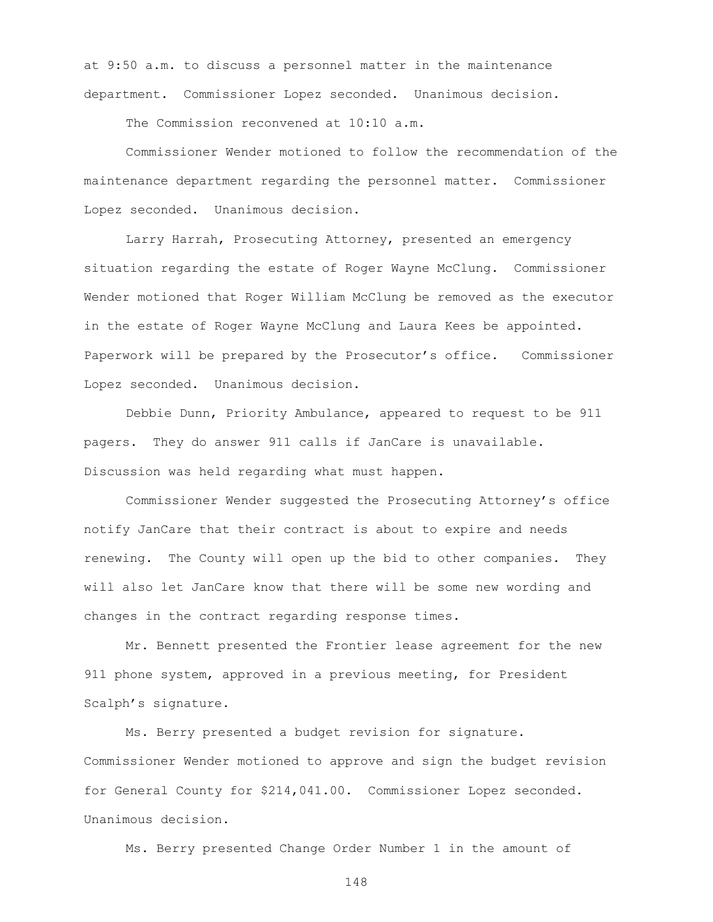at 9:50 a.m. to discuss a personnel matter in the maintenance department. Commissioner Lopez seconded. Unanimous decision.

The Commission reconvened at 10:10 a.m.

Commissioner Wender motioned to follow the recommendation of the maintenance department regarding the personnel matter. Commissioner Lopez seconded. Unanimous decision.

Larry Harrah, Prosecuting Attorney, presented an emergency situation regarding the estate of Roger Wayne McClung. Commissioner Wender motioned that Roger William McClung be removed as the executor in the estate of Roger Wayne McClung and Laura Kees be appointed. Paperwork will be prepared by the Prosecutor's office. Commissioner Lopez seconded. Unanimous decision.

Debbie Dunn, Priority Ambulance, appeared to request to be 911 pagers. They do answer 911 calls if JanCare is unavailable. Discussion was held regarding what must happen.

Commissioner Wender suggested the Prosecuting Attorney's office notify JanCare that their contract is about to expire and needs renewing. The County will open up the bid to other companies. They will also let JanCare know that there will be some new wording and changes in the contract regarding response times.

Mr. Bennett presented the Frontier lease agreement for the new 911 phone system, approved in a previous meeting, for President Scalph's signature.

Ms. Berry presented a budget revision for signature. Commissioner Wender motioned to approve and sign the budget revision for General County for $214,041.00. Commissioner Lopez seconded. Unanimous decision.

Ms. Berry presented Change Order Number 1 in the amount of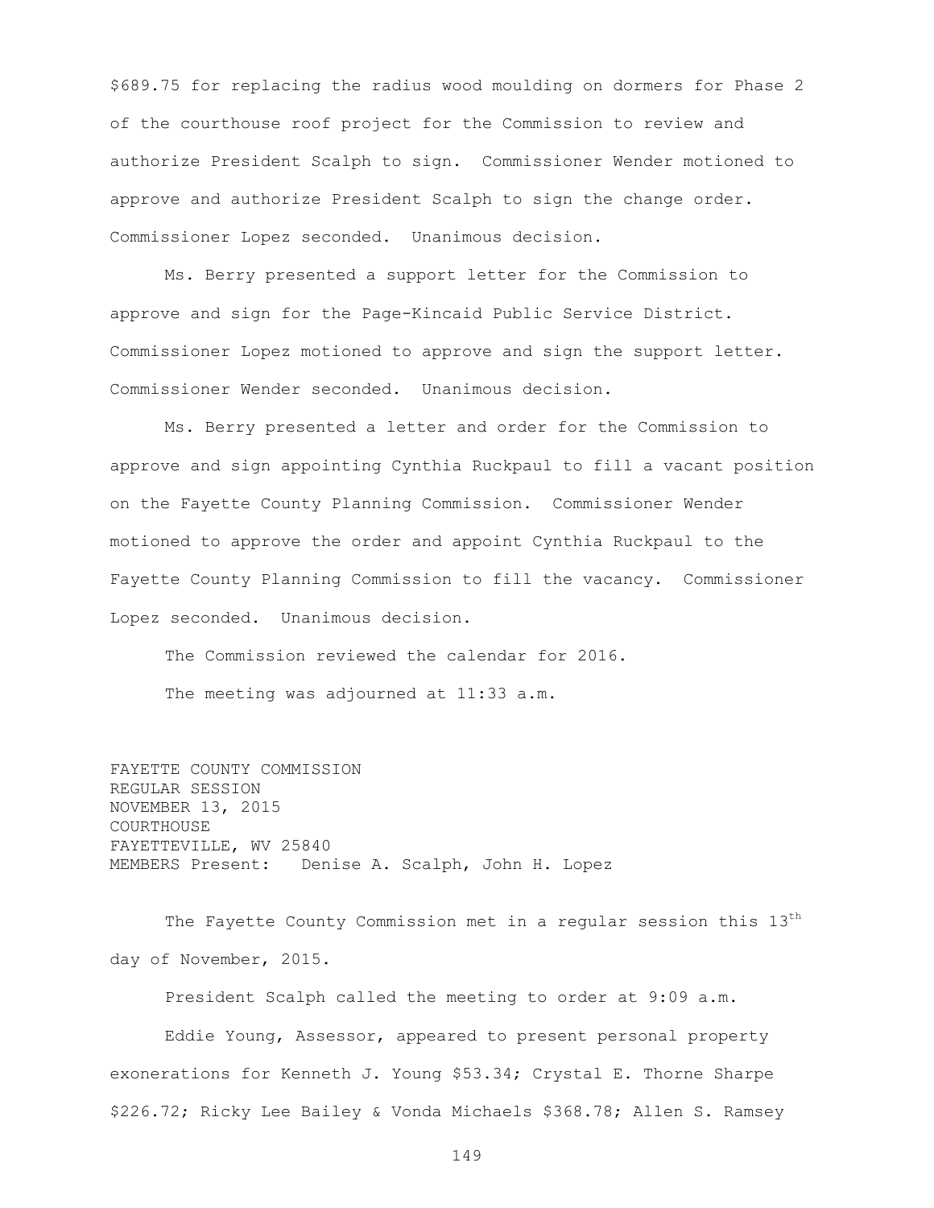$689.75 for replacing the radius wood moulding on dormers for Phase 2 of the courthouse roof project for the Commission to review and authorize President Scalph to sign. Commissioner Wender motioned to approve and authorize President Scalph to sign the change order. Commissioner Lopez seconded. Unanimous decision.

Ms. Berry presented a support letter for the Commission to approve and sign for the Page-Kincaid Public Service District. Commissioner Lopez motioned to approve and sign the support letter. Commissioner Wender seconded. Unanimous decision.

Ms. Berry presented a letter and order for the Commission to approve and sign appointing Cynthia Ruckpaul to fill a vacant position on the Fayette County Planning Commission. Commissioner Wender motioned to approve the order and appoint Cynthia Ruckpaul to the Fayette County Planning Commission to fill the vacancy. Commissioner Lopez seconded. Unanimous decision.

The Commission reviewed the calendar for 2016.

The meeting was adjourned at 11:33 a.m.

FAYETTE COUNTY COMMISSION
REGULAR SESSION
NOVEMBER 13, 2015
COURTHOUSE
FAYETTEVILLE, WV 25840
MEMBERS Present: Denise A. Scalph, John H. Lopez

The Fayette County Commission met in a regular session this 13th day of November, 2015.

President Scalph called the meeting to order at 9:09 a.m.

Eddie Young, Assessor, appeared to present personal property exonerations for Kenneth J. Young $53.34; Crystal E. Thorne Sharpe $226.72; Ricky Lee Bailey & Vonda Michaels $368.78; Allen S. Ramsey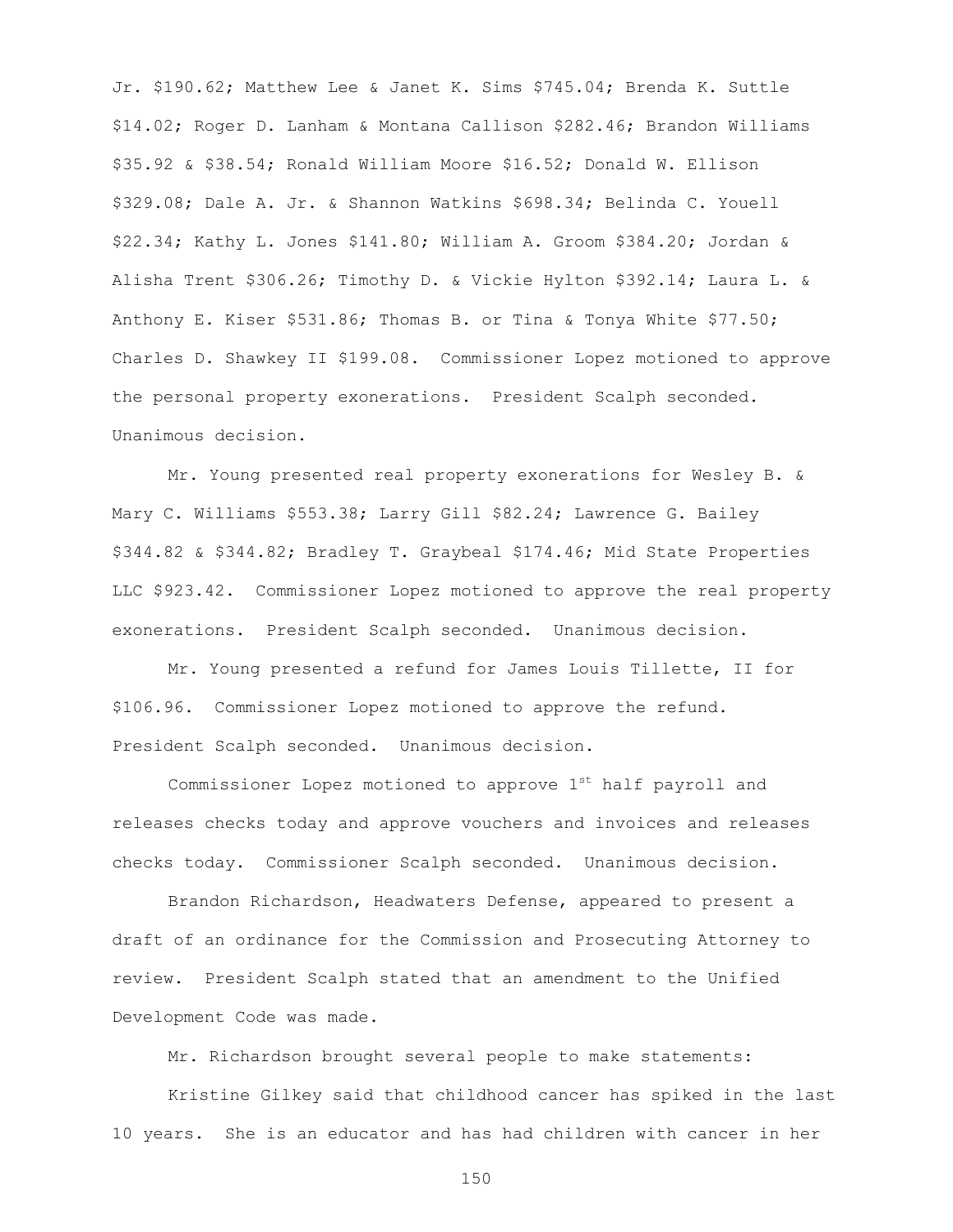Jr. $190.62; Matthew Lee & Janet K. Sims $745.04; Brenda K. Suttle $14.02; Roger D. Lanham & Montana Callison $282.46; Brandon Williams $35.92 & $38.54; Ronald William Moore $16.52; Donald W. Ellison $329.08; Dale A. Jr. & Shannon Watkins $698.34; Belinda C. Youell $22.34; Kathy L. Jones $141.80; William A. Groom $384.20; Jordan & Alisha Trent $306.26; Timothy D. & Vickie Hylton $392.14; Laura L. & Anthony E. Kiser $531.86; Thomas B. or Tina & Tonya White $77.50; Charles D. Shawkey II $199.08. Commissioner Lopez motioned to approve the personal property exonerations. President Scalph seconded. Unanimous decision.

Mr. Young presented real property exonerations for Wesley B. & Mary C. Williams $553.38; Larry Gill $82.24; Lawrence G. Bailey $344.82 & $344.82; Bradley T. Graybeal $174.46; Mid State Properties LLC $923.42. Commissioner Lopez motioned to approve the real property exonerations. President Scalph seconded. Unanimous decision.

Mr. Young presented a refund for James Louis Tillette, II for $106.96. Commissioner Lopez motioned to approve the refund. President Scalph seconded. Unanimous decision.

Commissioner Lopez motioned to approve 1st half payroll and releases checks today and approve vouchers and invoices and releases checks today. Commissioner Scalph seconded. Unanimous decision.

Brandon Richardson, Headwaters Defense, appeared to present a draft of an ordinance for the Commission and Prosecuting Attorney to review. President Scalph stated that an amendment to the Unified Development Code was made.

Mr. Richardson brought several people to make statements:

Kristine Gilkey said that childhood cancer has spiked in the last 10 years. She is an educator and has had children with cancer in her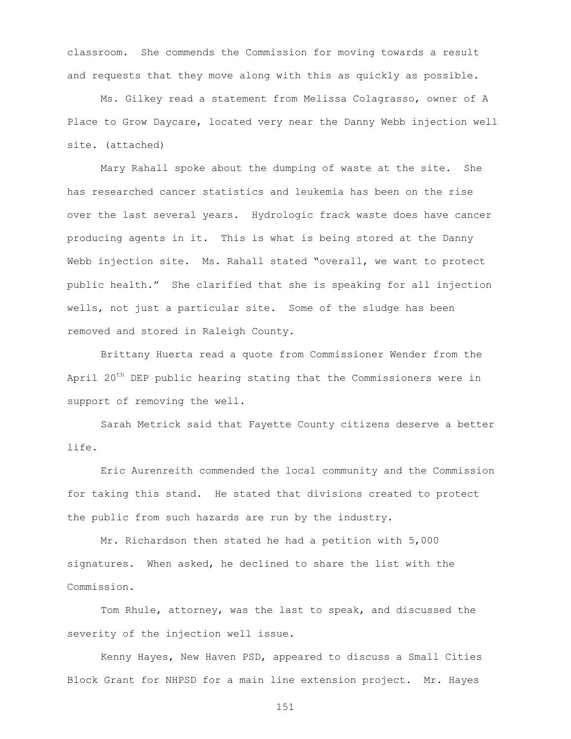classroom. She commends the Commission for moving towards a result and requests that they move along with this as quickly as possible.

Ms. Gilkey read a statement from Melissa Colagrasso, owner of A Place to Grow Daycare, located very near the Danny Webb injection well site. (attached)

Mary Rahall spoke about the dumping of waste at the site. She has researched cancer statistics and leukemia has been on the rise over the last several years. Hydrologic frack waste does have cancer producing agents in it. This is what is being stored at the Danny Webb injection site. Ms. Rahall stated "overall, we want to protect public health." She clarified that she is speaking for all injection wells, not just a particular site. Some of the sludge has been removed and stored in Raleigh County.

Brittany Huerta read a quote from Commissioner Wender from the April 20th DEP public hearing stating that the Commissioners were in support of removing the well.

Sarah Metrick said that Fayette County citizens deserve a better life.

Eric Aurenreith commended the local community and the Commission for taking this stand. He stated that divisions created to protect the public from such hazards are run by the industry.

Mr. Richardson then stated he had a petition with 5,000 signatures. When asked, he declined to share the list with the Commission.

Tom Rhule, attorney, was the last to speak, and discussed the severity of the injection well issue.

Kenny Hayes, New Haven PSD, appeared to discuss a Small Cities Block Grant for NHPSD for a main line extension project. Mr. Hayes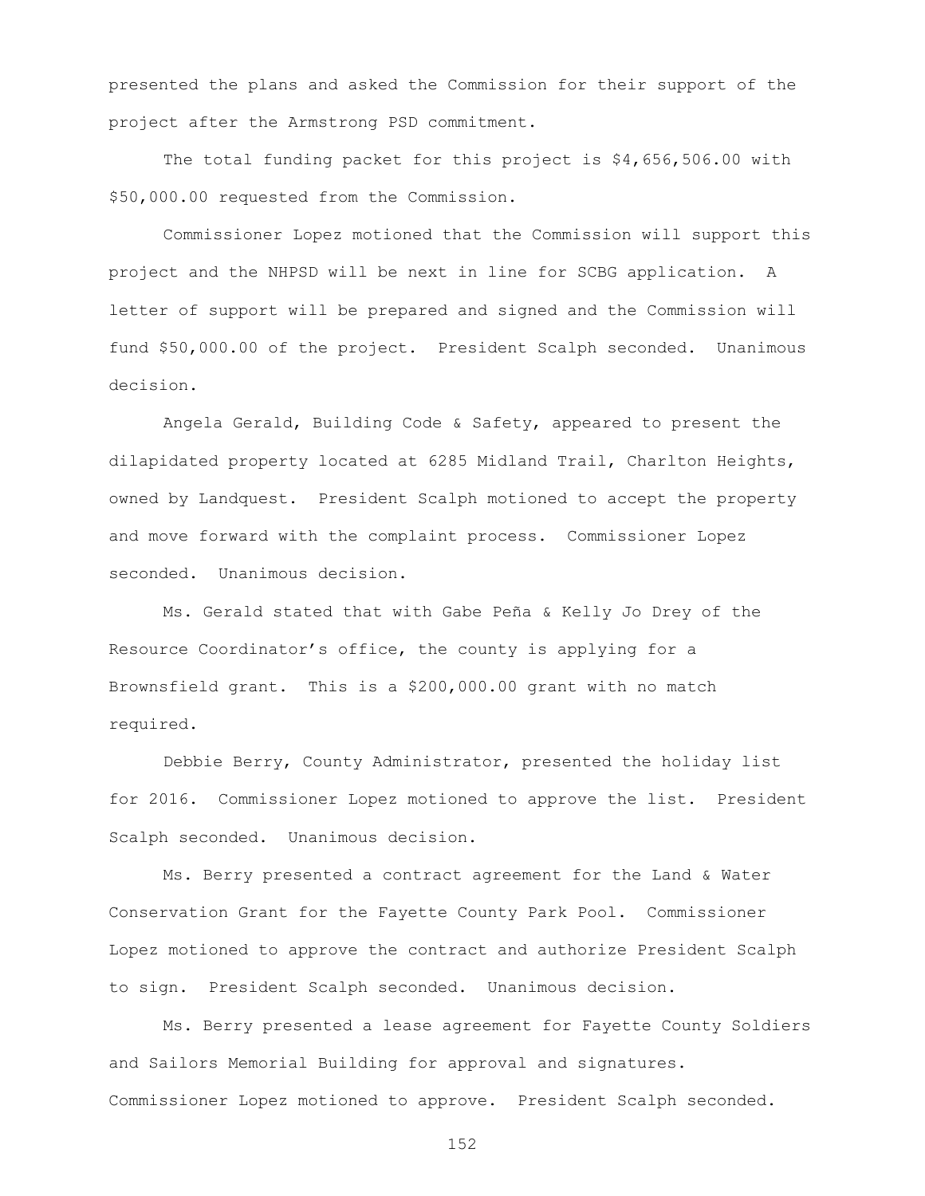presented the plans and asked the Commission for their support of the project after the Armstrong PSD commitment.

The total funding packet for this project is $4,656,506.00 with $50,000.00 requested from the Commission.

Commissioner Lopez motioned that the Commission will support this project and the NHPSD will be next in line for SCBG application. A letter of support will be prepared and signed and the Commission will fund $50,000.00 of the project. President Scalph seconded. Unanimous decision.

Angela Gerald, Building Code & Safety, appeared to present the dilapidated property located at 6285 Midland Trail, Charlton Heights, owned by Landquest. President Scalph motioned to accept the property and move forward with the complaint process. Commissioner Lopez seconded. Unanimous decision.

Ms. Gerald stated that with Gabe Peña & Kelly Jo Drey of the Resource Coordinator's office, the county is applying for a Brownsfield grant. This is a $200,000.00 grant with no match required.

Debbie Berry, County Administrator, presented the holiday list for 2016. Commissioner Lopez motioned to approve the list. President Scalph seconded. Unanimous decision.

Ms. Berry presented a contract agreement for the Land & Water Conservation Grant for the Fayette County Park Pool. Commissioner Lopez motioned to approve the contract and authorize President Scalph to sign. President Scalph seconded. Unanimous decision.

Ms. Berry presented a lease agreement for Fayette County Soldiers and Sailors Memorial Building for approval and signatures. Commissioner Lopez motioned to approve. President Scalph seconded.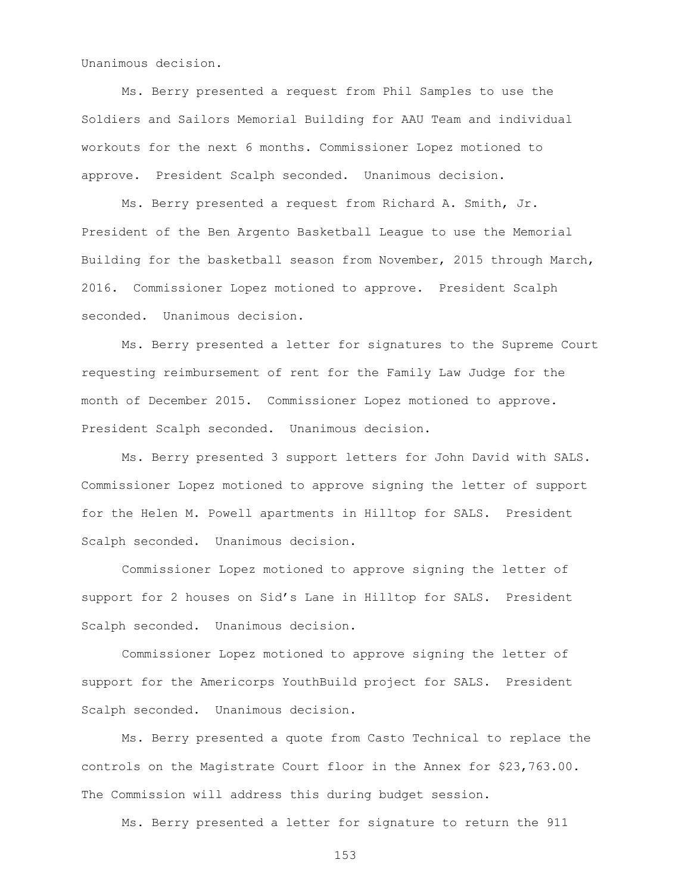Unanimous decision.

Ms. Berry presented a request from Phil Samples to use the Soldiers and Sailors Memorial Building for AAU Team and individual workouts for the next 6 months. Commissioner Lopez motioned to approve. President Scalph seconded. Unanimous decision.

Ms. Berry presented a request from Richard A. Smith, Jr. President of the Ben Argento Basketball League to use the Memorial Building for the basketball season from November, 2015 through March, 2016. Commissioner Lopez motioned to approve. President Scalph seconded. Unanimous decision.

Ms. Berry presented a letter for signatures to the Supreme Court requesting reimbursement of rent for the Family Law Judge for the month of December 2015. Commissioner Lopez motioned to approve. President Scalph seconded. Unanimous decision.

Ms. Berry presented 3 support letters for John David with SALS. Commissioner Lopez motioned to approve signing the letter of support for the Helen M. Powell apartments in Hilltop for SALS. President Scalph seconded. Unanimous decision.

Commissioner Lopez motioned to approve signing the letter of support for 2 houses on Sid's Lane in Hilltop for SALS. President Scalph seconded. Unanimous decision.

Commissioner Lopez motioned to approve signing the letter of support for the Americorps YouthBuild project for SALS. President Scalph seconded. Unanimous decision.

Ms. Berry presented a quote from Casto Technical to replace the controls on the Magistrate Court floor in the Annex for $23,763.00. The Commission will address this during budget session.

Ms. Berry presented a letter for signature to return the 911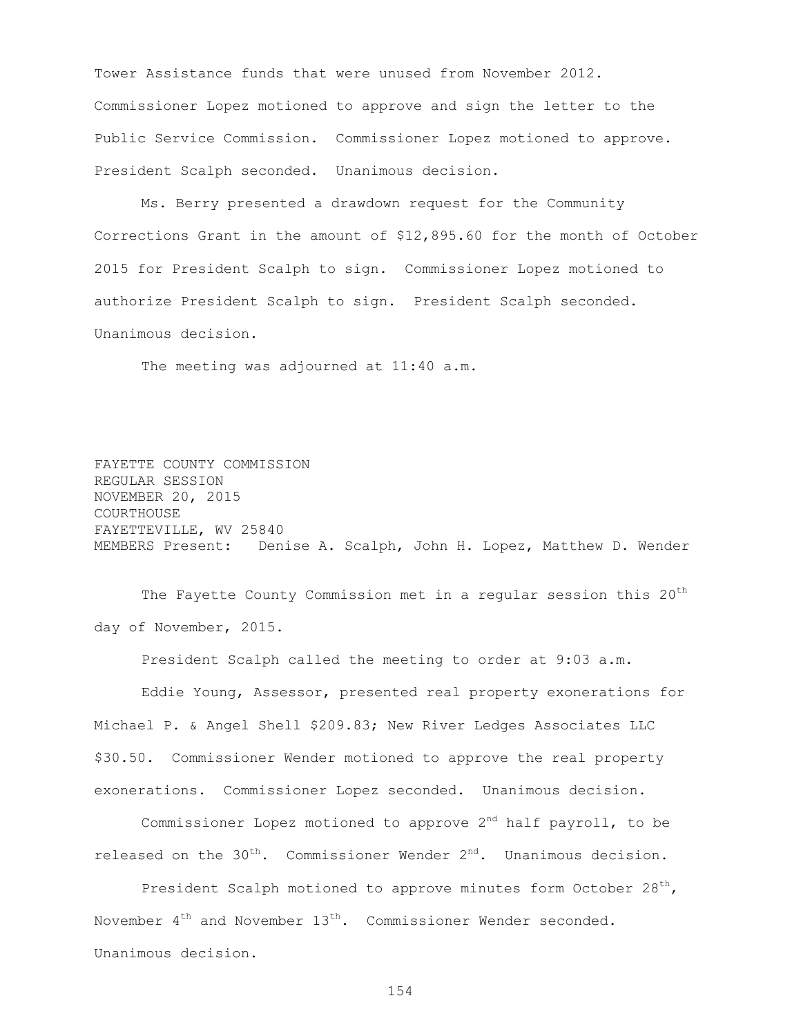Tower Assistance funds that were unused from November 2012. Commissioner Lopez motioned to approve and sign the letter to the Public Service Commission. Commissioner Lopez motioned to approve. President Scalph seconded. Unanimous decision.

Ms. Berry presented a drawdown request for the Community Corrections Grant in the amount of $12,895.60 for the month of October 2015 for President Scalph to sign. Commissioner Lopez motioned to authorize President Scalph to sign. President Scalph seconded. Unanimous decision.

The meeting was adjourned at 11:40 a.m.

FAYETTE COUNTY COMMISSION
REGULAR SESSION
NOVEMBER 20, 2015
COURTHOUSE
FAYETTEVILLE, WV 25840
MEMBERS Present: Denise A. Scalph, John H. Lopez, Matthew D. Wender

The Fayette County Commission met in a regular session this 20th day of November, 2015.

President Scalph called the meeting to order at 9:03 a.m.

Eddie Young, Assessor, presented real property exonerations for Michael P. & Angel Shell $209.83; New River Ledges Associates LLC $30.50. Commissioner Wender motioned to approve the real property exonerations. Commissioner Lopez seconded. Unanimous decision.

Commissioner Lopez motioned to approve 2nd half payroll, to be released on the 30th. Commissioner Wender 2nd. Unanimous decision.

President Scalph motioned to approve minutes form October 28th, November 4th and November 13th. Commissioner Wender seconded. Unanimous decision.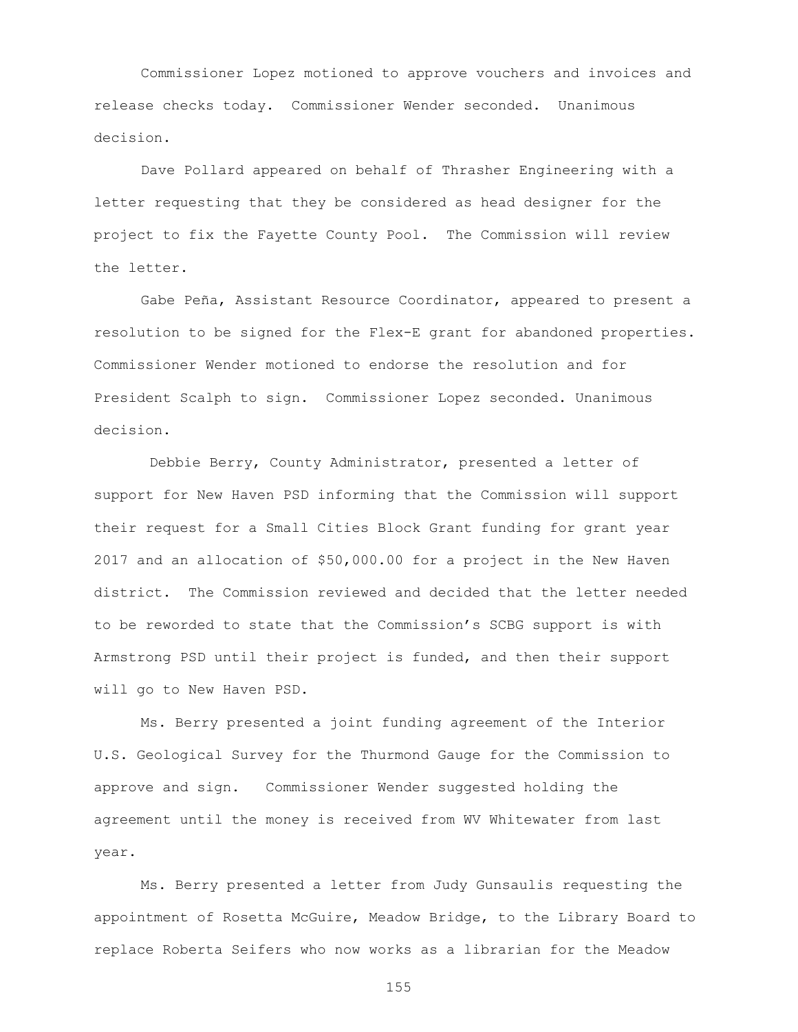Commissioner Lopez motioned to approve vouchers and invoices and release checks today. Commissioner Wender seconded. Unanimous decision.

Dave Pollard appeared on behalf of Thrasher Engineering with a letter requesting that they be considered as head designer for the project to fix the Fayette County Pool. The Commission will review the letter.

Gabe Peña, Assistant Resource Coordinator, appeared to present a resolution to be signed for the Flex-E grant for abandoned properties. Commissioner Wender motioned to endorse the resolution and for President Scalph to sign. Commissioner Lopez seconded. Unanimous decision.

Debbie Berry, County Administrator, presented a letter of support for New Haven PSD informing that the Commission will support their request for a Small Cities Block Grant funding for grant year 2017 and an allocation of $50,000.00 for a project in the New Haven district. The Commission reviewed and decided that the letter needed to be reworded to state that the Commission's SCBG support is with Armstrong PSD until their project is funded, and then their support will go to New Haven PSD.

Ms. Berry presented a joint funding agreement of the Interior U.S. Geological Survey for the Thurmond Gauge for the Commission to approve and sign. Commissioner Wender suggested holding the agreement until the money is received from WV Whitewater from last year.

Ms. Berry presented a letter from Judy Gunsaulis requesting the appointment of Rosetta McGuire, Meadow Bridge, to the Library Board to replace Roberta Seifers who now works as a librarian for the Meadow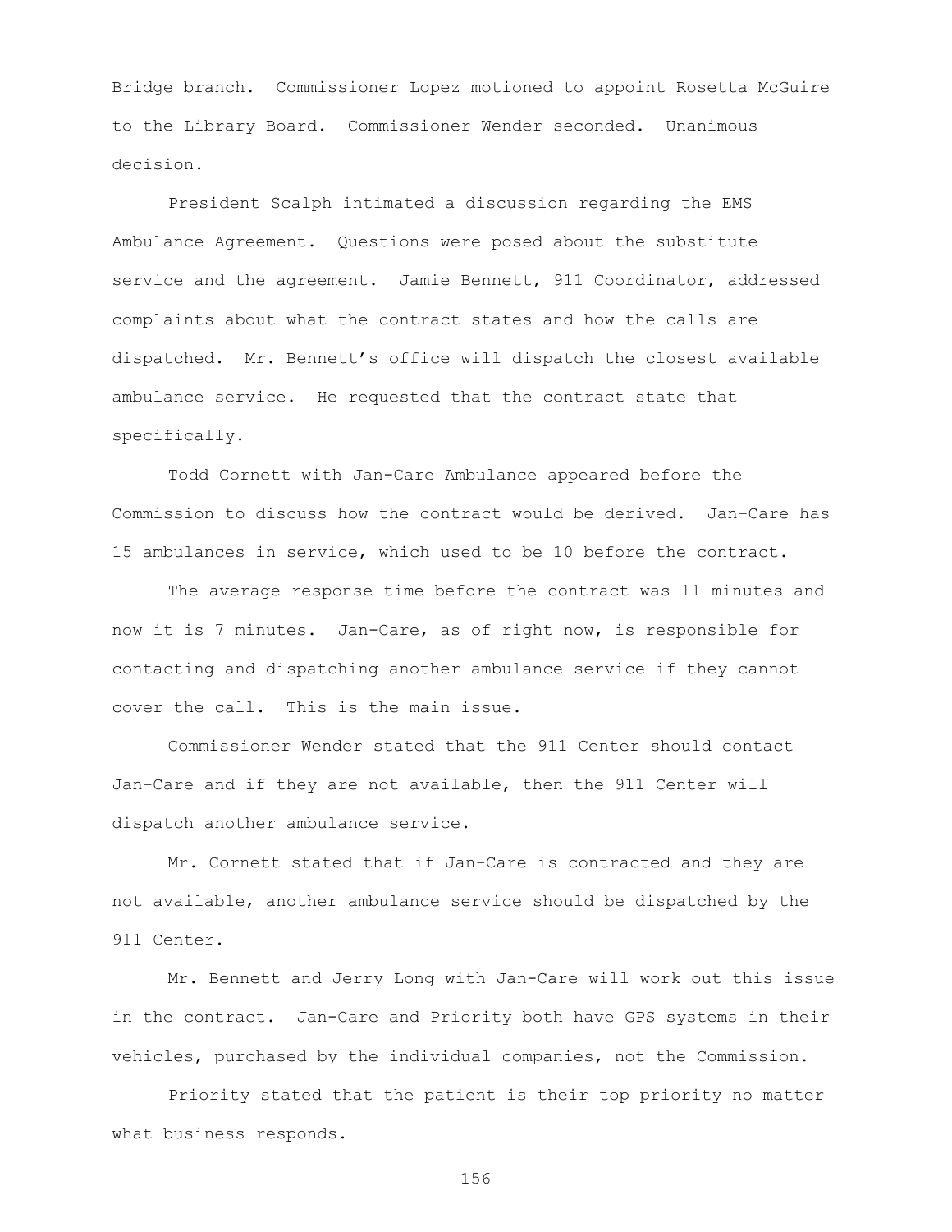Bridge branch. Commissioner Lopez motioned to appoint Rosetta McGuire to the Library Board. Commissioner Wender seconded. Unanimous decision.

President Scalph intimated a discussion regarding the EMS Ambulance Agreement. Questions were posed about the substitute service and the agreement. Jamie Bennett, 911 Coordinator, addressed complaints about what the contract states and how the calls are dispatched. Mr. Bennett's office will dispatch the closest available ambulance service. He requested that the contract state that specifically.

Todd Cornett with Jan-Care Ambulance appeared before the Commission to discuss how the contract would be derived. Jan-Care has 15 ambulances in service, which used to be 10 before the contract.

The average response time before the contract was 11 minutes and now it is 7 minutes. Jan-Care, as of right now, is responsible for contacting and dispatching another ambulance service if they cannot cover the call. This is the main issue.

Commissioner Wender stated that the 911 Center should contact Jan-Care and if they are not available, then the 911 Center will dispatch another ambulance service.

Mr. Cornett stated that if Jan-Care is contracted and they are not available, another ambulance service should be dispatched by the 911 Center.

Mr. Bennett and Jerry Long with Jan-Care will work out this issue in the contract. Jan-Care and Priority both have GPS systems in their vehicles, purchased by the individual companies, not the Commission.

Priority stated that the patient is their top priority no matter what business responds.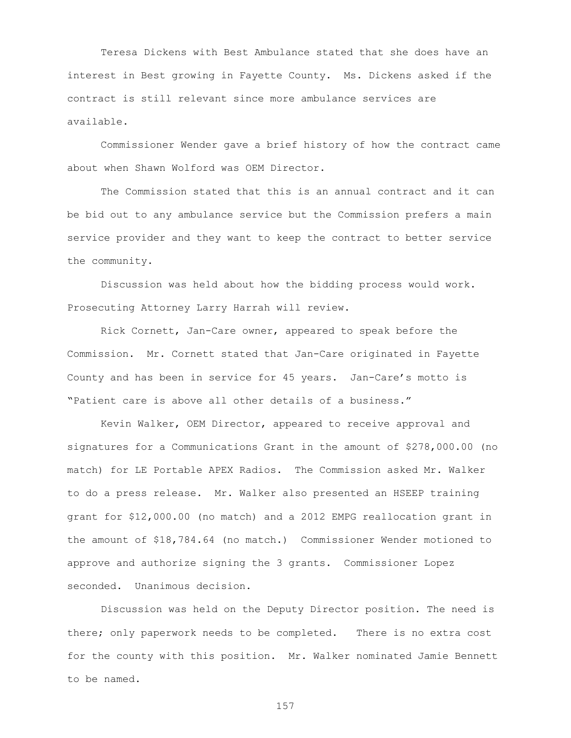Teresa Dickens with Best Ambulance stated that she does have an interest in Best growing in Fayette County. Ms. Dickens asked if the contract is still relevant since more ambulance services are available.

Commissioner Wender gave a brief history of how the contract came about when Shawn Wolford was OEM Director.

The Commission stated that this is an annual contract and it can be bid out to any ambulance service but the Commission prefers a main service provider and they want to keep the contract to better service the community.

Discussion was held about how the bidding process would work. Prosecuting Attorney Larry Harrah will review.

Rick Cornett, Jan-Care owner, appeared to speak before the Commission. Mr. Cornett stated that Jan-Care originated in Fayette County and has been in service for 45 years. Jan-Care's motto is "Patient care is above all other details of a business."

Kevin Walker, OEM Director, appeared to receive approval and signatures for a Communications Grant in the amount of $278,000.00 (no match) for LE Portable APEX Radios. The Commission asked Mr. Walker to do a press release. Mr. Walker also presented an HSEEP training grant for $12,000.00 (no match) and a 2012 EMPG reallocation grant in the amount of $18,784.64 (no match.) Commissioner Wender motioned to approve and authorize signing the 3 grants. Commissioner Lopez seconded. Unanimous decision.

Discussion was held on the Deputy Director position. The need is there; only paperwork needs to be completed. There is no extra cost for the county with this position. Mr. Walker nominated Jamie Bennett to be named.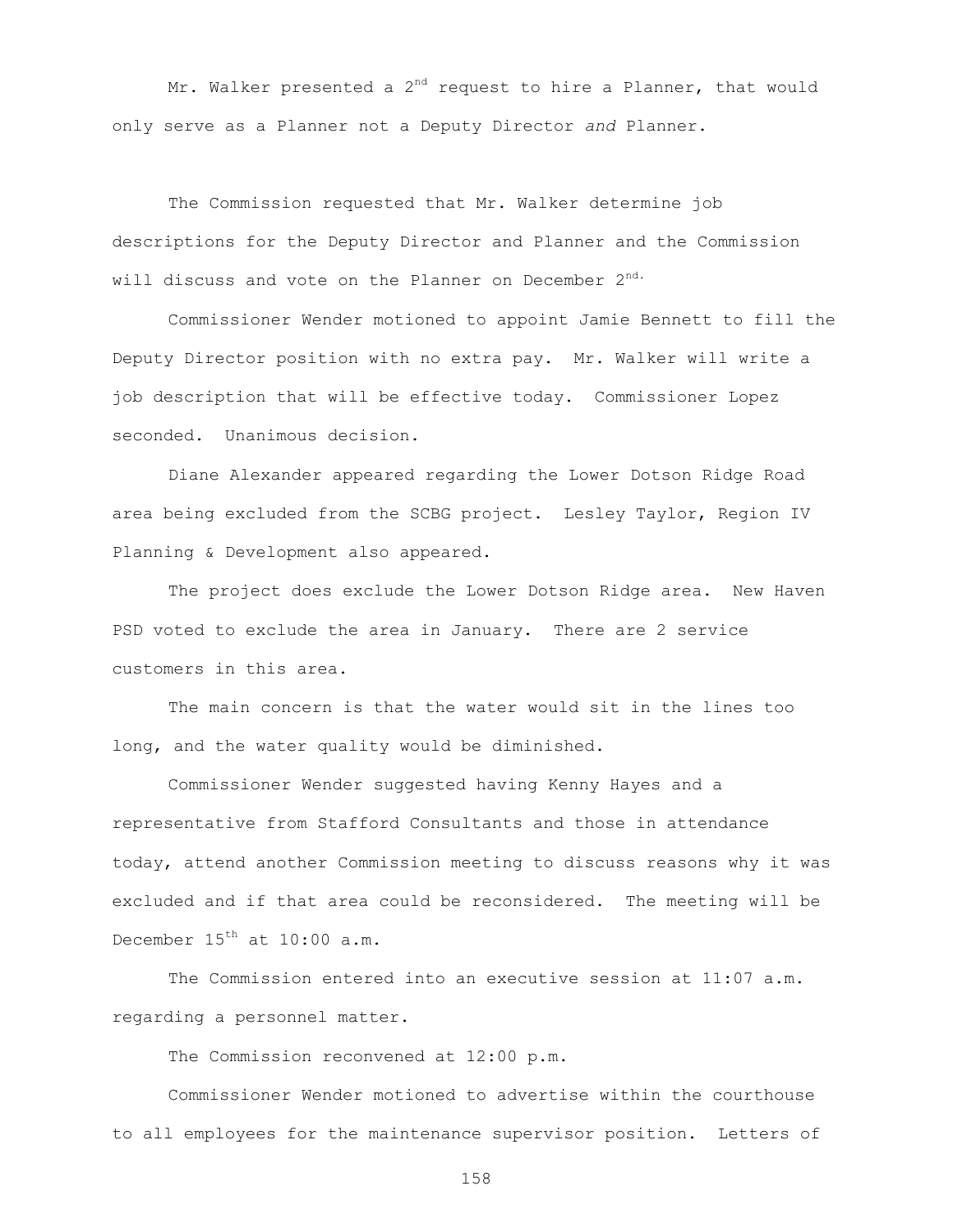Mr. Walker presented a 2nd request to hire a Planner, that would only serve as a Planner not a Deputy Director *and* Planner.

The Commission requested that Mr. Walker determine job descriptions for the Deputy Director and Planner and the Commission will discuss and vote on the Planner on December 2nd.

Commissioner Wender motioned to appoint Jamie Bennett to fill the Deputy Director position with no extra pay. Mr. Walker will write a job description that will be effective today. Commissioner Lopez seconded. Unanimous decision.

Diane Alexander appeared regarding the Lower Dotson Ridge Road area being excluded from the SCBG project. Lesley Taylor, Region IV Planning & Development also appeared.

The project does exclude the Lower Dotson Ridge area. New Haven PSD voted to exclude the area in January. There are 2 service customers in this area.

The main concern is that the water would sit in the lines too long, and the water quality would be diminished.

Commissioner Wender suggested having Kenny Hayes and a representative from Stafford Consultants and those in attendance today, attend another Commission meeting to discuss reasons why it was excluded and if that area could be reconsidered. The meeting will be December 15th at 10:00 a.m.

The Commission entered into an executive session at 11:07 a.m. regarding a personnel matter.

The Commission reconvened at 12:00 p.m.

Commissioner Wender motioned to advertise within the courthouse to all employees for the maintenance supervisor position. Letters of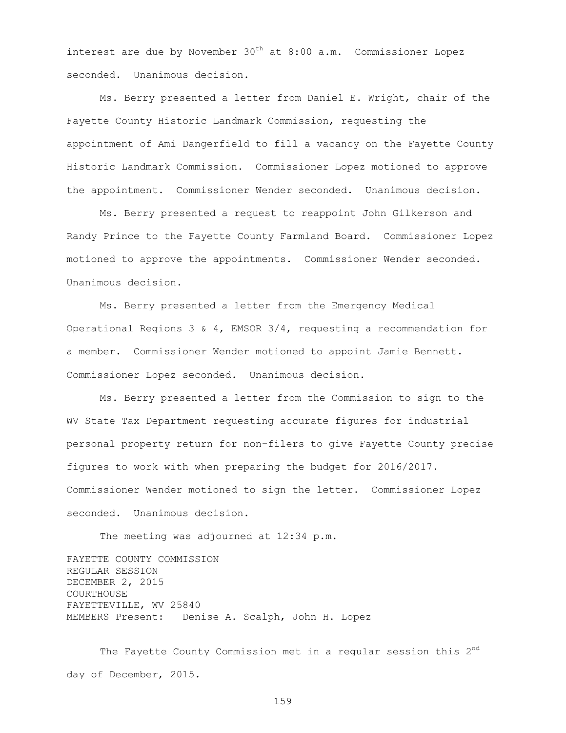interest are due by November 30th at 8:00 a.m. Commissioner Lopez seconded. Unanimous decision.

Ms. Berry presented a letter from Daniel E. Wright, chair of the Fayette County Historic Landmark Commission, requesting the appointment of Ami Dangerfield to fill a vacancy on the Fayette County Historic Landmark Commission. Commissioner Lopez motioned to approve the appointment. Commissioner Wender seconded. Unanimous decision.

Ms. Berry presented a request to reappoint John Gilkerson and Randy Prince to the Fayette County Farmland Board. Commissioner Lopez motioned to approve the appointments. Commissioner Wender seconded. Unanimous decision.

Ms. Berry presented a letter from the Emergency Medical Operational Regions 3 & 4, EMSOR 3/4, requesting a recommendation for a member. Commissioner Wender motioned to appoint Jamie Bennett. Commissioner Lopez seconded. Unanimous decision.

Ms. Berry presented a letter from the Commission to sign to the WV State Tax Department requesting accurate figures for industrial personal property return for non-filers to give Fayette County precise figures to work with when preparing the budget for 2016/2017. Commissioner Wender motioned to sign the letter. Commissioner Lopez seconded. Unanimous decision.

The meeting was adjourned at 12:34 p.m.

FAYETTE COUNTY COMMISSION
REGULAR SESSION
DECEMBER 2, 2015
COURTHOUSE
FAYETTEVILLE, WV 25840
MEMBERS Present: Denise A. Scalph, John H. Lopez

The Fayette County Commission met in a regular session this 2nd day of December, 2015.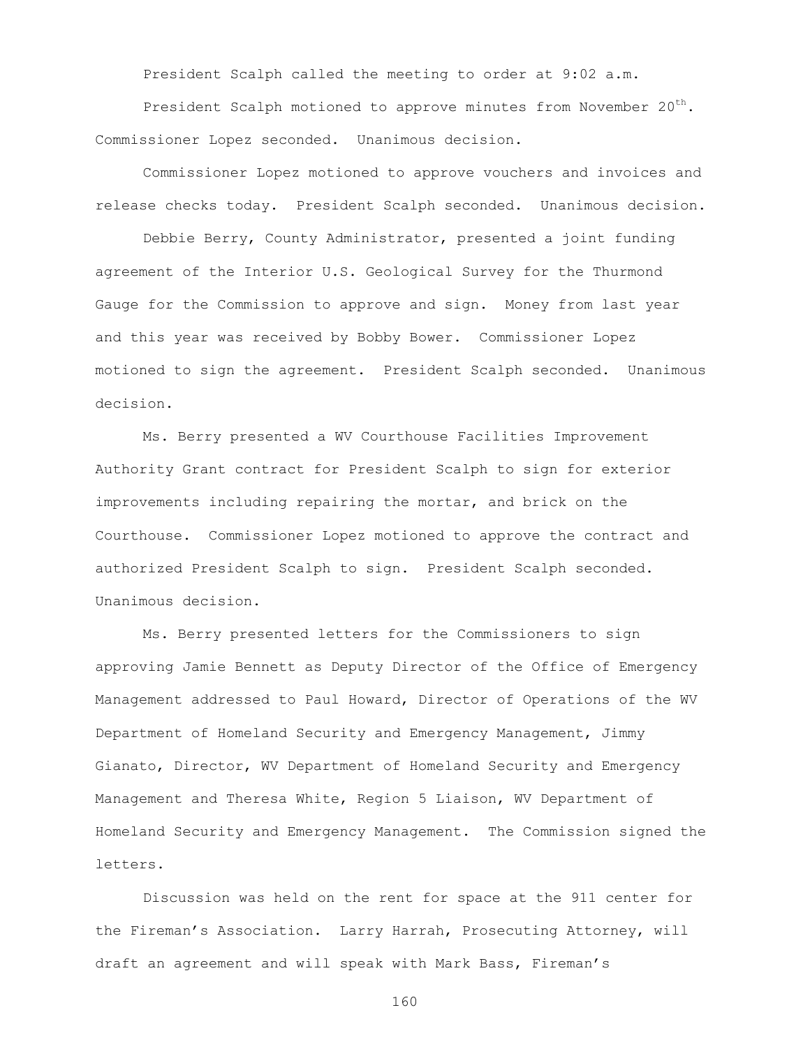President Scalph called the meeting to order at 9:02 a.m.

President Scalph motioned to approve minutes from November 20th. Commissioner Lopez seconded. Unanimous decision.

Commissioner Lopez motioned to approve vouchers and invoices and release checks today. President Scalph seconded. Unanimous decision.

Debbie Berry, County Administrator, presented a joint funding agreement of the Interior U.S. Geological Survey for the Thurmond Gauge for the Commission to approve and sign. Money from last year and this year was received by Bobby Bower. Commissioner Lopez motioned to sign the agreement. President Scalph seconded. Unanimous decision.

Ms. Berry presented a WV Courthouse Facilities Improvement Authority Grant contract for President Scalph to sign for exterior improvements including repairing the mortar, and brick on the Courthouse. Commissioner Lopez motioned to approve the contract and authorized President Scalph to sign. President Scalph seconded. Unanimous decision.

Ms. Berry presented letters for the Commissioners to sign approving Jamie Bennett as Deputy Director of the Office of Emergency Management addressed to Paul Howard, Director of Operations of the WV Department of Homeland Security and Emergency Management, Jimmy Gianato, Director, WV Department of Homeland Security and Emergency Management and Theresa White, Region 5 Liaison, WV Department of Homeland Security and Emergency Management. The Commission signed the letters.

Discussion was held on the rent for space at the 911 center for the Fireman's Association. Larry Harrah, Prosecuting Attorney, will draft an agreement and will speak with Mark Bass, Fireman's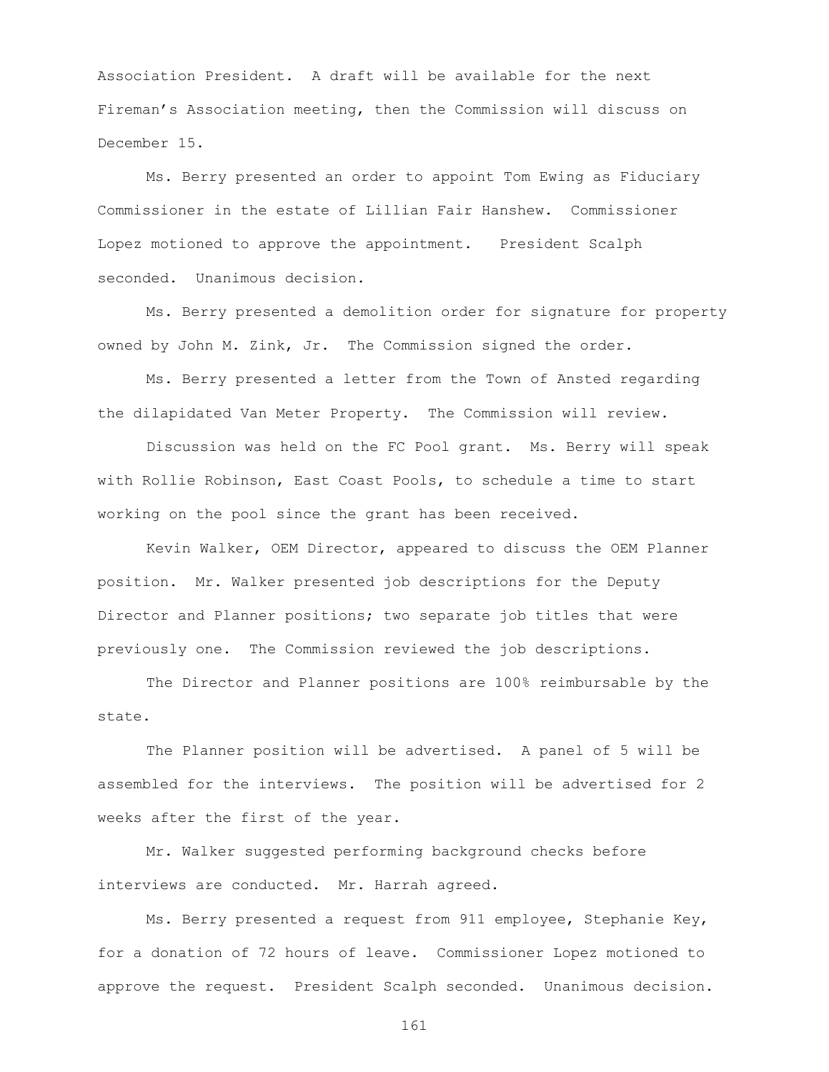Association President. A draft will be available for the next Fireman's Association meeting, then the Commission will discuss on December 15.

Ms. Berry presented an order to appoint Tom Ewing as Fiduciary Commissioner in the estate of Lillian Fair Hanshew. Commissioner Lopez motioned to approve the appointment. President Scalph seconded. Unanimous decision.

Ms. Berry presented a demolition order for signature for property owned by John M. Zink, Jr. The Commission signed the order.

Ms. Berry presented a letter from the Town of Ansted regarding the dilapidated Van Meter Property. The Commission will review.

Discussion was held on the FC Pool grant. Ms. Berry will speak with Rollie Robinson, East Coast Pools, to schedule a time to start working on the pool since the grant has been received.

Kevin Walker, OEM Director, appeared to discuss the OEM Planner position. Mr. Walker presented job descriptions for the Deputy Director and Planner positions; two separate job titles that were previously one. The Commission reviewed the job descriptions.

The Director and Planner positions are 100% reimbursable by the state.

The Planner position will be advertised. A panel of 5 will be assembled for the interviews. The position will be advertised for 2 weeks after the first of the year.

Mr. Walker suggested performing background checks before interviews are conducted. Mr. Harrah agreed.

Ms. Berry presented a request from 911 employee, Stephanie Key, for a donation of 72 hours of leave. Commissioner Lopez motioned to approve the request. President Scalph seconded. Unanimous decision.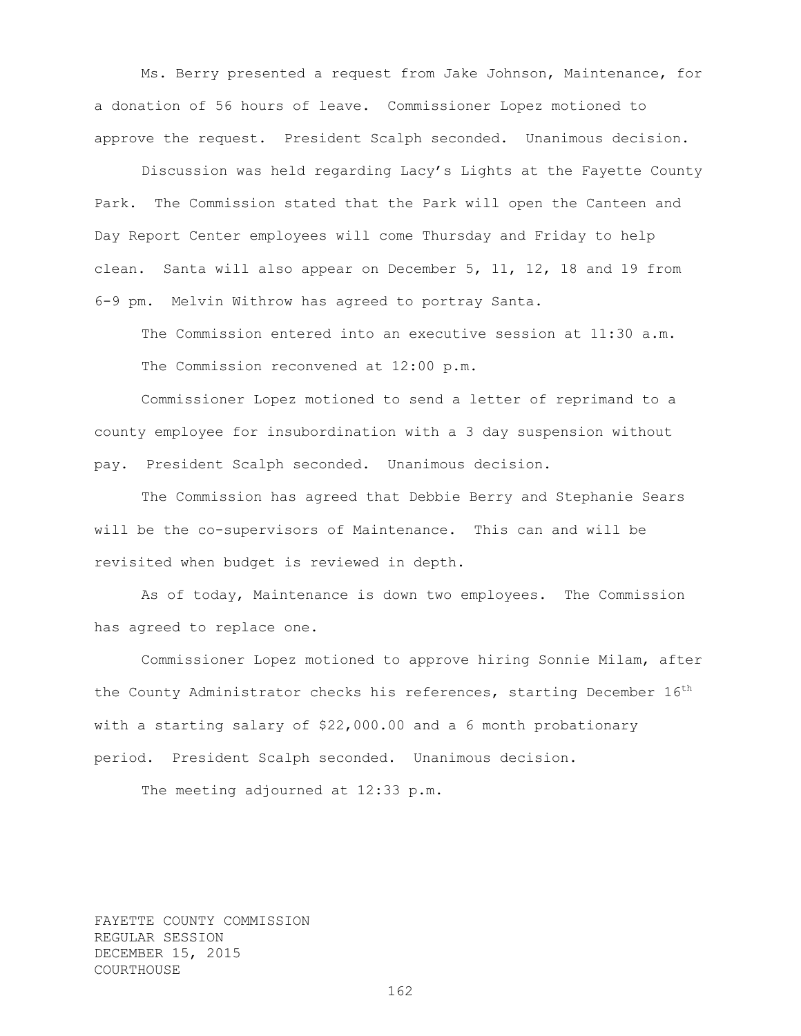Ms. Berry presented a request from Jake Johnson, Maintenance, for a donation of 56 hours of leave. Commissioner Lopez motioned to approve the request. President Scalph seconded. Unanimous decision.

Discussion was held regarding Lacy's Lights at the Fayette County Park. The Commission stated that the Park will open the Canteen and Day Report Center employees will come Thursday and Friday to help clean. Santa will also appear on December 5, 11, 12, 18 and 19 from 6-9 pm. Melvin Withrow has agreed to portray Santa.

The Commission entered into an executive session at 11:30 a.m.

The Commission reconvened at 12:00 p.m.

Commissioner Lopez motioned to send a letter of reprimand to a county employee for insubordination with a 3 day suspension without pay. President Scalph seconded. Unanimous decision.

The Commission has agreed that Debbie Berry and Stephanie Sears will be the co-supervisors of Maintenance. This can and will be revisited when budget is reviewed in depth.

As of today, Maintenance is down two employees. The Commission has agreed to replace one.

Commissioner Lopez motioned to approve hiring Sonnie Milam, after the County Administrator checks his references, starting December 16th with a starting salary of $22,000.00 and a 6 month probationary period. President Scalph seconded. Unanimous decision.

The meeting adjourned at 12:33 p.m.

FAYETTE COUNTY COMMISSION
REGULAR SESSION
DECEMBER 15, 2015
COURTHOUSE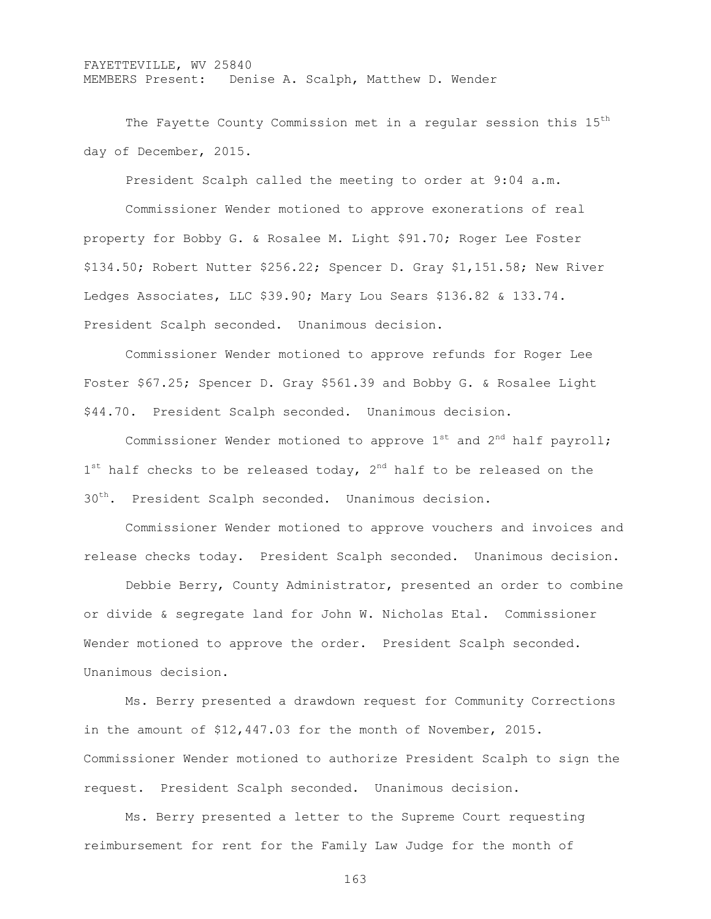FAYETTEVILLE, WV 25840
MEMBERS Present: Denise A. Scalph, Matthew D. Wender

The Fayette County Commission met in a regular session this 15th day of December, 2015.

President Scalph called the meeting to order at 9:04 a.m.

Commissioner Wender motioned to approve exonerations of real property for Bobby G. & Rosalee M. Light $91.70; Roger Lee Foster $134.50; Robert Nutter $256.22; Spencer D. Gray $1,151.58; New River Ledges Associates, LLC $39.90; Mary Lou Sears $136.82 & 133.74. President Scalph seconded. Unanimous decision.

Commissioner Wender motioned to approve refunds for Roger Lee Foster $67.25; Spencer D. Gray $561.39 and Bobby G. & Rosalee Light $44.70. President Scalph seconded. Unanimous decision.

Commissioner Wender motioned to approve 1st and 2nd half payroll; 1st half checks to be released today, 2nd half to be released on the 30th. President Scalph seconded. Unanimous decision.

Commissioner Wender motioned to approve vouchers and invoices and release checks today. President Scalph seconded. Unanimous decision.

Debbie Berry, County Administrator, presented an order to combine or divide & segregate land for John W. Nicholas Etal. Commissioner Wender motioned to approve the order. President Scalph seconded. Unanimous decision.

Ms. Berry presented a drawdown request for Community Corrections in the amount of $12,447.03 for the month of November, 2015. Commissioner Wender motioned to authorize President Scalph to sign the request. President Scalph seconded. Unanimous decision.

Ms. Berry presented a letter to the Supreme Court requesting reimbursement for rent for the Family Law Judge for the month of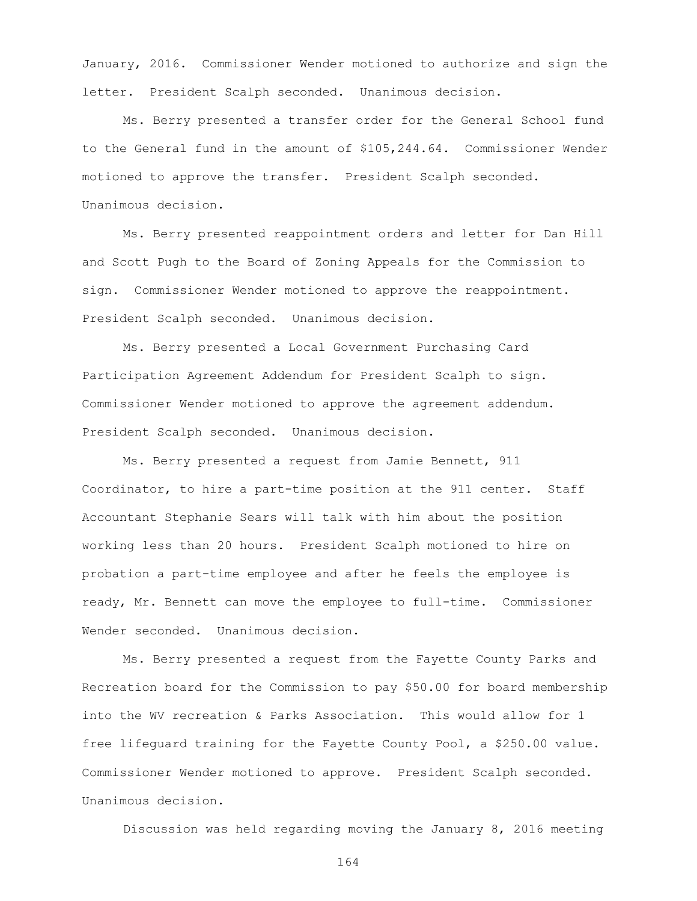January, 2016. Commissioner Wender motioned to authorize and sign the letter. President Scalph seconded. Unanimous decision.

Ms. Berry presented a transfer order for the General School fund to the General fund in the amount of $105,244.64. Commissioner Wender motioned to approve the transfer. President Scalph seconded. Unanimous decision.

Ms. Berry presented reappointment orders and letter for Dan Hill and Scott Pugh to the Board of Zoning Appeals for the Commission to sign. Commissioner Wender motioned to approve the reappointment. President Scalph seconded. Unanimous decision.

Ms. Berry presented a Local Government Purchasing Card Participation Agreement Addendum for President Scalph to sign. Commissioner Wender motioned to approve the agreement addendum. President Scalph seconded. Unanimous decision.

Ms. Berry presented a request from Jamie Bennett, 911 Coordinator, to hire a part-time position at the 911 center. Staff Accountant Stephanie Sears will talk with him about the position working less than 20 hours. President Scalph motioned to hire on probation a part-time employee and after he feels the employee is ready, Mr. Bennett can move the employee to full-time. Commissioner Wender seconded. Unanimous decision.

Ms. Berry presented a request from the Fayette County Parks and Recreation board for the Commission to pay $50.00 for board membership into the WV recreation & Parks Association. This would allow for 1 free lifeguard training for the Fayette County Pool, a $250.00 value. Commissioner Wender motioned to approve. President Scalph seconded. Unanimous decision.

Discussion was held regarding moving the January 8, 2016 meeting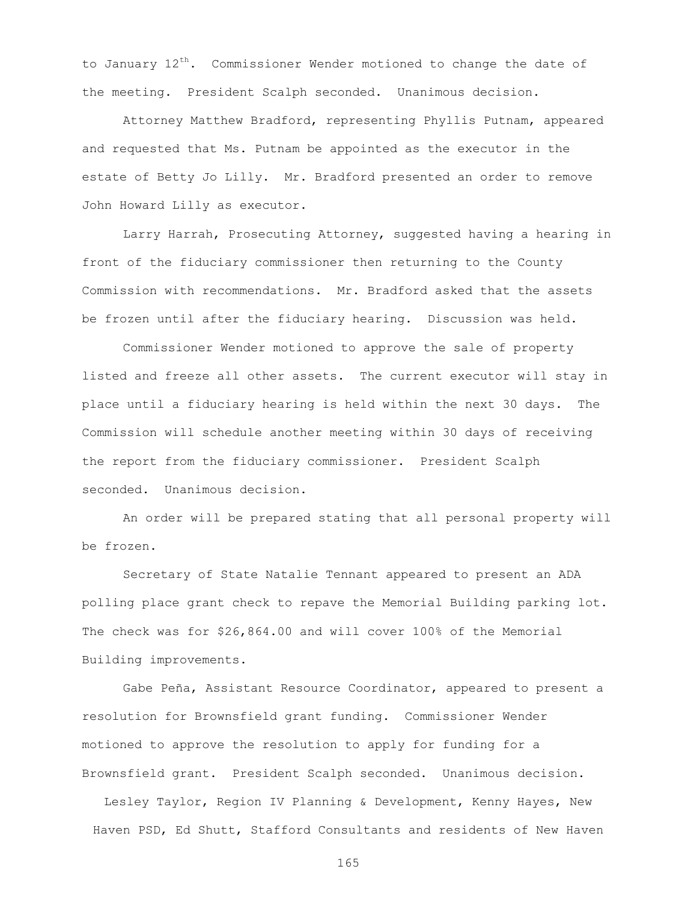to January 12th. Commissioner Wender motioned to change the date of the meeting. President Scalph seconded. Unanimous decision.

Attorney Matthew Bradford, representing Phyllis Putnam, appeared and requested that Ms. Putnam be appointed as the executor in the estate of Betty Jo Lilly. Mr. Bradford presented an order to remove John Howard Lilly as executor.

Larry Harrah, Prosecuting Attorney, suggested having a hearing in front of the fiduciary commissioner then returning to the County Commission with recommendations. Mr. Bradford asked that the assets be frozen until after the fiduciary hearing. Discussion was held.

Commissioner Wender motioned to approve the sale of property listed and freeze all other assets. The current executor will stay in place until a fiduciary hearing is held within the next 30 days. The Commission will schedule another meeting within 30 days of receiving the report from the fiduciary commissioner. President Scalph seconded. Unanimous decision.

An order will be prepared stating that all personal property will be frozen.

Secretary of State Natalie Tennant appeared to present an ADA polling place grant check to repave the Memorial Building parking lot. The check was for $26,864.00 and will cover 100% of the Memorial Building improvements.

Gabe Peña, Assistant Resource Coordinator, appeared to present a resolution for Brownsfield grant funding. Commissioner Wender motioned to approve the resolution to apply for funding for a Brownsfield grant. President Scalph seconded. Unanimous decision.

Lesley Taylor, Region IV Planning & Development, Kenny Hayes, New Haven PSD, Ed Shutt, Stafford Consultants and residents of New Haven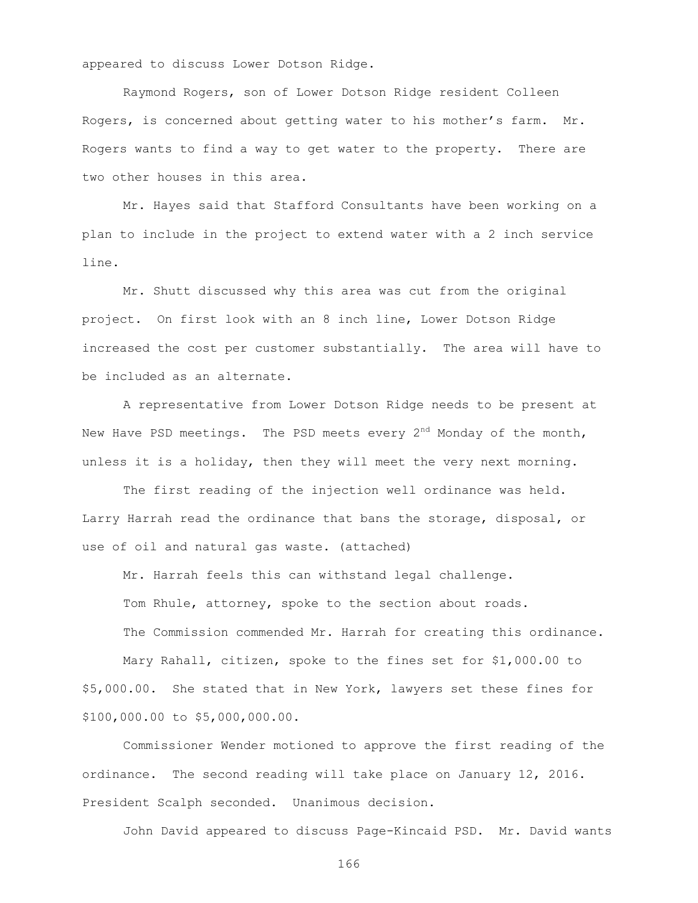appeared to discuss Lower Dotson Ridge.

Raymond Rogers, son of Lower Dotson Ridge resident Colleen Rogers, is concerned about getting water to his mother's farm. Mr. Rogers wants to find a way to get water to the property. There are two other houses in this area.

Mr. Hayes said that Stafford Consultants have been working on a plan to include in the project to extend water with a 2 inch service line.

Mr. Shutt discussed why this area was cut from the original project. On first look with an 8 inch line, Lower Dotson Ridge increased the cost per customer substantially. The area will have to be included as an alternate.

A representative from Lower Dotson Ridge needs to be present at New Have PSD meetings. The PSD meets every 2nd Monday of the month, unless it is a holiday, then they will meet the very next morning.

The first reading of the injection well ordinance was held. Larry Harrah read the ordinance that bans the storage, disposal, or use of oil and natural gas waste. (attached)

Mr. Harrah feels this can withstand legal challenge.

Tom Rhule, attorney, spoke to the section about roads.

The Commission commended Mr. Harrah for creating this ordinance.

Mary Rahall, citizen, spoke to the fines set for $1,000.00 to $5,000.00. She stated that in New York, lawyers set these fines for $100,000.00 to $5,000,000.00.

Commissioner Wender motioned to approve the first reading of the ordinance. The second reading will take place on January 12, 2016. President Scalph seconded. Unanimous decision.

John David appeared to discuss Page-Kincaid PSD. Mr. David wants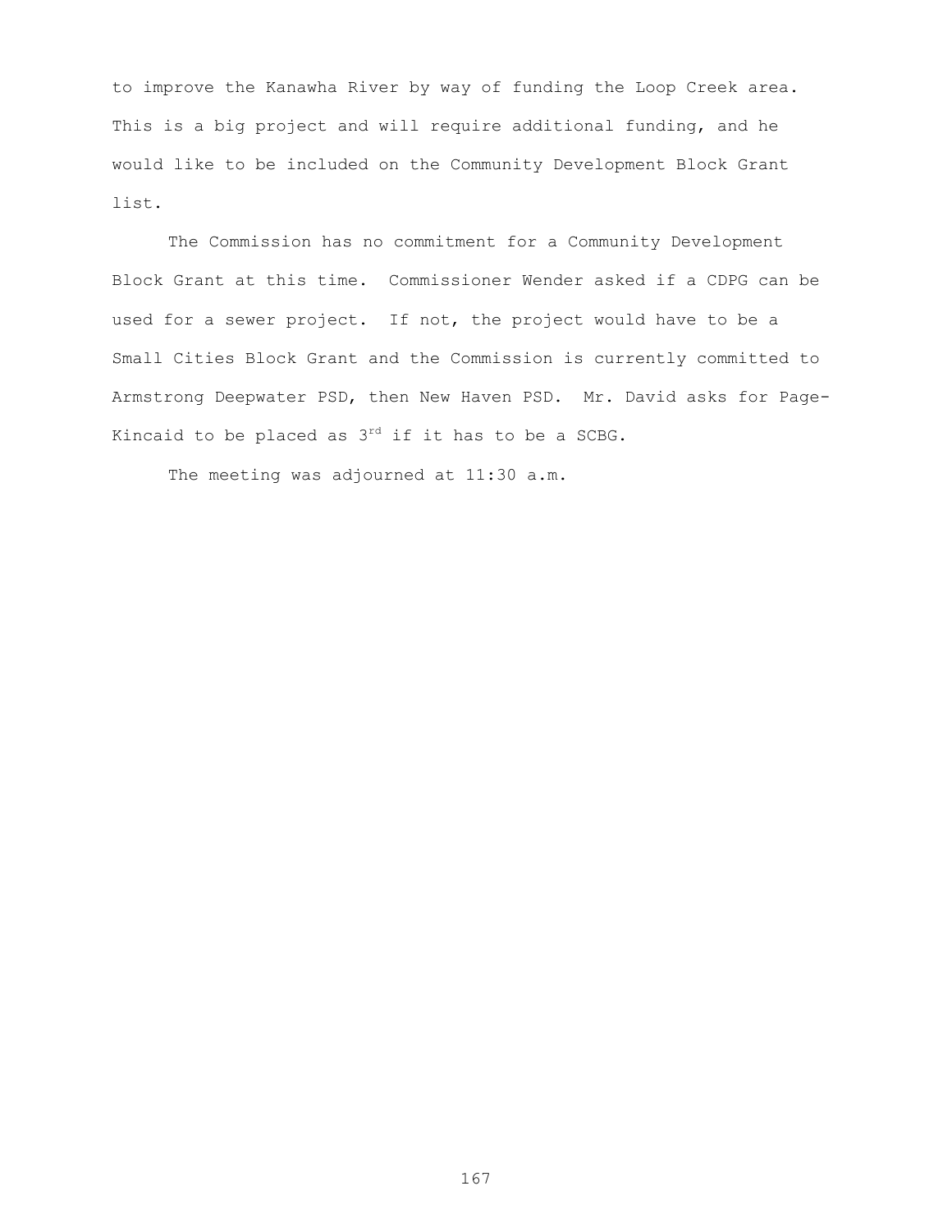to improve the Kanawha River by way of funding the Loop Creek area. This is a big project and will require additional funding, and he would like to be included on the Community Development Block Grant list.

The Commission has no commitment for a Community Development Block Grant at this time. Commissioner Wender asked if a CDPG can be used for a sewer project. If not, the project would have to be a Small Cities Block Grant and the Commission is currently committed to Armstrong Deepwater PSD, then New Haven PSD. Mr. David asks for Page-Kincaid to be placed as 3rd if it has to be a SCBG.

The meeting was adjourned at 11:30 a.m.